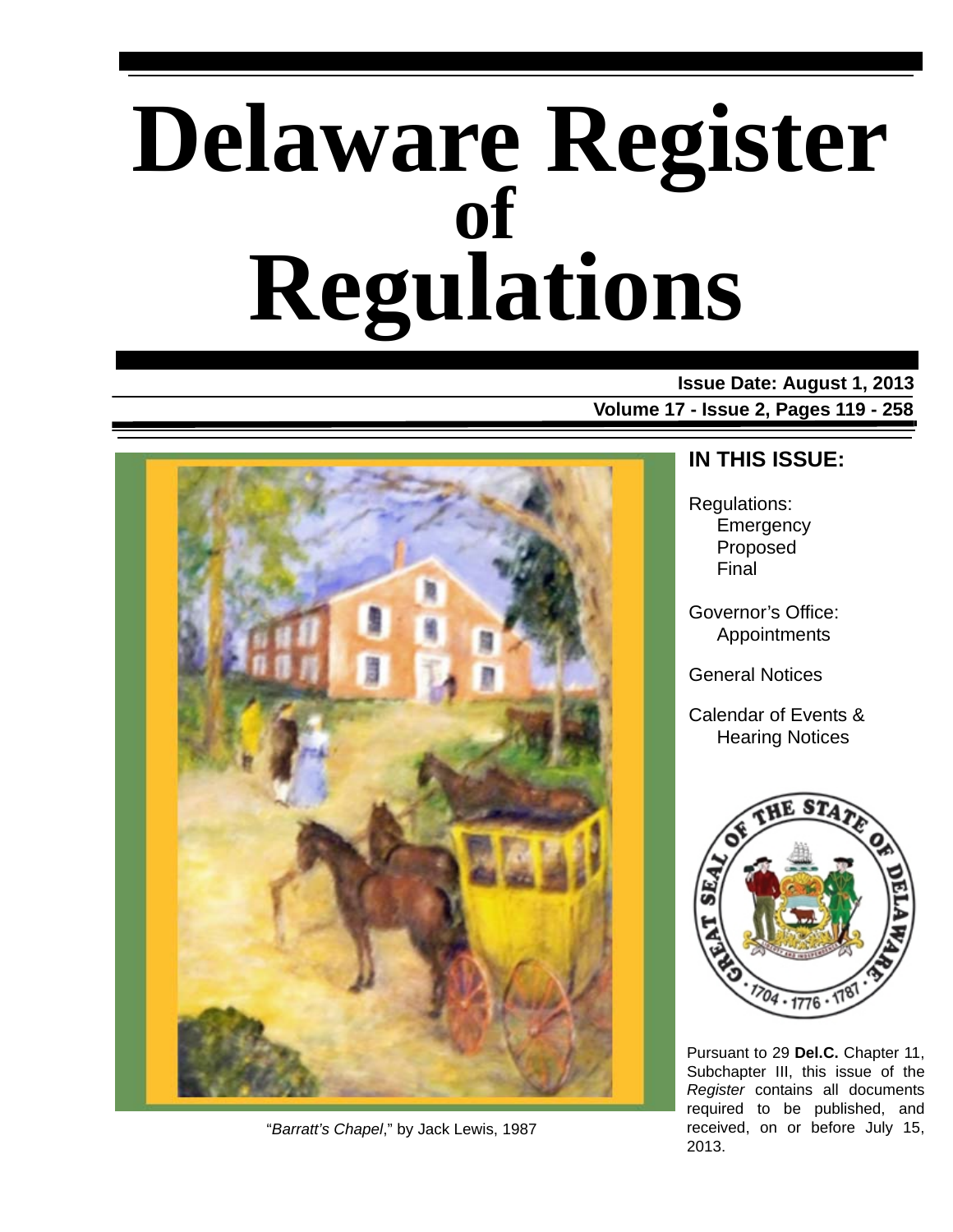# Delaware Register of Regulations

**Issue Date: August 1, 2013**

**Volume 17 - Issue 2, Pages 119 - 258**

“*Barratt’s Chapel*,” by Jack Lewis, 1987

## IN THIS ISSUE:

Regulations:
- Emergency
- Proposed
- Final

Governor’s Office:
- Appointments

General Notices

Calendar of Events & Hearing Notices

Pursuant to 29 **Del.C.** Chapter 11, Subchapter III, this issue of the *Register* contains all documents required to be published, and received, on or before July 15, 2013.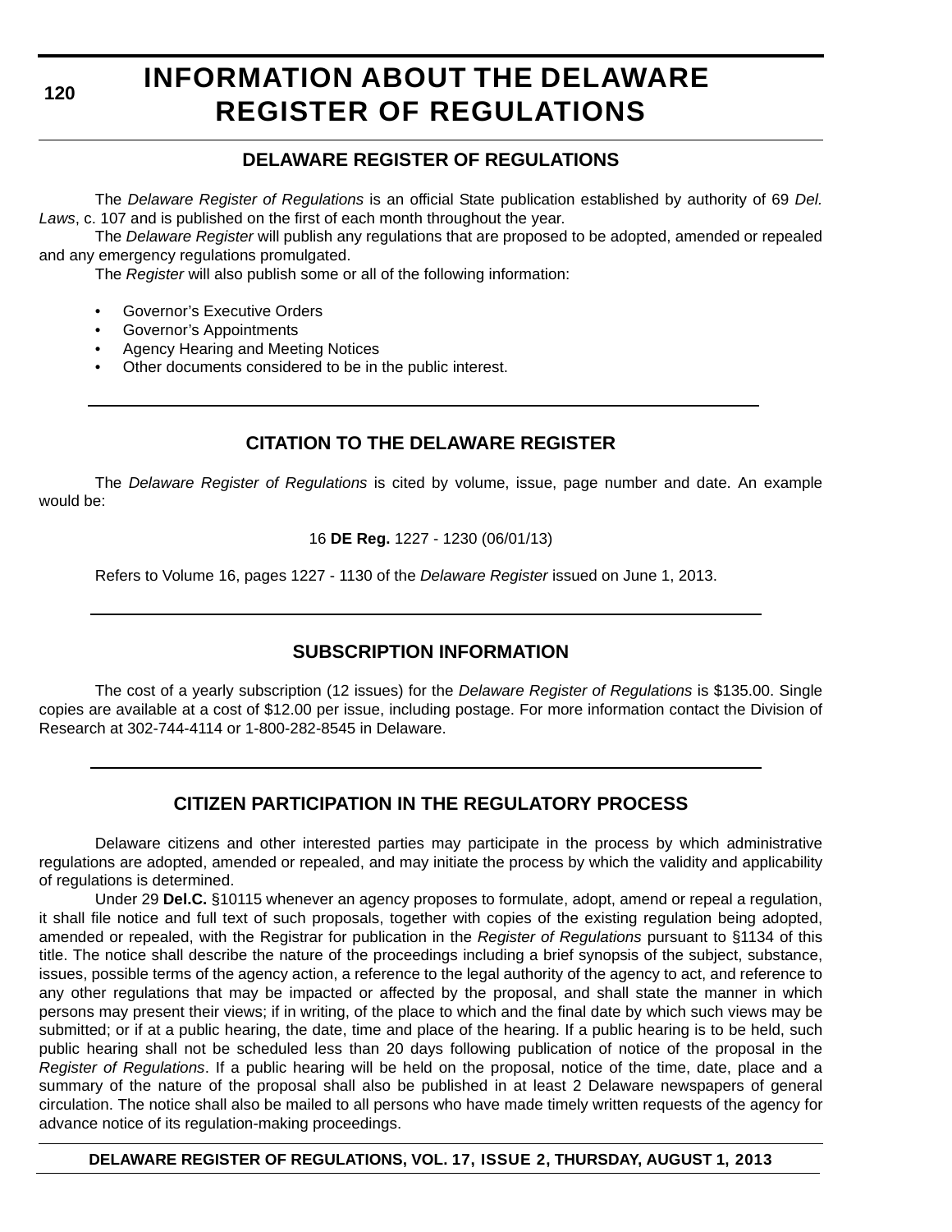# INFORMATION ABOUT THE DELAWARE REGISTER OF REGULATIONS

## DELAWARE REGISTER OF REGULATIONS

The *Delaware Register of Regulations* is an official State publication established by authority of 69 *Del. Laws*, c. 107 and is published on the first of each month throughout the year.

The *Delaware Register* will publish any regulations that are proposed to be adopted, amended or repealed and any emergency regulations promulgated.

The *Register* will also publish some or all of the following information:

- Governor's Executive Orders
- Governor's Appointments
- Agency Hearing and Meeting Notices
- Other documents considered to be in the public interest.

## CITATION TO THE DELAWARE REGISTER

The *Delaware Register of Regulations* is cited by volume, issue, page number and date. An example would be:

16 **DE Reg.** 1227 - 1230 (06/01/13)

Refers to Volume 16, pages 1227 - 1130 of the *Delaware Register* issued on June 1, 2013.

## SUBSCRIPTION INFORMATION

The cost of a yearly subscription (12 issues) for the *Delaware Register of Regulations* is $135.00. Single copies are available at a cost of $12.00 per issue, including postage. For more information contact the Division of Research at 302-744-4114 or 1-800-282-8545 in Delaware.

## CITIZEN PARTICIPATION IN THE REGULATORY PROCESS

Delaware citizens and other interested parties may participate in the process by which administrative regulations are adopted, amended or repealed, and may initiate the process by which the validity and applicability of regulations is determined.

Under 29 **Del.C.** §10115 whenever an agency proposes to formulate, adopt, amend or repeal a regulation, it shall file notice and full text of such proposals, together with copies of the existing regulation being adopted, amended or repealed, with the Registrar for publication in the *Register of Regulations* pursuant to §1134 of this title. The notice shall describe the nature of the proceedings including a brief synopsis of the subject, substance, issues, possible terms of the agency action, a reference to the legal authority of the agency to act, and reference to any other regulations that may be impacted or affected by the proposal, and shall state the manner in which persons may present their views; if in writing, of the place to which and the final date by which such views may be submitted; or if at a public hearing, the date, time and place of the hearing. If a public hearing is to be held, such public hearing shall not be scheduled less than 20 days following publication of notice of the proposal in the *Register of Regulations*. If a public hearing will be held on the proposal, notice of the time, date, place and a summary of the nature of the proposal shall also be published in at least 2 Delaware newspapers of general circulation. The notice shall also be mailed to all persons who have made timely written requests of the agency for advance notice of its regulation-making proceedings.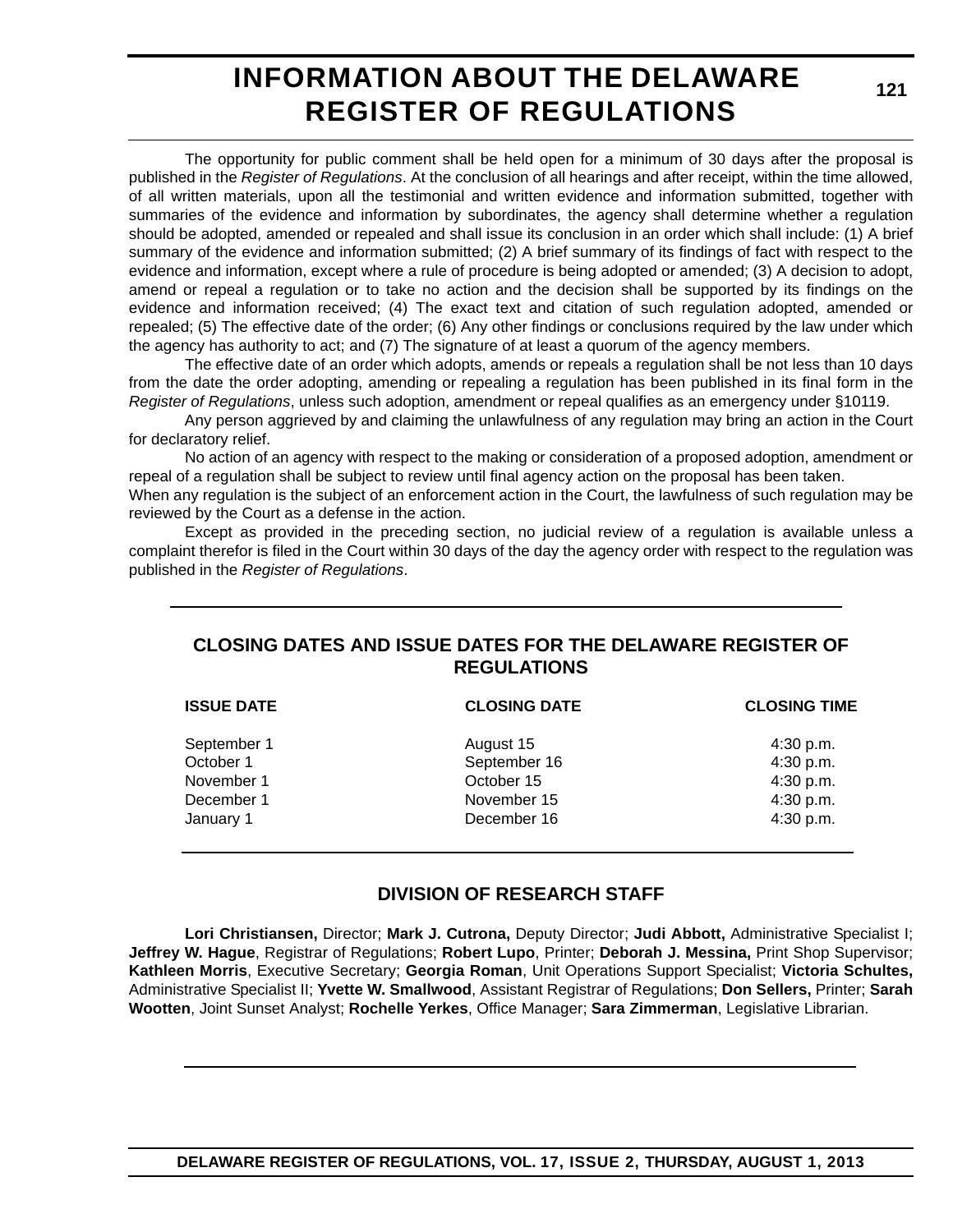# INFORMATION ABOUT THE DELAWARE REGISTER OF REGULATIONS

The opportunity for public comment shall be held open for a minimum of 30 days after the proposal is published in the *Register of Regulations*. At the conclusion of all hearings and after receipt, within the time allowed, of all written materials, upon all the testimonial and written evidence and information submitted, together with summaries of the evidence and information by subordinates, the agency shall determine whether a regulation should be adopted, amended or repealed and shall issue its conclusion in an order which shall include: (1) A brief summary of the evidence and information submitted; (2) A brief summary of its findings of fact with respect to the evidence and information, except where a rule of procedure is being adopted or amended; (3) A decision to adopt, amend or repeal a regulation or to take no action and the decision shall be supported by its findings on the evidence and information received; (4) The exact text and citation of such regulation adopted, amended or repealed; (5) The effective date of the order; (6) Any other findings or conclusions required by the law under which the agency has authority to act; and (7) The signature of at least a quorum of the agency members.

The effective date of an order which adopts, amends or repeals a regulation shall be not less than 10 days from the date the order adopting, amending or repealing a regulation has been published in its final form in the *Register of Regulations*, unless such adoption, amendment or repeal qualifies as an emergency under §10119.

Any person aggrieved by and claiming the unlawfulness of any regulation may bring an action in the Court for declaratory relief.

No action of an agency with respect to the making or consideration of a proposed adoption, amendment or repeal of a regulation shall be subject to review until final agency action on the proposal has been taken.

When any regulation is the subject of an enforcement action in the Court, the lawfulness of such regulation may be reviewed by the Court as a defense in the action.

Except as provided in the preceding section, no judicial review of a regulation is available unless a complaint therefor is filed in the Court within 30 days of the day the agency order with respect to the regulation was published in the *Register of Regulations*.

## CLOSING DATES AND ISSUE DATES FOR THE DELAWARE REGISTER OF REGULATIONS

| ISSUE DATE | CLOSING DATE | CLOSING TIME |
|---|---|---|
| September 1 | August 15 | 4:30 p.m. |
| October 1 | September 16 | 4:30 p.m. |
| November 1 | October 15 | 4:30 p.m. |
| December 1 | November 15 | 4:30 p.m. |
| January 1 | December 16 | 4:30 p.m. |

## DIVISION OF RESEARCH STAFF

**Lori Christiansen,** Director; **Mark J. Cutrona,** Deputy Director; **Judi Abbott,** Administrative Specialist I; **Jeffrey W. Hague**, Registrar of Regulations; **Robert Lupo**, Printer; **Deborah J. Messina,** Print Shop Supervisor; **Kathleen Morris**, Executive Secretary; **Georgia Roman**, Unit Operations Support Specialist; **Victoria Schultes,** Administrative Specialist II; **Yvette W. Smallwood**, Assistant Registrar of Regulations; **Don Sellers,** Printer; **Sarah Wootten**, Joint Sunset Analyst; **Rochelle Yerkes**, Office Manager; **Sara Zimmerman**, Legislative Librarian.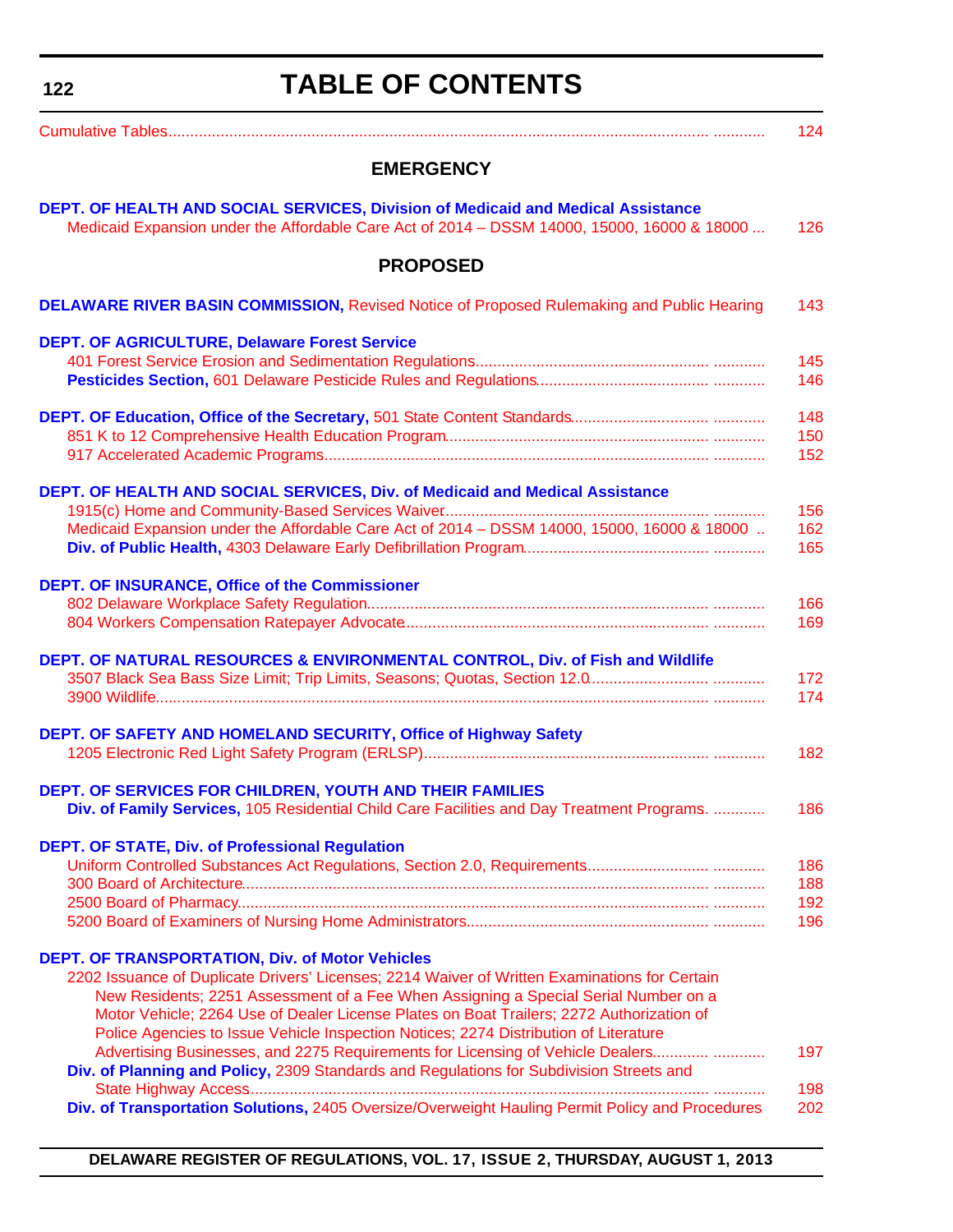# TABLE OF CONTENTS

Cumulative Tables............................................................................................................................. ............ 124

## EMERGENCY

**DEPT. OF HEALTH AND SOCIAL SERVICES, Division of Medicaid and Medical Assistance**
Medicaid Expansion under the Affordable Care Act of 2014 – DSSM 14000, 15000, 16000 & 18000 ... 126

## PROPOSED

**DELAWARE RIVER BASIN COMMISSION,** Revised Notice of Proposed Rulemaking and Public Hearing 143

**DEPT. OF AGRICULTURE, Delaware Forest Service**
401 Forest Service Erosion and Sedimentation Regulations..................................................... ............ 145
**Pesticides Section,** 601 Delaware Pesticide Rules and Regulations....................................... ............ 146

**DEPT. OF Education, Office of the Secretary,** 501 State Content Standards............................... ............ 148
851 K to 12 Comprehensive Health Education Program............................................................. ............ 150
917 Accelerated Academic Programs........................................................................................ ............ 152

**DEPT. OF HEALTH AND SOCIAL SERVICES, Div. of Medicaid and Medical Assistance**
1915(c) Home and Community-Based Services Waiver............................................................. ............ 156
Medicaid Expansion under the Affordable Care Act of 2014 – DSSM 14000, 15000, 16000 & 18000 .. 162
**Div. of Public Health,** 4303 Delaware Early Defibrillation Program........................................... ............ 165

**DEPT. OF INSURANCE, Office of the Commissioner**
802 Delaware Workplace Safety Regulation.............................................................................. ............ 166
804 Workers Compensation Ratepayer Advocate..................................................................... ............ 169

**DEPT. OF NATURAL RESOURCES & ENVIRONMENTAL CONTROL, Div. of Fish and Wildlife**
3507 Black Sea Bass Size Limit; Trip Limits, Seasons; Quotas, Section 12.0........................... ............ 172
3900 Wildlife.............................................................................................................................. ............ 174

**DEPT. OF SAFETY AND HOMELAND SECURITY, Office of Highway Safety**
1205 Electronic Red Light Safety Program (ERLSP)................................................................. ............ 182

**DEPT. OF SERVICES FOR CHILDREN, YOUTH AND THEIR FAMILIES**
**Div. of Family Services,** 105 Residential Child Care Facilities and Day Treatment Programs. ............ 186

**DEPT. OF STATE, Div. of Professional Regulation**
Uniform Controlled Substances Act Regulations, Section 2.0, Requirements........................... ............ 186
300 Board of Architecture........................................................................................................... ............ 188
2500 Board of Pharmacy............................................................................................................ ............ 192
5200 Board of Examiners of Nursing Home Administrators....................................................... ............ 196

**DEPT. OF TRANSPORTATION, Div. of Motor Vehicles**
2202 Issuance of Duplicate Drivers' Licenses; 2214 Waiver of Written Examinations for Certain New Residents; 2251 Assessment of a Fee When Assigning a Special Serial Number on a Motor Vehicle; 2264 Use of Dealer License Plates on Boat Trailers; 2272 Authorization of Police Agencies to Issue Vehicle Inspection Notices; 2274 Distribution of Literature Advertising Businesses, and 2275 Requirements for Licensing of Vehicle Dealers............ ............ 197
**Div. of Planning and Policy,** 2309 Standards and Regulations for Subdivision Streets and State Highway Access........................................................................................................ ............ 198
**Div. of Transportation Solutions,** 2405 Oversize/Overweight Hauling Permit Policy and Procedures 202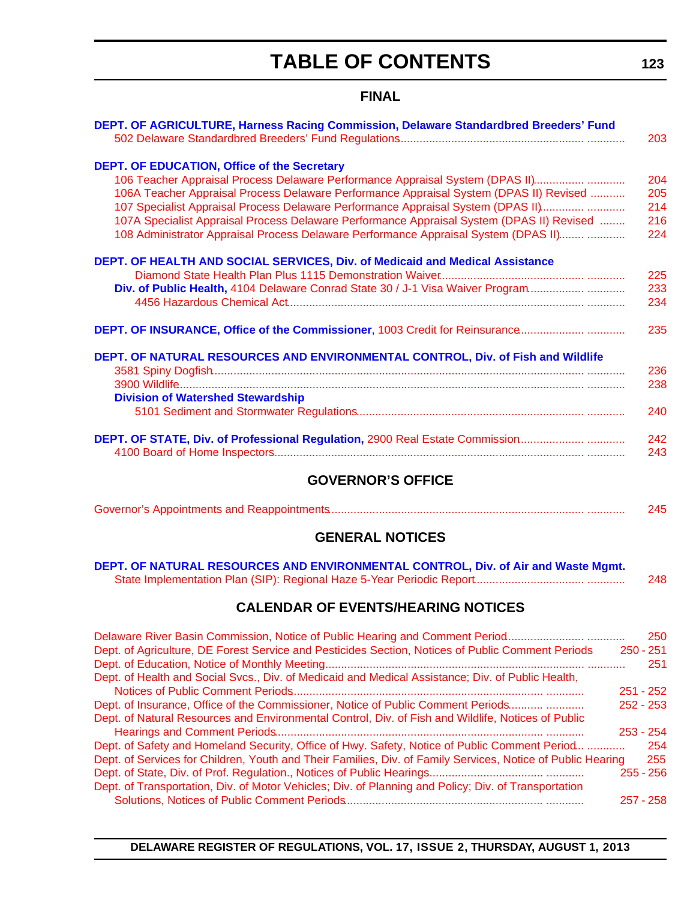# TABLE OF CONTENTS

## FINAL

**DEPT. OF AGRICULTURE, Harness Racing Commission, Delaware Standardbred Breeders' Fund**
502 Delaware Standardbred Breeders' Fund Regulations ........................................................ 203

**DEPT. OF EDUCATION, Office of the Secretary**
106 Teacher Appraisal Process Delaware Performance Appraisal System (DPAS II) ............... 204
106A Teacher Appraisal Process Delaware Performance Appraisal System (DPAS II) Revised ........... 205
107 Specialist Appraisal Process Delaware Performance Appraisal System (DPAS II) ............ 214
107A Specialist Appraisal Process Delaware Performance Appraisal System (DPAS II) Revised ........ 216
108 Administrator Appraisal Process Delaware Performance Appraisal System (DPAS II) ........ 224

**DEPT. OF HEALTH AND SOCIAL SERVICES, Div. of Medicaid and Medical Assistance**
Diamond State Health Plan Plus 1115 Demonstration Waiver ............................................ 225
**Div. of Public Health,** 4104 Delaware Conrad State 30 / J-1 Visa Waiver Program ................. 233
4456 Hazardous Chemical Act ........................................................................................... 234

**DEPT. OF INSURANCE, Office of the Commissioner**, 1003 Credit for Reinsurance ................... 235

**DEPT. OF NATURAL RESOURCES AND ENVIRONMENTAL CONTROL, Div. of Fish and Wildlife**
3581 Spiny Dogfish ................................................................................................................ 236
3900 Wildlife ............................................................................................................................ 238
**Division of Watershed Stewardship**
5101 Sediment and Stormwater Regulations ...................................................................... 240

**DEPT. OF STATE, Div. of Professional Regulation,** 2900 Real Estate Commission ................... 242
4100 Board of Home Inspectors ............................................................................................... 243

## GOVERNOR'S OFFICE

Governor's Appointments and Reappointments .............................................................................. 245

## GENERAL NOTICES

**DEPT. OF NATURAL RESOURCES AND ENVIRONMENTAL CONTROL, Div. of Air and Waste Mgmt.**
State Implementation Plan (SIP): Regional Haze 5-Year Periodic Report ................................ 248

## CALENDAR OF EVENTS/HEARING NOTICES

Delaware River Basin Commission, Notice of Public Hearing and Comment Period ....................... 250
Dept. of Agriculture, DE Forest Service and Pesticides Section, Notices of Public Comment Periods 250 - 251
Dept. of Education, Notice of Monthly Meeting ................................................................................ 251
Dept. of Health and Social Svcs., Div. of Medicaid and Medical Assistance; Div. of Public Health, Notices of Public Comment Periods ........................................................................... 251 - 252
Dept. of Insurance, Office of the Commissioner, Notice of Public Comment Periods .......... 252 - 253
Dept. of Natural Resources and Environmental Control, Div. of Fish and Wildlife, Notices of Public Hearings and Comment Periods ................................................................................. 253 - 254
Dept. of Safety and Homeland Security, Office of Hwy. Safety, Notice of Public Comment Period ... 254
Dept. of Services for Children, Youth and Their Families, Div. of Family Services, Notice of Public Hearing 255
Dept. of State, Div. of Prof. Regulation., Notices of Public Hearings .................................. 255 - 256
Dept. of Transportation, Div. of Motor Vehicles; Div. of Planning and Policy; Div. of Transportation Solutions, Notices of Public Comment Periods ........................................................... 257 - 258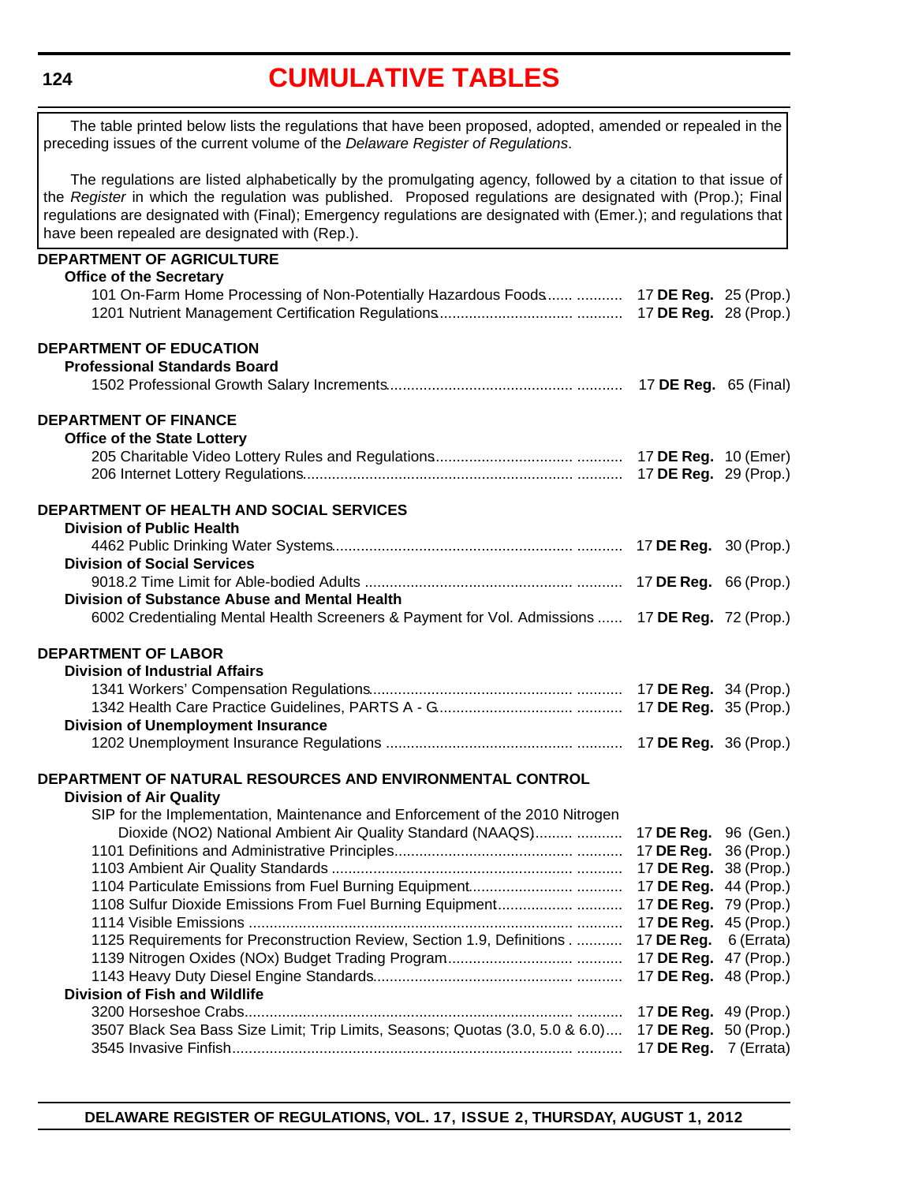# CUMULATIVE TABLES

The table printed below lists the regulations that have been proposed, adopted, amended or repealed in the preceding issues of the current volume of the *Delaware Register of Regulations*.

The regulations are listed alphabetically by the promulgating agency, followed by a citation to that issue of the *Register* in which the regulation was published. Proposed regulations are designated with (Prop.); Final regulations are designated with (Final); Emergency regulations are designated with (Emer.); and regulations that have been repealed are designated with (Rep.).

**DEPARTMENT OF AGRICULTURE**

**Office of the Secretary**

101 On-Farm Home Processing of Non-Potentially Hazardous Foods ...... ........... 17 **DE Reg.** 25 (Prop.)
1201 Nutrient Management Certification Regulations .............................. ........... 17 **DE Reg.** 28 (Prop.)

**DEPARTMENT OF EDUCATION**

**Professional Standards Board**

1502 Professional Growth Salary Increments.......................................... ........... 17 **DE Reg.** 65 (Final)

**DEPARTMENT OF FINANCE**

**Office of the State Lottery**

205 Charitable Video Lottery Rules and Regulations............................... ........... 17 **DE Reg.** 10 (Emer)
206 Internet Lottery Regulations............................................................. ........... 17 **DE Reg.** 29 (Prop.)

**DEPARTMENT OF HEALTH AND SOCIAL SERVICES**

**Division of Public Health**

4462 Public Drinking Water Systems...................................................... ........... 17 **DE Reg.** 30 (Prop.)

**Division of Social Services**

9018.2 Time Limit for Able-bodied Adults ................................................ ........... 17 **DE Reg.** 66 (Prop.)

**Division of Substance Abuse and Mental Health**

6002 Credentialing Mental Health Screeners & Payment for Vol. Admissions ...... 17 **DE Reg.** 72 (Prop.)

**DEPARTMENT OF LABOR**

**Division of Industrial Affairs**

1341 Workers' Compensation Regulations.............................................. ........... 17 **DE Reg.** 34 (Prop.)
1342 Health Care Practice Guidelines, PARTS A - G.............................. ........... 17 **DE Reg.** 35 (Prop.)

**Division of Unemployment Insurance**

1202 Unemployment Insurance Regulations ........................................... ........... 17 **DE Reg.** 36 (Prop.)

**DEPARTMENT OF NATURAL RESOURCES AND ENVIRONMENTAL CONTROL**

**Division of Air Quality**

SIP for the Implementation, Maintenance and Enforcement of the 2010 Nitrogen Dioxide (NO2) National Ambient Air Quality Standard (NAAQS)......... ........... 17 **DE Reg.** 96 (Gen.)
1101 Definitions and Administrative Principles........................................ ........... 17 **DE Reg.** 36 (Prop.)
1103 Ambient Air Quality Standards ....................................................... ........... 17 **DE Reg.** 38 (Prop.)
1104 Particulate Emissions from Fuel Burning Equipment....................... ........... 17 **DE Reg.** 44 (Prop.)
1108 Sulfur Dioxide Emissions From Fuel Burning Equipment................. ........... 17 **DE Reg.** 79 (Prop.)
1114 Visible Emissions ........................................................................... ........... 17 **DE Reg.** 45 (Prop.)
1125 Requirements for Preconstruction Review, Section 1.9, Definitions . ........... 17 **DE Reg.** 6 (Errata)
1139 Nitrogen Oxides (NOx) Budget Trading Program............................ ........... 17 **DE Reg.** 47 (Prop.)
1143 Heavy Duty Diesel Engine Standards............................................. ........... 17 **DE Reg.** 48 (Prop.)

**Division of Fish and Wildlife**

3200 Horseshoe Crabs........................................................................... ........... 17 **DE Reg.** 49 (Prop.)
3507 Black Sea Bass Size Limit; Trip Limits, Seasons; Quotas (3.0, 5.0 & 6.0).... 17 **DE Reg.** 50 (Prop.)
3545 Invasive Finfish............................................................................... ........... 17 **DE Reg.** 7 (Errata)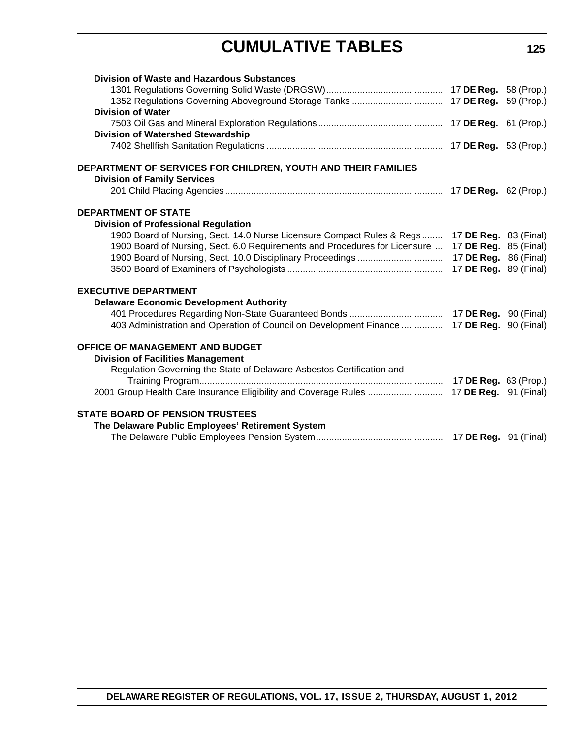**Division of Waste and Hazardous Substances**

1301 Regulations Governing Solid Waste (DRGSW)............................... ........... 17 **DE Reg.** 58 (Prop.)
1352 Regulations Governing Aboveground Storage Tanks ...................... ........... 17 **DE Reg.** 59 (Prop.)

**Division of Water**

7503 Oil Gas and Mineral Exploration Regulations.................................. ........... 17 **DE Reg.** 61 (Prop.)

**Division of Watershed Stewardship**

7402 Shellfish Sanitation Regulations ...................................................... ........... 17 **DE Reg.** 53 (Prop.)

**DEPARTMENT OF SERVICES FOR CHILDREN, YOUTH AND THEIR FAMILIES**

**Division of Family Services**

201 Child Placing Agencies ..................................................................... ........... 17 **DE Reg.** 62 (Prop.)

**DEPARTMENT OF STATE**

**Division of Professional Regulation**

1900 Board of Nursing, Sect. 14.0 Nurse Licensure Compact Rules & Regs........ 17 **DE Reg.** 83 (Final)
1900 Board of Nursing, Sect. 6.0 Requirements and Procedures for Licensure ... 17 **DE Reg.** 85 (Final)
1900 Board of Nursing, Sect. 10.0 Disciplinary Proceedings .................... ........... 17 **DE Reg.** 86 (Final)
3500 Board of Examiners of Psychologists .............................................. ........... 17 **DE Reg.** 89 (Final)

**EXECUTIVE DEPARTMENT**

**Delaware Economic Development Authority**

401 Procedures Regarding Non-State Guaranteed Bonds ....................... ........... 17 **DE Reg.** 90 (Final)
403 Administration and Operation of Council on Development Finance .... ........... 17 **DE Reg.** 90 (Final)

**OFFICE OF MANAGEMENT AND BUDGET**

**Division of Facilities Management**

Regulation Governing the State of Delaware Asbestos Certification and
Training Program................................................................................ ........... 17 **DE Reg.** 63 (Prop.)
2001 Group Health Care Insurance Eligibility and Coverage Rules ................ ........... 17 **DE Reg.** 91 (Final)

**STATE BOARD OF PENSION TRUSTEES**

**The Delaware Public Employees' Retirement System**

The Delaware Public Employees Pension System................................... ........... 17 **DE Reg.** 91 (Final)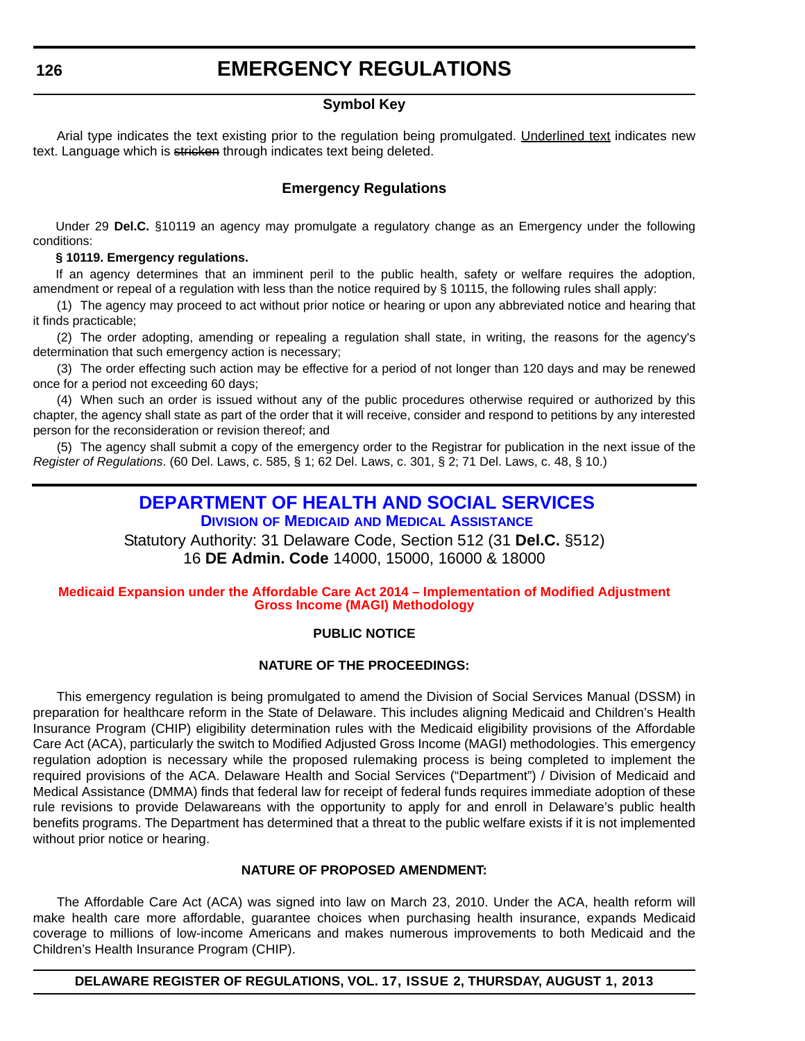## Symbol Key

Arial type indicates the text existing prior to the regulation being promulgated. Underlined text indicates new text. Language which is ~~stricken~~ through indicates text being deleted.

## Emergency Regulations

Under 29 **Del.C.** §10119 an agency may promulgate a regulatory change as an Emergency under the following conditions:

**§ 10119. Emergency regulations.**

If an agency determines that an imminent peril to the public health, safety or welfare requires the adoption, amendment or repeal of a regulation with less than the notice required by § 10115, the following rules shall apply:

(1) The agency may proceed to act without prior notice or hearing or upon any abbreviated notice and hearing that it finds practicable;

(2) The order adopting, amending or repealing a regulation shall state, in writing, the reasons for the agency's determination that such emergency action is necessary;

(3) The order effecting such action may be effective for a period of not longer than 120 days and may be renewed once for a period not exceeding 60 days;

(4) When such an order is issued without any of the public procedures otherwise required or authorized by this chapter, the agency shall state as part of the order that it will receive, consider and respond to petitions by any interested person for the reconsideration or revision thereof; and

(5) The agency shall submit a copy of the emergency order to the Registrar for publication in the next issue of the *Register of Regulations*. (60 Del. Laws, c. 585, § 1; 62 Del. Laws, c. 301, § 2; 71 Del. Laws, c. 48, § 10.)

# DEPARTMENT OF HEALTH AND SOCIAL SERVICES

## Division of Medicaid and Medical Assistance

Statutory Authority: 31 Delaware Code, Section 512 (31 **Del.C.** §512)
16 **DE Admin. Code** 14000, 15000, 16000 & 18000

### Medicaid Expansion under the Affordable Care Act 2014 – Implementation of Modified Adjustment Gross Income (MAGI) Methodology

**PUBLIC NOTICE**

**NATURE OF THE PROCEEDINGS:**

This emergency regulation is being promulgated to amend the Division of Social Services Manual (DSSM) in preparation for healthcare reform in the State of Delaware. This includes aligning Medicaid and Children's Health Insurance Program (CHIP) eligibility determination rules with the Medicaid eligibility provisions of the Affordable Care Act (ACA), particularly the switch to Modified Adjusted Gross Income (MAGI) methodologies. This emergency regulation adoption is necessary while the proposed rulemaking process is being completed to implement the required provisions of the ACA. Delaware Health and Social Services ("Department") / Division of Medicaid and Medical Assistance (DMMA) finds that federal law for receipt of federal funds requires immediate adoption of these rule revisions to provide Delawareans with the opportunity to apply for and enroll in Delaware's public health benefits programs. The Department has determined that a threat to the public welfare exists if it is not implemented without prior notice or hearing.

**NATURE OF PROPOSED AMENDMENT:**

The Affordable Care Act (ACA) was signed into law on March 23, 2010. Under the ACA, health reform will make health care more affordable, guarantee choices when purchasing health insurance, expands Medicaid coverage to millions of low-income Americans and makes numerous improvements to both Medicaid and the Children's Health Insurance Program (CHIP).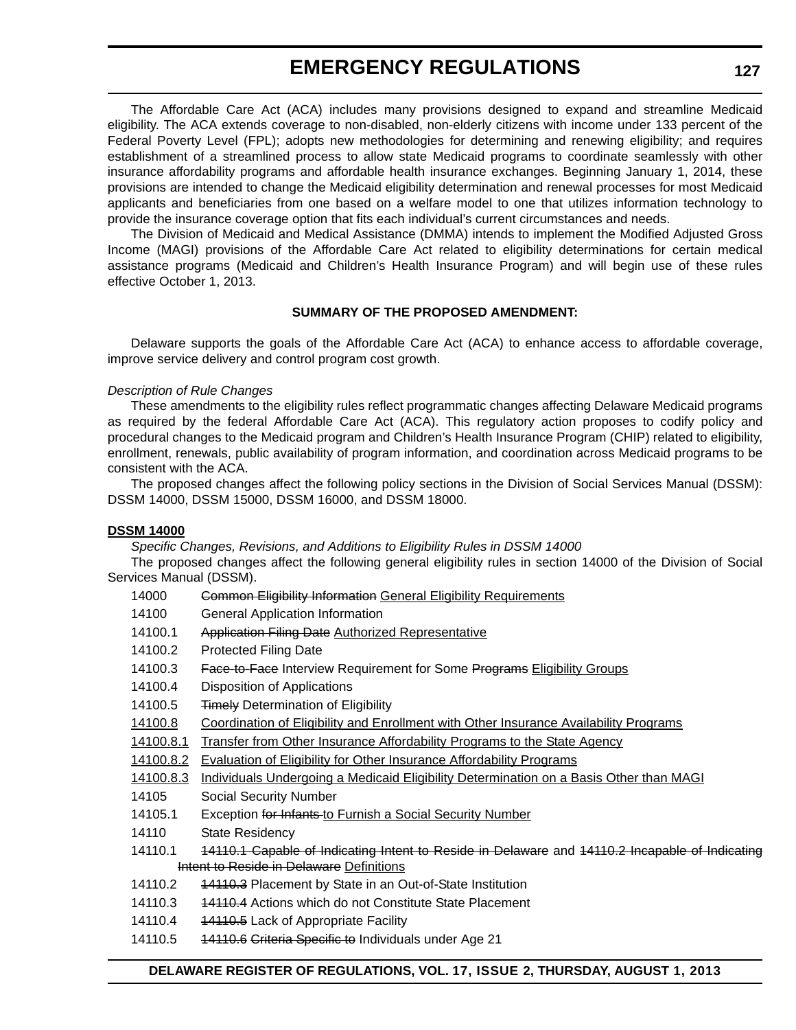The Affordable Care Act (ACA) includes many provisions designed to expand and streamline Medicaid eligibility. The ACA extends coverage to non-disabled, non-elderly citizens with income under 133 percent of the Federal Poverty Level (FPL); adopts new methodologies for determining and renewing eligibility; and requires establishment of a streamlined process to allow state Medicaid programs to coordinate seamlessly with other insurance affordability programs and affordable health insurance exchanges. Beginning January 1, 2014, these provisions are intended to change the Medicaid eligibility determination and renewal processes for most Medicaid applicants and beneficiaries from one based on a welfare model to one that utilizes information technology to provide the insurance coverage option that fits each individual's current circumstances and needs.

The Division of Medicaid and Medical Assistance (DMMA) intends to implement the Modified Adjusted Gross Income (MAGI) provisions of the Affordable Care Act related to eligibility determinations for certain medical assistance programs (Medicaid and Children's Health Insurance Program) and will begin use of these rules effective October 1, 2013.

**SUMMARY OF THE PROPOSED AMENDMENT:**

Delaware supports the goals of the Affordable Care Act (ACA) to enhance access to affordable coverage, improve service delivery and control program cost growth.

*Description of Rule Changes*

These amendments to the eligibility rules reflect programmatic changes affecting Delaware Medicaid programs as required by the federal Affordable Care Act (ACA). This regulatory action proposes to codify policy and procedural changes to the Medicaid program and Children's Health Insurance Program (CHIP) related to eligibility, enrollment, renewals, public availability of program information, and coordination across Medicaid programs to be consistent with the ACA.

The proposed changes affect the following policy sections in the Division of Social Services Manual (DSSM): DSSM 14000, DSSM 15000, DSSM 16000, and DSSM 18000.

**DSSM 14000**

*Specific Changes, Revisions, and Additions to Eligibility Rules in DSSM 14000*

The proposed changes affect the following general eligibility rules in section 14000 of the Division of Social Services Manual (DSSM).

14000 ~~Common Eligibility Information~~ General Eligibility Requirements

14100 General Application Information

14100.1 ~~Application Filing Date~~ Authorized Representative

14100.2 Protected Filing Date

14100.3 ~~Face-to-Face~~ Interview Requirement for Some ~~Programs~~ Eligibility Groups

14100.4 Disposition of Applications

14100.5 ~~Timely~~ Determination of Eligibility

14100.8 Coordination of Eligibility and Enrollment with Other Insurance Availability Programs

14100.8.1 Transfer from Other Insurance Affordability Programs to the State Agency

14100.8.2 Evaluation of Eligibility for Other Insurance Affordability Programs

14100.8.3 Individuals Undergoing a Medicaid Eligibility Determination on a Basis Other than MAGI

14105 Social Security Number

14105.1 Exception ~~for Infants~~ to Furnish a Social Security Number

14110 State Residency

14110.1 ~~14110.1 Capable of Indicating Intent to Reside in Delaware~~ and ~~14110.2 Incapable of Indicating Intent to Reside in Delaware~~ Definitions

14110.2 ~~14110.3~~ Placement by State in an Out-of-State Institution

14110.3 ~~14110.4~~ Actions which do not Constitute State Placement

14110.4 ~~14110.5~~ Lack of Appropriate Facility

14110.5 ~~14110.6~~ ~~Criteria Specific to~~ Individuals under Age 21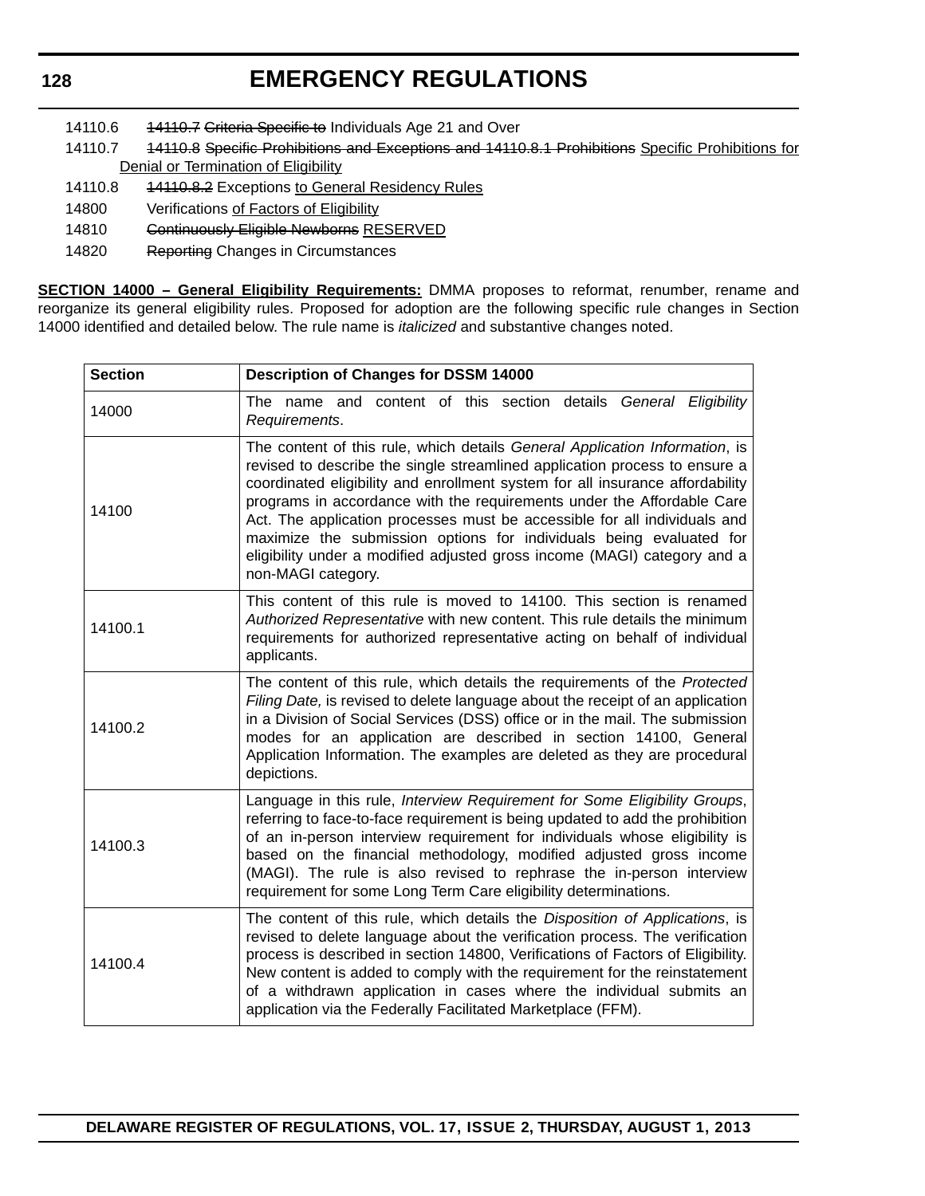14110.6 ~~14110.7 Criteria Specific to~~ Individuals Age 21 and Over

14110.7 ~~14110.8 Specific Prohibitions and Exceptions and 14110.8.1 Prohibitions~~ Specific Prohibitions for Denial or Termination of Eligibility

14110.8 ~~14110.8.2~~ Exceptions to General Residency Rules

14800 Verifications of Factors of Eligibility

14810 ~~Continuously Eligible Newborns~~ RESERVED

14820 ~~Reporting~~ Changes in Circumstances

**SECTION 14000 – General Eligibility Requirements:** DMMA proposes to reformat, renumber, rename and reorganize its general eligibility rules. Proposed for adoption are the following specific rule changes in Section 14000 identified and detailed below. The rule name is *italicized* and substantive changes noted.

| Section | Description of Changes for DSSM 14000 |
|---|---|
| 14000 | The name and content of this section details *General Eligibility Requirements*. |
| 14100 | The content of this rule, which details *General Application Information*, is revised to describe the single streamlined application process to ensure a coordinated eligibility and enrollment system for all insurance affordability programs in accordance with the requirements under the Affordable Care Act. The application processes must be accessible for all individuals and maximize the submission options for individuals being evaluated for eligibility under a modified adjusted gross income (MAGI) category and a non-MAGI category. |
| 14100.1 | This content of this rule is moved to 14100. This section is renamed *Authorized Representative* with new content. This rule details the minimum requirements for authorized representative acting on behalf of individual applicants. |
| 14100.2 | The content of this rule, which details the requirements of the *Protected Filing Date,* is revised to delete language about the receipt of an application in a Division of Social Services (DSS) office or in the mail. The submission modes for an application are described in section 14100, General Application Information. The examples are deleted as they are procedural depictions. |
| 14100.3 | Language in this rule, *Interview Requirement for Some Eligibility Groups*, referring to face-to-face requirement is being updated to add the prohibition of an in-person interview requirement for individuals whose eligibility is based on the financial methodology, modified adjusted gross income (MAGI). The rule is also revised to rephrase the in-person interview requirement for some Long Term Care eligibility determinations. |
| 14100.4 | The content of this rule, which details the *Disposition of Applications*, is revised to delete language about the verification process. The verification process is described in section 14800, Verifications of Factors of Eligibility. New content is added to comply with the requirement for the reinstatement of a withdrawn application in cases where the individual submits an application via the Federally Facilitated Marketplace (FFM). |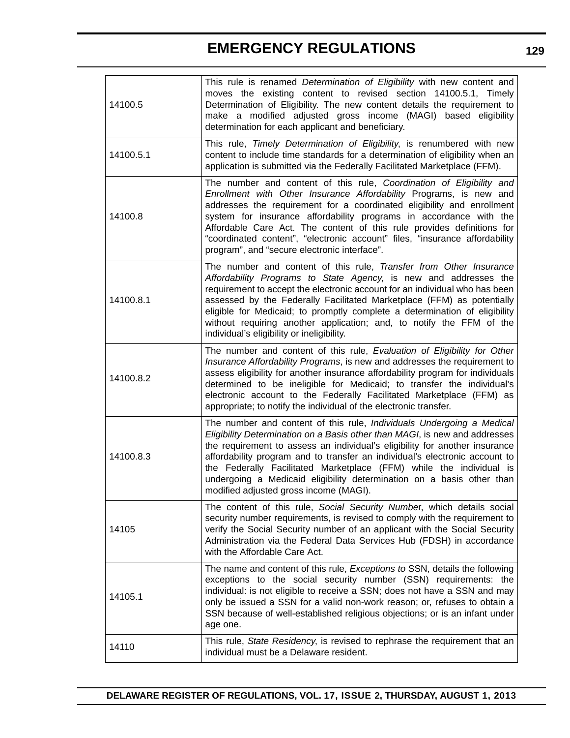| | |
|---|---|
| 14100.5 | This rule is renamed *Determination of Eligibility* with new content and moves the existing content to revised section 14100.5.1, Timely Determination of Eligibility. The new content details the requirement to make a modified adjusted gross income (MAGI) based eligibility determination for each applicant and beneficiary. |
| 14100.5.1 | This rule, *Timely Determination of Eligibility*, is renumbered with new content to include time standards for a determination of eligibility when an application is submitted via the Federally Facilitated Marketplace (FFM). |
| 14100.8 | The number and content of this rule, *Coordination of Eligibility and Enrollment with Other Insurance Affordability* Programs, is new and addresses the requirement for a coordinated eligibility and enrollment system for insurance affordability programs in accordance with the Affordable Care Act. The content of this rule provides definitions for "coordinated content", "electronic account" files, "insurance affordability program", and "secure electronic interface". |
| 14100.8.1 | The number and content of this rule, *Transfer from Other Insurance Affordability Programs to State Agency*, is new and addresses the requirement to accept the electronic account for an individual who has been assessed by the Federally Facilitated Marketplace (FFM) as potentially eligible for Medicaid; to promptly complete a determination of eligibility without requiring another application; and, to notify the FFM of the individual's eligibility or ineligibility. |
| 14100.8.2 | The number and content of this rule, *Evaluation of Eligibility for Other Insurance Affordability Programs*, is new and addresses the requirement to assess eligibility for another insurance affordability program for individuals determined to be ineligible for Medicaid; to transfer the individual's electronic account to the Federally Facilitated Marketplace (FFM) as appropriate; to notify the individual of the electronic transfer. |
| 14100.8.3 | The number and content of this rule, *Individuals Undergoing a Medical Eligibility Determination on a Basis other than MAGI*, is new and addresses the requirement to assess an individual's eligibility for another insurance affordability program and to transfer an individual's electronic account to the Federally Facilitated Marketplace (FFM) while the individual is undergoing a Medicaid eligibility determination on a basis other than modified adjusted gross income (MAGI). |
| 14105 | The content of this rule, *Social Security Number*, which details social security number requirements, is revised to comply with the requirement to verify the Social Security number of an applicant with the Social Security Administration via the Federal Data Services Hub (FDSH) in accordance with the Affordable Care Act. |
| 14105.1 | The name and content of this rule, *Exceptions to* SSN, details the following exceptions to the social security number (SSN) requirements: the individual: is not eligible to receive a SSN; does not have a SSN and may only be issued a SSN for a valid non-work reason; or, refuses to obtain a SSN because of well-established religious objections; or is an infant under age one. |
| 14110 | This rule, *State Residency*, is revised to rephrase the requirement that an individual must be a Delaware resident. |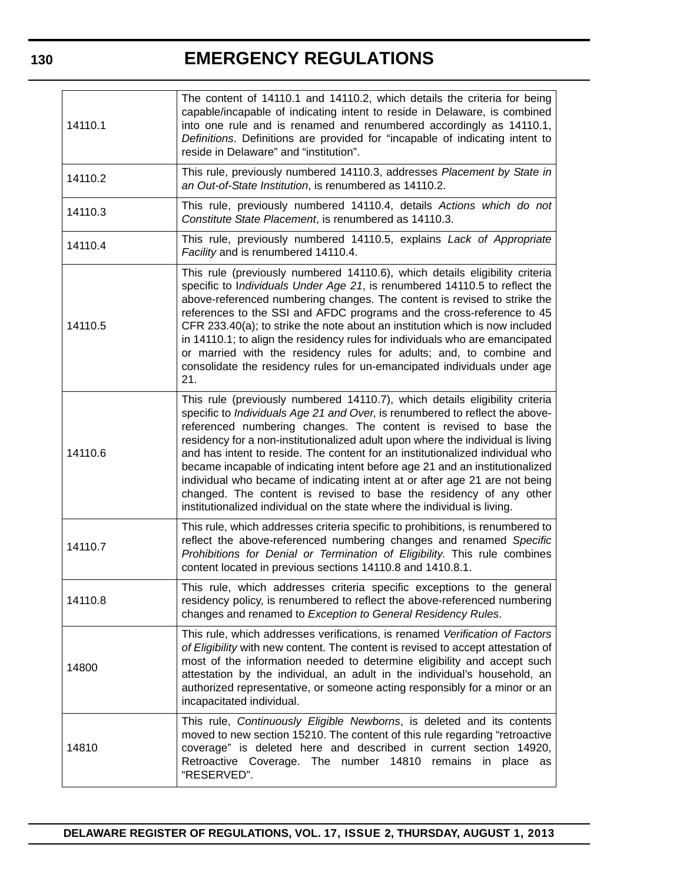| | |
|---|---|
| 14110.1 | The content of 14110.1 and 14110.2, which details the criteria for being capable/incapable of indicating intent to reside in Delaware, is combined into one rule and is renamed and renumbered accordingly as 14110.1, *Definitions*. Definitions are provided for "incapable of indicating intent to reside in Delaware" and "institution". |
| 14110.2 | This rule, previously numbered 14110.3, addresses *Placement by State in an Out-of-State Institution*, is renumbered as 14110.2. |
| 14110.3 | This rule, previously numbered 14110.4, details *Actions which do not Constitute State Placement*, is renumbered as 14110.3. |
| 14110.4 | This rule, previously numbered 14110.5, explains *Lack of Appropriate Facility* and is renumbered 14110.4. |
| 14110.5 | This rule (previously numbered 14110.6), which details eligibility criteria specific to I*ndividuals Under Age 21*, is renumbered 14110.5 to reflect the above-referenced numbering changes. The content is revised to strike the references to the SSI and AFDC programs and the cross-reference to 45 CFR 233.40(a); to strike the note about an institution which is now included in 14110.1; to align the residency rules for individuals who are emancipated or married with the residency rules for adults; and, to combine and consolidate the residency rules for un-emancipated individuals under age 21. |
| 14110.6 | This rule (previously numbered 14110.7), which details eligibility criteria specific to *Individuals Age 21 and Over*, is renumbered to reflect the above-referenced numbering changes. The content is revised to base the residency for a non-institutionalized adult upon where the individual is living and has intent to reside. The content for an institutionalized individual who became incapable of indicating intent before age 21 and an institutionalized individual who became of indicating intent at or after age 21 are not being changed. The content is revised to base the residency of any other institutionalized individual on the state where the individual is living. |
| 14110.7 | This rule, which addresses criteria specific to prohibitions, is renumbered to reflect the above-referenced numbering changes and renamed *Specific Prohibitions for Denial or Termination of Eligibility.* This rule combines content located in previous sections 14110.8 and 1410.8.1. |
| 14110.8 | This rule, which addresses criteria specific exceptions to the general residency policy, is renumbered to reflect the above-referenced numbering changes and renamed to *Exception to General Residency Rules*. |
| 14800 | This rule, which addresses verifications, is renamed *Verification of Factors of Eligibility* with new content. The content is revised to accept attestation of most of the information needed to determine eligibility and accept such attestation by the individual, an adult in the individual's household, an authorized representative, or someone acting responsibly for a minor or an incapacitated individual. |
| 14810 | This rule, *Continuously Eligible Newborns*, is deleted and its contents moved to new section 15210. The content of this rule regarding "retroactive coverage" is deleted here and described in current section 14920, Retroactive Coverage. The number 14810 remains in place as "RESERVED". |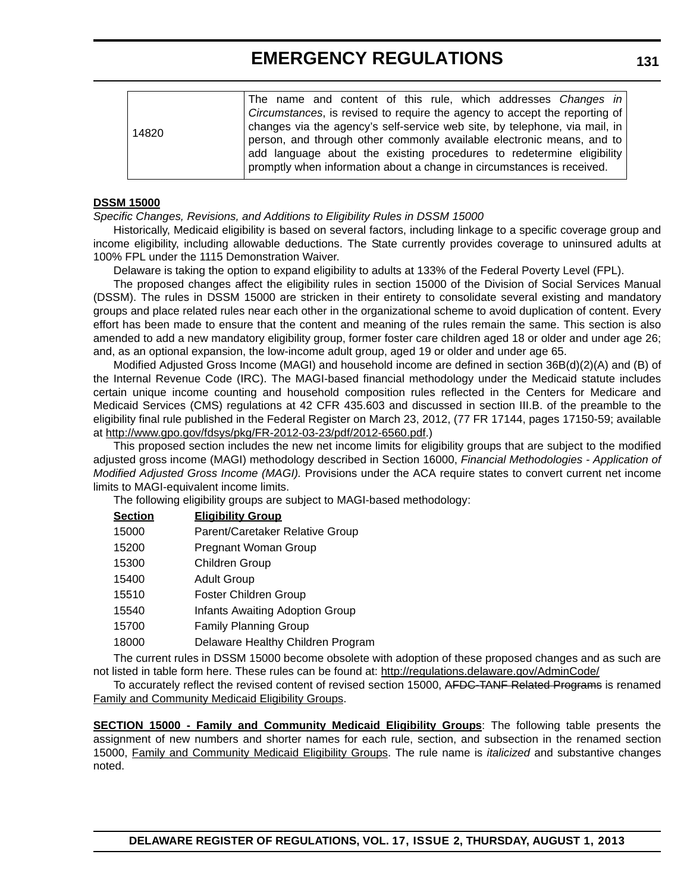| | |
|---|---|
| 14820 | The name and content of this rule, which addresses *Changes in Circumstances*, is revised to require the agency to accept the reporting of changes via the agency's self-service web site, by telephone, via mail, in person, and through other commonly available electronic means, and to add language about the existing procedures to redetermine eligibility promptly when information about a change in circumstances is received. |

**DSSM 15000**

*Specific Changes, Revisions, and Additions to Eligibility Rules in DSSM 15000*

Historically, Medicaid eligibility is based on several factors, including linkage to a specific coverage group and income eligibility, including allowable deductions. The State currently provides coverage to uninsured adults at 100% FPL under the 1115 Demonstration Waiver.

Delaware is taking the option to expand eligibility to adults at 133% of the Federal Poverty Level (FPL).

The proposed changes affect the eligibility rules in section 15000 of the Division of Social Services Manual (DSSM). The rules in DSSM 15000 are stricken in their entirety to consolidate several existing and mandatory groups and place related rules near each other in the organizational scheme to avoid duplication of content. Every effort has been made to ensure that the content and meaning of the rules remain the same. This section is also amended to add a new mandatory eligibility group, former foster care children aged 18 or older and under age 26; and, as an optional expansion, the low-income adult group, aged 19 or older and under age 65.

Modified Adjusted Gross Income (MAGI) and household income are defined in section 36B(d)(2)(A) and (B) of the Internal Revenue Code (IRC). The MAGI-based financial methodology under the Medicaid statute includes certain unique income counting and household composition rules reflected in the Centers for Medicare and Medicaid Services (CMS) regulations at 42 CFR 435.603 and discussed in section III.B. of the preamble to the eligibility final rule published in the Federal Register on March 23, 2012, (77 FR 17144, pages 17150-59; available at http://www.gpo.gov/fdsys/pkg/FR-2012-03-23/pdf/2012-6560.pdf.)

This proposed section includes the new net income limits for eligibility groups that are subject to the modified adjusted gross income (MAGI) methodology described in Section 16000, *Financial Methodologies - Application of Modified Adjusted Gross Income (MAGI).* Provisions under the ACA require states to convert current net income limits to MAGI-equivalent income limits.

The following eligibility groups are subject to MAGI-based methodology:

| Section | Eligibility Group |
|---|---|
| 15000 | Parent/Caretaker Relative Group |
| 15200 | Pregnant Woman Group |
| 15300 | Children Group |
| 15400 | Adult Group |
| 15510 | Foster Children Group |
| 15540 | Infants Awaiting Adoption Group |
| 15700 | Family Planning Group |
| 18000 | Delaware Healthy Children Program |

The current rules in DSSM 15000 become obsolete with adoption of these proposed changes and as such are not listed in table form here. These rules can be found at: http://regulations.delaware.gov/AdminCode/

To accurately reflect the revised content of revised section 15000, ~~AFDC-TANF Related Programs~~ is renamed <u>Family and Community Medicaid Eligibility Groups</u>.

**<u>SECTION 15000 - Family and Community Medicaid Eligibility Groups</u>**: The following table presents the assignment of new numbers and shorter names for each rule, section, and subsection in the renamed section 15000, <u>Family and Community Medicaid Eligibility Groups</u>. The rule name is *italicized* and substantive changes noted.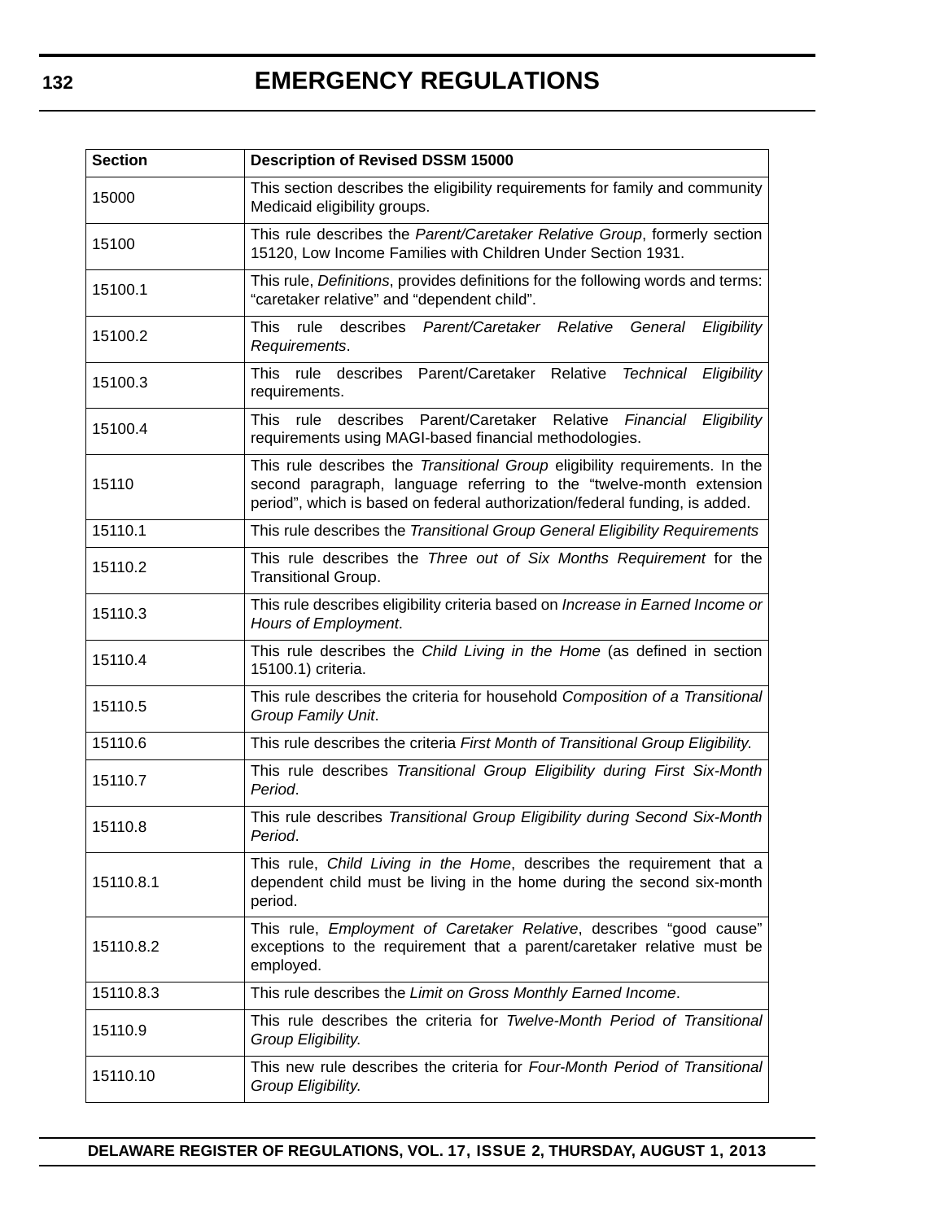| Section | Description of Revised DSSM 15000 |
|---|---|
| 15000 | This section describes the eligibility requirements for family and community Medicaid eligibility groups. |
| 15100 | This rule describes the *Parent/Caretaker Relative Group*, formerly section 15120, Low Income Families with Children Under Section 1931. |
| 15100.1 | This rule, *Definitions*, provides definitions for the following words and terms: "caretaker relative" and "dependent child". |
| 15100.2 | This rule describes *Parent/Caretaker Relative General Eligibility Requirements*. |
| 15100.3 | This rule describes Parent/Caretaker Relative *Technical Eligibility* requirements. |
| 15100.4 | This rule describes Parent/Caretaker Relative *Financial Eligibility* requirements using MAGI-based financial methodologies. |
| 15110 | This rule describes the *Transitional Group* eligibility requirements. In the second paragraph, language referring to the "twelve-month extension period", which is based on federal authorization/federal funding, is added. |
| 15110.1 | This rule describes the *Transitional Group General Eligibility Requirements* |
| 15110.2 | This rule describes the *Three out of Six Months Requirement* for the Transitional Group. |
| 15110.3 | This rule describes eligibility criteria based on *Increase in Earned Income or Hours of Employment*. |
| 15110.4 | This rule describes the *Child Living in the Home* (as defined in section 15100.1) criteria. |
| 15110.5 | This rule describes the criteria for household *Composition of a Transitional Group Family Unit*. |
| 15110.6 | This rule describes the criteria *First Month of Transitional Group Eligibility*. |
| 15110.7 | This rule describes *Transitional Group Eligibility during First Six-Month Period*. |
| 15110.8 | This rule describes *Transitional Group Eligibility during Second Six-Month Period*. |
| 15110.8.1 | This rule, *Child Living in the Home*, describes the requirement that a dependent child must be living in the home during the second six-month period. |
| 15110.8.2 | This rule, *Employment of Caretaker Relative*, describes "good cause" exceptions to the requirement that a parent/caretaker relative must be employed. |
| 15110.8.3 | This rule describes the *Limit on Gross Monthly Earned Income*. |
| 15110.9 | This rule describes the criteria for *Twelve-Month Period of Transitional Group Eligibility*. |
| 15110.10 | This new rule describes the criteria for *Four-Month Period of Transitional Group Eligibility*. |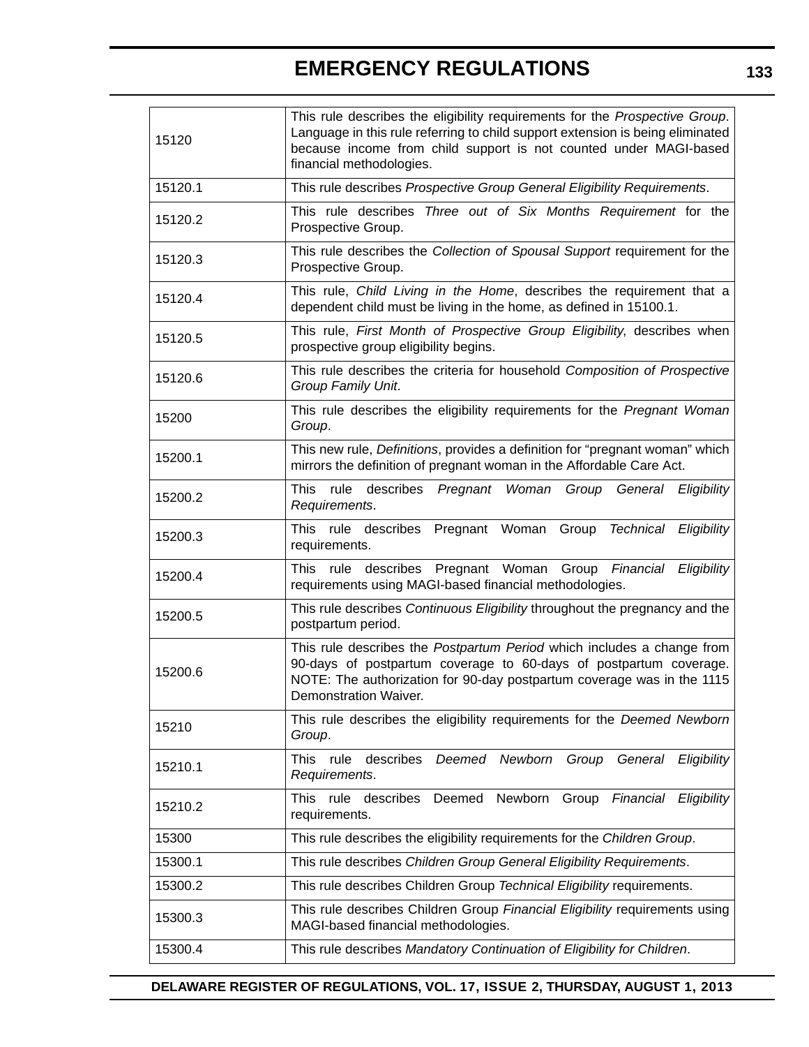| | |
|---|---|
| 15120 | This rule describes the eligibility requirements for the *Prospective Group*. Language in this rule referring to child support extension is being eliminated because income from child support is not counted under MAGI-based financial methodologies. |
| 15120.1 | This rule describes *Prospective Group General Eligibility Requirements*. |
| 15120.2 | This rule describes *Three out of Six Months Requirement* for the Prospective Group. |
| 15120.3 | This rule describes the *Collection of Spousal Support* requirement for the Prospective Group. |
| 15120.4 | This rule, *Child Living in the Home*, describes the requirement that a dependent child must be living in the home, as defined in 15100.1. |
| 15120.5 | This rule, *First Month of Prospective Group Eligibility*, describes when prospective group eligibility begins. |
| 15120.6 | This rule describes the criteria for household *Composition of Prospective Group Family Unit*. |
| 15200 | This rule describes the eligibility requirements for the *Pregnant Woman Group*. |
| 15200.1 | This new rule, *Definitions*, provides a definition for "pregnant woman" which mirrors the definition of pregnant woman in the Affordable Care Act. |
| 15200.2 | This rule describes *Pregnant Woman Group General Eligibility Requirements*. |
| 15200.3 | This rule describes Pregnant Woman Group *Technical Eligibility* requirements. |
| 15200.4 | This rule describes Pregnant Woman Group *Financial Eligibility* requirements using MAGI-based financial methodologies. |
| 15200.5 | This rule describes *Continuous Eligibility* throughout the pregnancy and the postpartum period. |
| 15200.6 | This rule describes the *Postpartum Period* which includes a change from 90-days of postpartum coverage to 60-days of postpartum coverage. NOTE: The authorization for 90-day postpartum coverage was in the 1115 Demonstration Waiver. |
| 15210 | This rule describes the eligibility requirements for the *Deemed Newborn Group*. |
| 15210.1 | This rule describes *Deemed Newborn Group General Eligibility Requirements*. |
| 15210.2 | This rule describes Deemed Newborn Group *Financial Eligibility* requirements. |
| 15300 | This rule describes the eligibility requirements for the *Children Group*. |
| 15300.1 | This rule describes *Children Group General Eligibility Requirements*. |
| 15300.2 | This rule describes Children Group *Technical Eligibility* requirements. |
| 15300.3 | This rule describes Children Group *Financial Eligibility* requirements using MAGI-based financial methodologies. |
| 15300.4 | This rule describes *Mandatory Continuation of Eligibility for Children*. |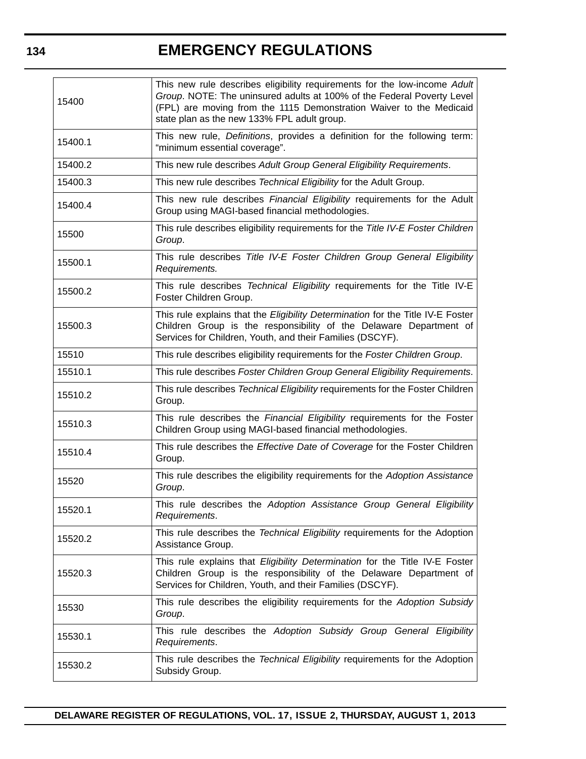| | |
|---|---|
| 15400 | This new rule describes eligibility requirements for the low-income *Adult Group*. NOTE: The uninsured adults at 100% of the Federal Poverty Level (FPL) are moving from the 1115 Demonstration Waiver to the Medicaid state plan as the new 133% FPL adult group. |
| 15400.1 | This new rule, *Definitions*, provides a definition for the following term: “minimum essential coverage”. |
| 15400.2 | This new rule describes *Adult Group General Eligibility Requirements*. |
| 15400.3 | This new rule describes *Technical Eligibility* for the Adult Group. |
| 15400.4 | This new rule describes *Financial Eligibility* requirements for the Adult Group using MAGI-based financial methodologies. |
| 15500 | This rule describes eligibility requirements for the *Title IV-E Foster Children Group*. |
| 15500.1 | This rule describes *Title IV-E Foster Children Group General Eligibility Requirements.* |
| 15500.2 | This rule describes *Technical Eligibility* requirements for the Title IV-E Foster Children Group. |
| 15500.3 | This rule explains that the *Eligibility Determination* for the Title IV-E Foster Children Group is the responsibility of the Delaware Department of Services for Children, Youth, and their Families (DSCYF). |
| 15510 | This rule describes eligibility requirements for the *Foster Children Group*. |
| 15510.1 | This rule describes *Foster Children Group General Eligibility Requirements*. |
| 15510.2 | This rule describes *Technical Eligibility* requirements for the Foster Children Group. |
| 15510.3 | This rule describes the *Financial Eligibility* requirements for the Foster Children Group using MAGI-based financial methodologies. |
| 15510.4 | This rule describes the *Effective Date of Coverage* for the Foster Children Group. |
| 15520 | This rule describes the eligibility requirements for the *Adoption Assistance Group*. |
| 15520.1 | This rule describes the *Adoption Assistance Group General Eligibility Requirements*. |
| 15520.2 | This rule describes the *Technical Eligibility* requirements for the Adoption Assistance Group. |
| 15520.3 | This rule explains that *Eligibility Determination* for the Title IV-E Foster Children Group is the responsibility of the Delaware Department of Services for Children, Youth, and their Families (DSCYF). |
| 15530 | This rule describes the eligibility requirements for the *Adoption Subsidy Group*. |
| 15530.1 | This rule describes the *Adoption Subsidy Group General Eligibility Requirements*. |
| 15530.2 | This rule describes the *Technical Eligibility* requirements for the Adoption Subsidy Group. |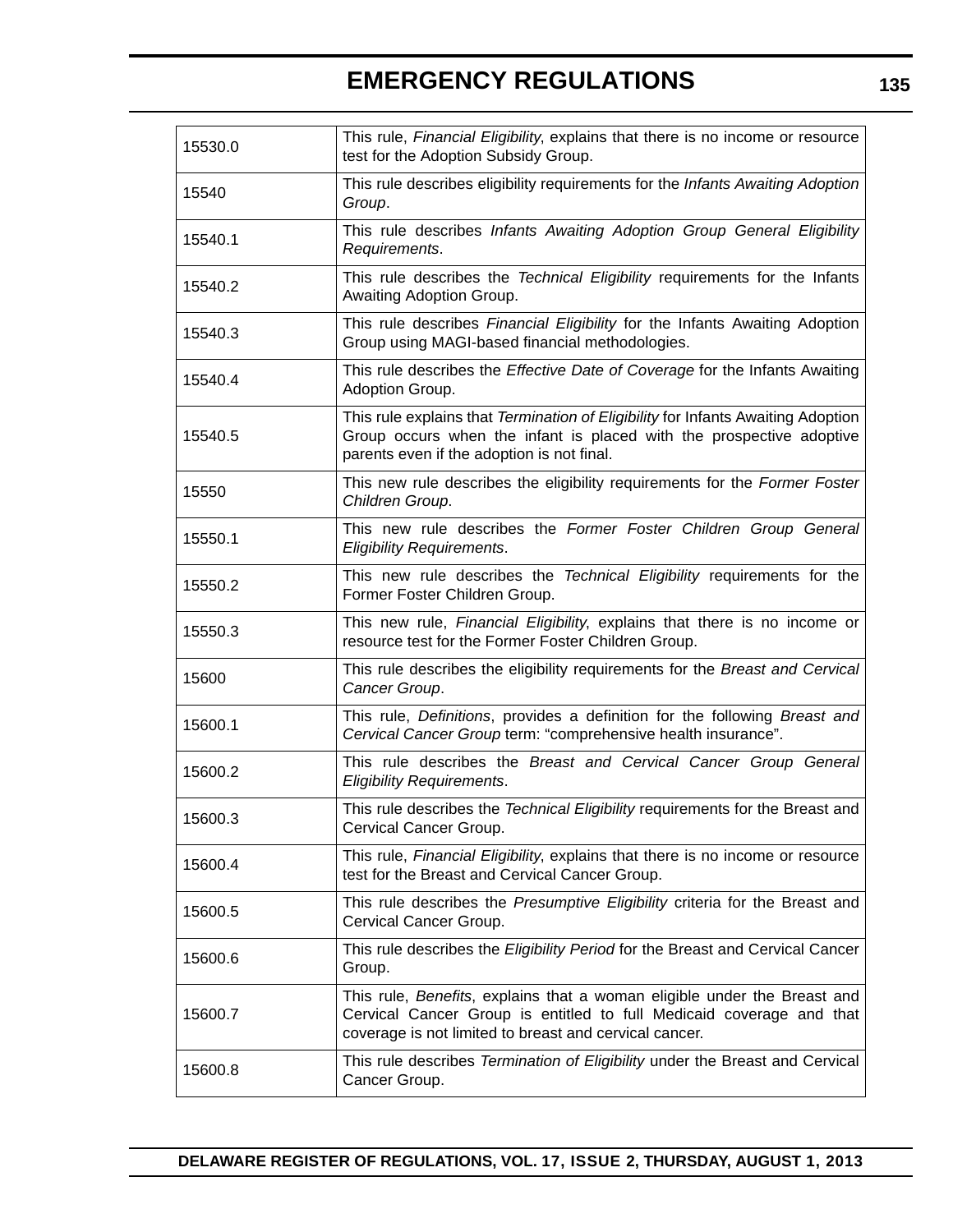| | |
|---|---|
| 15530.0 | This rule, *Financial Eligibility*, explains that there is no income or resource test for the Adoption Subsidy Group. |
| 15540 | This rule describes eligibility requirements for the *Infants Awaiting Adoption Group*. |
| 15540.1 | This rule describes *Infants Awaiting Adoption Group General Eligibility Requirements*. |
| 15540.2 | This rule describes the *Technical Eligibility* requirements for the Infants Awaiting Adoption Group. |
| 15540.3 | This rule describes *Financial Eligibility* for the Infants Awaiting Adoption Group using MAGI-based financial methodologies. |
| 15540.4 | This rule describes the *Effective Date of Coverage* for the Infants Awaiting Adoption Group. |
| 15540.5 | This rule explains that *Termination of Eligibility* for Infants Awaiting Adoption Group occurs when the infant is placed with the prospective adoptive parents even if the adoption is not final. |
| 15550 | This new rule describes the eligibility requirements for the *Former Foster Children Group*. |
| 15550.1 | This new rule describes the *Former Foster Children Group General Eligibility Requirements*. |
| 15550.2 | This new rule describes the *Technical Eligibility* requirements for the Former Foster Children Group. |
| 15550.3 | This new rule, *Financial Eligibility*, explains that there is no income or resource test for the Former Foster Children Group. |
| 15600 | This rule describes the eligibility requirements for the *Breast and Cervical Cancer Group*. |
| 15600.1 | This rule, *Definitions*, provides a definition for the following *Breast and Cervical Cancer Group* term: "comprehensive health insurance". |
| 15600.2 | This rule describes the *Breast and Cervical Cancer Group General Eligibility Requirements*. |
| 15600.3 | This rule describes the *Technical Eligibility* requirements for the Breast and Cervical Cancer Group. |
| 15600.4 | This rule, *Financial Eligibility*, explains that there is no income or resource test for the Breast and Cervical Cancer Group. |
| 15600.5 | This rule describes the *Presumptive Eligibility* criteria for the Breast and Cervical Cancer Group. |
| 15600.6 | This rule describes the *Eligibility Period* for the Breast and Cervical Cancer Group. |
| 15600.7 | This rule, *Benefits*, explains that a woman eligible under the Breast and Cervical Cancer Group is entitled to full Medicaid coverage and that coverage is not limited to breast and cervical cancer. |
| 15600.8 | This rule describes *Termination of Eligibility* under the Breast and Cervical Cancer Group. |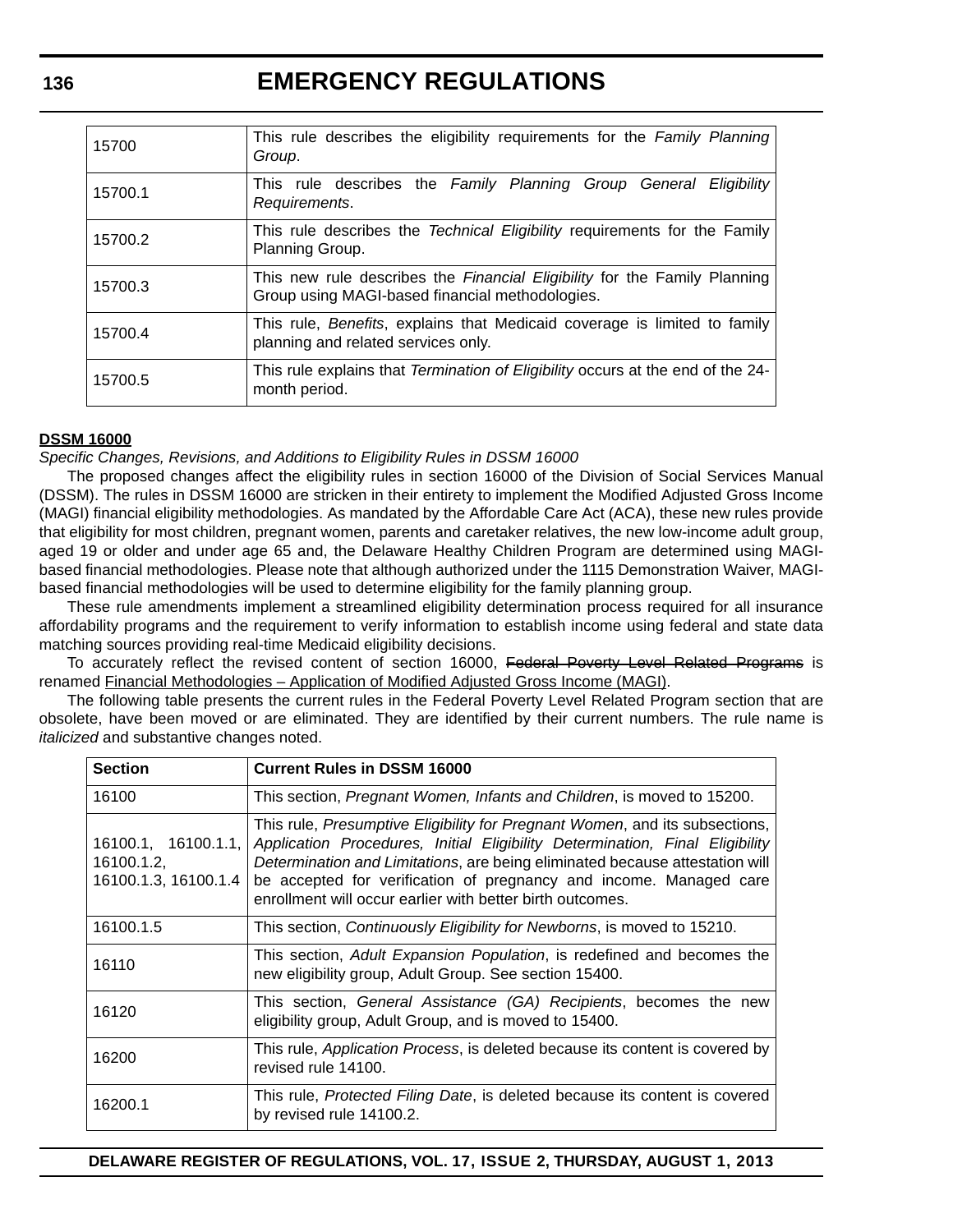| 15700 | This rule describes the eligibility requirements for the *Family Planning Group*. |
|---|---|
| 15700.1 | This rule describes the *Family Planning Group General Eligibility Requirements*. |
| 15700.2 | This rule describes the *Technical Eligibility* requirements for the Family Planning Group. |
| 15700.3 | This new rule describes the *Financial Eligibility* for the Family Planning Group using MAGI-based financial methodologies. |
| 15700.4 | This rule, *Benefits*, explains that Medicaid coverage is limited to family planning and related services only. |
| 15700.5 | This rule explains that *Termination of Eligibility* occurs at the end of the 24-month period. |

**DSSM 16000**

*Specific Changes, Revisions, and Additions to Eligibility Rules in DSSM 16000*

The proposed changes affect the eligibility rules in section 16000 of the Division of Social Services Manual (DSSM). The rules in DSSM 16000 are stricken in their entirety to implement the Modified Adjusted Gross Income (MAGI) financial eligibility methodologies. As mandated by the Affordable Care Act (ACA), these new rules provide that eligibility for most children, pregnant women, parents and caretaker relatives, the new low-income adult group, aged 19 or older and under age 65 and, the Delaware Healthy Children Program are determined using MAGI-based financial methodologies. Please note that although authorized under the 1115 Demonstration Waiver, MAGI-based financial methodologies will be used to determine eligibility for the family planning group.

These rule amendments implement a streamlined eligibility determination process required for all insurance affordability programs and the requirement to verify information to establish income using federal and state data matching sources providing real-time Medicaid eligibility decisions.

To accurately reflect the revised content of section 16000, ~~Federal Poverty Level Related Programs~~ is renamed Financial Methodologies – Application of Modified Adjusted Gross Income (MAGI).

The following table presents the current rules in the Federal Poverty Level Related Program section that are obsolete, have been moved or are eliminated. They are identified by their current numbers. The rule name is *italicized* and substantive changes noted.

| Section | Current Rules in DSSM 16000 |
|---|---|
| 16100 | This section, *Pregnant Women, Infants and Children*, is moved to 15200. |
| 16100.1, 16100.1.1, 16100.1.2, 16100.1.3, 16100.1.4 | This rule, *Presumptive Eligibility for Pregnant Women*, and its subsections, *Application Procedures, Initial Eligibility Determination, Final Eligibility Determination and Limitations*, are being eliminated because attestation will be accepted for verification of pregnancy and income. Managed care enrollment will occur earlier with better birth outcomes. |
| 16100.1.5 | This section, *Continuously Eligibility for Newborns*, is moved to 15210. |
| 16110 | This section, *Adult Expansion Population*, is redefined and becomes the new eligibility group, Adult Group. See section 15400. |
| 16120 | This section, *General Assistance (GA) Recipients*, becomes the new eligibility group, Adult Group, and is moved to 15400. |
| 16200 | This rule, *Application Process*, is deleted because its content is covered by revised rule 14100. |
| 16200.1 | This rule, *Protected Filing Date*, is deleted because its content is covered by revised rule 14100.2. |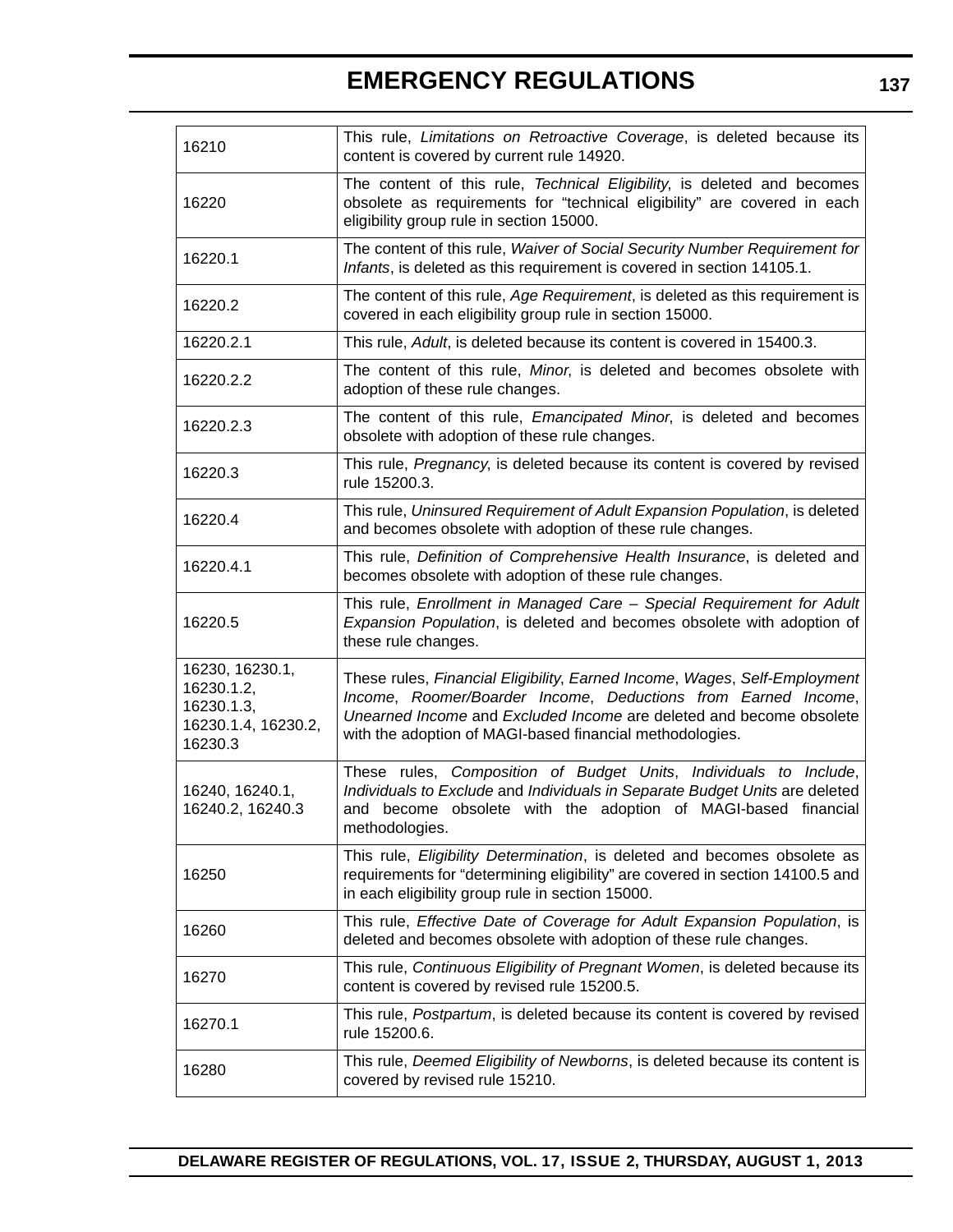| | |
|---|---|
| 16210 | This rule, *Limitations on Retroactive Coverage*, is deleted because its content is covered by current rule 14920. |
| 16220 | The content of this rule, *Technical Eligibility*, is deleted and becomes obsolete as requirements for "technical eligibility" are covered in each eligibility group rule in section 15000. |
| 16220.1 | The content of this rule, *Waiver of Social Security Number Requirement for Infants*, is deleted as this requirement is covered in section 14105.1. |
| 16220.2 | The content of this rule, *Age Requirement*, is deleted as this requirement is covered in each eligibility group rule in section 15000. |
| 16220.2.1 | This rule, *Adult*, is deleted because its content is covered in 15400.3. |
| 16220.2.2 | The content of this rule, *Minor*, is deleted and becomes obsolete with adoption of these rule changes. |
| 16220.2.3 | The content of this rule, *Emancipated Minor*, is deleted and becomes obsolete with adoption of these rule changes. |
| 16220.3 | This rule, *Pregnancy*, is deleted because its content is covered by revised rule 15200.3. |
| 16220.4 | This rule, *Uninsured Requirement of Adult Expansion Population*, is deleted and becomes obsolete with adoption of these rule changes. |
| 16220.4.1 | This rule, *Definition of Comprehensive Health Insurance*, is deleted and becomes obsolete with adoption of these rule changes. |
| 16220.5 | This rule, *Enrollment in Managed Care – Special Requirement for Adult Expansion Population*, is deleted and becomes obsolete with adoption of these rule changes. |
| 16230, 16230.1, 16230.1.2, 16230.1.3, 16230.1.4, 16230.2, 16230.3 | These rules, *Financial Eligibility*, *Earned Income*, *Wages*, *Self-Employment Income*, *Roomer/Boarder Income*, *Deductions from Earned Income*, *Unearned Income* and *Excluded Income* are deleted and become obsolete with the adoption of MAGI-based financial methodologies. |
| 16240, 16240.1, 16240.2, 16240.3 | These rules, *Composition of Budget Units*, *Individuals to Include*, *Individuals to Exclude* and *Individuals in Separate Budget Units* are deleted and become obsolete with the adoption of MAGI-based financial methodologies. |
| 16250 | This rule, *Eligibility Determination*, is deleted and becomes obsolete as requirements for "determining eligibility" are covered in section 14100.5 and in each eligibility group rule in section 15000. |
| 16260 | This rule, *Effective Date of Coverage for Adult Expansion Population*, is deleted and becomes obsolete with adoption of these rule changes. |
| 16270 | This rule, *Continuous Eligibility of Pregnant Women*, is deleted because its content is covered by revised rule 15200.5. |
| 16270.1 | This rule, *Postpartum*, is deleted because its content is covered by revised rule 15200.6. |
| 16280 | This rule, *Deemed Eligibility of Newborns*, is deleted because its content is covered by revised rule 15210. |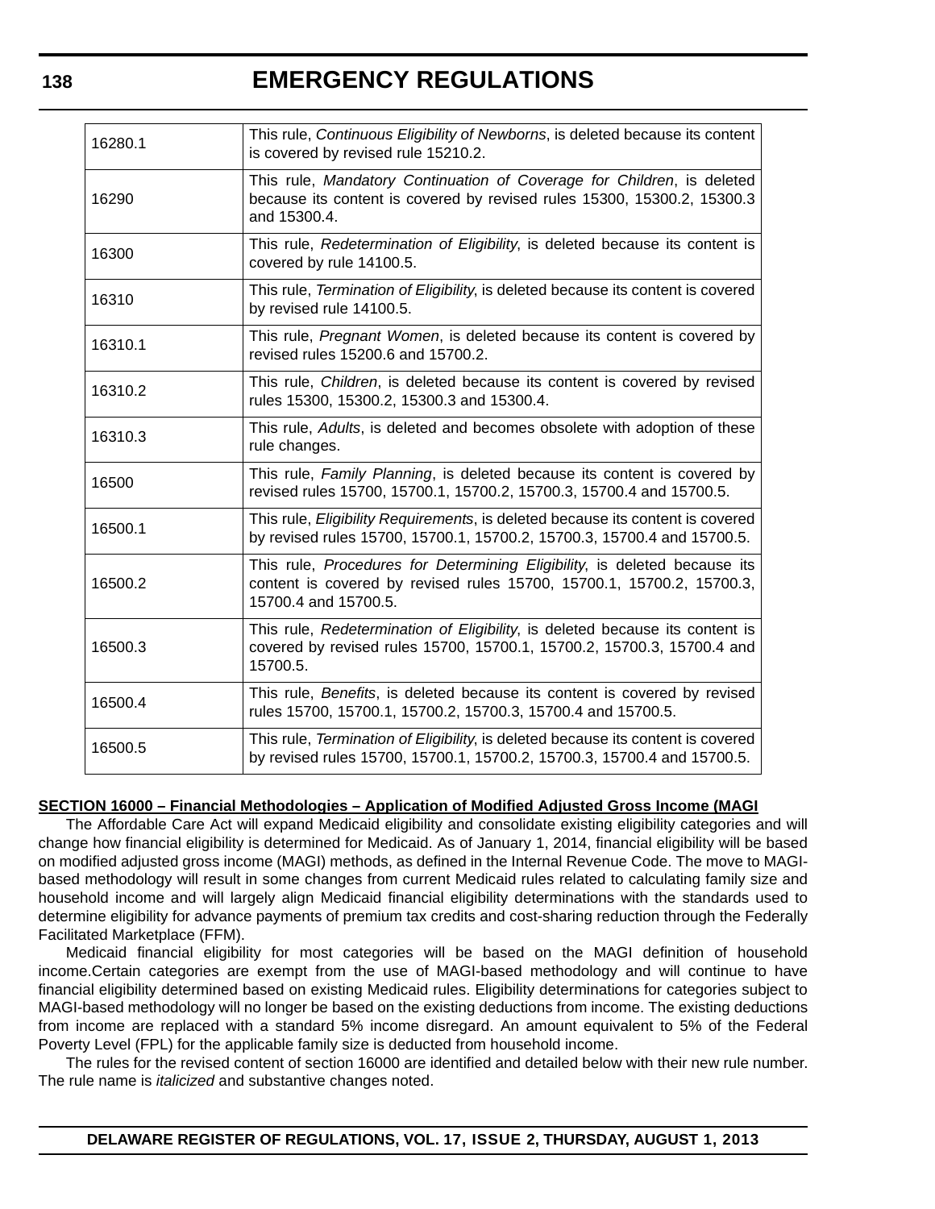| | |
|---|---|
| 16280.1 | This rule, *Continuous Eligibility of Newborns*, is deleted because its content is covered by revised rule 15210.2. |
| 16290 | This rule, *Mandatory Continuation of Coverage for Children*, is deleted because its content is covered by revised rules 15300, 15300.2, 15300.3 and 15300.4. |
| 16300 | This rule, *Redetermination of Eligibility*, is deleted because its content is covered by rule 14100.5. |
| 16310 | This rule, *Termination of Eligibility*, is deleted because its content is covered by revised rule 14100.5. |
| 16310.1 | This rule, *Pregnant Women*, is deleted because its content is covered by revised rules 15200.6 and 15700.2. |
| 16310.2 | This rule, *Children*, is deleted because its content is covered by revised rules 15300, 15300.2, 15300.3 and 15300.4. |
| 16310.3 | This rule, *Adults*, is deleted and becomes obsolete with adoption of these rule changes. |
| 16500 | This rule, *Family Planning*, is deleted because its content is covered by revised rules 15700, 15700.1, 15700.2, 15700.3, 15700.4 and 15700.5. |
| 16500.1 | This rule, *Eligibility Requirements*, is deleted because its content is covered by revised rules 15700, 15700.1, 15700.2, 15700.3, 15700.4 and 15700.5. |
| 16500.2 | This rule, *Procedures for Determining Eligibility*, is deleted because its content is covered by revised rules 15700, 15700.1, 15700.2, 15700.3, 15700.4 and 15700.5. |
| 16500.3 | This rule, *Redetermination of Eligibility*, is deleted because its content is covered by revised rules 15700, 15700.1, 15700.2, 15700.3, 15700.4 and 15700.5. |
| 16500.4 | This rule, *Benefits*, is deleted because its content is covered by revised rules 15700, 15700.1, 15700.2, 15700.3, 15700.4 and 15700.5. |
| 16500.5 | This rule, *Termination of Eligibility*, is deleted because its content is covered by revised rules 15700, 15700.1, 15700.2, 15700.3, 15700.4 and 15700.5. |

**SECTION 16000 – Financial Methodologies – Application of Modified Adjusted Gross Income (MAGI**

The Affordable Care Act will expand Medicaid eligibility and consolidate existing eligibility categories and will change how financial eligibility is determined for Medicaid. As of January 1, 2014, financial eligibility will be based on modified adjusted gross income (MAGI) methods, as defined in the Internal Revenue Code. The move to MAGI-based methodology will result in some changes from current Medicaid rules related to calculating family size and household income and will largely align Medicaid financial eligibility determinations with the standards used to determine eligibility for advance payments of premium tax credits and cost-sharing reduction through the Federally Facilitated Marketplace (FFM).

Medicaid financial eligibility for most categories will be based on the MAGI definition of household income.Certain categories are exempt from the use of MAGI-based methodology and will continue to have financial eligibility determined based on existing Medicaid rules. Eligibility determinations for categories subject to MAGI-based methodology will no longer be based on the existing deductions from income. The existing deductions from income are replaced with a standard 5% income disregard. An amount equivalent to 5% of the Federal Poverty Level (FPL) for the applicable family size is deducted from household income.

The rules for the revised content of section 16000 are identified and detailed below with their new rule number. The rule name is *italicized* and substantive changes noted.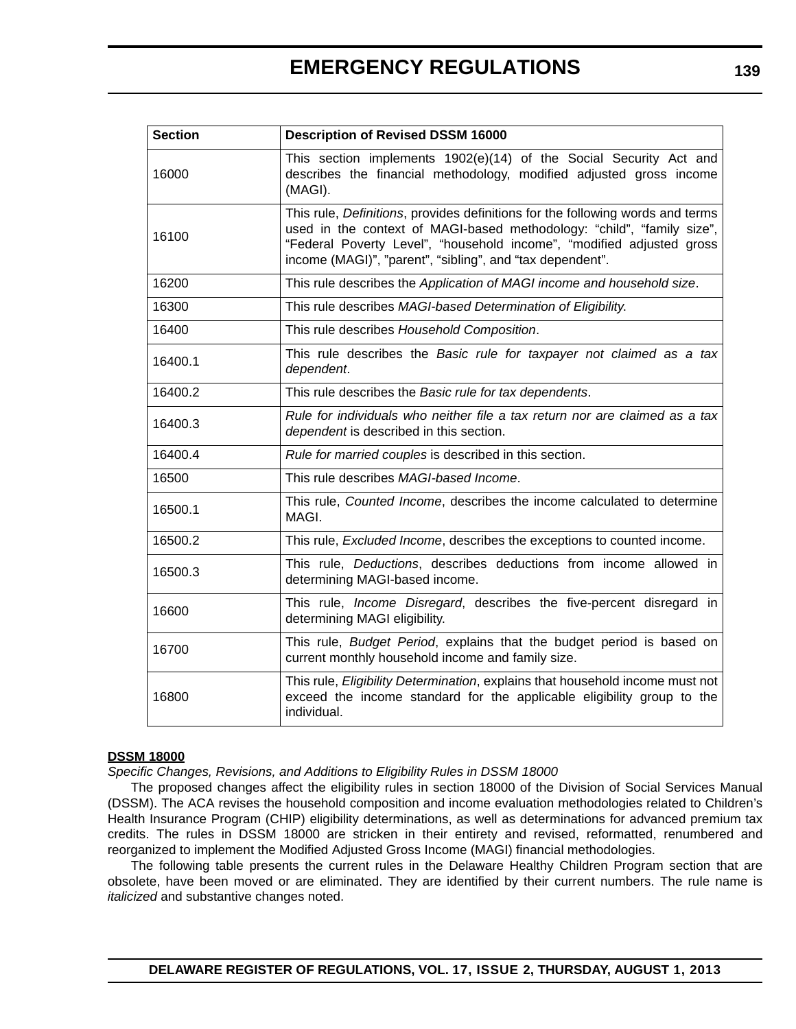| Section | Description of Revised DSSM 16000 |
|---|---|
| 16000 | This section implements 1902(e)(14) of the Social Security Act and describes the financial methodology, modified adjusted gross income (MAGI). |
| 16100 | This rule, *Definitions*, provides definitions for the following words and terms used in the context of MAGI-based methodology: “child”, “family size”, “Federal Poverty Level”, “household income”, “modified adjusted gross income (MAGI)”, ”parent”, “sibling”, and “tax dependent”. |
| 16200 | This rule describes the *Application of MAGI income and household size*. |
| 16300 | This rule describes *MAGI-based Determination of Eligibility.* |
| 16400 | This rule describes *Household Composition*. |
| 16400.1 | This rule describes the *Basic rule for taxpayer not claimed as a tax dependent*. |
| 16400.2 | This rule describes the *Basic rule for tax dependents*. |
| 16400.3 | *Rule for individuals who neither file a tax return nor are claimed as a tax dependent* is described in this section. |
| 16400.4 | *Rule for married couples* is described in this section. |
| 16500 | This rule describes *MAGI-based Income*. |
| 16500.1 | This rule, *Counted Income*, describes the income calculated to determine MAGI. |
| 16500.2 | This rule, *Excluded Income*, describes the exceptions to counted income. |
| 16500.3 | This rule, *Deductions*, describes deductions from income allowed in determining MAGI-based income. |
| 16600 | This rule, *Income Disregard*, describes the five-percent disregard in determining MAGI eligibility. |
| 16700 | This rule, *Budget Period*, explains that the budget period is based on current monthly household income and family size. |
| 16800 | This rule, *Eligibility Determination*, explains that household income must not exceed the income standard for the applicable eligibility group to the individual. |

**DSSM 18000**

*Specific Changes, Revisions, and Additions to Eligibility Rules in DSSM 18000*

The proposed changes affect the eligibility rules in section 18000 of the Division of Social Services Manual (DSSM). The ACA revises the household composition and income evaluation methodologies related to Children’s Health Insurance Program (CHIP) eligibility determinations, as well as determinations for advanced premium tax credits. The rules in DSSM 18000 are stricken in their entirety and revised, reformatted, renumbered and reorganized to implement the Modified Adjusted Gross Income (MAGI) financial methodologies.

The following table presents the current rules in the Delaware Healthy Children Program section that are obsolete, have been moved or are eliminated. They are identified by their current numbers. The rule name is *italicized* and substantive changes noted.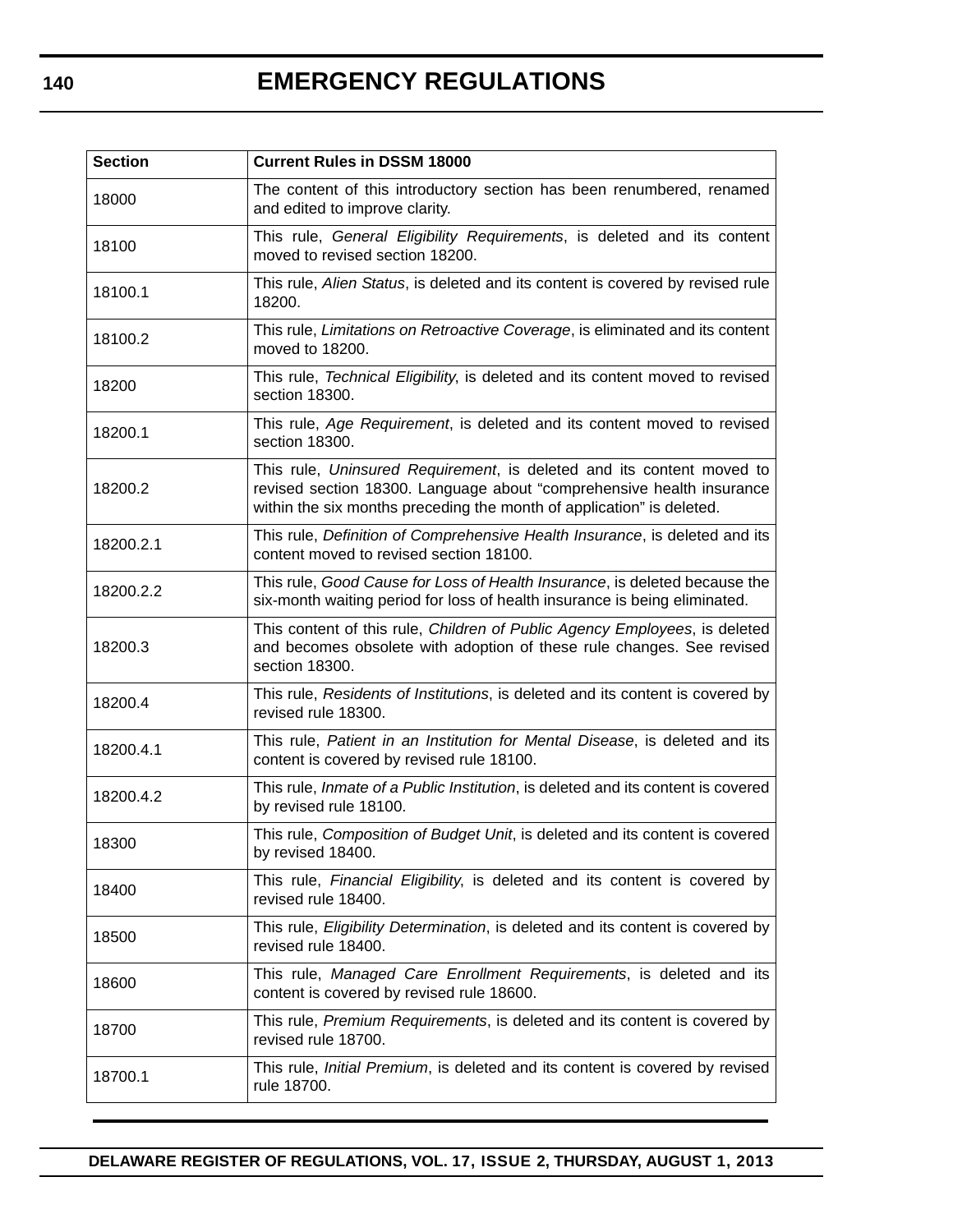| Section | Current Rules in DSSM 18000 |
|---|---|
| 18000 | The content of this introductory section has been renumbered, renamed and edited to improve clarity. |
| 18100 | This rule, *General Eligibility Requirements*, is deleted and its content moved to revised section 18200. |
| 18100.1 | This rule, *Alien Status*, is deleted and its content is covered by revised rule 18200. |
| 18100.2 | This rule, *Limitations on Retroactive Coverage*, is eliminated and its content moved to 18200. |
| 18200 | This rule, *Technical Eligibility*, is deleted and its content moved to revised section 18300. |
| 18200.1 | This rule, *Age Requirement*, is deleted and its content moved to revised section 18300. |
| 18200.2 | This rule, *Uninsured Requirement*, is deleted and its content moved to revised section 18300. Language about "comprehensive health insurance within the six months preceding the month of application" is deleted. |
| 18200.2.1 | This rule, *Definition of Comprehensive Health Insurance*, is deleted and its content moved to revised section 18100. |
| 18200.2.2 | This rule, *Good Cause for Loss of Health Insurance*, is deleted because the six-month waiting period for loss of health insurance is being eliminated. |
| 18200.3 | This content of this rule, *Children of Public Agency Employees*, is deleted and becomes obsolete with adoption of these rule changes. See revised section 18300. |
| 18200.4 | This rule, *Residents of Institutions*, is deleted and its content is covered by revised rule 18300. |
| 18200.4.1 | This rule, *Patient in an Institution for Mental Disease*, is deleted and its content is covered by revised rule 18100. |
| 18200.4.2 | This rule, *Inmate of a Public Institution*, is deleted and its content is covered by revised rule 18100. |
| 18300 | This rule, *Composition of Budget Unit*, is deleted and its content is covered by revised 18400. |
| 18400 | This rule, *Financial Eligibility*, is deleted and its content is covered by revised rule 18400. |
| 18500 | This rule, *Eligibility Determination*, is deleted and its content is covered by revised rule 18400. |
| 18600 | This rule, *Managed Care Enrollment Requirements*, is deleted and its content is covered by revised rule 18600. |
| 18700 | This rule, *Premium Requirements*, is deleted and its content is covered by revised rule 18700. |
| 18700.1 | This rule, *Initial Premium*, is deleted and its content is covered by revised rule 18700. |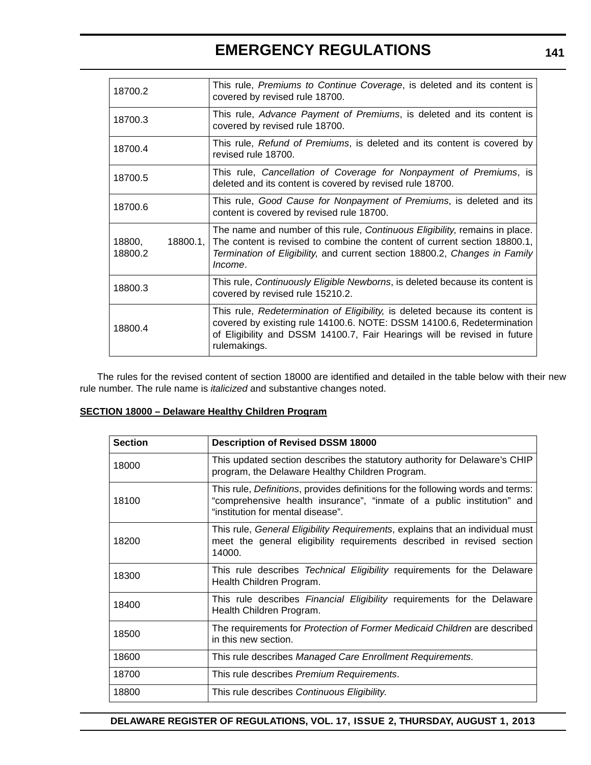| | |
|---|---|
| 18700.2 | This rule, *Premiums to Continue Coverage*, is deleted and its content is covered by revised rule 18700. |
| 18700.3 | This rule, *Advance Payment of Premiums*, is deleted and its content is covered by revised rule 18700. |
| 18700.4 | This rule, *Refund of Premiums*, is deleted and its content is covered by revised rule 18700. |
| 18700.5 | This rule, *Cancellation of Coverage for Nonpayment of Premiums*, is deleted and its content is covered by revised rule 18700. |
| 18700.6 | This rule, *Good Cause for Nonpayment of Premiums*, is deleted and its content is covered by revised rule 18700. |
| 18800, 18800.1, 18800.2 | The name and number of this rule, *Continuous Eligibility*, remains in place. The content is revised to combine the content of current section 18800.1, *Termination of Eligibility*, and current section 18800.2, *Changes in Family Income*. |
| 18800.3 | This rule, *Continuously Eligible Newborns*, is deleted because its content is covered by revised rule 15210.2. |
| 18800.4 | This rule, *Redetermination of Eligibility,* is deleted because its content is covered by existing rule 14100.6. NOTE: DSSM 14100.6, Redetermination of Eligibility and DSSM 14100.7, Fair Hearings will be revised in future rulemakings. |

The rules for the revised content of section 18000 are identified and detailed in the table below with their new rule number. The rule name is *italicized* and substantive changes noted.

**SECTION 18000 – Delaware Healthy Children Program**

| **Section** | **Description of Revised DSSM 18000** |
|---|---|
| 18000 | This updated section describes the statutory authority for Delaware's CHIP program, the Delaware Healthy Children Program. |
| 18100 | This rule, *Definitions*, provides definitions for the following words and terms: "comprehensive health insurance", "inmate of a public institution" and "institution for mental disease". |
| 18200 | This rule, *General Eligibility Requirements*, explains that an individual must meet the general eligibility requirements described in revised section 14000. |
| 18300 | This rule describes *Technical Eligibility* requirements for the Delaware Health Children Program. |
| 18400 | This rule describes *Financial Eligibility* requirements for the Delaware Health Children Program. |
| 18500 | The requirements for *Protection of Former Medicaid Children* are described in this new section. |
| 18600 | This rule describes *Managed Care Enrollment Requirements*. |
| 18700 | This rule describes *Premium Requirements*. |
| 18800 | This rule describes *Continuous Eligibility*. |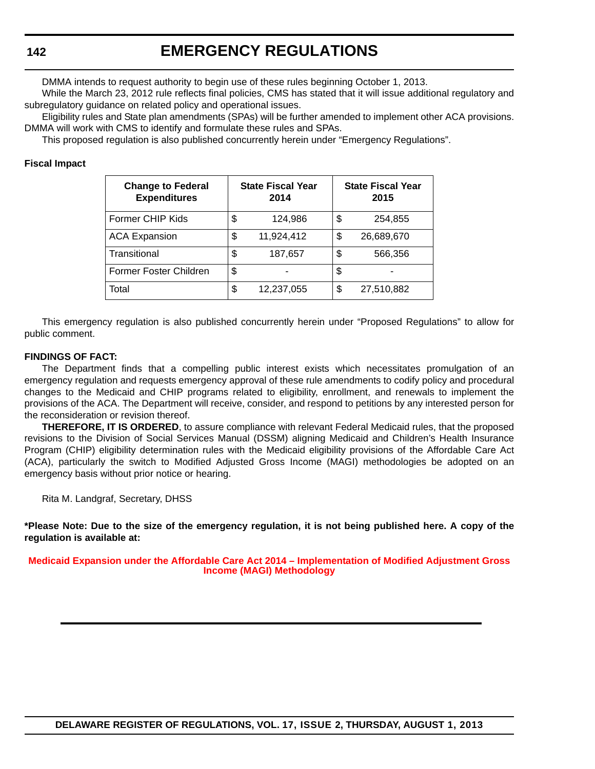DMMA intends to request authority to begin use of these rules beginning October 1, 2013.

While the March 23, 2012 rule reflects final policies, CMS has stated that it will issue additional regulatory and subregulatory guidance on related policy and operational issues.

Eligibility rules and State plan amendments (SPAs) will be further amended to implement other ACA provisions. DMMA will work with CMS to identify and formulate these rules and SPAs.

This proposed regulation is also published concurrently herein under "Emergency Regulations".

**Fiscal Impact**

| Change to Federal Expenditures | State Fiscal Year 2014 | State Fiscal Year 2015 |
|---|---|---|
| Former CHIP Kids | $ 124,986 | $ 254,855 |
| ACA Expansion | $ 11,924,412 | $ 26,689,670 |
| Transitional | $ 187,657 | $ 566,356 |
| Former Foster Children | $ - | $ - |
| Total | $ 12,237,055 | $ 27,510,882 |

This emergency regulation is also published concurrently herein under "Proposed Regulations" to allow for public comment.

**FINDINGS OF FACT:**

The Department finds that a compelling public interest exists which necessitates promulgation of an emergency regulation and requests emergency approval of these rule amendments to codify policy and procedural changes to the Medicaid and CHIP programs related to eligibility, enrollment, and renewals to implement the provisions of the ACA. The Department will receive, consider, and respond to petitions by any interested person for the reconsideration or revision thereof.

**THEREFORE, IT IS ORDERED**, to assure compliance with relevant Federal Medicaid rules, that the proposed revisions to the Division of Social Services Manual (DSSM) aligning Medicaid and Children's Health Insurance Program (CHIP) eligibility determination rules with the Medicaid eligibility provisions of the Affordable Care Act (ACA), particularly the switch to Modified Adjusted Gross Income (MAGI) methodologies be adopted on an emergency basis without prior notice or hearing.

Rita M. Landgraf, Secretary, DHSS

**\*Please Note: Due to the size of the emergency regulation, it is not being published here. A copy of the regulation is available at:**

**Medicaid Expansion under the Affordable Care Act 2014 – Implementation of Modified Adjustment Gross Income (MAGI) Methodology**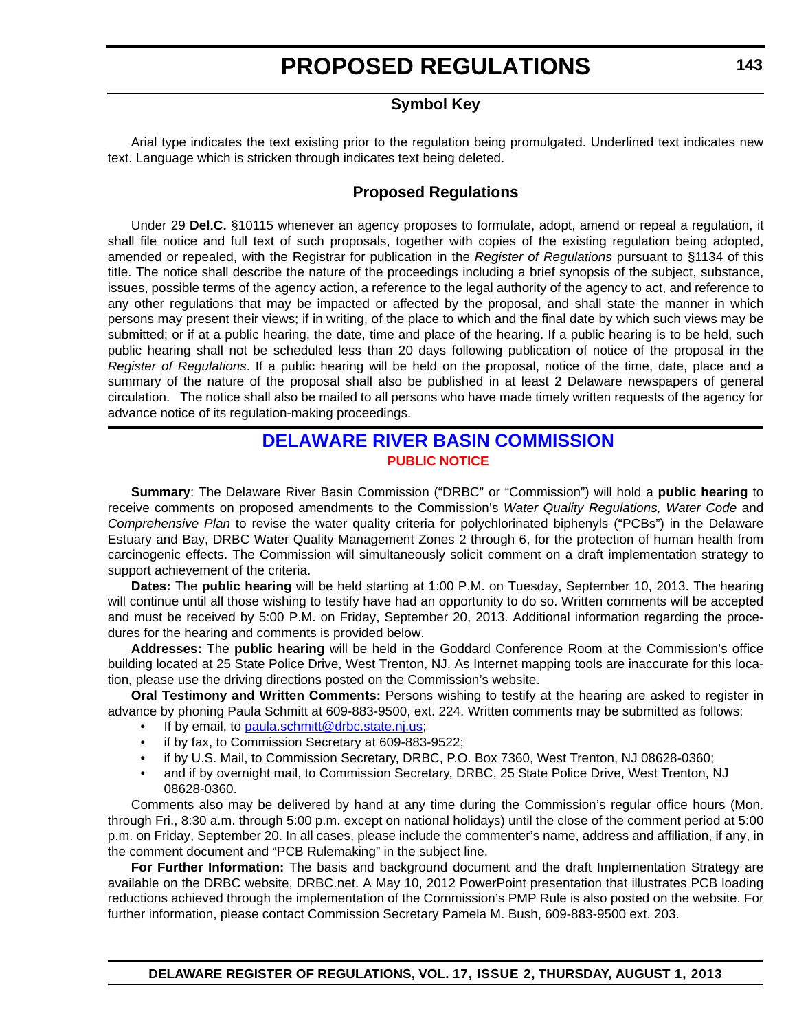# PROPOSED REGULATIONS

## Symbol Key

Arial type indicates the text existing prior to the regulation being promulgated. <u>Underlined text</u> indicates new text. Language which is ~~stricken~~ through indicates text being deleted.

## Proposed Regulations

Under 29 **Del.C.** §10115 whenever an agency proposes to formulate, adopt, amend or repeal a regulation, it shall file notice and full text of such proposals, together with copies of the existing regulation being adopted, amended or repealed, with the Registrar for publication in the *Register of Regulations* pursuant to §1134 of this title. The notice shall describe the nature of the proceedings including a brief synopsis of the subject, substance, issues, possible terms of the agency action, a reference to the legal authority of the agency to act, and reference to any other regulations that may be impacted or affected by the proposal, and shall state the manner in which persons may present their views; if in writing, of the place to which and the final date by which such views may be submitted; or if at a public hearing, the date, time and place of the hearing. If a public hearing is to be held, such public hearing shall not be scheduled less than 20 days following publication of notice of the proposal in the *Register of Regulations*. If a public hearing will be held on the proposal, notice of the time, date, place and a summary of the nature of the proposal shall also be published in at least 2 Delaware newspapers of general circulation. The notice shall also be mailed to all persons who have made timely written requests of the agency for advance notice of its regulation-making proceedings.

## DELAWARE RIVER BASIN COMMISSION

### PUBLIC NOTICE

**Summary**: The Delaware River Basin Commission ("DRBC" or "Commission") will hold a **public hearing** to receive comments on proposed amendments to the Commission's *Water Quality Regulations, Water Code* and *Comprehensive Plan* to revise the water quality criteria for polychlorinated biphenyls ("PCBs") in the Delaware Estuary and Bay, DRBC Water Quality Management Zones 2 through 6, for the protection of human health from carcinogenic effects. The Commission will simultaneously solicit comment on a draft implementation strategy to support achievement of the criteria.

**Dates:** The **public hearing** will be held starting at 1:00 P.M. on Tuesday, September 10, 2013. The hearing will continue until all those wishing to testify have had an opportunity to do so. Written comments will be accepted and must be received by 5:00 P.M. on Friday, September 20, 2013. Additional information regarding the procedures for the hearing and comments is provided below.

**Addresses:** The **public hearing** will be held in the Goddard Conference Room at the Commission's office building located at 25 State Police Drive, West Trenton, NJ. As Internet mapping tools are inaccurate for this location, please use the driving directions posted on the Commission's website.

**Oral Testimony and Written Comments:** Persons wishing to testify at the hearing are asked to register in advance by phoning Paula Schmitt at 609-883-9500, ext. 224. Written comments may be submitted as follows:

- If by email, to paula.schmitt@drbc.state.nj.us;
- if by fax, to Commission Secretary at 609-883-9522;
- if by U.S. Mail, to Commission Secretary, DRBC, P.O. Box 7360, West Trenton, NJ 08628-0360;
- and if by overnight mail, to Commission Secretary, DRBC, 25 State Police Drive, West Trenton, NJ 08628-0360.

Comments also may be delivered by hand at any time during the Commission's regular office hours (Mon. through Fri., 8:30 a.m. through 5:00 p.m. except on national holidays) until the close of the comment period at 5:00 p.m. on Friday, September 20. In all cases, please include the commenter's name, address and affiliation, if any, in the comment document and "PCB Rulemaking" in the subject line.

**For Further Information:** The basis and background document and the draft Implementation Strategy are available on the DRBC website, DRBC.net. A May 10, 2012 PowerPoint presentation that illustrates PCB loading reductions achieved through the implementation of the Commission's PMP Rule is also posted on the website. For further information, please contact Commission Secretary Pamela M. Bush, 609-883-9500 ext. 203.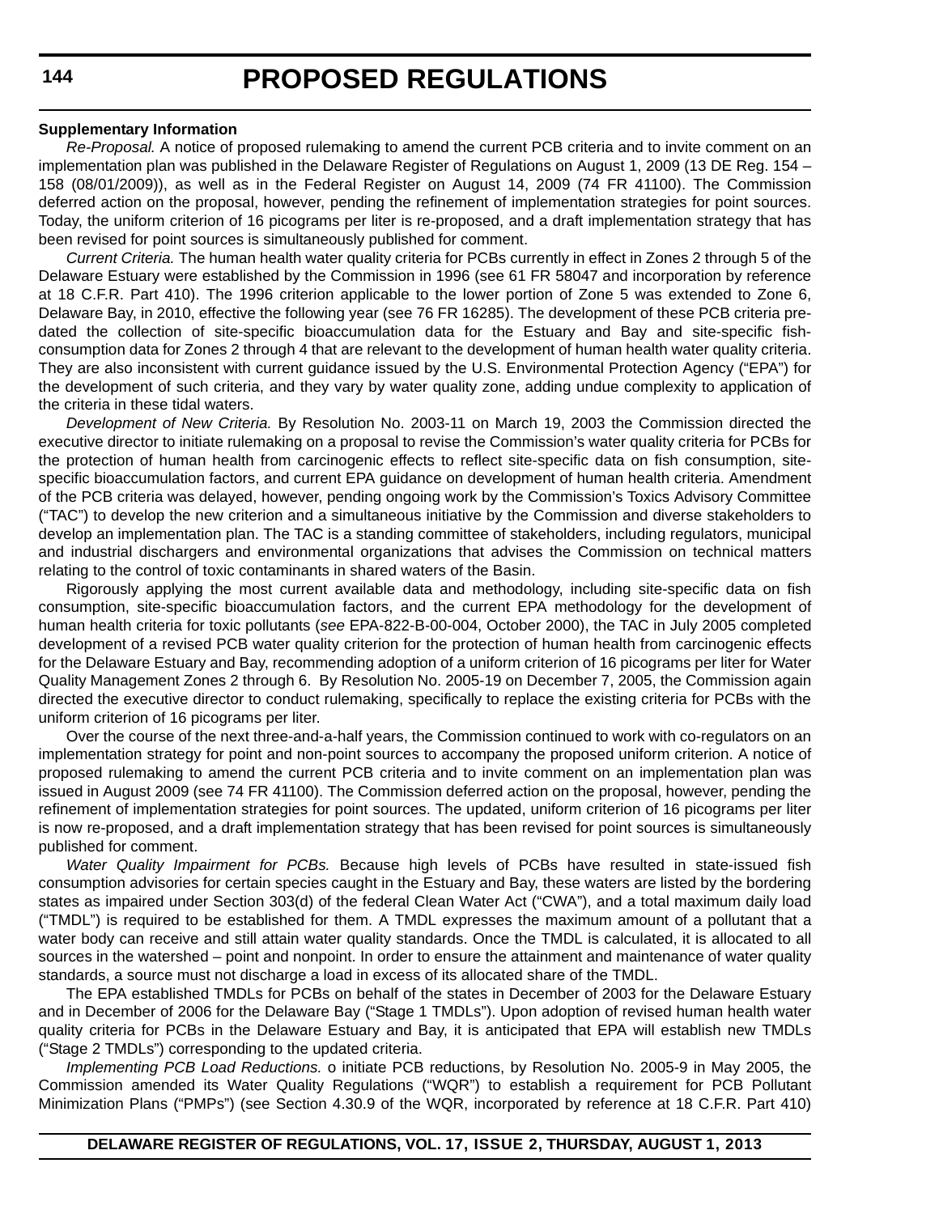**Supplementary Information**

*Re-Proposal.* A notice of proposed rulemaking to amend the current PCB criteria and to invite comment on an implementation plan was published in the Delaware Register of Regulations on August 1, 2009 (13 DE Reg. 154 – 158 (08/01/2009)), as well as in the Federal Register on August 14, 2009 (74 FR 41100). The Commission deferred action on the proposal, however, pending the refinement of implementation strategies for point sources. Today, the uniform criterion of 16 picograms per liter is re-proposed, and a draft implementation strategy that has been revised for point sources is simultaneously published for comment.

*Current Criteria.* The human health water quality criteria for PCBs currently in effect in Zones 2 through 5 of the Delaware Estuary were established by the Commission in 1996 (see 61 FR 58047 and incorporation by reference at 18 C.F.R. Part 410). The 1996 criterion applicable to the lower portion of Zone 5 was extended to Zone 6, Delaware Bay, in 2010, effective the following year (see 76 FR 16285). The development of these PCB criteria pre-dated the collection of site-specific bioaccumulation data for the Estuary and Bay and site-specific fish-consumption data for Zones 2 through 4 that are relevant to the development of human health water quality criteria. They are also inconsistent with current guidance issued by the U.S. Environmental Protection Agency ("EPA") for the development of such criteria, and they vary by water quality zone, adding undue complexity to application of the criteria in these tidal waters.

*Development of New Criteria.* By Resolution No. 2003-11 on March 19, 2003 the Commission directed the executive director to initiate rulemaking on a proposal to revise the Commission's water quality criteria for PCBs for the protection of human health from carcinogenic effects to reflect site-specific data on fish consumption, site-specific bioaccumulation factors, and current EPA guidance on development of human health criteria. Amendment of the PCB criteria was delayed, however, pending ongoing work by the Commission's Toxics Advisory Committee ("TAC") to develop the new criterion and a simultaneous initiative by the Commission and diverse stakeholders to develop an implementation plan. The TAC is a standing committee of stakeholders, including regulators, municipal and industrial dischargers and environmental organizations that advises the Commission on technical matters relating to the control of toxic contaminants in shared waters of the Basin.

Rigorously applying the most current available data and methodology, including site-specific data on fish consumption, site-specific bioaccumulation factors, and the current EPA methodology for the development of human health criteria for toxic pollutants (*see* EPA-822-B-00-004, October 2000), the TAC in July 2005 completed development of a revised PCB water quality criterion for the protection of human health from carcinogenic effects for the Delaware Estuary and Bay, recommending adoption of a uniform criterion of 16 picograms per liter for Water Quality Management Zones 2 through 6. By Resolution No. 2005-19 on December 7, 2005, the Commission again directed the executive director to conduct rulemaking, specifically to replace the existing criteria for PCBs with the uniform criterion of 16 picograms per liter.

Over the course of the next three-and-a-half years, the Commission continued to work with co-regulators on an implementation strategy for point and non-point sources to accompany the proposed uniform criterion. A notice of proposed rulemaking to amend the current PCB criteria and to invite comment on an implementation plan was issued in August 2009 (see 74 FR 41100). The Commission deferred action on the proposal, however, pending the refinement of implementation strategies for point sources. The updated, uniform criterion of 16 picograms per liter is now re-proposed, and a draft implementation strategy that has been revised for point sources is simultaneously published for comment.

*Water Quality Impairment for PCBs.* Because high levels of PCBs have resulted in state-issued fish consumption advisories for certain species caught in the Estuary and Bay, these waters are listed by the bordering states as impaired under Section 303(d) of the federal Clean Water Act ("CWA"), and a total maximum daily load ("TMDL") is required to be established for them. A TMDL expresses the maximum amount of a pollutant that a water body can receive and still attain water quality standards. Once the TMDL is calculated, it is allocated to all sources in the watershed – point and nonpoint. In order to ensure the attainment and maintenance of water quality standards, a source must not discharge a load in excess of its allocated share of the TMDL.

The EPA established TMDLs for PCBs on behalf of the states in December of 2003 for the Delaware Estuary and in December of 2006 for the Delaware Bay ("Stage 1 TMDLs"). Upon adoption of revised human health water quality criteria for PCBs in the Delaware Estuary and Bay, it is anticipated that EPA will establish new TMDLs ("Stage 2 TMDLs") corresponding to the updated criteria.

*Implementing PCB Load Reductions.* o initiate PCB reductions, by Resolution No. 2005-9 in May 2005, the Commission amended its Water Quality Regulations ("WQR") to establish a requirement for PCB Pollutant Minimization Plans ("PMPs") (see Section 4.30.9 of the WQR, incorporated by reference at 18 C.F.R. Part 410)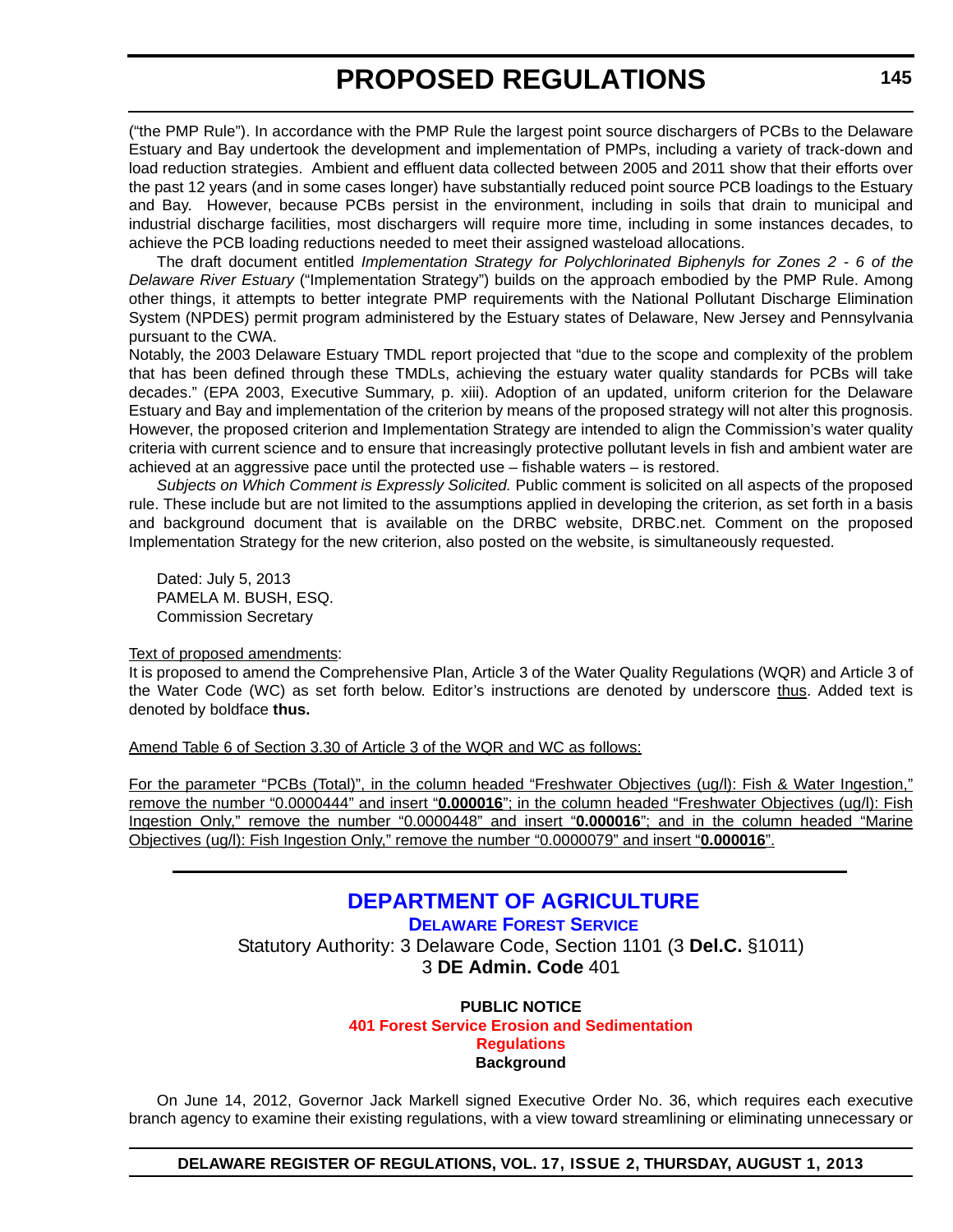("the PMP Rule"). In accordance with the PMP Rule the largest point source dischargers of PCBs to the Delaware Estuary and Bay undertook the development and implementation of PMPs, including a variety of track-down and load reduction strategies. Ambient and effluent data collected between 2005 and 2011 show that their efforts over the past 12 years (and in some cases longer) have substantially reduced point source PCB loadings to the Estuary and Bay. However, because PCBs persist in the environment, including in soils that drain to municipal and industrial discharge facilities, most dischargers will require more time, including in some instances decades, to achieve the PCB loading reductions needed to meet their assigned wasteload allocations.

The draft document entitled *Implementation Strategy for Polychlorinated Biphenyls for Zones 2 - 6 of the Delaware River Estuary* ("Implementation Strategy") builds on the approach embodied by the PMP Rule. Among other things, it attempts to better integrate PMP requirements with the National Pollutant Discharge Elimination System (NPDES) permit program administered by the Estuary states of Delaware, New Jersey and Pennsylvania pursuant to the CWA.

Notably, the 2003 Delaware Estuary TMDL report projected that "due to the scope and complexity of the problem that has been defined through these TMDLs, achieving the estuary water quality standards for PCBs will take decades." (EPA 2003, Executive Summary, p. xiii). Adoption of an updated, uniform criterion for the Delaware Estuary and Bay and implementation of the criterion by means of the proposed strategy will not alter this prognosis. However, the proposed criterion and Implementation Strategy are intended to align the Commission's water quality criteria with current science and to ensure that increasingly protective pollutant levels in fish and ambient water are achieved at an aggressive pace until the protected use – fishable waters – is restored.

*Subjects on Which Comment is Expressly Solicited.* Public comment is solicited on all aspects of the proposed rule. These include but are not limited to the assumptions applied in developing the criterion, as set forth in a basis and background document that is available on the DRBC website, DRBC.net. Comment on the proposed Implementation Strategy for the new criterion, also posted on the website, is simultaneously requested.

Dated: July 5, 2013
PAMELA M. BUSH, ESQ.
Commission Secretary

<u>Text of proposed amendments</u>:

It is proposed to amend the Comprehensive Plan, Article 3 of the Water Quality Regulations (WQR) and Article 3 of the Water Code (WC) as set forth below. Editor's instructions are denoted by underscore <u>thus</u>. Added text is denoted by boldface **thus.**

<u>Amend Table 6 of Section 3.30 of Article 3 of the WQR and WC as follows:</u>

<u>For the parameter "PCBs (Total)", in the column headed "Freshwater Objectives (ug/l): Fish & Water Ingestion," remove the number "0.0000444" and insert "**0.000016**"; in the column headed "Freshwater Objectives (ug/l): Fish Ingestion Only," remove the number "0.0000448" and insert "**0.000016**"; and in the column headed "Marine Objectives (ug/l): Fish Ingestion Only," remove the number "0.0000079" and insert "**0.000016**".</u>

---

# DEPARTMENT OF AGRICULTURE

## DELAWARE FOREST SERVICE

Statutory Authority: 3 Delaware Code, Section 1101 (3 **Del.C.** §1011)
3 **DE Admin. Code** 401

**PUBLIC NOTICE**

**401 Forest Service Erosion and Sedimentation Regulations**

**Background**

On June 14, 2012, Governor Jack Markell signed Executive Order No. 36, which requires each executive branch agency to examine their existing regulations, with a view toward streamlining or eliminating unnecessary or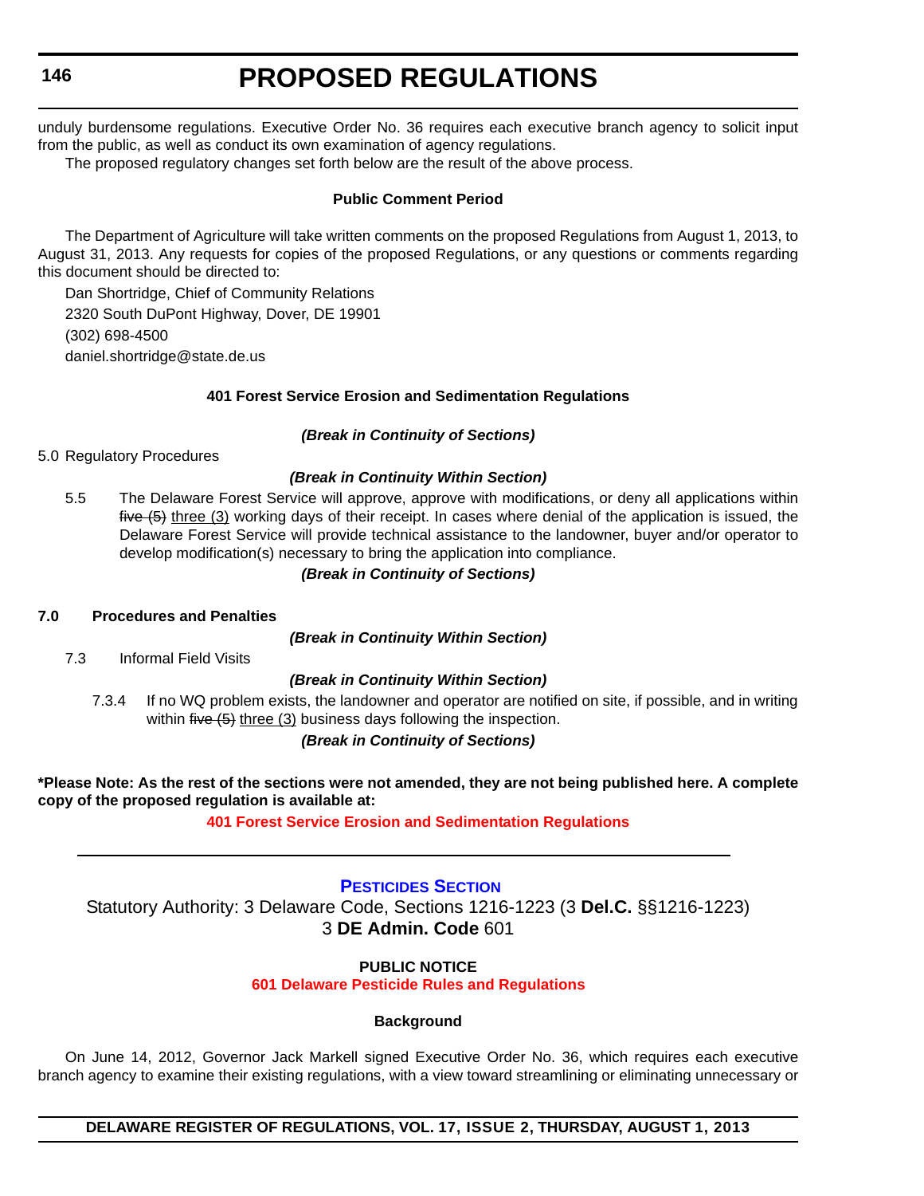unduly burdensome regulations. Executive Order No. 36 requires each executive branch agency to solicit input from the public, as well as conduct its own examination of agency regulations.

The proposed regulatory changes set forth below are the result of the above process.

**Public Comment Period**

The Department of Agriculture will take written comments on the proposed Regulations from August 1, 2013, to August 31, 2013. Any requests for copies of the proposed Regulations, or any questions or comments regarding this document should be directed to:

Dan Shortridge, Chief of Community Relations
2320 South DuPont Highway, Dover, DE 19901
(302) 698-4500
daniel.shortridge@state.de.us

**401 Forest Service Erosion and Sedimentation Regulations**

***(Break in Continuity of Sections)***

5.0 Regulatory Procedures

***(Break in Continuity Within Section)***

5.5 The Delaware Forest Service will approve, approve with modifications, or deny all applications within ~~five (5)~~ three (3) working days of their receipt. In cases where denial of the application is issued, the Delaware Forest Service will provide technical assistance to the landowner, buyer and/or operator to develop modification(s) necessary to bring the application into compliance.

***(Break in Continuity of Sections)***

**7.0 Procedures and Penalties**

***(Break in Continuity Within Section)***

7.3 Informal Field Visits

***(Break in Continuity Within Section)***

7.3.4 If no WQ problem exists, the landowner and operator are notified on site, if possible, and in writing within ~~five (5)~~ three (3) business days following the inspection.

***(Break in Continuity of Sections)***

**\*Please Note: As the rest of the sections were not amended, they are not being published here. A complete copy of the proposed regulation is available at:**

**401 Forest Service Erosion and Sedimentation Regulations**

---

**PESTICIDES SECTION**

Statutory Authority: 3 Delaware Code, Sections 1216-1223 (3 **Del.C.** §§1216-1223)
3 **DE Admin. Code** 601

**PUBLIC NOTICE**

**601 Delaware Pesticide Rules and Regulations**

**Background**

On June 14, 2012, Governor Jack Markell signed Executive Order No. 36, which requires each executive branch agency to examine their existing regulations, with a view toward streamlining or eliminating unnecessary or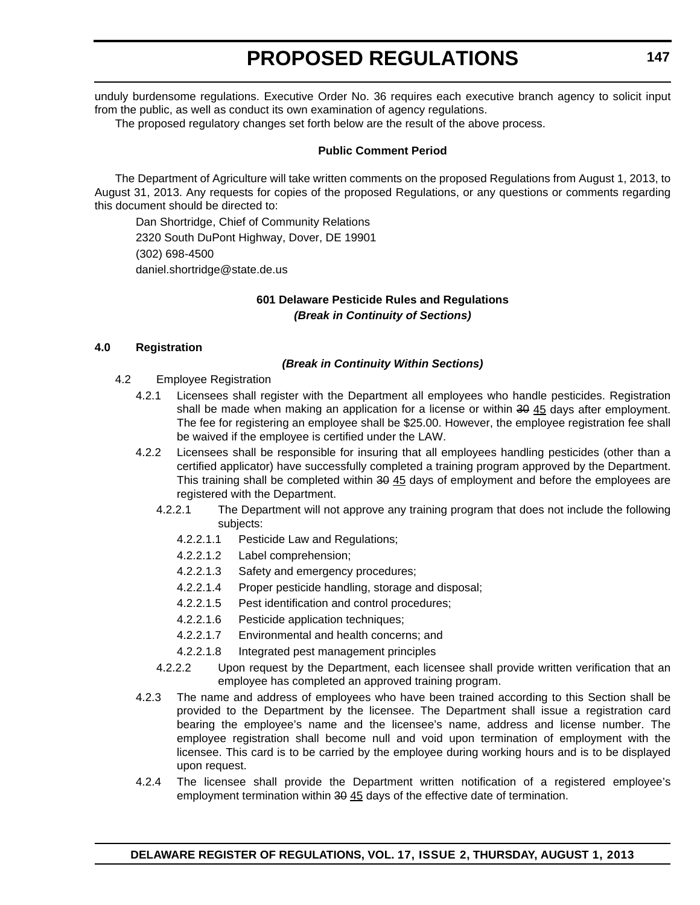unduly burdensome regulations. Executive Order No. 36 requires each executive branch agency to solicit input from the public, as well as conduct its own examination of agency regulations.

The proposed regulatory changes set forth below are the result of the above process.

**Public Comment Period**

The Department of Agriculture will take written comments on the proposed Regulations from August 1, 2013, to August 31, 2013. Any requests for copies of the proposed Regulations, or any questions or comments regarding this document should be directed to:

Dan Shortridge, Chief of Community Relations
2320 South DuPont Highway, Dover, DE 19901
(302) 698-4500
daniel.shortridge@state.de.us

**601 Delaware Pesticide Rules and Regulations**
***(Break in Continuity of Sections)***

**4.0 Registration**

***(Break in Continuity Within Sections)***

4.2 Employee Registration

4.2.1 Licensees shall register with the Department all employees who handle pesticides. Registration shall be made when making an application for a license or within ~~30~~ 45 days after employment. The fee for registering an employee shall be $25.00. However, the employee registration fee shall be waived if the employee is certified under the LAW.

4.2.2 Licensees shall be responsible for insuring that all employees handling pesticides (other than a certified applicator) have successfully completed a training program approved by the Department. This training shall be completed within ~~30~~ 45 days of employment and before the employees are registered with the Department.

4.2.2.1 The Department will not approve any training program that does not include the following subjects:

4.2.2.1.1 Pesticide Law and Regulations;

4.2.2.1.2 Label comprehension;

4.2.2.1.3 Safety and emergency procedures;

4.2.2.1.4 Proper pesticide handling, storage and disposal;

4.2.2.1.5 Pest identification and control procedures;

4.2.2.1.6 Pesticide application techniques;

4.2.2.1.7 Environmental and health concerns; and

4.2.2.1.8 Integrated pest management principles

4.2.2.2 Upon request by the Department, each licensee shall provide written verification that an employee has completed an approved training program.

4.2.3 The name and address of employees who have been trained according to this Section shall be provided to the Department by the licensee. The Department shall issue a registration card bearing the employee's name and the licensee's name, address and license number. The employee registration shall become null and void upon termination of employment with the licensee. This card is to be carried by the employee during working hours and is to be displayed upon request.

4.2.4 The licensee shall provide the Department written notification of a registered employee's employment termination within ~~30~~ 45 days of the effective date of termination.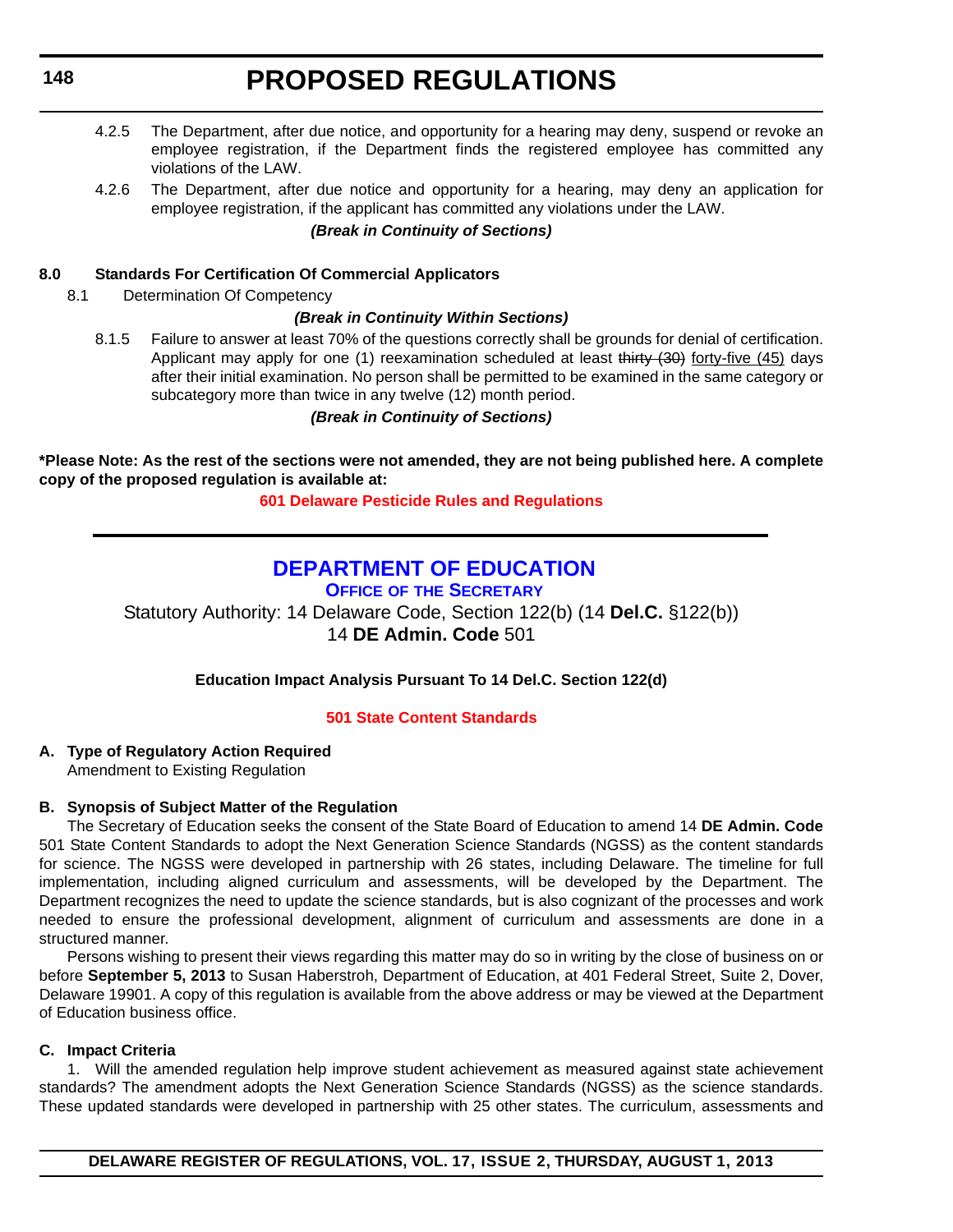4.2.5 The Department, after due notice, and opportunity for a hearing may deny, suspend or revoke an employee registration, if the Department finds the registered employee has committed any violations of the LAW.

4.2.6 The Department, after due notice and opportunity for a hearing, may deny an application for employee registration, if the applicant has committed any violations under the LAW.

***(Break in Continuity of Sections)***

**8.0 Standards For Certification Of Commercial Applicators**

8.1 Determination Of Competency

***(Break in Continuity Within Sections)***

8.1.5 Failure to answer at least 70% of the questions correctly shall be grounds for denial of certification. Applicant may apply for one (1) reexamination scheduled at least ~~thirty (30)~~ forty-five (45) days after their initial examination. No person shall be permitted to be examined in the same category or subcategory more than twice in any twelve (12) month period.

***(Break in Continuity of Sections)***

**\*Please Note: As the rest of the sections were not amended, they are not being published here. A complete copy of the proposed regulation is available at:**

**601 Delaware Pesticide Rules and Regulations**

---

## DEPARTMENT OF EDUCATION

### OFFICE OF THE SECRETARY

Statutory Authority: 14 Delaware Code, Section 122(b) (14 **Del.C.** §122(b))
14 **DE Admin. Code** 501

**Education Impact Analysis Pursuant To 14 Del.C. Section 122(d)**

**501 State Content Standards**

**A. Type of Regulatory Action Required**

Amendment to Existing Regulation

**B. Synopsis of Subject Matter of the Regulation**

The Secretary of Education seeks the consent of the State Board of Education to amend 14 **DE Admin. Code** 501 State Content Standards to adopt the Next Generation Science Standards (NGSS) as the content standards for science. The NGSS were developed in partnership with 26 states, including Delaware. The timeline for full implementation, including aligned curriculum and assessments, will be developed by the Department. The Department recognizes the need to update the science standards, but is also cognizant of the processes and work needed to ensure the professional development, alignment of curriculum and assessments are done in a structured manner.

Persons wishing to present their views regarding this matter may do so in writing by the close of business on or before **September 5, 2013** to Susan Haberstroh, Department of Education, at 401 Federal Street, Suite 2, Dover, Delaware 19901. A copy of this regulation is available from the above address or may be viewed at the Department of Education business office.

**C. Impact Criteria**

1. Will the amended regulation help improve student achievement as measured against state achievement standards? The amendment adopts the Next Generation Science Standards (NGSS) as the science standards. These updated standards were developed in partnership with 25 other states. The curriculum, assessments and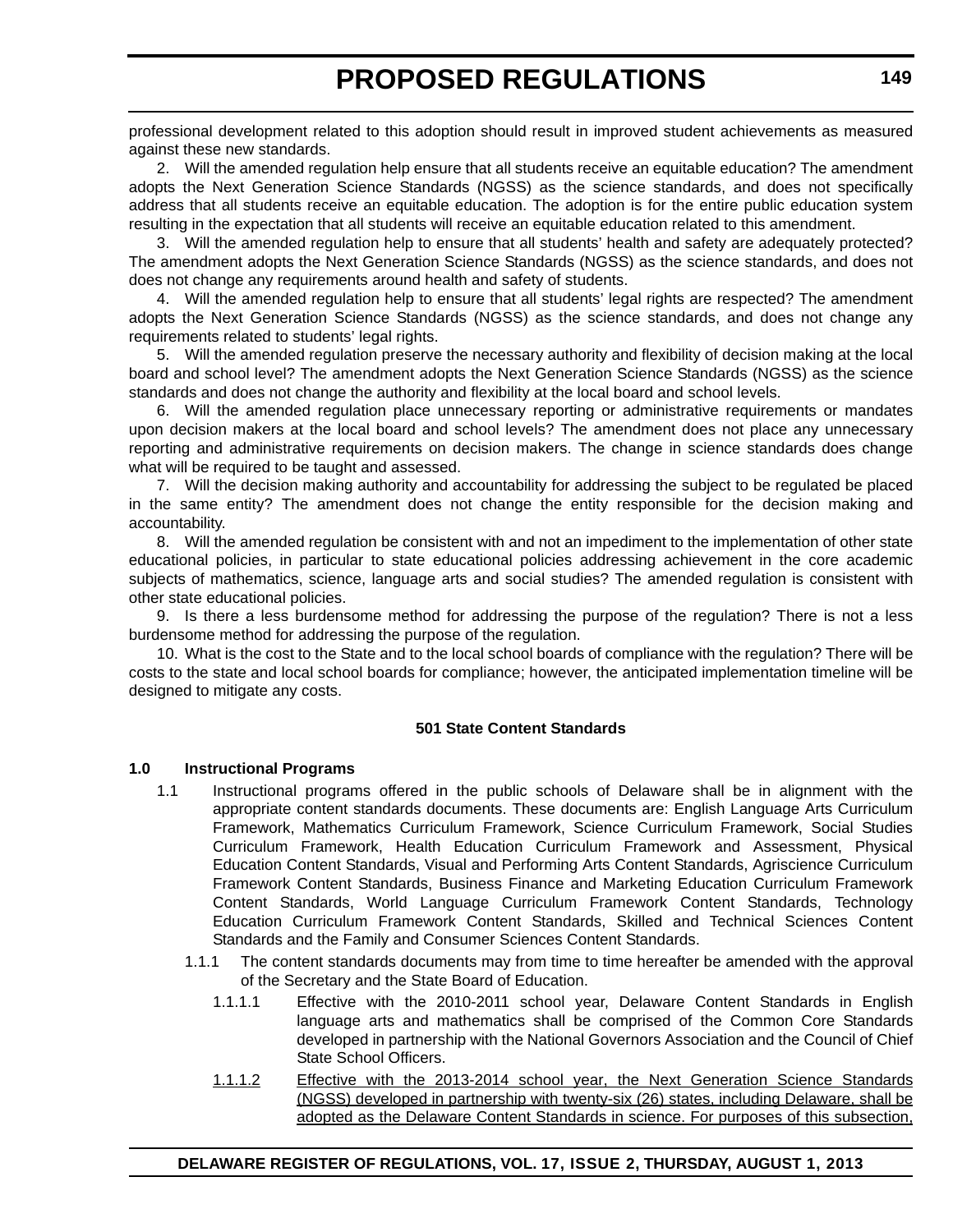professional development related to this adoption should result in improved student achievements as measured against these new standards.

2. Will the amended regulation help ensure that all students receive an equitable education? The amendment adopts the Next Generation Science Standards (NGSS) as the science standards, and does not specifically address that all students receive an equitable education. The adoption is for the entire public education system resulting in the expectation that all students will receive an equitable education related to this amendment.

3. Will the amended regulation help to ensure that all students' health and safety are adequately protected? The amendment adopts the Next Generation Science Standards (NGSS) as the science standards, and does not does not change any requirements around health and safety of students.

4. Will the amended regulation help to ensure that all students' legal rights are respected? The amendment adopts the Next Generation Science Standards (NGSS) as the science standards, and does not change any requirements related to students' legal rights.

5. Will the amended regulation preserve the necessary authority and flexibility of decision making at the local board and school level? The amendment adopts the Next Generation Science Standards (NGSS) as the science standards and does not change the authority and flexibility at the local board and school levels.

6. Will the amended regulation place unnecessary reporting or administrative requirements or mandates upon decision makers at the local board and school levels? The amendment does not place any unnecessary reporting and administrative requirements on decision makers. The change in science standards does change what will be required to be taught and assessed.

7. Will the decision making authority and accountability for addressing the subject to be regulated be placed in the same entity? The amendment does not change the entity responsible for the decision making and accountability.

8. Will the amended regulation be consistent with and not an impediment to the implementation of other state educational policies, in particular to state educational policies addressing achievement in the core academic subjects of mathematics, science, language arts and social studies? The amended regulation is consistent with other state educational policies.

9. Is there a less burdensome method for addressing the purpose of the regulation? There is not a less burdensome method for addressing the purpose of the regulation.

10. What is the cost to the State and to the local school boards of compliance with the regulation? There will be costs to the state and local school boards for compliance; however, the anticipated implementation timeline will be designed to mitigate any costs.

**501 State Content Standards**

**1.0 Instructional Programs**

1.1 Instructional programs offered in the public schools of Delaware shall be in alignment with the appropriate content standards documents. These documents are: English Language Arts Curriculum Framework, Mathematics Curriculum Framework, Science Curriculum Framework, Social Studies Curriculum Framework, Health Education Curriculum Framework and Assessment, Physical Education Content Standards, Visual and Performing Arts Content Standards, Agriscience Curriculum Framework Content Standards, Business Finance and Marketing Education Curriculum Framework Content Standards, World Language Curriculum Framework Content Standards, Technology Education Curriculum Framework Content Standards, Skilled and Technical Sciences Content Standards and the Family and Consumer Sciences Content Standards.

1.1.1 The content standards documents may from time to time hereafter be amended with the approval of the Secretary and the State Board of Education.

1.1.1.1 Effective with the 2010-2011 school year, Delaware Content Standards in English language arts and mathematics shall be comprised of the Common Core Standards developed in partnership with the National Governors Association and the Council of Chief State School Officers.

<u>1.1.1.2 Effective with the 2013-2014 school year, the Next Generation Science Standards (NGSS) developed in partnership with twenty-six (26) states, including Delaware, shall be adopted as the Delaware Content Standards in science. For purposes of this subsection,</u>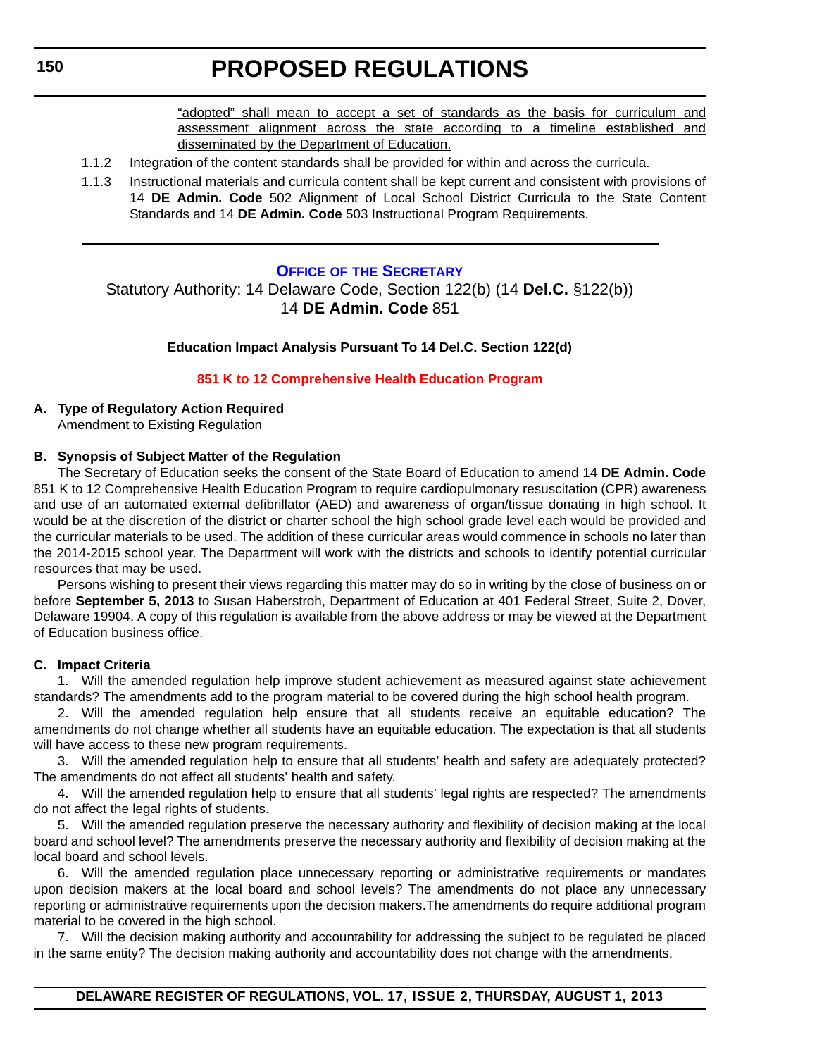"adopted" shall mean to accept a set of standards as the basis for curriculum and assessment alignment across the state according to a timeline established and disseminated by the Department of Education.

1.1.2 Integration of the content standards shall be provided for within and across the curricula.

1.1.3 Instructional materials and curricula content shall be kept current and consistent with provisions of 14 **DE Admin. Code** 502 Alignment of Local School District Curricula to the State Content Standards and 14 **DE Admin. Code** 503 Instructional Program Requirements.

---

## OFFICE OF THE SECRETARY

Statutory Authority: 14 Delaware Code, Section 122(b) (14 **Del.C.** §122(b))
14 **DE Admin. Code** 851

**Education Impact Analysis Pursuant To 14 Del.C. Section 122(d)**

### 851 K to 12 Comprehensive Health Education Program

**A. Type of Regulatory Action Required**

Amendment to Existing Regulation

**B. Synopsis of Subject Matter of the Regulation**

The Secretary of Education seeks the consent of the State Board of Education to amend 14 **DE Admin. Code** 851 K to 12 Comprehensive Health Education Program to require cardiopulmonary resuscitation (CPR) awareness and use of an automated external defibrillator (AED) and awareness of organ/tissue donating in high school. It would be at the discretion of the district or charter school the high school grade level each would be provided and the curricular materials to be used. The addition of these curricular areas would commence in schools no later than the 2014-2015 school year. The Department will work with the districts and schools to identify potential curricular resources that may be used.

Persons wishing to present their views regarding this matter may do so in writing by the close of business on or before **September 5, 2013** to Susan Haberstroh, Department of Education at 401 Federal Street, Suite 2, Dover, Delaware 19904. A copy of this regulation is available from the above address or may be viewed at the Department of Education business office.

**C. Impact Criteria**

1. Will the amended regulation help improve student achievement as measured against state achievement standards? The amendments add to the program material to be covered during the high school health program.

2. Will the amended regulation help ensure that all students receive an equitable education? The amendments do not change whether all students have an equitable education. The expectation is that all students will have access to these new program requirements.

3. Will the amended regulation help to ensure that all students' health and safety are adequately protected? The amendments do not affect all students' health and safety.

4. Will the amended regulation help to ensure that all students' legal rights are respected? The amendments do not affect the legal rights of students.

5. Will the amended regulation preserve the necessary authority and flexibility of decision making at the local board and school level? The amendments preserve the necessary authority and flexibility of decision making at the local board and school levels.

6. Will the amended regulation place unnecessary reporting or administrative requirements or mandates upon decision makers at the local board and school levels? The amendments do not place any unnecessary reporting or administrative requirements upon the decision makers.The amendments do require additional program material to be covered in the high school.

7. Will the decision making authority and accountability for addressing the subject to be regulated be placed in the same entity? The decision making authority and accountability does not change with the amendments.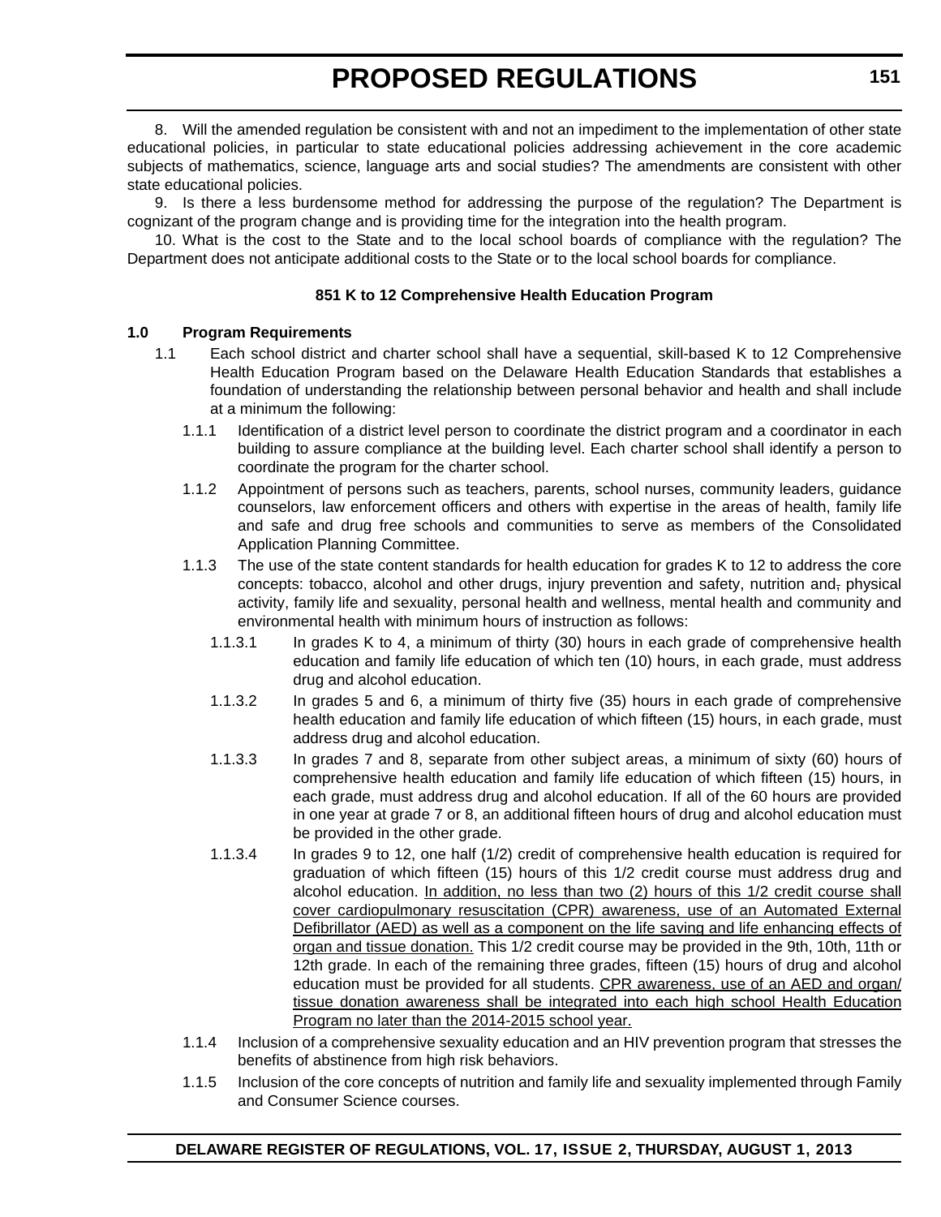8. Will the amended regulation be consistent with and not an impediment to the implementation of other state educational policies, in particular to state educational policies addressing achievement in the core academic subjects of mathematics, science, language arts and social studies? The amendments are consistent with other state educational policies.

9. Is there a less burdensome method for addressing the purpose of the regulation? The Department is cognizant of the program change and is providing time for the integration into the health program.

10. What is the cost to the State and to the local school boards of compliance with the regulation? The Department does not anticipate additional costs to the State or to the local school boards for compliance.

**851 K to 12 Comprehensive Health Education Program**

**1.0 Program Requirements**

1.1 Each school district and charter school shall have a sequential, skill-based K to 12 Comprehensive Health Education Program based on the Delaware Health Education Standards that establishes a foundation of understanding the relationship between personal behavior and health and shall include at a minimum the following:

1.1.1 Identification of a district level person to coordinate the district program and a coordinator in each building to assure compliance at the building level. Each charter school shall identify a person to coordinate the program for the charter school.

1.1.2 Appointment of persons such as teachers, parents, school nurses, community leaders, guidance counselors, law enforcement officers and others with expertise in the areas of health, family life and safe and drug free schools and communities to serve as members of the Consolidated Application Planning Committee.

1.1.3 The use of the state content standards for health education for grades K to 12 to address the core concepts: tobacco, alcohol and other drugs, injury prevention and safety, nutrition and~~,~~ physical activity, family life and sexuality, personal health and wellness, mental health and community and environmental health with minimum hours of instruction as follows:

1.1.3.1 In grades K to 4, a minimum of thirty (30) hours in each grade of comprehensive health education and family life education of which ten (10) hours, in each grade, must address drug and alcohol education.

1.1.3.2 In grades 5 and 6, a minimum of thirty five (35) hours in each grade of comprehensive health education and family life education of which fifteen (15) hours, in each grade, must address drug and alcohol education.

1.1.3.3 In grades 7 and 8, separate from other subject areas, a minimum of sixty (60) hours of comprehensive health education and family life education of which fifteen (15) hours, in each grade, must address drug and alcohol education. If all of the 60 hours are provided in one year at grade 7 or 8, an additional fifteen hours of drug and alcohol education must be provided in the other grade.

1.1.3.4 In grades 9 to 12, one half (1/2) credit of comprehensive health education is required for graduation of which fifteen (15) hours of this 1/2 credit course must address drug and alcohol education. <u>In addition, no less than two (2) hours of this 1/2 credit course shall cover cardiopulmonary resuscitation (CPR) awareness, use of an Automated External Defibrillator (AED) as well as a component on the life saving and life enhancing effects of organ and tissue donation.</u> This 1/2 credit course may be provided in the 9th, 10th, 11th or 12th grade. In each of the remaining three grades, fifteen (15) hours of drug and alcohol education must be provided for all students. <u>CPR awareness, use of an AED and organ/tissue donation awareness shall be integrated into each high school Health Education Program no later than the 2014-2015 school year.</u>

1.1.4 Inclusion of a comprehensive sexuality education and an HIV prevention program that stresses the benefits of abstinence from high risk behaviors.

1.1.5 Inclusion of the core concepts of nutrition and family life and sexuality implemented through Family and Consumer Science courses.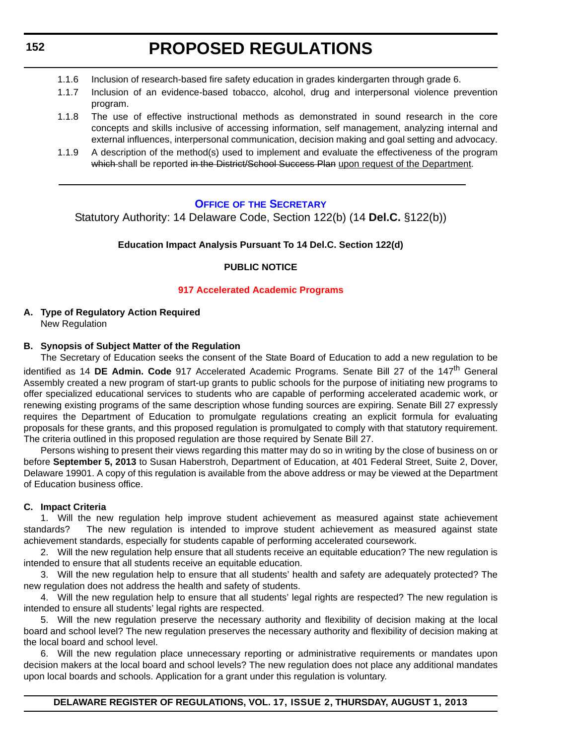1.1.6 Inclusion of research-based fire safety education in grades kindergarten through grade 6.

1.1.7 Inclusion of an evidence-based tobacco, alcohol, drug and interpersonal violence prevention program.

1.1.8 The use of effective instructional methods as demonstrated in sound research in the core concepts and skills inclusive of accessing information, self management, analyzing internal and external influences, interpersonal communication, decision making and goal setting and advocacy.

1.1.9 A description of the method(s) used to implement and evaluate the effectiveness of the program ~~which~~ shall be reported ~~in the District/School Success Plan~~ upon request of the Department.

---

## OFFICE OF THE SECRETARY

Statutory Authority: 14 Delaware Code, Section 122(b) (14 **Del.C.** §122(b))

**Education Impact Analysis Pursuant To 14 Del.C. Section 122(d)**

**PUBLIC NOTICE**

### 917 Accelerated Academic Programs

**A. Type of Regulatory Action Required**

New Regulation

**B. Synopsis of Subject Matter of the Regulation**

The Secretary of Education seeks the consent of the State Board of Education to add a new regulation to be identified as 14 **DE Admin. Code** 917 Accelerated Academic Programs. Senate Bill 27 of the 147th General Assembly created a new program of start-up grants to public schools for the purpose of initiating new programs to offer specialized educational services to students who are capable of performing accelerated academic work, or renewing existing programs of the same description whose funding sources are expiring. Senate Bill 27 expressly requires the Department of Education to promulgate regulations creating an explicit formula for evaluating proposals for these grants, and this proposed regulation is promulgated to comply with that statutory requirement. The criteria outlined in this proposed regulation are those required by Senate Bill 27.

Persons wishing to present their views regarding this matter may do so in writing by the close of business on or before **September 5, 2013** to Susan Haberstroh, Department of Education, at 401 Federal Street, Suite 2, Dover, Delaware 19901. A copy of this regulation is available from the above address or may be viewed at the Department of Education business office.

**C. Impact Criteria**

1. Will the new regulation help improve student achievement as measured against state achievement standards? The new regulation is intended to improve student achievement as measured against state achievement standards, especially for students capable of performing accelerated coursework.

2. Will the new regulation help ensure that all students receive an equitable education? The new regulation is intended to ensure that all students receive an equitable education.

3. Will the new regulation help to ensure that all students' health and safety are adequately protected? The new regulation does not address the health and safety of students.

4. Will the new regulation help to ensure that all students' legal rights are respected? The new regulation is intended to ensure all students' legal rights are respected.

5. Will the new regulation preserve the necessary authority and flexibility of decision making at the local board and school level? The new regulation preserves the necessary authority and flexibility of decision making at the local board and school level.

6. Will the new regulation place unnecessary reporting or administrative requirements or mandates upon decision makers at the local board and school levels? The new regulation does not place any additional mandates upon local boards and schools. Application for a grant under this regulation is voluntary.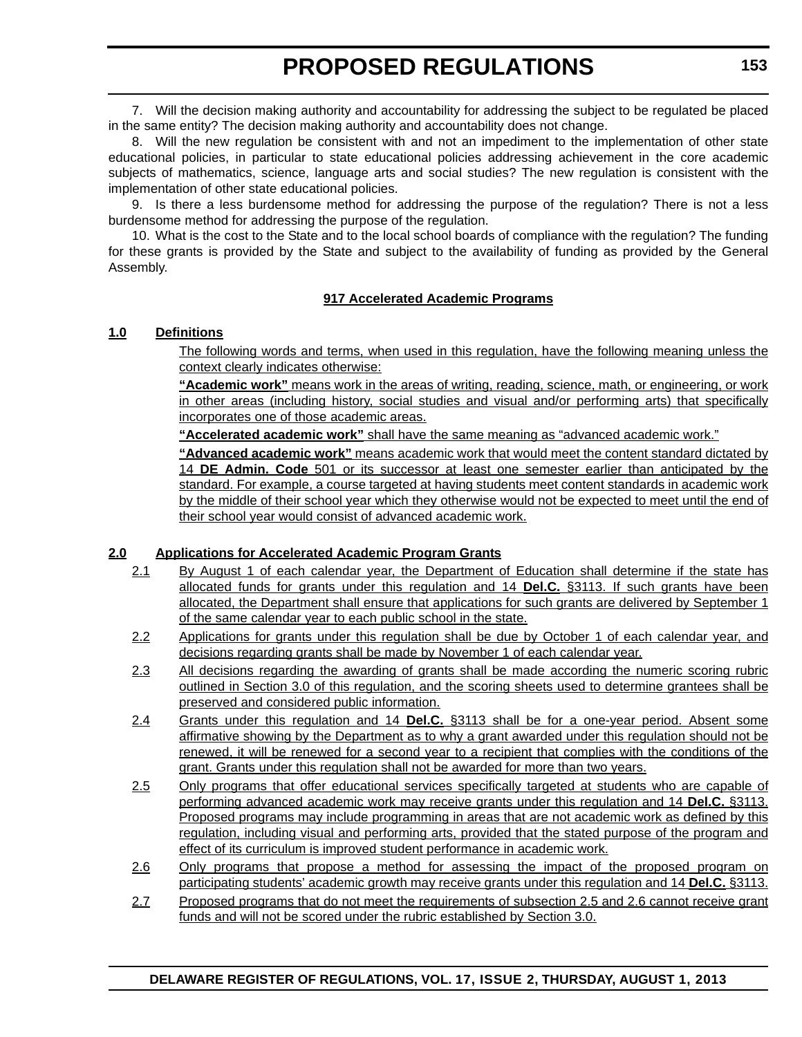7. Will the decision making authority and accountability for addressing the subject to be regulated be placed in the same entity? The decision making authority and accountability does not change.

8. Will the new regulation be consistent with and not an impediment to the implementation of other state educational policies, in particular to state educational policies addressing achievement in the core academic subjects of mathematics, science, language arts and social studies? The new regulation is consistent with the implementation of other state educational policies.

9. Is there a less burdensome method for addressing the purpose of the regulation? There is not a less burdensome method for addressing the purpose of the regulation.

10. What is the cost to the State and to the local school boards of compliance with the regulation? The funding for these grants is provided by the State and subject to the availability of funding as provided by the General Assembly.

## 917 Accelerated Academic Programs

**1.0 Definitions**

The following words and terms, when used in this regulation, have the following meaning unless the context clearly indicates otherwise:

**"Academic work"** means work in the areas of writing, reading, science, math, or engineering, or work in other areas (including history, social studies and visual and/or performing arts) that specifically incorporates one of those academic areas.

**"Accelerated academic work"** shall have the same meaning as "advanced academic work."

**"Advanced academic work"** means academic work that would meet the content standard dictated by 14 **DE Admin. Code** 501 or its successor at least one semester earlier than anticipated by the standard. For example, a course targeted at having students meet content standards in academic work by the middle of their school year which they otherwise would not be expected to meet until the end of their school year would consist of advanced academic work.

**2.0 Applications for Accelerated Academic Program Grants**

2.1 By August 1 of each calendar year, the Department of Education shall determine if the state has allocated funds for grants under this regulation and 14 **Del.C.** §3113. If such grants have been allocated, the Department shall ensure that applications for such grants are delivered by September 1 of the same calendar year to each public school in the state.

2.2 Applications for grants under this regulation shall be due by October 1 of each calendar year, and decisions regarding grants shall be made by November 1 of each calendar year.

2.3 All decisions regarding the awarding of grants shall be made according the numeric scoring rubric outlined in Section 3.0 of this regulation, and the scoring sheets used to determine grantees shall be preserved and considered public information.

2.4 Grants under this regulation and 14 **Del.C.** §3113 shall be for a one-year period. Absent some affirmative showing by the Department as to why a grant awarded under this regulation should not be renewed, it will be renewed for a second year to a recipient that complies with the conditions of the grant. Grants under this regulation shall not be awarded for more than two years.

2.5 Only programs that offer educational services specifically targeted at students who are capable of performing advanced academic work may receive grants under this regulation and 14 **Del.C.** §3113. Proposed programs may include programming in areas that are not academic work as defined by this regulation, including visual and performing arts, provided that the stated purpose of the program and effect of its curriculum is improved student performance in academic work.

2.6 Only programs that propose a method for assessing the impact of the proposed program on participating students' academic growth may receive grants under this regulation and 14 **Del.C.** §3113.

2.7 Proposed programs that do not meet the requirements of subsection 2.5 and 2.6 cannot receive grant funds and will not be scored under the rubric established by Section 3.0.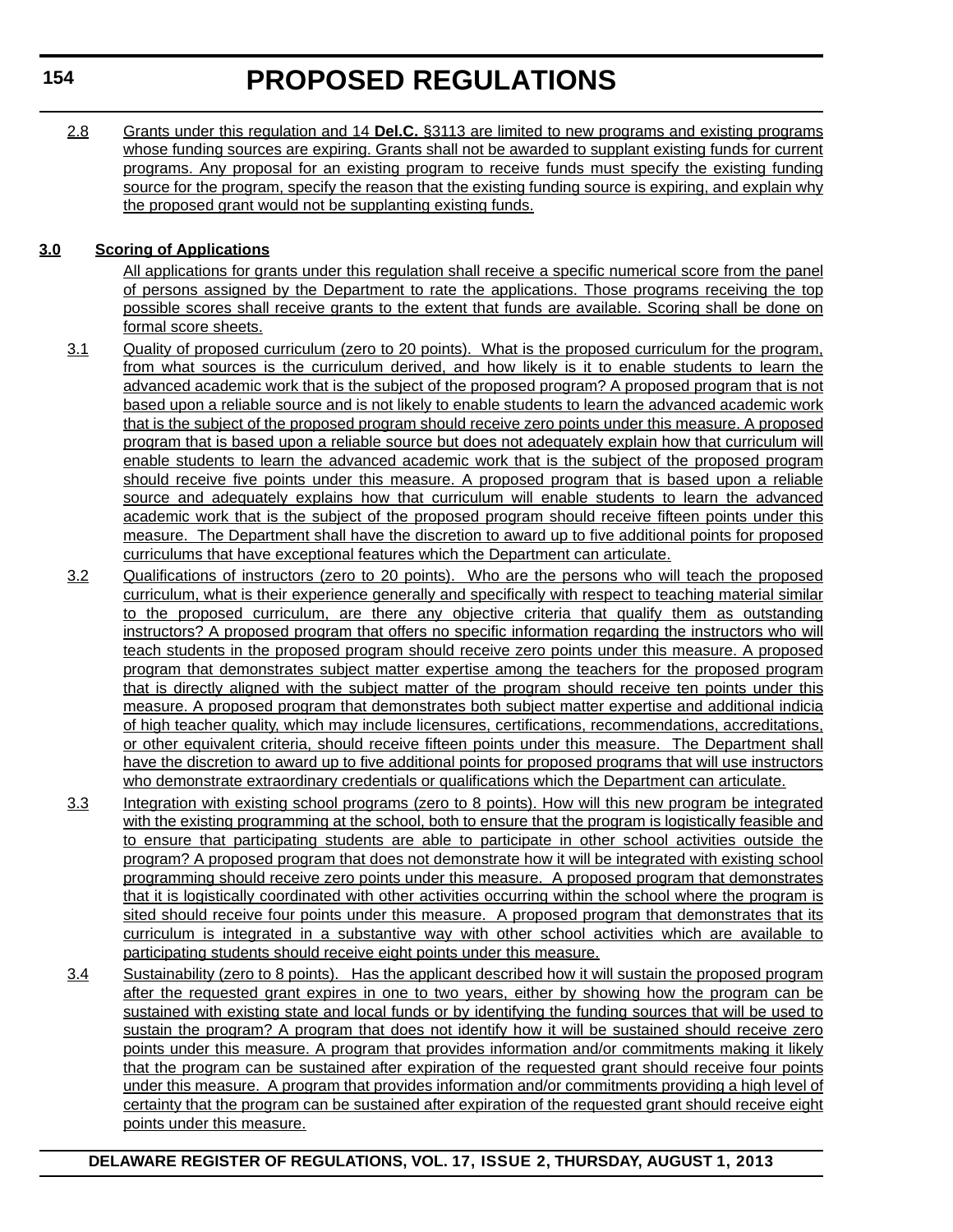2.8 Grants under this regulation and 14 **Del.C.** §3113 are limited to new programs and existing programs whose funding sources are expiring. Grants shall not be awarded to supplant existing funds for current programs. Any proposal for an existing program to receive funds must specify the existing funding source for the program, specify the reason that the existing funding source is expiring, and explain why the proposed grant would not be supplanting existing funds.

**3.0 Scoring of Applications**

All applications for grants under this regulation shall receive a specific numerical score from the panel of persons assigned by the Department to rate the applications. Those programs receiving the top possible scores shall receive grants to the extent that funds are available. Scoring shall be done on formal score sheets.

3.1 Quality of proposed curriculum (zero to 20 points). What is the proposed curriculum for the program, from what sources is the curriculum derived, and how likely is it to enable students to learn the advanced academic work that is the subject of the proposed program? A proposed program that is not based upon a reliable source and is not likely to enable students to learn the advanced academic work that is the subject of the proposed program should receive zero points under this measure. A proposed program that is based upon a reliable source but does not adequately explain how that curriculum will enable students to learn the advanced academic work that is the subject of the proposed program should receive five points under this measure. A proposed program that is based upon a reliable source and adequately explains how that curriculum will enable students to learn the advanced academic work that is the subject of the proposed program should receive fifteen points under this measure. The Department shall have the discretion to award up to five additional points for proposed curriculums that have exceptional features which the Department can articulate.

3.2 Qualifications of instructors (zero to 20 points). Who are the persons who will teach the proposed curriculum, what is their experience generally and specifically with respect to teaching material similar to the proposed curriculum, are there any objective criteria that qualify them as outstanding instructors? A proposed program that offers no specific information regarding the instructors who will teach students in the proposed program should receive zero points under this measure. A proposed program that demonstrates subject matter expertise among the teachers for the proposed program that is directly aligned with the subject matter of the program should receive ten points under this measure. A proposed program that demonstrates both subject matter expertise and additional indicia of high teacher quality, which may include licensures, certifications, recommendations, accreditations, or other equivalent criteria, should receive fifteen points under this measure. The Department shall have the discretion to award up to five additional points for proposed programs that will use instructors who demonstrate extraordinary credentials or qualifications which the Department can articulate.

3.3 Integration with existing school programs (zero to 8 points). How will this new program be integrated with the existing programming at the school, both to ensure that the program is logistically feasible and to ensure that participating students are able to participate in other school activities outside the program? A proposed program that does not demonstrate how it will be integrated with existing school programming should receive zero points under this measure. A proposed program that demonstrates that it is logistically coordinated with other activities occurring within the school where the program is sited should receive four points under this measure. A proposed program that demonstrates that its curriculum is integrated in a substantive way with other school activities which are available to participating students should receive eight points under this measure.

3.4 Sustainability (zero to 8 points). Has the applicant described how it will sustain the proposed program after the requested grant expires in one to two years, either by showing how the program can be sustained with existing state and local funds or by identifying the funding sources that will be used to sustain the program? A program that does not identify how it will be sustained should receive zero points under this measure. A program that provides information and/or commitments making it likely that the program can be sustained after expiration of the requested grant should receive four points under this measure. A program that provides information and/or commitments providing a high level of certainty that the program can be sustained after expiration of the requested grant should receive eight points under this measure.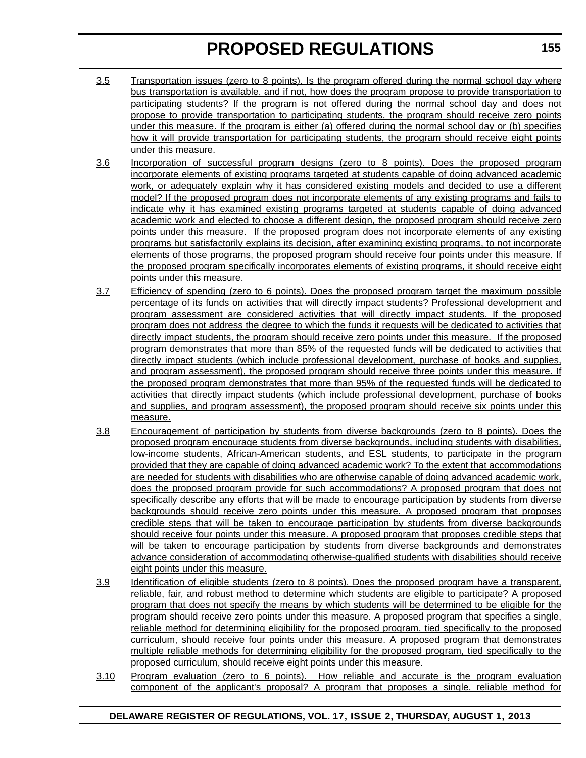3.5 Transportation issues (zero to 8 points). Is the program offered during the normal school day where bus transportation is available, and if not, how does the program propose to provide transportation to participating students? If the program is not offered during the normal school day and does not propose to provide transportation to participating students, the program should receive zero points under this measure. If the program is either (a) offered during the normal school day or (b) specifies how it will provide transportation for participating students, the program should receive eight points under this measure.

3.6 Incorporation of successful program designs (zero to 8 points). Does the proposed program incorporate elements of existing programs targeted at students capable of doing advanced academic work, or adequately explain why it has considered existing models and decided to use a different model? If the proposed program does not incorporate elements of any existing programs and fails to indicate why it has examined existing programs targeted at students capable of doing advanced academic work and elected to choose a different design, the proposed program should receive zero points under this measure. If the proposed program does not incorporate elements of any existing programs but satisfactorily explains its decision, after examining existing programs, to not incorporate elements of those programs, the proposed program should receive four points under this measure. If the proposed program specifically incorporates elements of existing programs, it should receive eight points under this measure.

3.7 Efficiency of spending (zero to 6 points). Does the proposed program target the maximum possible percentage of its funds on activities that will directly impact students? Professional development and program assessment are considered activities that will directly impact students. If the proposed program does not address the degree to which the funds it requests will be dedicated to activities that directly impact students, the program should receive zero points under this measure. If the proposed program demonstrates that more than 85% of the requested funds will be dedicated to activities that directly impact students (which include professional development, purchase of books and supplies, and program assessment), the proposed program should receive three points under this measure. If the proposed program demonstrates that more than 95% of the requested funds will be dedicated to activities that directly impact students (which include professional development, purchase of books and supplies, and program assessment), the proposed program should receive six points under this measure.

3.8 Encouragement of participation by students from diverse backgrounds (zero to 8 points). Does the proposed program encourage students from diverse backgrounds, including students with disabilities, low-income students, African-American students, and ESL students, to participate in the program provided that they are capable of doing advanced academic work? To the extent that accommodations are needed for students with disabilities who are otherwise capable of doing advanced academic work, does the proposed program provide for such accommodations? A proposed program that does not specifically describe any efforts that will be made to encourage participation by students from diverse backgrounds should receive zero points under this measure. A proposed program that proposes credible steps that will be taken to encourage participation by students from diverse backgrounds should receive four points under this measure. A proposed program that proposes credible steps that will be taken to encourage participation by students from diverse backgrounds and demonstrates advance consideration of accommodating otherwise-qualified students with disabilities should receive eight points under this measure.

3.9 Identification of eligible students (zero to 8 points). Does the proposed program have a transparent, reliable, fair, and robust method to determine which students are eligible to participate? A proposed program that does not specify the means by which students will be determined to be eligible for the program should receive zero points under this measure. A proposed program that specifies a single, reliable method for determining eligibility for the proposed program, tied specifically to the proposed curriculum, should receive four points under this measure. A proposed program that demonstrates multiple reliable methods for determining eligibility for the proposed program, tied specifically to the proposed curriculum, should receive eight points under this measure.

3.10 Program evaluation (zero to 6 points). How reliable and accurate is the program evaluation component of the applicant's proposal? A program that proposes a single, reliable method for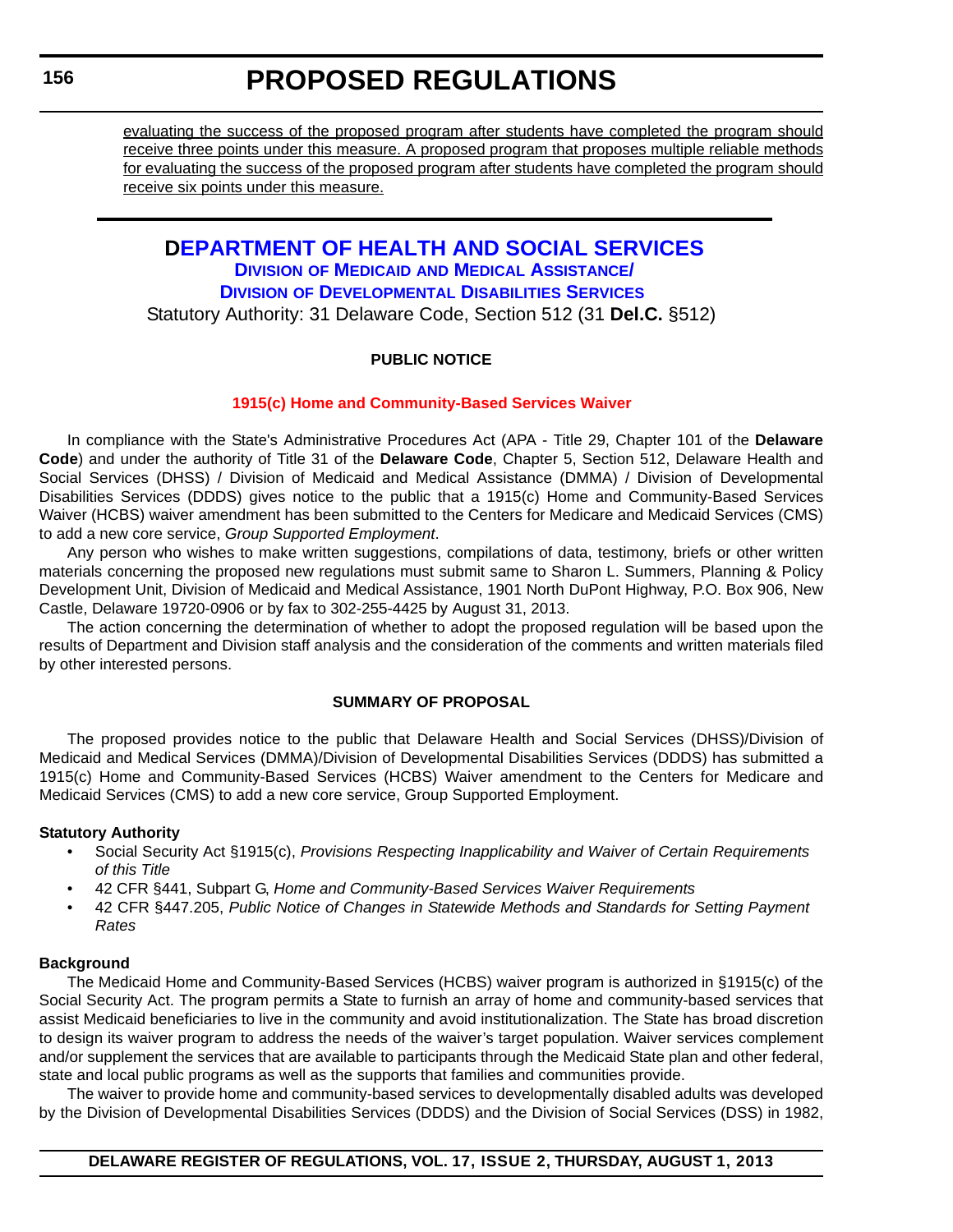evaluating the success of the proposed program after students have completed the program should receive three points under this measure. A proposed program that proposes multiple reliable methods for evaluating the success of the proposed program after students have completed the program should receive six points under this measure.

---

# DEPARTMENT OF HEALTH AND SOCIAL SERVICES

## DIVISION OF MEDICAID AND MEDICAL ASSISTANCE/ DIVISION OF DEVELOPMENTAL DISABILITIES SERVICES

Statutory Authority: 31 Delaware Code, Section 512 (31 **Del.C.** §512)

**PUBLIC NOTICE**

**1915(c) Home and Community-Based Services Waiver**

In compliance with the State's Administrative Procedures Act (APA - Title 29, Chapter 101 of the **Delaware Code**) and under the authority of Title 31 of the **Delaware Code**, Chapter 5, Section 512, Delaware Health and Social Services (DHSS) / Division of Medicaid and Medical Assistance (DMMA) / Division of Developmental Disabilities Services (DDDS) gives notice to the public that a 1915(c) Home and Community-Based Services Waiver (HCBS) waiver amendment has been submitted to the Centers for Medicare and Medicaid Services (CMS) to add a new core service, *Group Supported Employment*.

Any person who wishes to make written suggestions, compilations of data, testimony, briefs or other written materials concerning the proposed new regulations must submit same to Sharon L. Summers, Planning & Policy Development Unit, Division of Medicaid and Medical Assistance, 1901 North DuPont Highway, P.O. Box 906, New Castle, Delaware 19720-0906 or by fax to 302-255-4425 by August 31, 2013.

The action concerning the determination of whether to adopt the proposed regulation will be based upon the results of Department and Division staff analysis and the consideration of the comments and written materials filed by other interested persons.

**SUMMARY OF PROPOSAL**

The proposed provides notice to the public that Delaware Health and Social Services (DHSS)/Division of Medicaid and Medical Services (DMMA)/Division of Developmental Disabilities Services (DDDS) has submitted a 1915(c) Home and Community-Based Services (HCBS) Waiver amendment to the Centers for Medicare and Medicaid Services (CMS) to add a new core service, Group Supported Employment.

**Statutory Authority**

- Social Security Act §1915(c), *Provisions Respecting Inapplicability and Waiver of Certain Requirements of this Title*
- 42 CFR §441, Subpart G, *Home and Community-Based Services Waiver Requirements*
- 42 CFR §447.205, *Public Notice of Changes in Statewide Methods and Standards for Setting Payment Rates*

**Background**

The Medicaid Home and Community-Based Services (HCBS) waiver program is authorized in §1915(c) of the Social Security Act. The program permits a State to furnish an array of home and community-based services that assist Medicaid beneficiaries to live in the community and avoid institutionalization. The State has broad discretion to design its waiver program to address the needs of the waiver's target population. Waiver services complement and/or supplement the services that are available to participants through the Medicaid State plan and other federal, state and local public programs as well as the supports that families and communities provide.

The waiver to provide home and community-based services to developmentally disabled adults was developed by the Division of Developmental Disabilities Services (DDDS) and the Division of Social Services (DSS) in 1982,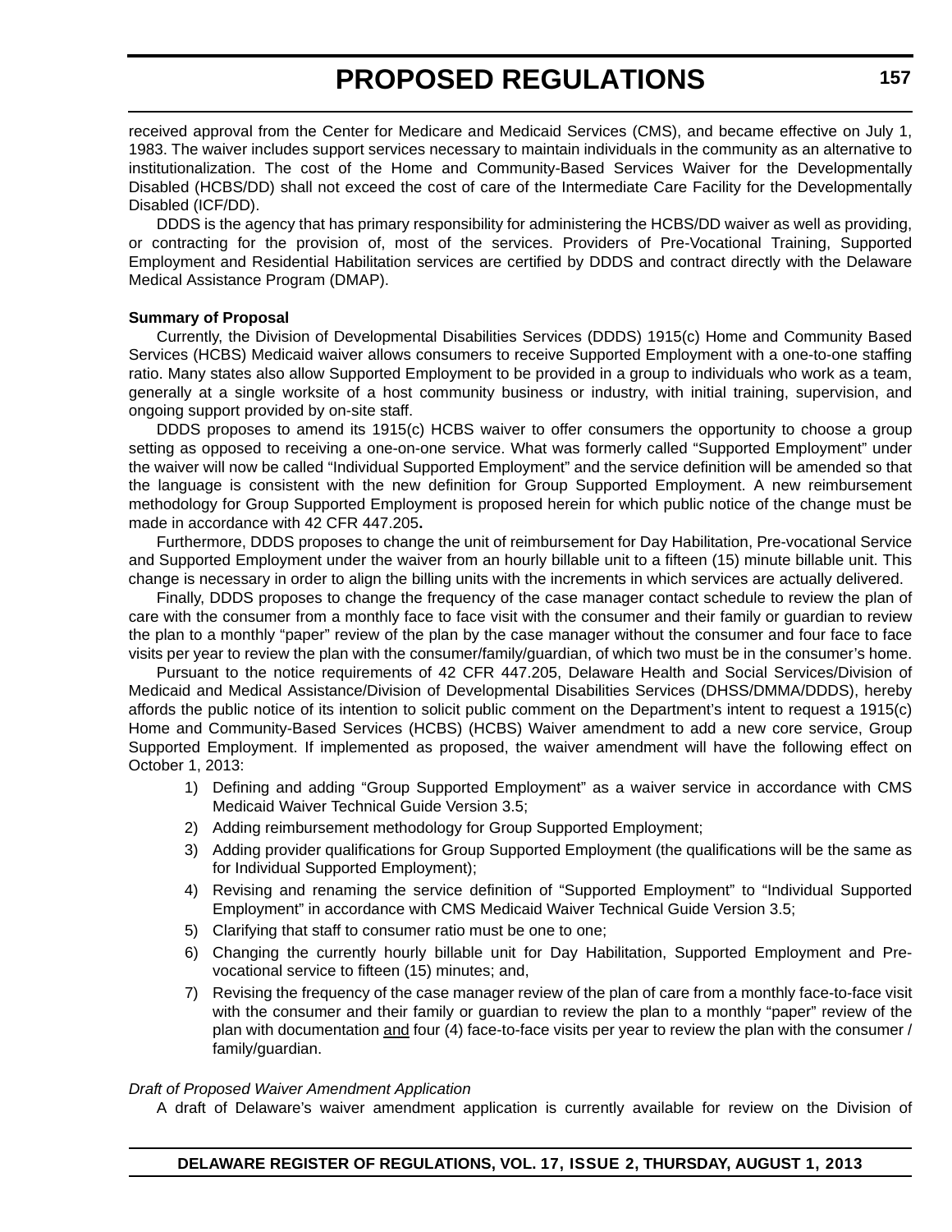received approval from the Center for Medicare and Medicaid Services (CMS), and became effective on July 1, 1983. The waiver includes support services necessary to maintain individuals in the community as an alternative to institutionalization. The cost of the Home and Community-Based Services Waiver for the Developmentally Disabled (HCBS/DD) shall not exceed the cost of care of the Intermediate Care Facility for the Developmentally Disabled (ICF/DD).

DDDS is the agency that has primary responsibility for administering the HCBS/DD waiver as well as providing, or contracting for the provision of, most of the services. Providers of Pre-Vocational Training, Supported Employment and Residential Habilitation services are certified by DDDS and contract directly with the Delaware Medical Assistance Program (DMAP).

**Summary of Proposal**

Currently, the Division of Developmental Disabilities Services (DDDS) 1915(c) Home and Community Based Services (HCBS) Medicaid waiver allows consumers to receive Supported Employment with a one-to-one staffing ratio. Many states also allow Supported Employment to be provided in a group to individuals who work as a team, generally at a single worksite of a host community business or industry, with initial training, supervision, and ongoing support provided by on-site staff.

DDDS proposes to amend its 1915(c) HCBS waiver to offer consumers the opportunity to choose a group setting as opposed to receiving a one-on-one service. What was formerly called "Supported Employment" under the waiver will now be called "Individual Supported Employment" and the service definition will be amended so that the language is consistent with the new definition for Group Supported Employment. A new reimbursement methodology for Group Supported Employment is proposed herein for which public notice of the change must be made in accordance with 42 CFR 447.205**.**

Furthermore, DDDS proposes to change the unit of reimbursement for Day Habilitation, Pre-vocational Service and Supported Employment under the waiver from an hourly billable unit to a fifteen (15) minute billable unit. This change is necessary in order to align the billing units with the increments in which services are actually delivered.

Finally, DDDS proposes to change the frequency of the case manager contact schedule to review the plan of care with the consumer from a monthly face to face visit with the consumer and their family or guardian to review the plan to a monthly "paper" review of the plan by the case manager without the consumer and four face to face visits per year to review the plan with the consumer/family/guardian, of which two must be in the consumer's home.

Pursuant to the notice requirements of 42 CFR 447.205, Delaware Health and Social Services/Division of Medicaid and Medical Assistance/Division of Developmental Disabilities Services (DHSS/DMMA/DDDS), hereby affords the public notice of its intention to solicit public comment on the Department's intent to request a 1915(c) Home and Community-Based Services (HCBS) (HCBS) Waiver amendment to add a new core service, Group Supported Employment. If implemented as proposed, the waiver amendment will have the following effect on October 1, 2013:

1) Defining and adding "Group Supported Employment" as a waiver service in accordance with CMS Medicaid Waiver Technical Guide Version 3.5;
2) Adding reimbursement methodology for Group Supported Employment;
3) Adding provider qualifications for Group Supported Employment (the qualifications will be the same as for Individual Supported Employment);
4) Revising and renaming the service definition of "Supported Employment" to "Individual Supported Employment" in accordance with CMS Medicaid Waiver Technical Guide Version 3.5;
5) Clarifying that staff to consumer ratio must be one to one;
6) Changing the currently hourly billable unit for Day Habilitation, Supported Employment and Pre-vocational service to fifteen (15) minutes; and,
7) Revising the frequency of the case manager review of the plan of care from a monthly face-to-face visit with the consumer and their family or guardian to review the plan to a monthly "paper" review of the plan with documentation <u>and</u> four (4) face-to-face visits per year to review the plan with the consumer / family/guardian.

*Draft of Proposed Waiver Amendment Application*

A draft of Delaware's waiver amendment application is currently available for review on the Division of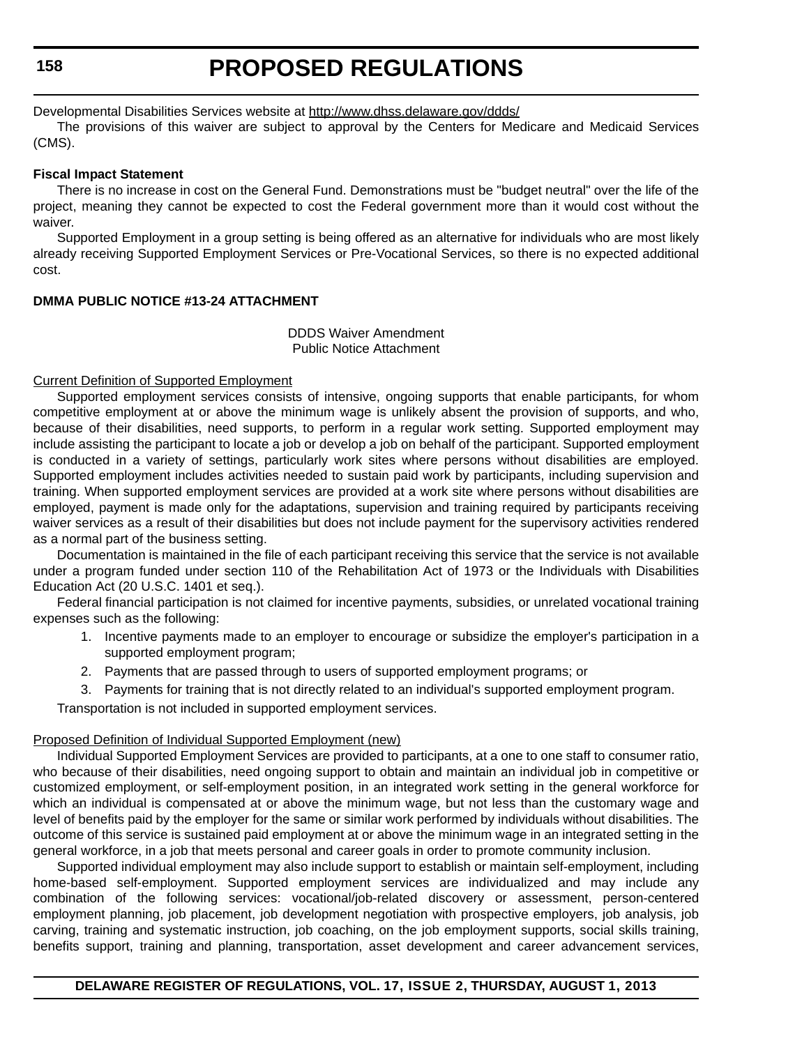Developmental Disabilities Services website at http://www.dhss.delaware.gov/ddds/

The provisions of this waiver are subject to approval by the Centers for Medicare and Medicaid Services (CMS).

**Fiscal Impact Statement**

There is no increase in cost on the General Fund. Demonstrations must be "budget neutral" over the life of the project, meaning they cannot be expected to cost the Federal government more than it would cost without the waiver.

Supported Employment in a group setting is being offered as an alternative for individuals who are most likely already receiving Supported Employment Services or Pre-Vocational Services, so there is no expected additional cost.

**DMMA PUBLIC NOTICE #13-24 ATTACHMENT**

DDDS Waiver Amendment
Public Notice Attachment

Current Definition of Supported Employment

Supported employment services consists of intensive, ongoing supports that enable participants, for whom competitive employment at or above the minimum wage is unlikely absent the provision of supports, and who, because of their disabilities, need supports, to perform in a regular work setting. Supported employment may include assisting the participant to locate a job or develop a job on behalf of the participant. Supported employment is conducted in a variety of settings, particularly work sites where persons without disabilities are employed. Supported employment includes activities needed to sustain paid work by participants, including supervision and training. When supported employment services are provided at a work site where persons without disabilities are employed, payment is made only for the adaptations, supervision and training required by participants receiving waiver services as a result of their disabilities but does not include payment for the supervisory activities rendered as a normal part of the business setting.

Documentation is maintained in the file of each participant receiving this service that the service is not available under a program funded under section 110 of the Rehabilitation Act of 1973 or the Individuals with Disabilities Education Act (20 U.S.C. 1401 et seq.).

Federal financial participation is not claimed for incentive payments, subsidies, or unrelated vocational training expenses such as the following:

1. Incentive payments made to an employer to encourage or subsidize the employer's participation in a supported employment program;
2. Payments that are passed through to users of supported employment programs; or
3. Payments for training that is not directly related to an individual's supported employment program.

Transportation is not included in supported employment services.

Proposed Definition of Individual Supported Employment (new)

Individual Supported Employment Services are provided to participants, at a one to one staff to consumer ratio, who because of their disabilities, need ongoing support to obtain and maintain an individual job in competitive or customized employment, or self-employment position, in an integrated work setting in the general workforce for which an individual is compensated at or above the minimum wage, but not less than the customary wage and level of benefits paid by the employer for the same or similar work performed by individuals without disabilities. The outcome of this service is sustained paid employment at or above the minimum wage in an integrated setting in the general workforce, in a job that meets personal and career goals in order to promote community inclusion.

Supported individual employment may also include support to establish or maintain self-employment, including home-based self-employment. Supported employment services are individualized and may include any combination of the following services: vocational/job-related discovery or assessment, person-centered employment planning, job placement, job development negotiation with prospective employers, job analysis, job carving, training and systematic instruction, job coaching, on the job employment supports, social skills training, benefits support, training and planning, transportation, asset development and career advancement services,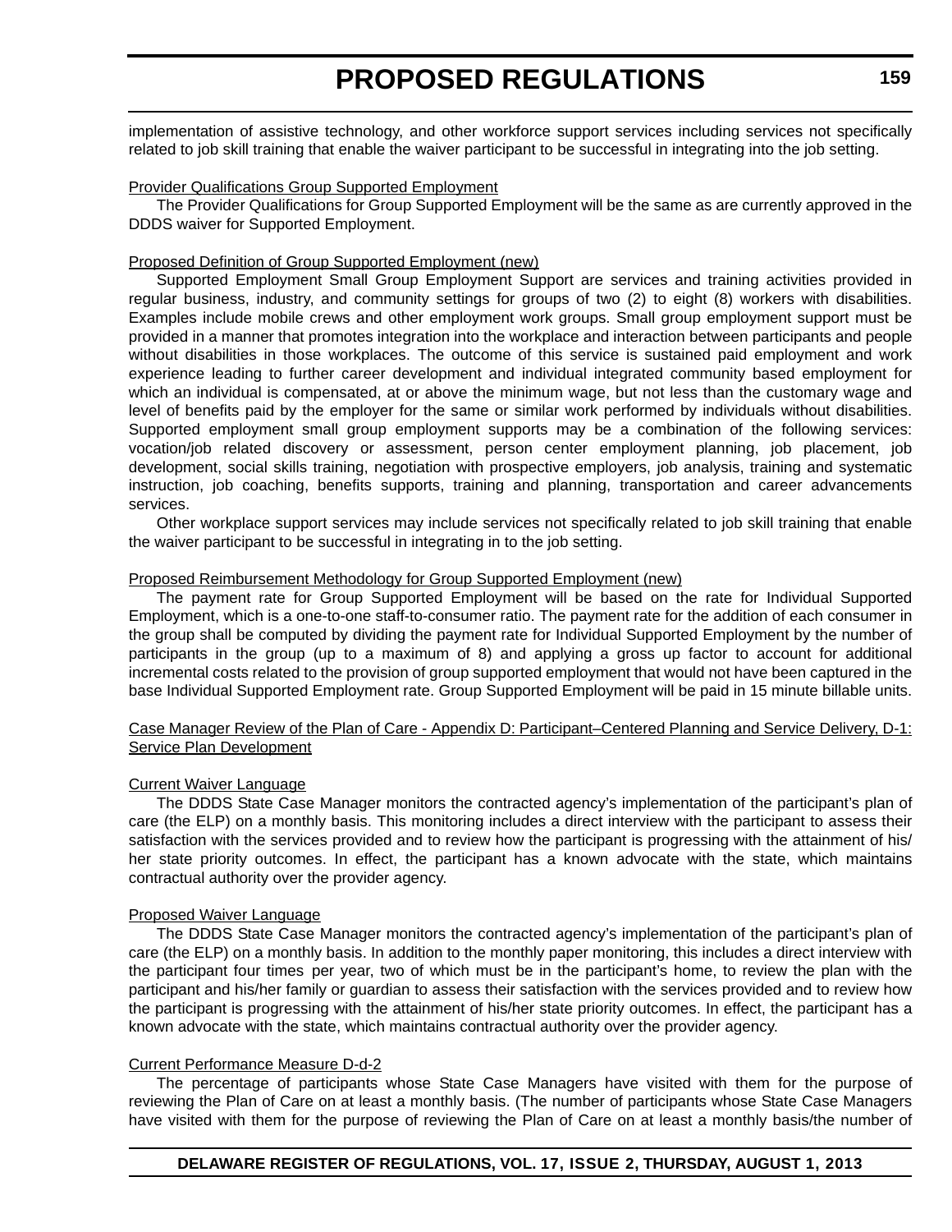implementation of assistive technology, and other workforce support services including services not specifically related to job skill training that enable the waiver participant to be successful in integrating into the job setting.

Provider Qualifications Group Supported Employment

The Provider Qualifications for Group Supported Employment will be the same as are currently approved in the DDDS waiver for Supported Employment.

Proposed Definition of Group Supported Employment (new)

Supported Employment Small Group Employment Support are services and training activities provided in regular business, industry, and community settings for groups of two (2) to eight (8) workers with disabilities. Examples include mobile crews and other employment work groups. Small group employment support must be provided in a manner that promotes integration into the workplace and interaction between participants and people without disabilities in those workplaces. The outcome of this service is sustained paid employment and work experience leading to further career development and individual integrated community based employment for which an individual is compensated, at or above the minimum wage, but not less than the customary wage and level of benefits paid by the employer for the same or similar work performed by individuals without disabilities. Supported employment small group employment supports may be a combination of the following services: vocation/job related discovery or assessment, person center employment planning, job placement, job development, social skills training, negotiation with prospective employers, job analysis, training and systematic instruction, job coaching, benefits supports, training and planning, transportation and career advancements services.

Other workplace support services may include services not specifically related to job skill training that enable the waiver participant to be successful in integrating in to the job setting.

Proposed Reimbursement Methodology for Group Supported Employment (new)

The payment rate for Group Supported Employment will be based on the rate for Individual Supported Employment, which is a one-to-one staff-to-consumer ratio. The payment rate for the addition of each consumer in the group shall be computed by dividing the payment rate for Individual Supported Employment by the number of participants in the group (up to a maximum of 8) and applying a gross up factor to account for additional incremental costs related to the provision of group supported employment that would not have been captured in the base Individual Supported Employment rate. Group Supported Employment will be paid in 15 minute billable units.

Case Manager Review of the Plan of Care - Appendix D: Participant–Centered Planning and Service Delivery, D-1: Service Plan Development

Current Waiver Language

The DDDS State Case Manager monitors the contracted agency's implementation of the participant's plan of care (the ELP) on a monthly basis. This monitoring includes a direct interview with the participant to assess their satisfaction with the services provided and to review how the participant is progressing with the attainment of his/her state priority outcomes. In effect, the participant has a known advocate with the state, which maintains contractual authority over the provider agency.

Proposed Waiver Language

The DDDS State Case Manager monitors the contracted agency's implementation of the participant's plan of care (the ELP) on a monthly basis. In addition to the monthly paper monitoring, this includes a direct interview with the participant four times per year, two of which must be in the participant's home, to review the plan with the participant and his/her family or guardian to assess their satisfaction with the services provided and to review how the participant is progressing with the attainment of his/her state priority outcomes. In effect, the participant has a known advocate with the state, which maintains contractual authority over the provider agency.

Current Performance Measure D-d-2

The percentage of participants whose State Case Managers have visited with them for the purpose of reviewing the Plan of Care on at least a monthly basis. (The number of participants whose State Case Managers have visited with them for the purpose of reviewing the Plan of Care on at least a monthly basis/the number of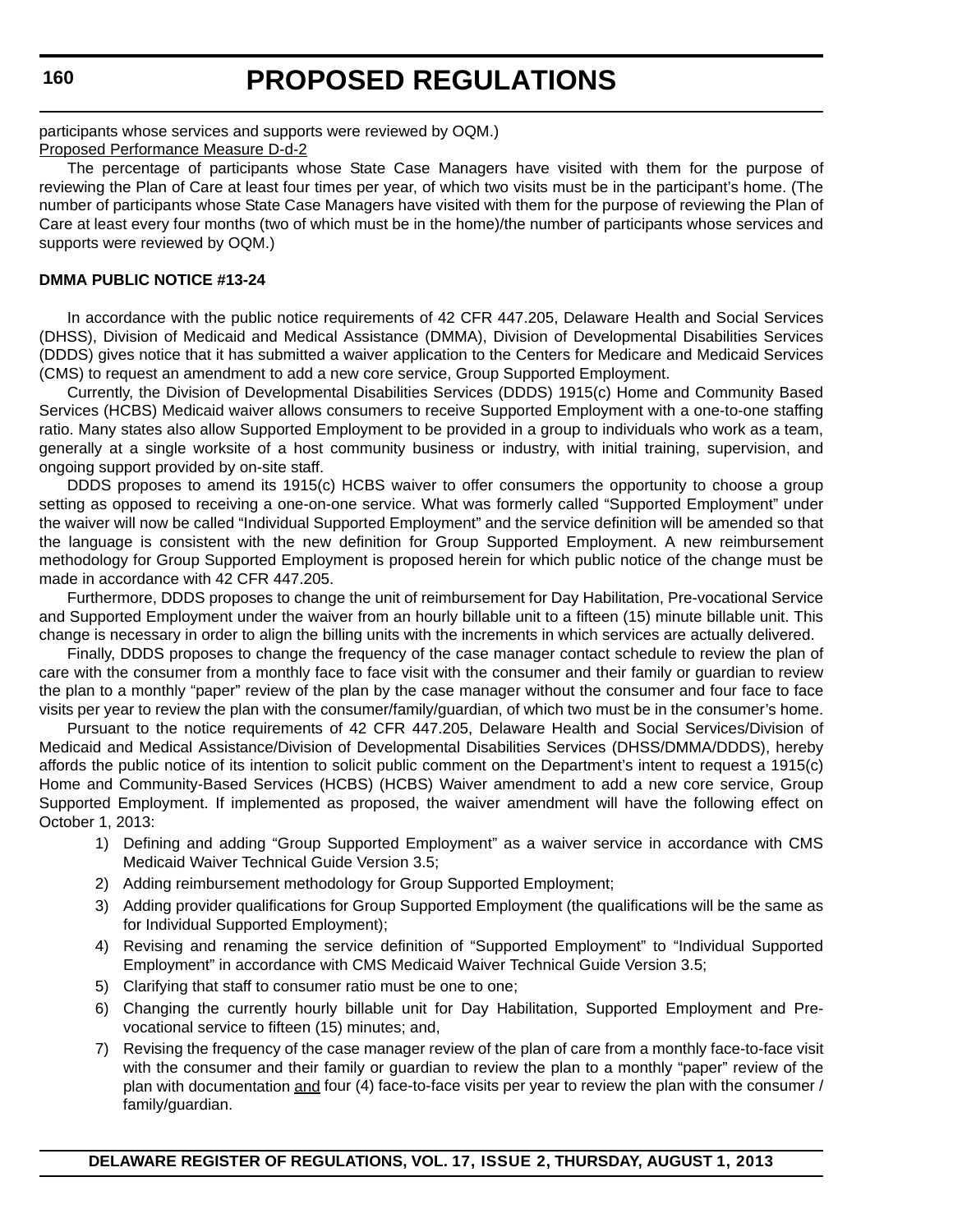participants whose services and supports were reviewed by OQM.)

<u>Proposed Performance Measure D-d-2</u>

The percentage of participants whose State Case Managers have visited with them for the purpose of reviewing the Plan of Care at least four times per year, of which two visits must be in the participant's home. (The number of participants whose State Case Managers have visited with them for the purpose of reviewing the Plan of Care at least every four months (two of which must be in the home)/the number of participants whose services and supports were reviewed by OQM.)

**DMMA PUBLIC NOTICE #13-24**

In accordance with the public notice requirements of 42 CFR 447.205, Delaware Health and Social Services (DHSS), Division of Medicaid and Medical Assistance (DMMA), Division of Developmental Disabilities Services (DDDS) gives notice that it has submitted a waiver application to the Centers for Medicare and Medicaid Services (CMS) to request an amendment to add a new core service, Group Supported Employment.

Currently, the Division of Developmental Disabilities Services (DDDS) 1915(c) Home and Community Based Services (HCBS) Medicaid waiver allows consumers to receive Supported Employment with a one-to-one staffing ratio. Many states also allow Supported Employment to be provided in a group to individuals who work as a team, generally at a single worksite of a host community business or industry, with initial training, supervision, and ongoing support provided by on-site staff.

DDDS proposes to amend its 1915(c) HCBS waiver to offer consumers the opportunity to choose a group setting as opposed to receiving a one-on-one service. What was formerly called "Supported Employment" under the waiver will now be called "Individual Supported Employment" and the service definition will be amended so that the language is consistent with the new definition for Group Supported Employment. A new reimbursement methodology for Group Supported Employment is proposed herein for which public notice of the change must be made in accordance with 42 CFR 447.205.

Furthermore, DDDS proposes to change the unit of reimbursement for Day Habilitation, Pre-vocational Service and Supported Employment under the waiver from an hourly billable unit to a fifteen (15) minute billable unit. This change is necessary in order to align the billing units with the increments in which services are actually delivered.

Finally, DDDS proposes to change the frequency of the case manager contact schedule to review the plan of care with the consumer from a monthly face to face visit with the consumer and their family or guardian to review the plan to a monthly "paper" review of the plan by the case manager without the consumer and four face to face visits per year to review the plan with the consumer/family/guardian, of which two must be in the consumer's home.

Pursuant to the notice requirements of 42 CFR 447.205, Delaware Health and Social Services/Division of Medicaid and Medical Assistance/Division of Developmental Disabilities Services (DHSS/DMMA/DDDS), hereby affords the public notice of its intention to solicit public comment on the Department's intent to request a 1915(c) Home and Community-Based Services (HCBS) (HCBS) Waiver amendment to add a new core service, Group Supported Employment. If implemented as proposed, the waiver amendment will have the following effect on October 1, 2013:

1) Defining and adding "Group Supported Employment" as a waiver service in accordance with CMS Medicaid Waiver Technical Guide Version 3.5;
2) Adding reimbursement methodology for Group Supported Employment;
3) Adding provider qualifications for Group Supported Employment (the qualifications will be the same as for Individual Supported Employment);
4) Revising and renaming the service definition of "Supported Employment" to "Individual Supported Employment" in accordance with CMS Medicaid Waiver Technical Guide Version 3.5;
5) Clarifying that staff to consumer ratio must be one to one;
6) Changing the currently hourly billable unit for Day Habilitation, Supported Employment and Pre-vocational service to fifteen (15) minutes; and,
7) Revising the frequency of the case manager review of the plan of care from a monthly face-to-face visit with the consumer and their family or guardian to review the plan to a monthly "paper" review of the plan with documentation <u>and</u> four (4) face-to-face visits per year to review the plan with the consumer / family/guardian.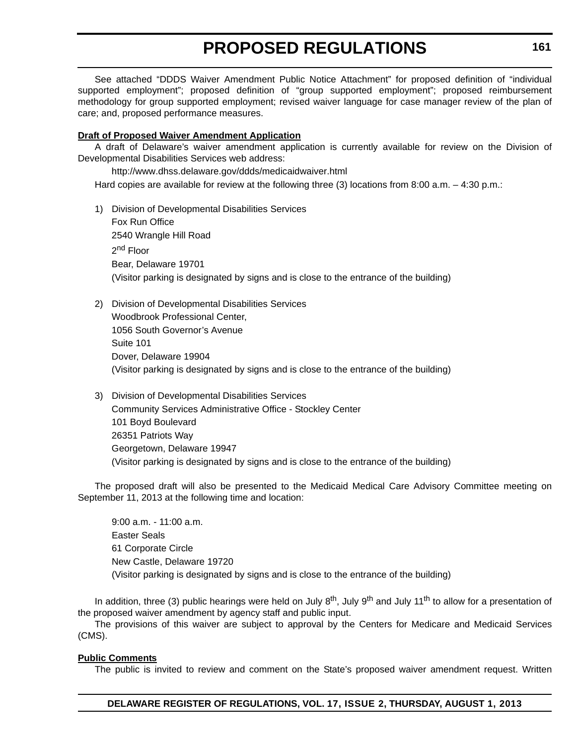See attached "DDDS Waiver Amendment Public Notice Attachment" for proposed definition of "individual supported employment"; proposed definition of "group supported employment"; proposed reimbursement methodology for group supported employment; revised waiver language for case manager review of the plan of care; and, proposed performance measures.

**Draft of Proposed Waiver Amendment Application**

A draft of Delaware's waiver amendment application is currently available for review on the Division of Developmental Disabilities Services web address:

http://www.dhss.delaware.gov/ddds/medicaidwaiver.html

Hard copies are available for review at the following three (3) locations from 8:00 a.m. – 4:30 p.m.:

1) Division of Developmental Disabilities Services
   Fox Run Office
   2540 Wrangle Hill Road
   2nd Floor
   Bear, Delaware 19701
   (Visitor parking is designated by signs and is close to the entrance of the building)

2) Division of Developmental Disabilities Services
   Woodbrook Professional Center,
   1056 South Governor's Avenue
   Suite 101
   Dover, Delaware 19904
   (Visitor parking is designated by signs and is close to the entrance of the building)

3) Division of Developmental Disabilities Services
   Community Services Administrative Office - Stockley Center
   101 Boyd Boulevard
   26351 Patriots Way
   Georgetown, Delaware 19947
   (Visitor parking is designated by signs and is close to the entrance of the building)

The proposed draft will also be presented to the Medicaid Medical Care Advisory Committee meeting on September 11, 2013 at the following time and location:

9:00 a.m. - 11:00 a.m.
Easter Seals
61 Corporate Circle
New Castle, Delaware 19720
(Visitor parking is designated by signs and is close to the entrance of the building)

In addition, three (3) public hearings were held on July 8th, July 9th and July 11th to allow for a presentation of the proposed waiver amendment by agency staff and public input.

The provisions of this waiver are subject to approval by the Centers for Medicare and Medicaid Services (CMS).

**Public Comments**

The public is invited to review and comment on the State's proposed waiver amendment request. Written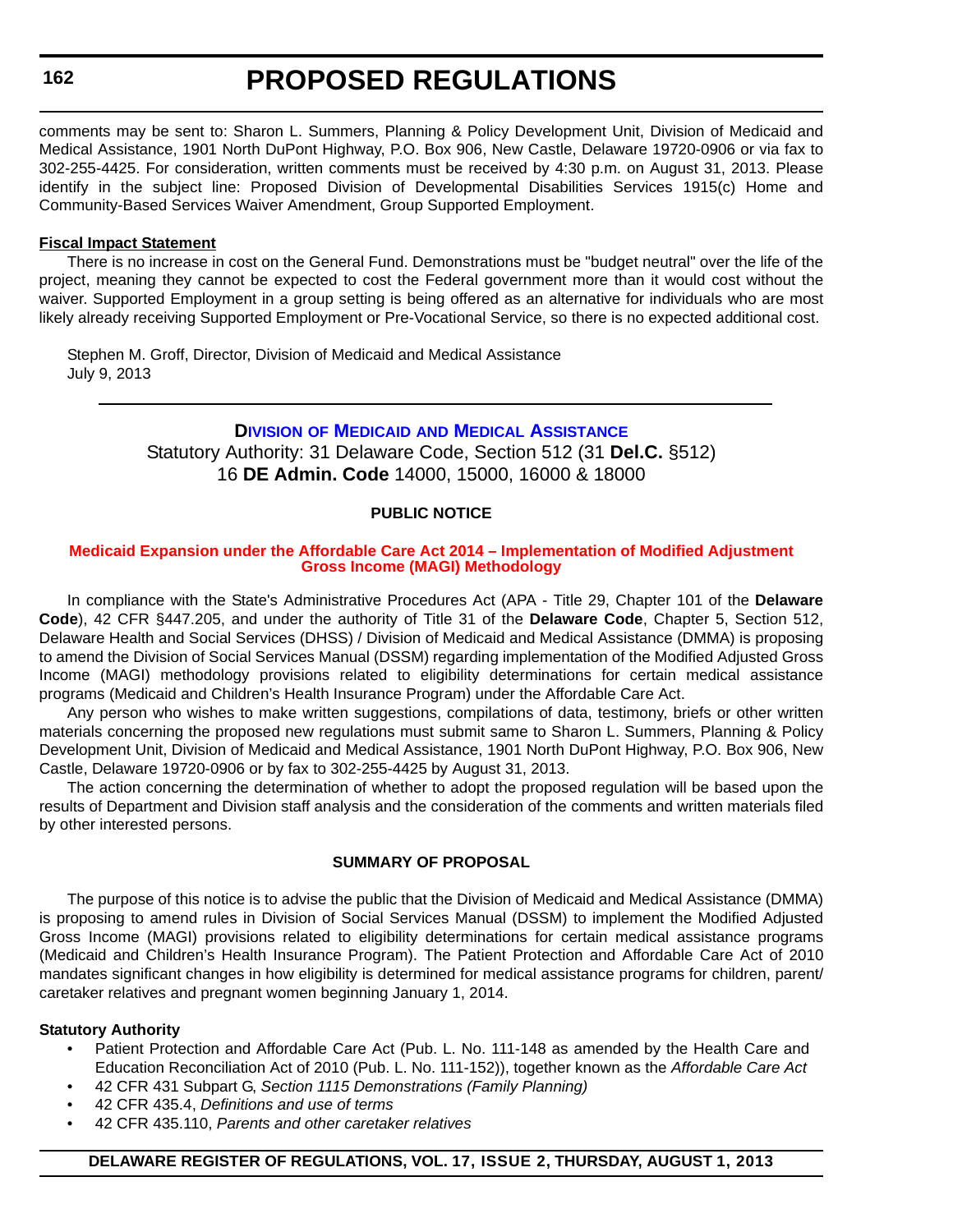comments may be sent to: Sharon L. Summers, Planning & Policy Development Unit, Division of Medicaid and Medical Assistance, 1901 North DuPont Highway, P.O. Box 906, New Castle, Delaware 19720-0906 or via fax to 302-255-4425. For consideration, written comments must be received by 4:30 p.m. on August 31, 2013. Please identify in the subject line: Proposed Division of Developmental Disabilities Services 1915(c) Home and Community-Based Services Waiver Amendment, Group Supported Employment.

**Fiscal Impact Statement**

There is no increase in cost on the General Fund. Demonstrations must be "budget neutral" over the life of the project, meaning they cannot be expected to cost the Federal government more than it would cost without the waiver. Supported Employment in a group setting is being offered as an alternative for individuals who are most likely already receiving Supported Employment or Pre-Vocational Service, so there is no expected additional cost.

Stephen M. Groff, Director, Division of Medicaid and Medical Assistance
July 9, 2013

---

## Division of Medicaid and Medical Assistance

Statutory Authority: 31 Delaware Code, Section 512 (31 **Del.C.** §512)
16 **DE Admin. Code** 14000, 15000, 16000 & 18000

**PUBLIC NOTICE**

### Medicaid Expansion under the Affordable Care Act 2014 – Implementation of Modified Adjustment Gross Income (MAGI) Methodology

In compliance with the State's Administrative Procedures Act (APA - Title 29, Chapter 101 of the **Delaware Code**), 42 CFR §447.205, and under the authority of Title 31 of the **Delaware Code**, Chapter 5, Section 512, Delaware Health and Social Services (DHSS) / Division of Medicaid and Medical Assistance (DMMA) is proposing to amend the Division of Social Services Manual (DSSM) regarding implementation of the Modified Adjusted Gross Income (MAGI) methodology provisions related to eligibility determinations for certain medical assistance programs (Medicaid and Children's Health Insurance Program) under the Affordable Care Act.

Any person who wishes to make written suggestions, compilations of data, testimony, briefs or other written materials concerning the proposed new regulations must submit same to Sharon L. Summers, Planning & Policy Development Unit, Division of Medicaid and Medical Assistance, 1901 North DuPont Highway, P.O. Box 906, New Castle, Delaware 19720-0906 or by fax to 302-255-4425 by August 31, 2013.

The action concerning the determination of whether to adopt the proposed regulation will be based upon the results of Department and Division staff analysis and the consideration of the comments and written materials filed by other interested persons.

**SUMMARY OF PROPOSAL**

The purpose of this notice is to advise the public that the Division of Medicaid and Medical Assistance (DMMA) is proposing to amend rules in Division of Social Services Manual (DSSM) to implement the Modified Adjusted Gross Income (MAGI) provisions related to eligibility determinations for certain medical assistance programs (Medicaid and Children's Health Insurance Program). The Patient Protection and Affordable Care Act of 2010 mandates significant changes in how eligibility is determined for medical assistance programs for children, parent/caretaker relatives and pregnant women beginning January 1, 2014.

**Statutory Authority**

- Patient Protection and Affordable Care Act (Pub. L. No. 111-148 as amended by the Health Care and Education Reconciliation Act of 2010 (Pub. L. No. 111-152)), together known as the *Affordable Care Act*
- 42 CFR 431 Subpart G, *Section 1115 Demonstrations (Family Planning)*
- 42 CFR 435.4, *Definitions and use of terms*
- 42 CFR 435.110, *Parents and other caretaker relatives*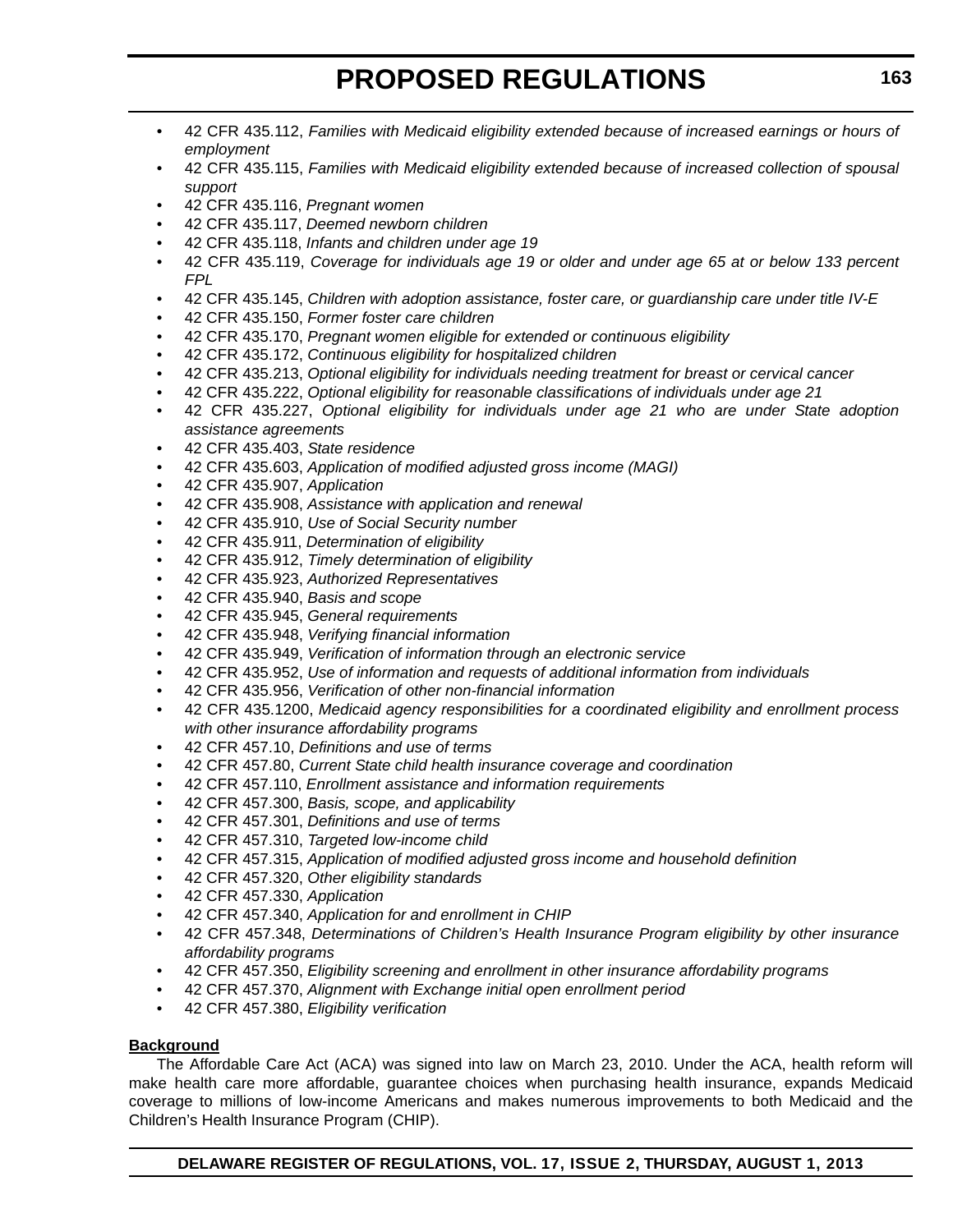- 42 CFR 435.112, *Families with Medicaid eligibility extended because of increased earnings or hours of employment*
- 42 CFR 435.115, *Families with Medicaid eligibility extended because of increased collection of spousal support*
- 42 CFR 435.116, *Pregnant women*
- 42 CFR 435.117, *Deemed newborn children*
- 42 CFR 435.118, *Infants and children under age 19*
- 42 CFR 435.119, *Coverage for individuals age 19 or older and under age 65 at or below 133 percent FPL*
- 42 CFR 435.145, *Children with adoption assistance, foster care, or guardianship care under title IV-E*
- 42 CFR 435.150, *Former foster care children*
- 42 CFR 435.170, *Pregnant women eligible for extended or continuous eligibility*
- 42 CFR 435.172, *Continuous eligibility for hospitalized children*
- 42 CFR 435.213, *Optional eligibility for individuals needing treatment for breast or cervical cancer*
- 42 CFR 435.222, *Optional eligibility for reasonable classifications of individuals under age 21*
- 42 CFR 435.227, *Optional eligibility for individuals under age 21 who are under State adoption assistance agreements*
- 42 CFR 435.403, *State residence*
- 42 CFR 435.603, *Application of modified adjusted gross income (MAGI)*
- 42 CFR 435.907, *Application*
- 42 CFR 435.908, *Assistance with application and renewal*
- 42 CFR 435.910, *Use of Social Security number*
- 42 CFR 435.911, *Determination of eligibility*
- 42 CFR 435.912, *Timely determination of eligibility*
- 42 CFR 435.923, *Authorized Representatives*
- 42 CFR 435.940, *Basis and scope*
- 42 CFR 435.945, *General requirements*
- 42 CFR 435.948, *Verifying financial information*
- 42 CFR 435.949, *Verification of information through an electronic service*
- 42 CFR 435.952, *Use of information and requests of additional information from individuals*
- 42 CFR 435.956, *Verification of other non-financial information*
- 42 CFR 435.1200, *Medicaid agency responsibilities for a coordinated eligibility and enrollment process with other insurance affordability programs*
- 42 CFR 457.10, *Definitions and use of terms*
- 42 CFR 457.80, *Current State child health insurance coverage and coordination*
- 42 CFR 457.110, *Enrollment assistance and information requirements*
- 42 CFR 457.300, *Basis, scope, and applicability*
- 42 CFR 457.301, *Definitions and use of terms*
- 42 CFR 457.310, *Targeted low-income child*
- 42 CFR 457.315, *Application of modified adjusted gross income and household definition*
- 42 CFR 457.320, *Other eligibility standards*
- 42 CFR 457.330, *Application*
- 42 CFR 457.340, *Application for and enrollment in CHIP*
- 42 CFR 457.348, *Determinations of Children's Health Insurance Program eligibility by other insurance affordability programs*
- 42 CFR 457.350, *Eligibility screening and enrollment in other insurance affordability programs*
- 42 CFR 457.370, *Alignment with Exchange initial open enrollment period*
- 42 CFR 457.380, *Eligibility verification*

**Background**

The Affordable Care Act (ACA) was signed into law on March 23, 2010. Under the ACA, health reform will make health care more affordable, guarantee choices when purchasing health insurance, expands Medicaid coverage to millions of low-income Americans and makes numerous improvements to both Medicaid and the Children's Health Insurance Program (CHIP).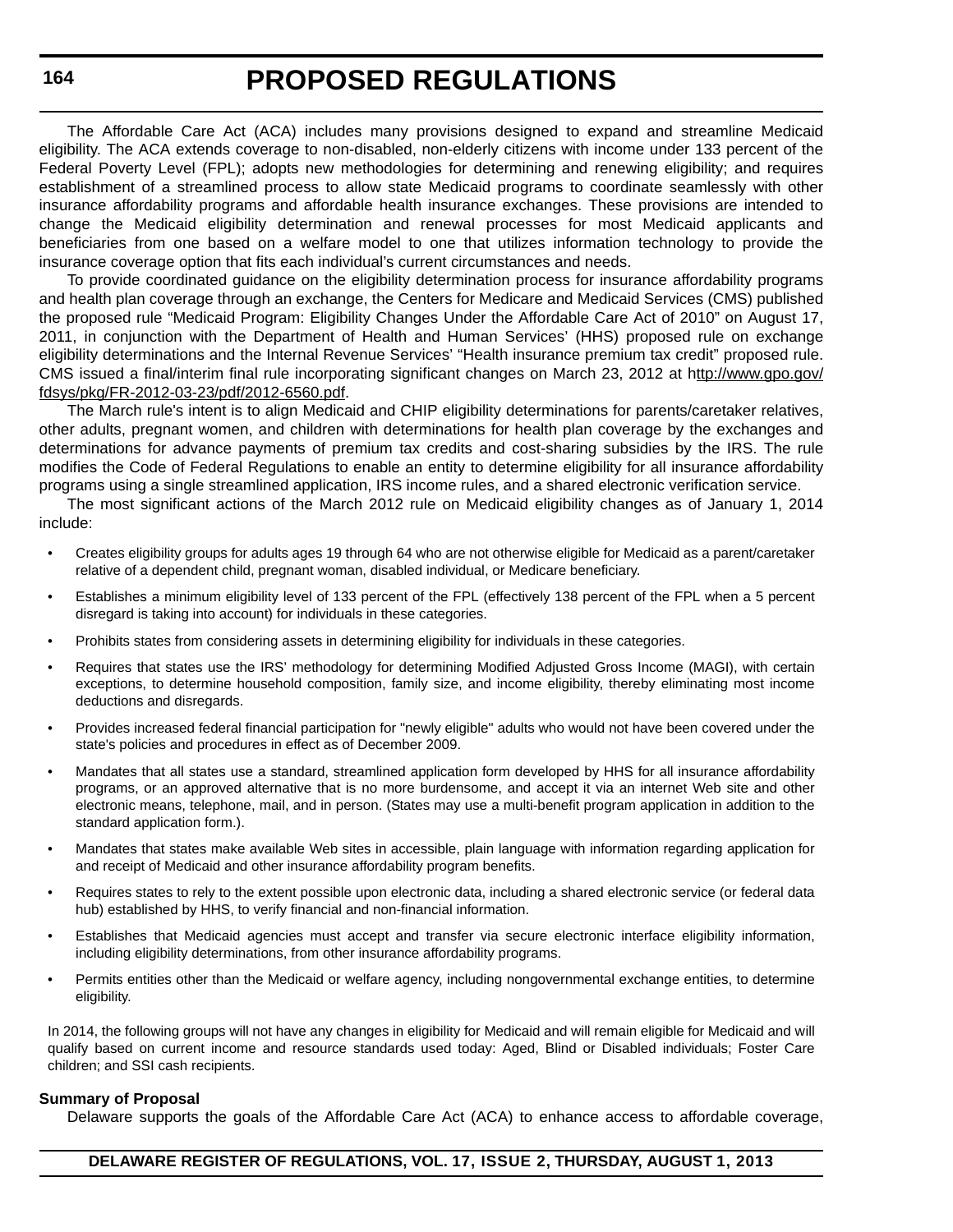The Affordable Care Act (ACA) includes many provisions designed to expand and streamline Medicaid eligibility. The ACA extends coverage to non-disabled, non-elderly citizens with income under 133 percent of the Federal Poverty Level (FPL); adopts new methodologies for determining and renewing eligibility; and requires establishment of a streamlined process to allow state Medicaid programs to coordinate seamlessly with other insurance affordability programs and affordable health insurance exchanges. These provisions are intended to change the Medicaid eligibility determination and renewal processes for most Medicaid applicants and beneficiaries from one based on a welfare model to one that utilizes information technology to provide the insurance coverage option that fits each individual's current circumstances and needs.

To provide coordinated guidance on the eligibility determination process for insurance affordability programs and health plan coverage through an exchange, the Centers for Medicare and Medicaid Services (CMS) published the proposed rule "Medicaid Program: Eligibility Changes Under the Affordable Care Act of 2010" on August 17, 2011, in conjunction with the Department of Health and Human Services' (HHS) proposed rule on exchange eligibility determinations and the Internal Revenue Services' "Health insurance premium tax credit" proposed rule. CMS issued a final/interim final rule incorporating significant changes on March 23, 2012 at http://www.gpo.gov/fdsys/pkg/FR-2012-03-23/pdf/2012-6560.pdf.

The March rule's intent is to align Medicaid and CHIP eligibility determinations for parents/caretaker relatives, other adults, pregnant women, and children with determinations for health plan coverage by the exchanges and determinations for advance payments of premium tax credits and cost-sharing subsidies by the IRS. The rule modifies the Code of Federal Regulations to enable an entity to determine eligibility for all insurance affordability programs using a single streamlined application, IRS income rules, and a shared electronic verification service.

The most significant actions of the March 2012 rule on Medicaid eligibility changes as of January 1, 2014 include:

- Creates eligibility groups for adults ages 19 through 64 who are not otherwise eligible for Medicaid as a parent/caretaker relative of a dependent child, pregnant woman, disabled individual, or Medicare beneficiary.
- Establishes a minimum eligibility level of 133 percent of the FPL (effectively 138 percent of the FPL when a 5 percent disregard is taking into account) for individuals in these categories.
- Prohibits states from considering assets in determining eligibility for individuals in these categories.
- Requires that states use the IRS' methodology for determining Modified Adjusted Gross Income (MAGI), with certain exceptions, to determine household composition, family size, and income eligibility, thereby eliminating most income deductions and disregards.
- Provides increased federal financial participation for "newly eligible" adults who would not have been covered under the state's policies and procedures in effect as of December 2009.
- Mandates that all states use a standard, streamlined application form developed by HHS for all insurance affordability programs, or an approved alternative that is no more burdensome, and accept it via an internet Web site and other electronic means, telephone, mail, and in person. (States may use a multi-benefit program application in addition to the standard application form.).
- Mandates that states make available Web sites in accessible, plain language with information regarding application for and receipt of Medicaid and other insurance affordability program benefits.
- Requires states to rely to the extent possible upon electronic data, including a shared electronic service (or federal data hub) established by HHS, to verify financial and non-financial information.
- Establishes that Medicaid agencies must accept and transfer via secure electronic interface eligibility information, including eligibility determinations, from other insurance affordability programs.
- Permits entities other than the Medicaid or welfare agency, including nongovernmental exchange entities, to determine eligibility.

In 2014, the following groups will not have any changes in eligibility for Medicaid and will remain eligible for Medicaid and will qualify based on current income and resource standards used today: Aged, Blind or Disabled individuals; Foster Care children; and SSI cash recipients.

**Summary of Proposal**

Delaware supports the goals of the Affordable Care Act (ACA) to enhance access to affordable coverage,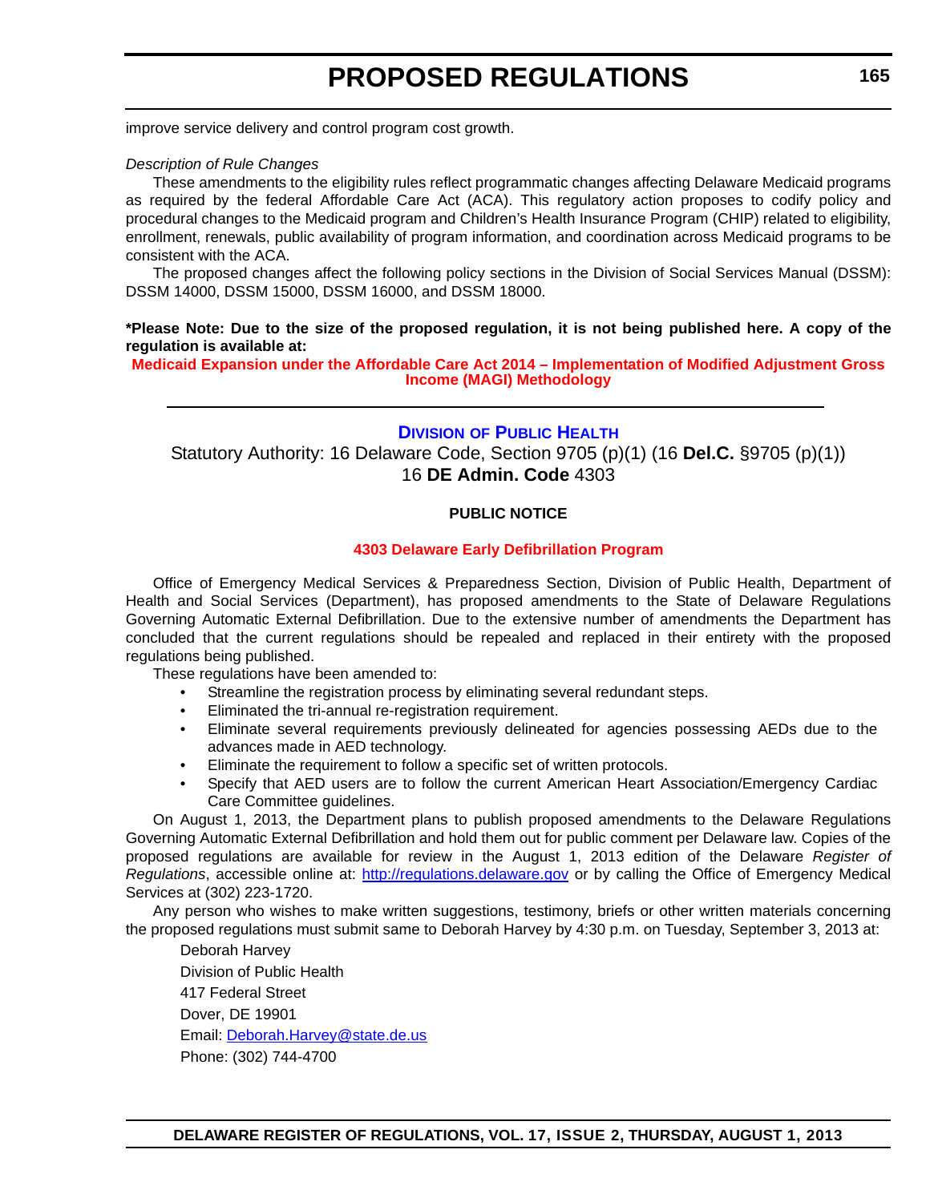improve service delivery and control program cost growth.

*Description of Rule Changes*

These amendments to the eligibility rules reflect programmatic changes affecting Delaware Medicaid programs as required by the federal Affordable Care Act (ACA). This regulatory action proposes to codify policy and procedural changes to the Medicaid program and Children's Health Insurance Program (CHIP) related to eligibility, enrollment, renewals, public availability of program information, and coordination across Medicaid programs to be consistent with the ACA.

The proposed changes affect the following policy sections in the Division of Social Services Manual (DSSM): DSSM 14000, DSSM 15000, DSSM 16000, and DSSM 18000.

**\*Please Note: Due to the size of the proposed regulation, it is not being published here. A copy of the regulation is available at:**

**Medicaid Expansion under the Affordable Care Act 2014 – Implementation of Modified Adjustment Gross Income (MAGI) Methodology**

---

## DIVISION OF PUBLIC HEALTH

Statutory Authority: 16 Delaware Code, Section 9705 (p)(1) (16 **Del.C.** §9705 (p)(1))
16 **DE Admin. Code** 4303

**PUBLIC NOTICE**

**4303 Delaware Early Defibrillation Program**

Office of Emergency Medical Services & Preparedness Section, Division of Public Health, Department of Health and Social Services (Department), has proposed amendments to the State of Delaware Regulations Governing Automatic External Defibrillation. Due to the extensive number of amendments the Department has concluded that the current regulations should be repealed and replaced in their entirety with the proposed regulations being published.

These regulations have been amended to:

- Streamline the registration process by eliminating several redundant steps.
- Eliminated the tri-annual re-registration requirement.
- Eliminate several requirements previously delineated for agencies possessing AEDs due to the advances made in AED technology.
- Eliminate the requirement to follow a specific set of written protocols.
- Specify that AED users are to follow the current American Heart Association/Emergency Cardiac Care Committee guidelines.

On August 1, 2013, the Department plans to publish proposed amendments to the Delaware Regulations Governing Automatic External Defibrillation and hold them out for public comment per Delaware law. Copies of the proposed regulations are available for review in the August 1, 2013 edition of the Delaware *Register of Regulations*, accessible online at: http://regulations.delaware.gov or by calling the Office of Emergency Medical Services at (302) 223-1720.

Any person who wishes to make written suggestions, testimony, briefs or other written materials concerning the proposed regulations must submit same to Deborah Harvey by 4:30 p.m. on Tuesday, September 3, 2013 at:

Deborah Harvey
Division of Public Health
417 Federal Street
Dover, DE 19901
Email: Deborah.Harvey@state.de.us
Phone: (302) 744-4700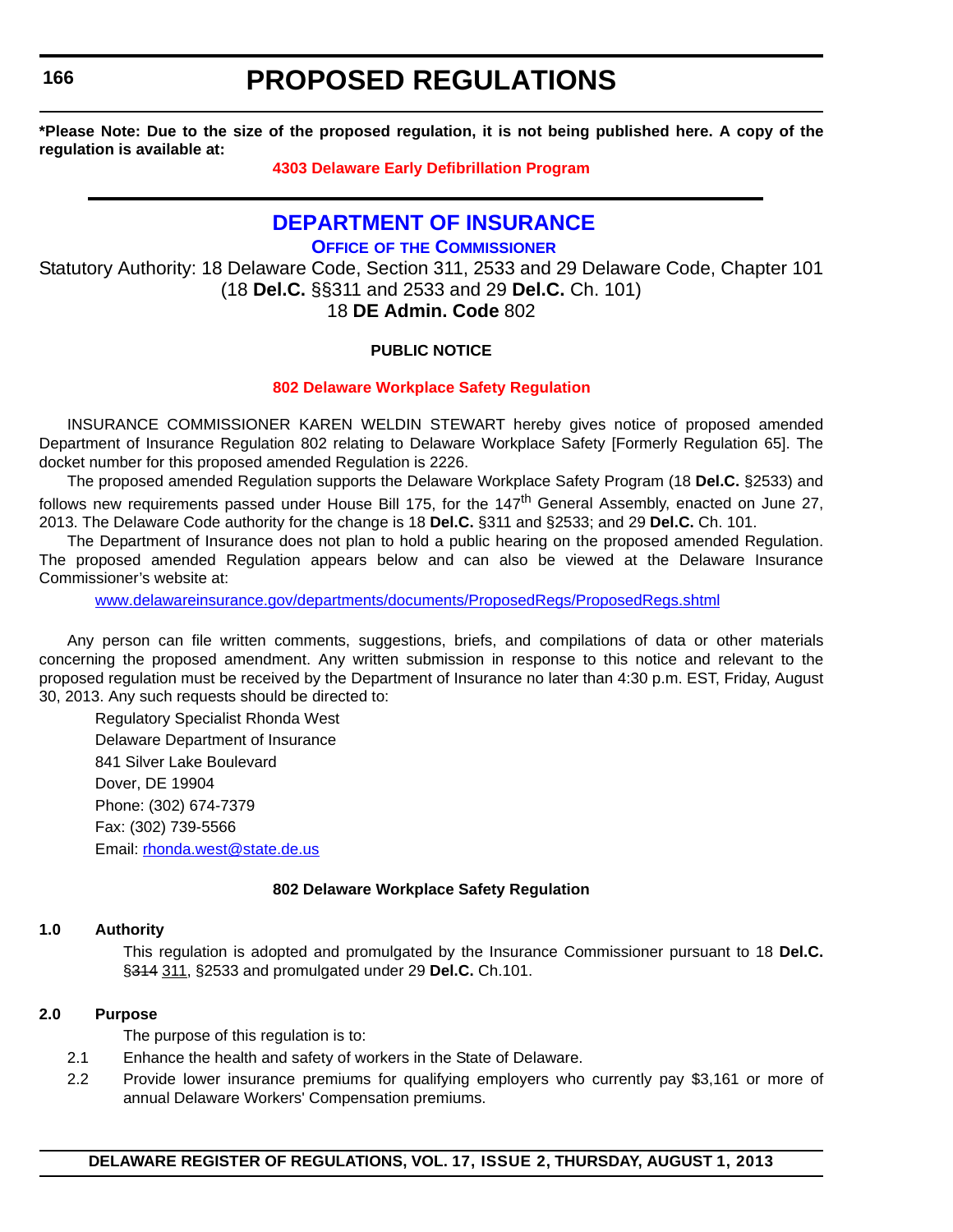**\*Please Note: Due to the size of the proposed regulation, it is not being published here. A copy of the regulation is available at:**

**4303 Delaware Early Defibrillation Program**

---

# DEPARTMENT OF INSURANCE

## OFFICE OF THE COMMISSIONER

Statutory Authority: 18 Delaware Code, Section 311, 2533 and 29 Delaware Code, Chapter 101 (18 **Del.C.** §§311 and 2533 and 29 **Del.C.** Ch. 101)
18 **DE Admin. Code** 802

**PUBLIC NOTICE**

**802 Delaware Workplace Safety Regulation**

INSURANCE COMMISSIONER KAREN WELDIN STEWART hereby gives notice of proposed amended Department of Insurance Regulation 802 relating to Delaware Workplace Safety [Formerly Regulation 65]. The docket number for this proposed amended Regulation is 2226.

The proposed amended Regulation supports the Delaware Workplace Safety Program (18 **Del.C.** §2533) and follows new requirements passed under House Bill 175, for the 147th General Assembly, enacted on June 27, 2013. The Delaware Code authority for the change is 18 **Del.C.** §311 and §2533; and 29 **Del.C.** Ch. 101.

The Department of Insurance does not plan to hold a public hearing on the proposed amended Regulation. The proposed amended Regulation appears below and can also be viewed at the Delaware Insurance Commissioner's website at:

www.delawareinsurance.gov/departments/documents/ProposedRegs/ProposedRegs.shtml

Any person can file written comments, suggestions, briefs, and compilations of data or other materials concerning the proposed amendment. Any written submission in response to this notice and relevant to the proposed regulation must be received by the Department of Insurance no later than 4:30 p.m. EST, Friday, August 30, 2013. Any such requests should be directed to:

Regulatory Specialist Rhonda West
Delaware Department of Insurance
841 Silver Lake Boulevard
Dover, DE 19904
Phone: (302) 674-7379
Fax: (302) 739-5566
Email: rhonda.west@state.de.us

**802 Delaware Workplace Safety Regulation**

**1.0 Authority**

This regulation is adopted and promulgated by the Insurance Commissioner pursuant to 18 **Del.C.** §~~314~~ 311, §2533 and promulgated under 29 **Del.C.** Ch.101.

**2.0 Purpose**

The purpose of this regulation is to:

2.1 Enhance the health and safety of workers in the State of Delaware.

2.2 Provide lower insurance premiums for qualifying employers who currently pay $3,161 or more of annual Delaware Workers' Compensation premiums.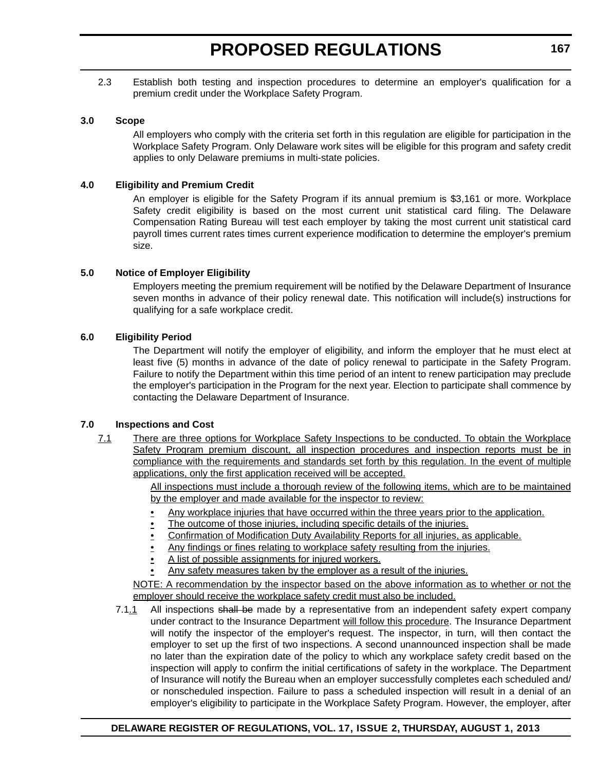2.3 Establish both testing and inspection procedures to determine an employer's qualification for a premium credit under the Workplace Safety Program.

**3.0 Scope**

All employers who comply with the criteria set forth in this regulation are eligible for participation in the Workplace Safety Program. Only Delaware work sites will be eligible for this program and safety credit applies to only Delaware premiums in multi-state policies.

**4.0 Eligibility and Premium Credit**

An employer is eligible for the Safety Program if its annual premium is $3,161 or more. Workplace Safety credit eligibility is based on the most current unit statistical card filing. The Delaware Compensation Rating Bureau will test each employer by taking the most current unit statistical card payroll times current rates times current experience modification to determine the employer's premium size.

**5.0 Notice of Employer Eligibility**

Employers meeting the premium requirement will be notified by the Delaware Department of Insurance seven months in advance of their policy renewal date. This notification will include(s) instructions for qualifying for a safe workplace credit.

**6.0 Eligibility Period**

The Department will notify the employer of eligibility, and inform the employer that he must elect at least five (5) months in advance of the date of policy renewal to participate in the Safety Program. Failure to notify the Department within this time period of an intent to renew participation may preclude the employer's participation in the Program for the next year. Election to participate shall commence by contacting the Delaware Department of Insurance.

**7.0 Inspections and Cost**

<u>7.1</u> <u>There are three options for Workplace Safety Inspections to be conducted. To obtain the Workplace Safety Program premium discount, all inspection procedures and inspection reports must be in compliance with the requirements and standards set forth by this regulation. In the event of multiple applications, only the first application received will be accepted.</u>

<u>All inspections must include a thorough review of the following items, which are to be maintained by the employer and made available for the inspector to review:</u>

- <u>Any workplace injuries that have occurred within the three years prior to the application.</u>
- <u>The outcome of those injuries, including specific details of the injuries.</u>
- <u>Confirmation of Modification Duty Availability Reports for all injuries, as applicable.</u>
- <u>Any findings or fines relating to workplace safety resulting from the injuries.</u>
- <u>A list of possible assignments for injured workers.</u>
- <u>Any safety measures taken by the employer as a result of the injuries.</u>

<u>NOTE: A recommendation by the inspector based on the above information as to whether or not the employer should receive the workplace safety credit must also be included.</u>

7.1<u>.1</u> All inspections ~~shall be~~ made by a representative from an independent safety expert company under contract to the Insurance Department <u>will follow this procedure</u>. The Insurance Department will notify the inspector of the employer's request. The inspector, in turn, will then contact the employer to set up the first of two inspections. A second unannounced inspection shall be made no later than the expiration date of the policy to which any workplace safety credit based on the inspection will apply to confirm the initial certifications of safety in the workplace. The Department of Insurance will notify the Bureau when an employer successfully completes each scheduled and/or nonscheduled inspection. Failure to pass a scheduled inspection will result in a denial of an employer's eligibility to participate in the Workplace Safety Program. However, the employer, after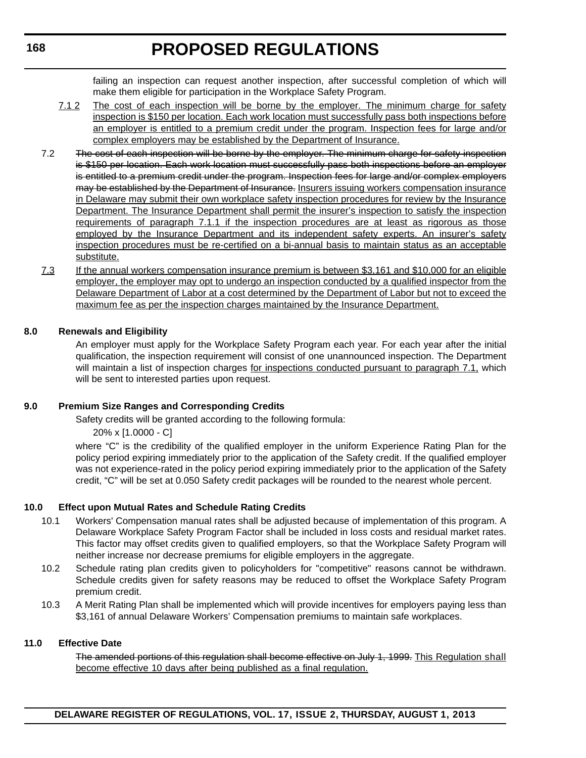failing an inspection can request another inspection, after successful completion of which will make them eligible for participation in the Workplace Safety Program.

7.1 2 The cost of each inspection will be borne by the employer. The minimum charge for safety inspection is $150 per location. Each work location must successfully pass both inspections before an employer is entitled to a premium credit under the program. Inspection fees for large and/or complex employers may be established by the Department of Insurance.

7.2 ~~The cost of each inspection will be borne by the employer. The minimum charge for safety inspection is $150 per location. Each work location must successfully pass both inspections before an employer is entitled to a premium credit under the program. Inspection fees for large and/or complex employers may be established by the Department of Insurance.~~ Insurers issuing workers compensation insurance in Delaware may submit their own workplace safety inspection procedures for review by the Insurance Department. The Insurance Department shall permit the insurer's inspection to satisfy the inspection requirements of paragraph 7.1.1 if the inspection procedures are at least as rigorous as those employed by the Insurance Department and its independent safety experts. An insurer's safety inspection procedures must be re-certified on a bi-annual basis to maintain status as an acceptable substitute.

7.3 If the annual workers compensation insurance premium is between $3,161 and $10,000 for an eligible employer, the employer may opt to undergo an inspection conducted by a qualified inspector from the Delaware Department of Labor at a cost determined by the Department of Labor but not to exceed the maximum fee as per the inspection charges maintained by the Insurance Department.

**8.0 Renewals and Eligibility**

An employer must apply for the Workplace Safety Program each year. For each year after the initial qualification, the inspection requirement will consist of one unannounced inspection. The Department will maintain a list of inspection charges for inspections conducted pursuant to paragraph 7.1, which will be sent to interested parties upon request.

**9.0 Premium Size Ranges and Corresponding Credits**

Safety credits will be granted according to the following formula:

20% x [1.0000 - C]

where "C" is the credibility of the qualified employer in the uniform Experience Rating Plan for the policy period expiring immediately prior to the application of the Safety credit. If the qualified employer was not experience-rated in the policy period expiring immediately prior to the application of the Safety credit, "C" will be set at 0.050 Safety credit packages will be rounded to the nearest whole percent.

**10.0 Effect upon Mutual Rates and Schedule Rating Credits**

10.1 Workers' Compensation manual rates shall be adjusted because of implementation of this program. A Delaware Workplace Safety Program Factor shall be included in loss costs and residual market rates. This factor may offset credits given to qualified employers, so that the Workplace Safety Program will neither increase nor decrease premiums for eligible employers in the aggregate.

10.2 Schedule rating plan credits given to policyholders for "competitive" reasons cannot be withdrawn. Schedule credits given for safety reasons may be reduced to offset the Workplace Safety Program premium credit.

10.3 A Merit Rating Plan shall be implemented which will provide incentives for employers paying less than $3,161 of annual Delaware Workers' Compensation premiums to maintain safe workplaces.

**11.0 Effective Date**

~~The amended portions of this regulation shall become effective on July 1, 1999.~~ This Regulation shall become effective 10 days after being published as a final regulation.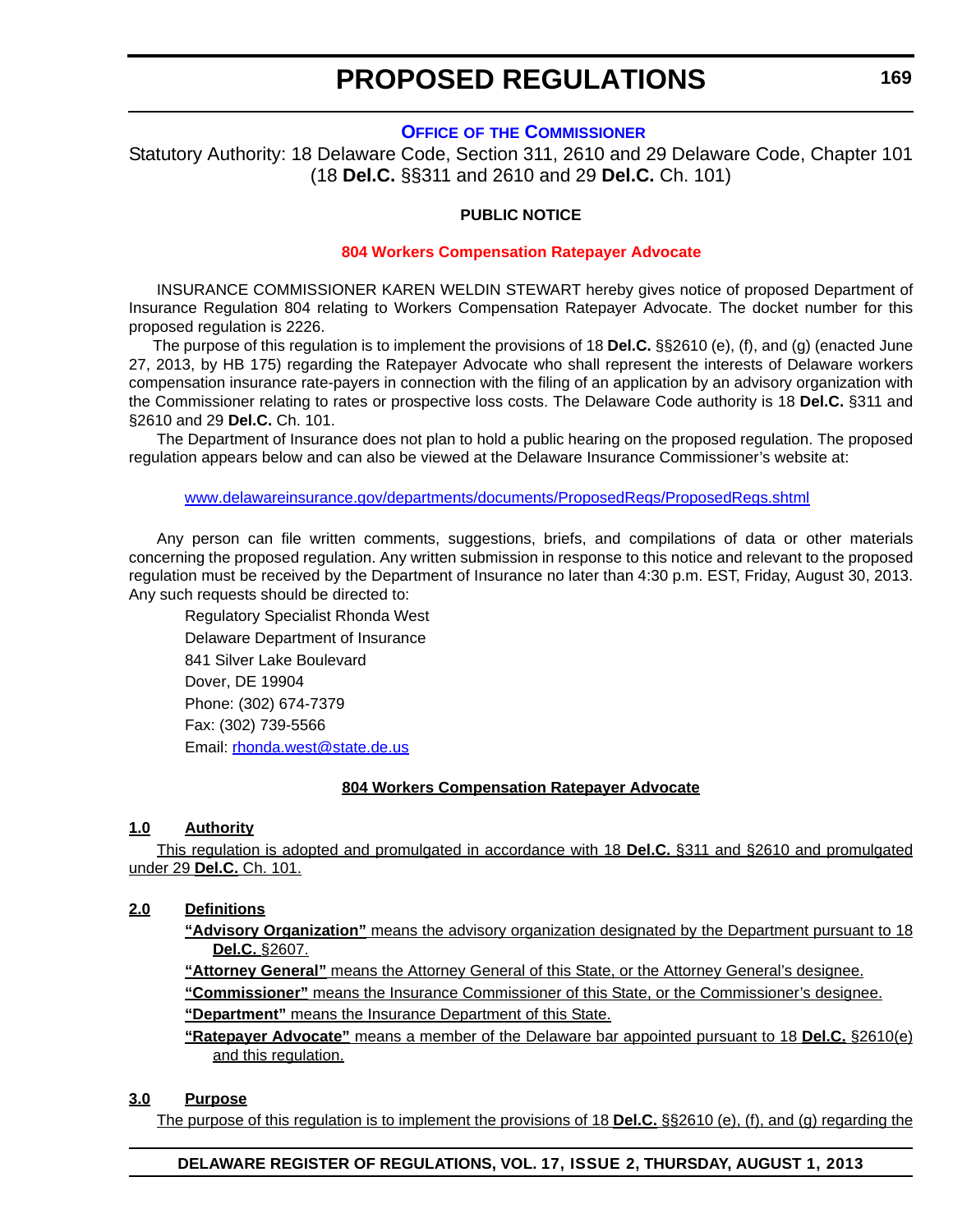## OFFICE OF THE COMMISSIONER

Statutory Authority: 18 Delaware Code, Section 311, 2610 and 29 Delaware Code, Chapter 101 (18 **Del.C.** §§311 and 2610 and 29 **Del.C.** Ch. 101)

**PUBLIC NOTICE**

**804 Workers Compensation Ratepayer Advocate**

INSURANCE COMMISSIONER KAREN WELDIN STEWART hereby gives notice of proposed Department of Insurance Regulation 804 relating to Workers Compensation Ratepayer Advocate. The docket number for this proposed regulation is 2226.

The purpose of this regulation is to implement the provisions of 18 **Del.C.** §§2610 (e), (f), and (g) (enacted June 27, 2013, by HB 175) regarding the Ratepayer Advocate who shall represent the interests of Delaware workers compensation insurance rate-payers in connection with the filing of an application by an advisory organization with the Commissioner relating to rates or prospective loss costs. The Delaware Code authority is 18 **Del.C.** §311 and §2610 and 29 **Del.C.** Ch. 101.

The Department of Insurance does not plan to hold a public hearing on the proposed regulation. The proposed regulation appears below and can also be viewed at the Delaware Insurance Commissioner's website at:

www.delawareinsurance.gov/departments/documents/ProposedRegs/ProposedRegs.shtml

Any person can file written comments, suggestions, briefs, and compilations of data or other materials concerning the proposed regulation. Any written submission in response to this notice and relevant to the proposed regulation must be received by the Department of Insurance no later than 4:30 p.m. EST, Friday, August 30, 2013. Any such requests should be directed to:

Regulatory Specialist Rhonda West
Delaware Department of Insurance
841 Silver Lake Boulevard
Dover, DE 19904
Phone: (302) 674-7379
Fax: (302) 739-5566
Email: rhonda.west@state.de.us

**804 Workers Compensation Ratepayer Advocate**

**1.0 Authority**

This regulation is adopted and promulgated in accordance with 18 **Del.C.** §311 and §2610 and promulgated under 29 **Del.C.** Ch. 101.

**2.0 Definitions**

**"Advisory Organization"** means the advisory organization designated by the Department pursuant to 18 **Del.C.** §2607.

**"Attorney General"** means the Attorney General of this State, or the Attorney General's designee.

**"Commissioner"** means the Insurance Commissioner of this State, or the Commissioner's designee.

**"Department"** means the Insurance Department of this State.

**"Ratepayer Advocate"** means a member of the Delaware bar appointed pursuant to 18 **Del.C.** §2610(e) and this regulation.

**3.0 Purpose**

The purpose of this regulation is to implement the provisions of 18 **Del.C.** §§2610 (e), (f), and (g) regarding the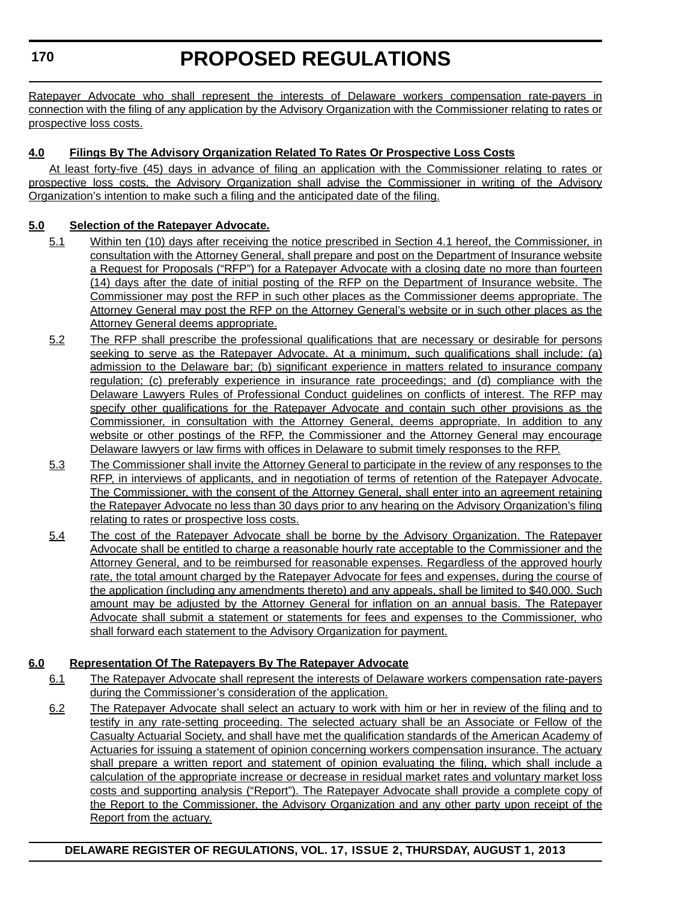Ratepayer Advocate who shall represent the interests of Delaware workers compensation rate-payers in connection with the filing of any application by the Advisory Organization with the Commissioner relating to rates or prospective loss costs.

**4.0 Filings By The Advisory Organization Related To Rates Or Prospective Loss Costs**

At least forty-five (45) days in advance of filing an application with the Commissioner relating to rates or prospective loss costs, the Advisory Organization shall advise the Commissioner in writing of the Advisory Organization's intention to make such a filing and the anticipated date of the filing.

**5.0 Selection of the Ratepayer Advocate.**

5.1 Within ten (10) days after receiving the notice prescribed in Section 4.1 hereof, the Commissioner, in consultation with the Attorney General, shall prepare and post on the Department of Insurance website a Request for Proposals ("RFP") for a Ratepayer Advocate with a closing date no more than fourteen (14) days after the date of initial posting of the RFP on the Department of Insurance website. The Commissioner may post the RFP in such other places as the Commissioner deems appropriate. The Attorney General may post the RFP on the Attorney General's website or in such other places as the Attorney General deems appropriate.

5.2 The RFP shall prescribe the professional qualifications that are necessary or desirable for persons seeking to serve as the Ratepayer Advocate. At a minimum, such qualifications shall include: (a) admission to the Delaware bar; (b) significant experience in matters related to insurance company regulation; (c) preferably experience in insurance rate proceedings; and (d) compliance with the Delaware Lawyers Rules of Professional Conduct guidelines on conflicts of interest. The RFP may specify other qualifications for the Ratepayer Advocate and contain such other provisions as the Commissioner, in consultation with the Attorney General, deems appropriate. In addition to any website or other postings of the RFP, the Commissioner and the Attorney General may encourage Delaware lawyers or law firms with offices in Delaware to submit timely responses to the RFP.

5.3 The Commissioner shall invite the Attorney General to participate in the review of any responses to the RFP, in interviews of applicants, and in negotiation of terms of retention of the Ratepayer Advocate. The Commissioner, with the consent of the Attorney General, shall enter into an agreement retaining the Ratepayer Advocate no less than 30 days prior to any hearing on the Advisory Organization's filing relating to rates or prospective loss costs.

5.4 The cost of the Ratepayer Advocate shall be borne by the Advisory Organization. The Ratepayer Advocate shall be entitled to charge a reasonable hourly rate acceptable to the Commissioner and the Attorney General, and to be reimbursed for reasonable expenses. Regardless of the approved hourly rate, the total amount charged by the Ratepayer Advocate for fees and expenses, during the course of the application (including any amendments thereto) and any appeals, shall be limited to $40,000. Such amount may be adjusted by the Attorney General for inflation on an annual basis. The Ratepayer Advocate shall submit a statement or statements for fees and expenses to the Commissioner, who shall forward each statement to the Advisory Organization for payment.

**6.0 Representation Of The Ratepayers By The Ratepayer Advocate**

6.1 The Ratepayer Advocate shall represent the interests of Delaware workers compensation rate-payers during the Commissioner's consideration of the application.

6.2 The Ratepayer Advocate shall select an actuary to work with him or her in review of the filing and to testify in any rate-setting proceeding. The selected actuary shall be an Associate or Fellow of the Casualty Actuarial Society, and shall have met the qualification standards of the American Academy of Actuaries for issuing a statement of opinion concerning workers compensation insurance. The actuary shall prepare a written report and statement of opinion evaluating the filing, which shall include a calculation of the appropriate increase or decrease in residual market rates and voluntary market loss costs and supporting analysis ("Report"). The Ratepayer Advocate shall provide a complete copy of the Report to the Commissioner, the Advisory Organization and any other party upon receipt of the Report from the actuary.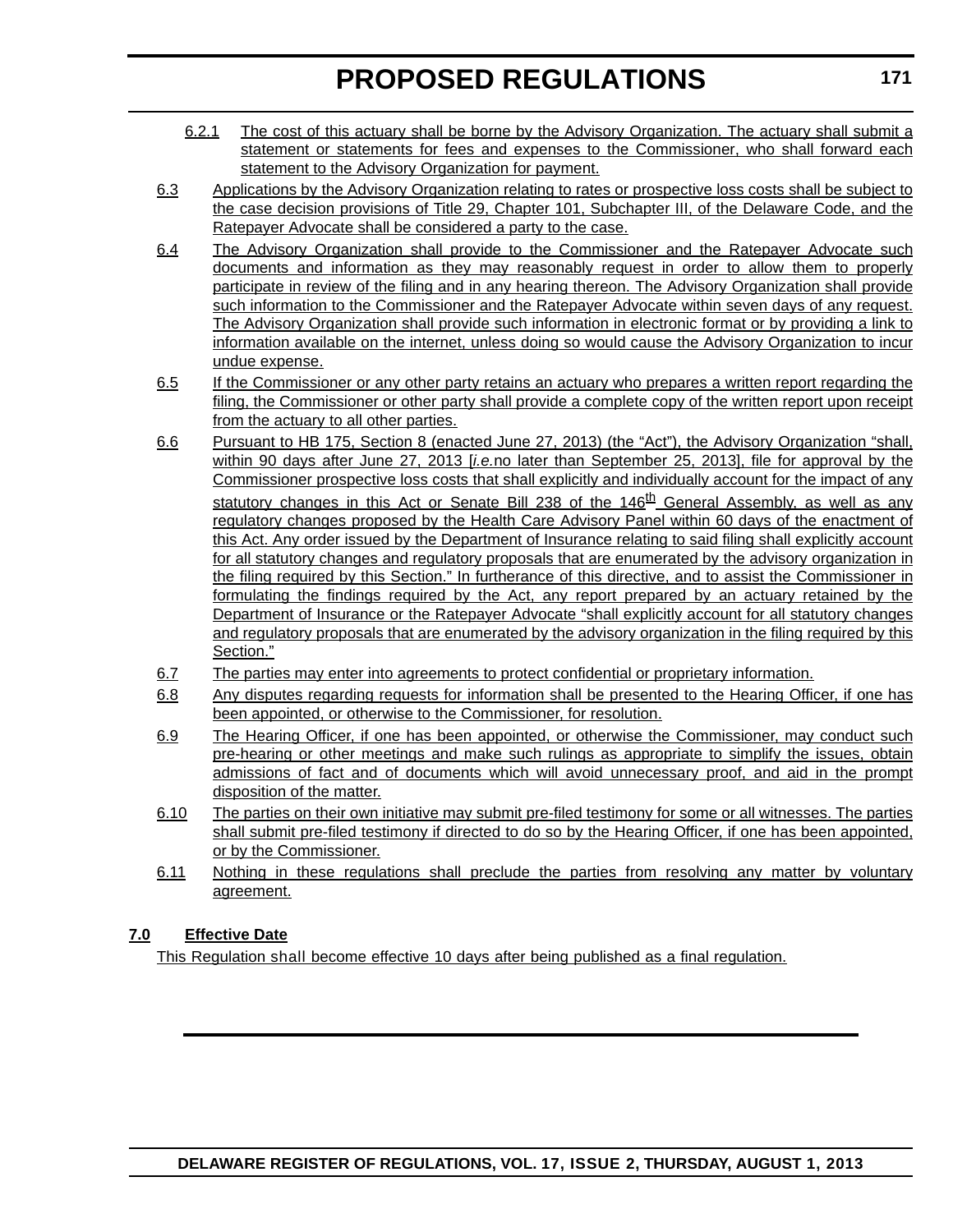6.2.1 The cost of this actuary shall be borne by the Advisory Organization. The actuary shall submit a statement or statements for fees and expenses to the Commissioner, who shall forward each statement to the Advisory Organization for payment.

6.3 Applications by the Advisory Organization relating to rates or prospective loss costs shall be subject to the case decision provisions of Title 29, Chapter 101, Subchapter III, of the Delaware Code, and the Ratepayer Advocate shall be considered a party to the case.

6.4 The Advisory Organization shall provide to the Commissioner and the Ratepayer Advocate such documents and information as they may reasonably request in order to allow them to properly participate in review of the filing and in any hearing thereon. The Advisory Organization shall provide such information to the Commissioner and the Ratepayer Advocate within seven days of any request. The Advisory Organization shall provide such information in electronic format or by providing a link to information available on the internet, unless doing so would cause the Advisory Organization to incur undue expense.

6.5 If the Commissioner or any other party retains an actuary who prepares a written report regarding the filing, the Commissioner or other party shall provide a complete copy of the written report upon receipt from the actuary to all other parties.

6.6 Pursuant to HB 175, Section 8 (enacted June 27, 2013) (the "Act"), the Advisory Organization "shall, within 90 days after June 27, 2013 [*i.e.* no later than September 25, 2013], file for approval by the Commissioner prospective loss costs that shall explicitly and individually account for the impact of any statutory changes in this Act or Senate Bill 238 of the 146th General Assembly, as well as any regulatory changes proposed by the Health Care Advisory Panel within 60 days of the enactment of this Act. Any order issued by the Department of Insurance relating to said filing shall explicitly account for all statutory changes and regulatory proposals that are enumerated by the advisory organization in the filing required by this Section." In furtherance of this directive, and to assist the Commissioner in formulating the findings required by the Act, any report prepared by an actuary retained by the Department of Insurance or the Ratepayer Advocate "shall explicitly account for all statutory changes and regulatory proposals that are enumerated by the advisory organization in the filing required by this Section."

6.7 The parties may enter into agreements to protect confidential or proprietary information.

6.8 Any disputes regarding requests for information shall be presented to the Hearing Officer, if one has been appointed, or otherwise to the Commissioner, for resolution.

6.9 The Hearing Officer, if one has been appointed, or otherwise the Commissioner, may conduct such pre-hearing or other meetings and make such rulings as appropriate to simplify the issues, obtain admissions of fact and of documents which will avoid unnecessary proof, and aid in the prompt disposition of the matter.

6.10 The parties on their own initiative may submit pre-filed testimony for some or all witnesses. The parties shall submit pre-filed testimony if directed to do so by the Hearing Officer, if one has been appointed, or by the Commissioner.

6.11 Nothing in these regulations shall preclude the parties from resolving any matter by voluntary agreement.

**7.0 Effective Date**

This Regulation shall become effective 10 days after being published as a final regulation.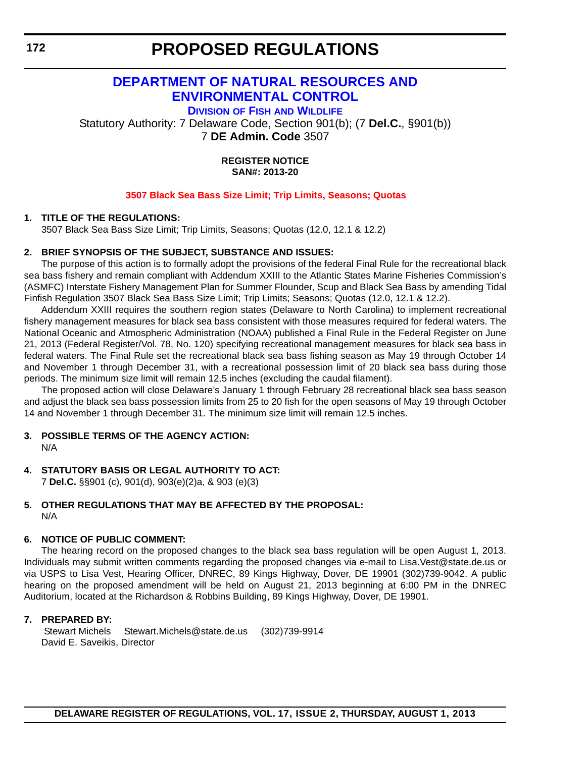# PROPOSED REGULATIONS

## DEPARTMENT OF NATURAL RESOURCES AND ENVIRONMENTAL CONTROL

### DIVISION OF FISH AND WILDLIFE

Statutory Authority: 7 Delaware Code, Section 901(b); (7 **Del.C.**, §901(b))
7 **DE Admin. Code** 3507

**REGISTER NOTICE**
**SAN#: 2013-20**

**3507 Black Sea Bass Size Limit; Trip Limits, Seasons; Quotas**

**1. TITLE OF THE REGULATIONS:**

3507 Black Sea Bass Size Limit; Trip Limits, Seasons; Quotas (12.0, 12.1 & 12.2)

**2. BRIEF SYNOPSIS OF THE SUBJECT, SUBSTANCE AND ISSUES:**

The purpose of this action is to formally adopt the provisions of the federal Final Rule for the recreational black sea bass fishery and remain compliant with Addendum XXIII to the Atlantic States Marine Fisheries Commission's (ASMFC) Interstate Fishery Management Plan for Summer Flounder, Scup and Black Sea Bass by amending Tidal Finfish Regulation 3507 Black Sea Bass Size Limit; Trip Limits; Seasons; Quotas (12.0, 12.1 & 12.2).

Addendum XXIII requires the southern region states (Delaware to North Carolina) to implement recreational fishery management measures for black sea bass consistent with those measures required for federal waters. The National Oceanic and Atmospheric Administration (NOAA) published a Final Rule in the Federal Register on June 21, 2013 (Federal Register/Vol. 78, No. 120) specifying recreational management measures for black sea bass in federal waters. The Final Rule set the recreational black sea bass fishing season as May 19 through October 14 and November 1 through December 31, with a recreational possession limit of 20 black sea bass during those periods. The minimum size limit will remain 12.5 inches (excluding the caudal filament).

The proposed action will close Delaware's January 1 through February 28 recreational black sea bass season and adjust the black sea bass possession limits from 25 to 20 fish for the open seasons of May 19 through October 14 and November 1 through December 31. The minimum size limit will remain 12.5 inches.

**3. POSSIBLE TERMS OF THE AGENCY ACTION:**

N/A

**4. STATUTORY BASIS OR LEGAL AUTHORITY TO ACT:**

7 **Del.C.** §§901 (c), 901(d), 903(e)(2)a, & 903 (e)(3)

**5. OTHER REGULATIONS THAT MAY BE AFFECTED BY THE PROPOSAL:**

N/A

**6. NOTICE OF PUBLIC COMMENT:**

The hearing record on the proposed changes to the black sea bass regulation will be open August 1, 2013. Individuals may submit written comments regarding the proposed changes via e-mail to Lisa.Vest@state.de.us or via USPS to Lisa Vest, Hearing Officer, DNREC, 89 Kings Highway, Dover, DE 19901 (302)739-9042. A public hearing on the proposed amendment will be held on August 21, 2013 beginning at 6:00 PM in the DNREC Auditorium, located at the Richardson & Robbins Building, 89 Kings Highway, Dover, DE 19901.

**7. PREPARED BY:**

Stewart Michels Stewart.Michels@state.de.us (302)739-9914
David E. Saveikis, Director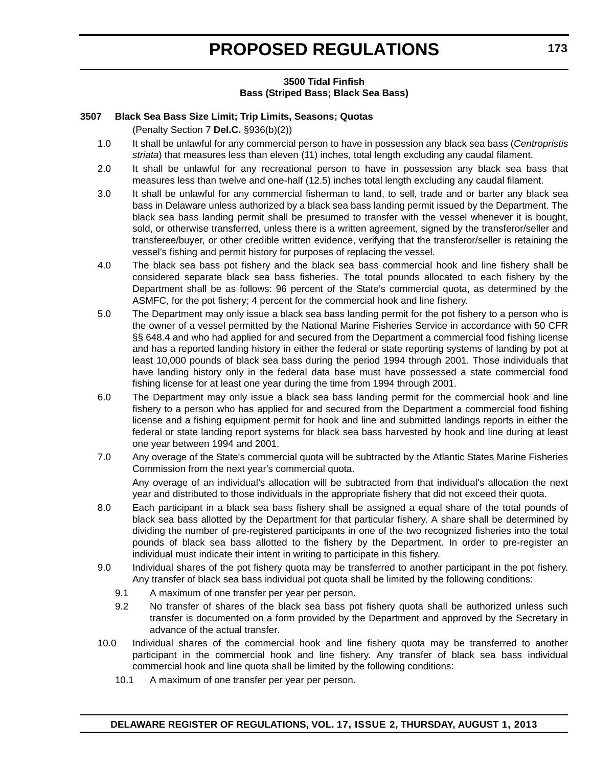**3500 Tidal Finfish**
**Bass (Striped Bass; Black Sea Bass)**

**3507 Black Sea Bass Size Limit; Trip Limits, Seasons; Quotas**

(Penalty Section 7 **Del.C.** §936(b)(2))

1.0 It shall be unlawful for any commercial person to have in possession any black sea bass (*Centropristis striata*) that measures less than eleven (11) inches, total length excluding any caudal filament.

2.0 It shall be unlawful for any recreational person to have in possession any black sea bass that measures less than twelve and one-half (12.5) inches total length excluding any caudal filament.

3.0 It shall be unlawful for any commercial fisherman to land, to sell, trade and or barter any black sea bass in Delaware unless authorized by a black sea bass landing permit issued by the Department. The black sea bass landing permit shall be presumed to transfer with the vessel whenever it is bought, sold, or otherwise transferred, unless there is a written agreement, signed by the transferor/seller and transferee/buyer, or other credible written evidence, verifying that the transferor/seller is retaining the vessel's fishing and permit history for purposes of replacing the vessel.

4.0 The black sea bass pot fishery and the black sea bass commercial hook and line fishery shall be considered separate black sea bass fisheries. The total pounds allocated to each fishery by the Department shall be as follows: 96 percent of the State's commercial quota, as determined by the ASMFC, for the pot fishery; 4 percent for the commercial hook and line fishery.

5.0 The Department may only issue a black sea bass landing permit for the pot fishery to a person who is the owner of a vessel permitted by the National Marine Fisheries Service in accordance with 50 CFR §§ 648.4 and who had applied for and secured from the Department a commercial food fishing license and has a reported landing history in either the federal or state reporting systems of landing by pot at least 10,000 pounds of black sea bass during the period 1994 through 2001. Those individuals that have landing history only in the federal data base must have possessed a state commercial food fishing license for at least one year during the time from 1994 through 2001.

6.0 The Department may only issue a black sea bass landing permit for the commercial hook and line fishery to a person who has applied for and secured from the Department a commercial food fishing license and a fishing equipment permit for hook and line and submitted landings reports in either the federal or state landing report systems for black sea bass harvested by hook and line during at least one year between 1994 and 2001.

7.0 Any overage of the State's commercial quota will be subtracted by the Atlantic States Marine Fisheries Commission from the next year's commercial quota.

Any overage of an individual's allocation will be subtracted from that individual's allocation the next year and distributed to those individuals in the appropriate fishery that did not exceed their quota.

8.0 Each participant in a black sea bass fishery shall be assigned a equal share of the total pounds of black sea bass allotted by the Department for that particular fishery. A share shall be determined by dividing the number of pre-registered participants in one of the two recognized fisheries into the total pounds of black sea bass allotted to the fishery by the Department. In order to pre-register an individual must indicate their intent in writing to participate in this fishery.

9.0 Individual shares of the pot fishery quota may be transferred to another participant in the pot fishery. Any transfer of black sea bass individual pot quota shall be limited by the following conditions:

9.1 A maximum of one transfer per year per person.

9.2 No transfer of shares of the black sea bass pot fishery quota shall be authorized unless such transfer is documented on a form provided by the Department and approved by the Secretary in advance of the actual transfer.

10.0 Individual shares of the commercial hook and line fishery quota may be transferred to another participant in the commercial hook and line fishery. Any transfer of black sea bass individual commercial hook and line quota shall be limited by the following conditions:

10.1 A maximum of one transfer per year per person.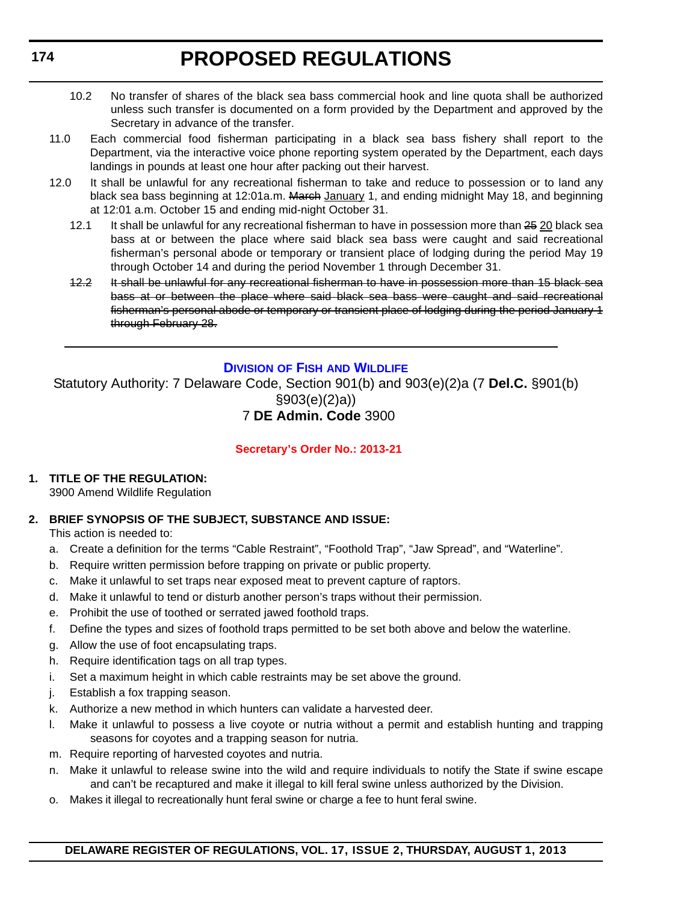10.2 No transfer of shares of the black sea bass commercial hook and line quota shall be authorized unless such transfer is documented on a form provided by the Department and approved by the Secretary in advance of the transfer.

11.0 Each commercial food fisherman participating in a black sea bass fishery shall report to the Department, via the interactive voice phone reporting system operated by the Department, each days landings in pounds at least one hour after packing out their harvest.

12.0 It shall be unlawful for any recreational fisherman to take and reduce to possession or to land any black sea bass beginning at 12:01a.m. ~~March~~ January 1, and ending midnight May 18, and beginning at 12:01 a.m. October 15 and ending mid-night October 31.

12.1 It shall be unlawful for any recreational fisherman to have in possession more than ~~25~~ 20 black sea bass at or between the place where said black sea bass were caught and said recreational fisherman's personal abode or temporary or transient place of lodging during the period May 19 through October 14 and during the period November 1 through December 31.

~~12.2 It shall be unlawful for any recreational fisherman to have in possession more than 15 black sea bass at or between the place where said black sea bass were caught and said recreational fisherman's personal abode or temporary or transient place of lodging during the period January 1 through February 28.~~

---

## Division of Fish and Wildlife

Statutory Authority: 7 Delaware Code, Section 901(b) and 903(e)(2)a (7 **Del.C.** §901(b) §903(e)(2)a))

7 **DE Admin. Code** 3900

**Secretary's Order No.: 2013-21**

**1. TITLE OF THE REGULATION:**

3900 Amend Wildlife Regulation

**2. BRIEF SYNOPSIS OF THE SUBJECT, SUBSTANCE AND ISSUE:**

This action is needed to:

a. Create a definition for the terms "Cable Restraint", "Foothold Trap", "Jaw Spread", and "Waterline".

b. Require written permission before trapping on private or public property.

c. Make it unlawful to set traps near exposed meat to prevent capture of raptors.

d. Make it unlawful to tend or disturb another person's traps without their permission.

e. Prohibit the use of toothed or serrated jawed foothold traps.

f. Define the types and sizes of foothold traps permitted to be set both above and below the waterline.

g. Allow the use of foot encapsulating traps.

h. Require identification tags on all trap types.

i. Set a maximum height in which cable restraints may be set above the ground.

j. Establish a fox trapping season.

k. Authorize a new method in which hunters can validate a harvested deer.

l. Make it unlawful to possess a live coyote or nutria without a permit and establish hunting and trapping seasons for coyotes and a trapping season for nutria.

m. Require reporting of harvested coyotes and nutria.

n. Make it unlawful to release swine into the wild and require individuals to notify the State if swine escape and can't be recaptured and make it illegal to kill feral swine unless authorized by the Division.

o. Makes it illegal to recreationally hunt feral swine or charge a fee to hunt feral swine.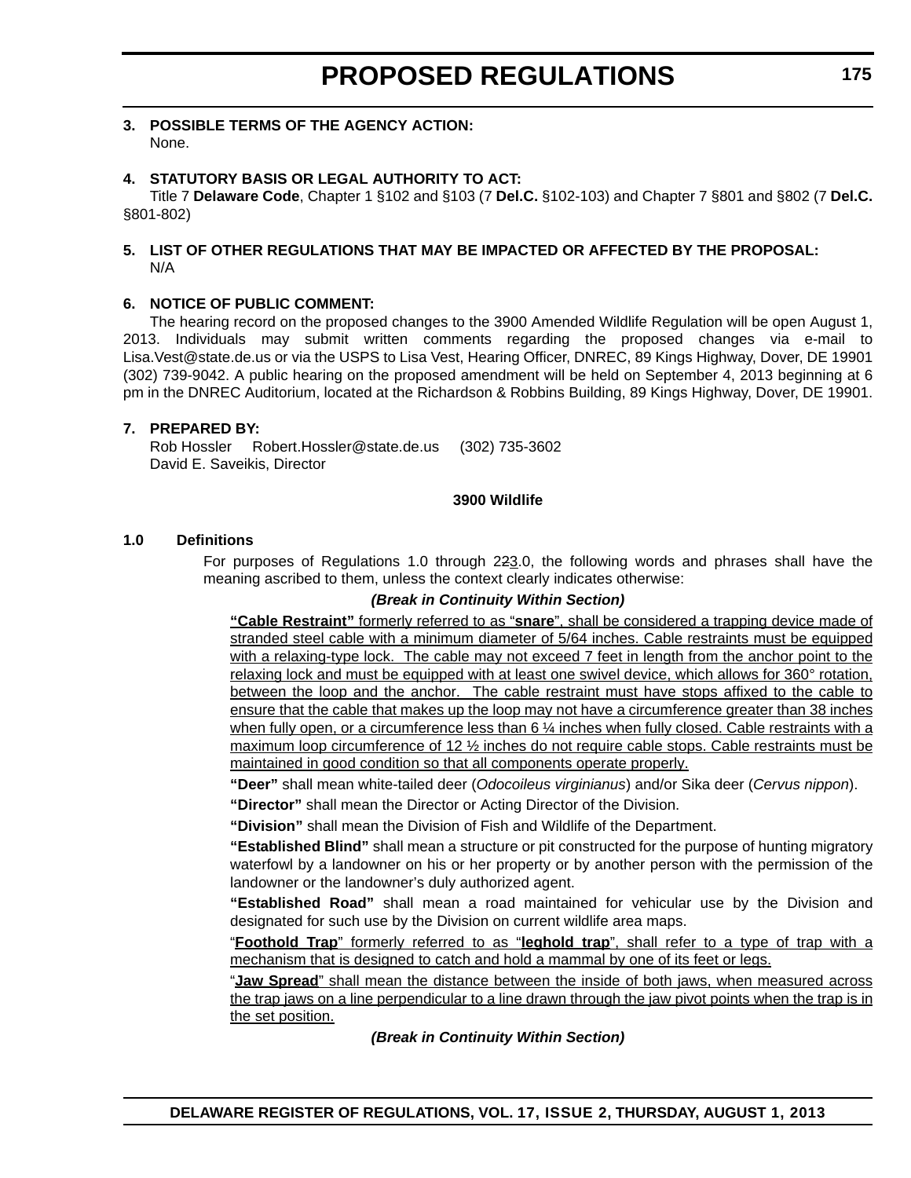**3. POSSIBLE TERMS OF THE AGENCY ACTION:**
None.

**4. STATUTORY BASIS OR LEGAL AUTHORITY TO ACT:**
Title 7 **Delaware Code**, Chapter 1 §102 and §103 (7 **Del.C.** §102-103) and Chapter 7 §801 and §802 (7 **Del.C.** §801-802)

**5. LIST OF OTHER REGULATIONS THAT MAY BE IMPACTED OR AFFECTED BY THE PROPOSAL:**
N/A

**6. NOTICE OF PUBLIC COMMENT:**
The hearing record on the proposed changes to the 3900 Amended Wildlife Regulation will be open August 1, 2013. Individuals may submit written comments regarding the proposed changes via e-mail to Lisa.Vest@state.de.us or via the USPS to Lisa Vest, Hearing Officer, DNREC, 89 Kings Highway, Dover, DE 19901 (302) 739-9042. A public hearing on the proposed amendment will be held on September 4, 2013 beginning at 6 pm in the DNREC Auditorium, located at the Richardson & Robbins Building, 89 Kings Highway, Dover, DE 19901.

**7. PREPARED BY:**
Rob Hossler Robert.Hossler@state.de.us (302) 735-3602
David E. Saveikis, Director

**3900 Wildlife**

**1.0 Definitions**

For purposes of Regulations 1.0 through ~~22~~3.0, the following words and phrases shall have the meaning ascribed to them, unless the context clearly indicates otherwise:

***(Break in Continuity Within Section)***

**"Cable Restraint"** formerly referred to as "**snare**", shall be considered a trapping device made of stranded steel cable with a minimum diameter of 5/64 inches. Cable restraints must be equipped with a relaxing-type lock. The cable may not exceed 7 feet in length from the anchor point to the relaxing lock and must be equipped with at least one swivel device, which allows for 360° rotation, between the loop and the anchor. The cable restraint must have stops affixed to the cable to ensure that the cable that makes up the loop may not have a circumference greater than 38 inches when fully open, or a circumference less than 6 ¼ inches when fully closed. Cable restraints with a maximum loop circumference of 12 ½ inches do not require cable stops. Cable restraints must be maintained in good condition so that all components operate properly.

**"Deer"** shall mean white-tailed deer (*Odocoileus virginianus*) and/or Sika deer (*Cervus nippon*).

**"Director"** shall mean the Director or Acting Director of the Division.

**"Division"** shall mean the Division of Fish and Wildlife of the Department.

**"Established Blind"** shall mean a structure or pit constructed for the purpose of hunting migratory waterfowl by a landowner on his or her property or by another person with the permission of the landowner or the landowner's duly authorized agent.

**"Established Road"** shall mean a road maintained for vehicular use by the Division and designated for such use by the Division on current wildlife area maps.

"**Foothold Trap**" formerly referred to as "**leghold trap**", shall refer to a type of trap with a mechanism that is designed to catch and hold a mammal by one of its feet or legs.

"**Jaw Spread**" shall mean the distance between the inside of both jaws, when measured across the trap jaws on a line perpendicular to a line drawn through the jaw pivot points when the trap is in the set position.

***(Break in Continuity Within Section)***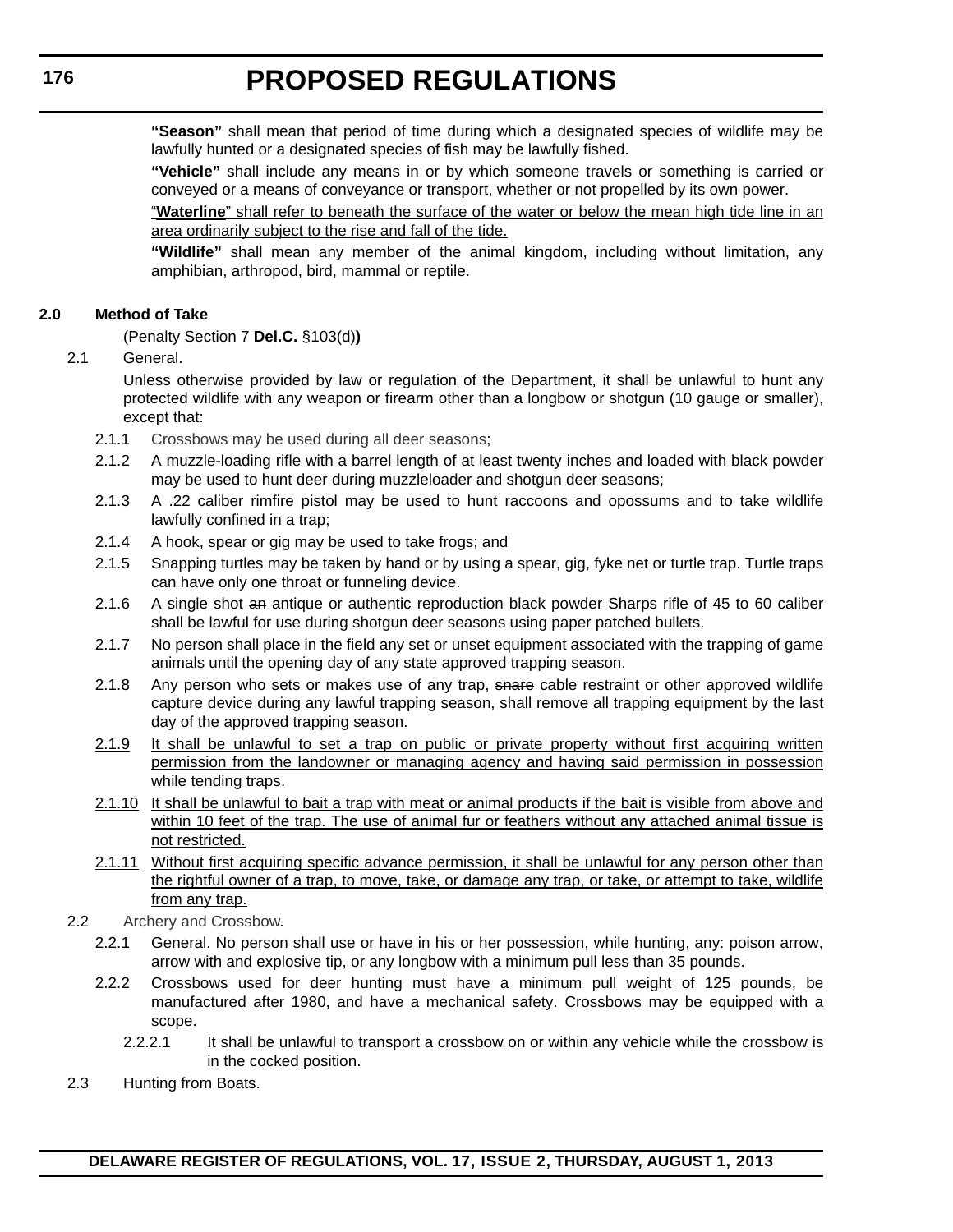**"Season"** shall mean that period of time during which a designated species of wildlife may be lawfully hunted or a designated species of fish may be lawfully fished.

**"Vehicle"** shall include any means in or by which someone travels or something is carried or conveyed or a means of conveyance or transport, whether or not propelled by its own power.

<u>"**Waterline**" shall refer to beneath the surface of the water or below the mean high tide line in an area ordinarily subject to the rise and fall of the tide.</u>

**"Wildlife"** shall mean any member of the animal kingdom, including without limitation, any amphibian, arthropod, bird, mammal or reptile.

**2.0 Method of Take**

(Penalty Section 7 **Del.C.** §103(d)**)**

2.1 General.

Unless otherwise provided by law or regulation of the Department, it shall be unlawful to hunt any protected wildlife with any weapon or firearm other than a longbow or shotgun (10 gauge or smaller), except that:

2.1.1 Crossbows may be used during all deer seasons;

2.1.2 A muzzle-loading rifle with a barrel length of at least twenty inches and loaded with black powder may be used to hunt deer during muzzleloader and shotgun deer seasons;

2.1.3 A .22 caliber rimfire pistol may be used to hunt raccoons and opossums and to take wildlife lawfully confined in a trap;

2.1.4 A hook, spear or gig may be used to take frogs; and

2.1.5 Snapping turtles may be taken by hand or by using a spear, gig, fyke net or turtle trap. Turtle traps can have only one throat or funneling device.

2.1.6 A single shot ~~an~~ antique or authentic reproduction black powder Sharps rifle of 45 to 60 caliber shall be lawful for use during shotgun deer seasons using paper patched bullets.

2.1.7 No person shall place in the field any set or unset equipment associated with the trapping of game animals until the opening day of any state approved trapping season.

2.1.8 Any person who sets or makes use of any trap, ~~snare~~ <u>cable restraint</u> or other approved wildlife capture device during any lawful trapping season, shall remove all trapping equipment by the last day of the approved trapping season.

<u>2.1.9 It shall be unlawful to set a trap on public or private property without first acquiring written permission from the landowner or managing agency and having said permission in possession while tending traps.</u>

<u>2.1.10 It shall be unlawful to bait a trap with meat or animal products if the bait is visible from above and within 10 feet of the trap. The use of animal fur or feathers without any attached animal tissue is not restricted.</u>

<u>2.1.11 Without first acquiring specific advance permission, it shall be unlawful for any person other than the rightful owner of a trap, to move, take, or damage any trap, or take, or attempt to take, wildlife from any trap.</u>

2.2 Archery and Crossbow.

2.2.1 General. No person shall use or have in his or her possession, while hunting, any: poison arrow, arrow with and explosive tip, or any longbow with a minimum pull less than 35 pounds.

2.2.2 Crossbows used for deer hunting must have a minimum pull weight of 125 pounds, be manufactured after 1980, and have a mechanical safety. Crossbows may be equipped with a scope.

2.2.2.1 It shall be unlawful to transport a crossbow on or within any vehicle while the crossbow is in the cocked position.

2.3 Hunting from Boats.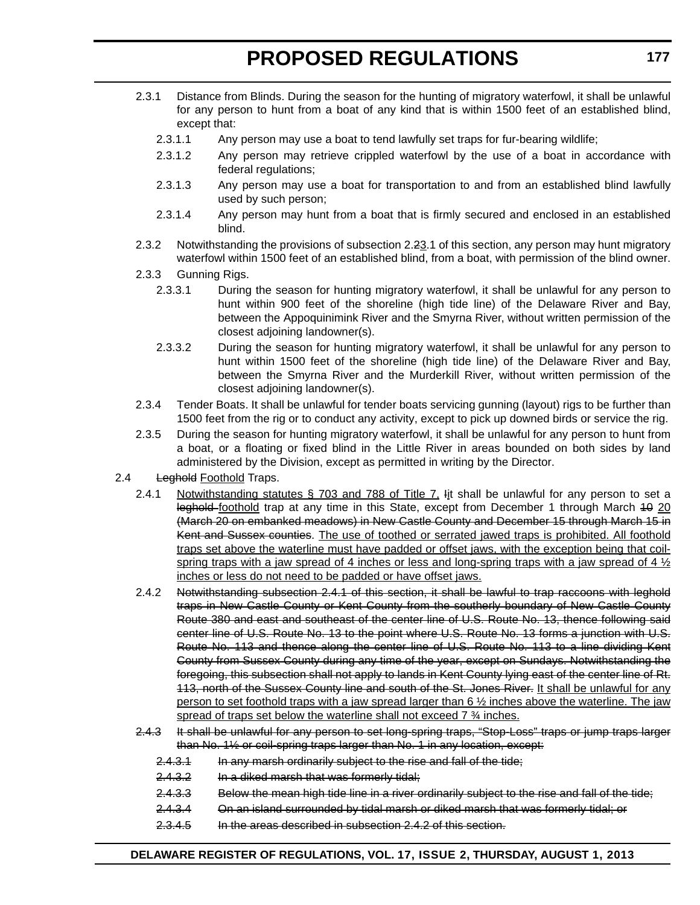2.3.1 Distance from Blinds. During the season for the hunting of migratory waterfowl, it shall be unlawful for any person to hunt from a boat of any kind that is within 1500 feet of an established blind, except that:

2.3.1.1 Any person may use a boat to tend lawfully set traps for fur-bearing wildlife;

2.3.1.2 Any person may retrieve crippled waterfowl by the use of a boat in accordance with federal regulations;

2.3.1.3 Any person may use a boat for transportation to and from an established blind lawfully used by such person;

2.3.1.4 Any person may hunt from a boat that is firmly secured and enclosed in an established blind.

2.3.2 Notwithstanding the provisions of subsection 2.~~2~~<u>3</u>.1 of this section, any person may hunt migratory waterfowl within 1500 feet of an established blind, from a boat, with permission of the blind owner.

2.3.3 Gunning Rigs.

2.3.3.1 During the season for hunting migratory waterfowl, it shall be unlawful for any person to hunt within 900 feet of the shoreline (high tide line) of the Delaware River and Bay, between the Appoquinimink River and the Smyrna River, without written permission of the closest adjoining landowner(s).

2.3.3.2 During the season for hunting migratory waterfowl, it shall be unlawful for any person to hunt within 1500 feet of the shoreline (high tide line) of the Delaware River and Bay, between the Smyrna River and the Murderkill River, without written permission of the closest adjoining landowner(s).

2.3.4 Tender Boats. It shall be unlawful for tender boats servicing gunning (layout) rigs to be further than 1500 feet from the rig or to conduct any activity, except to pick up downed birds or service the rig.

2.3.5 During the season for hunting migratory waterfowl, it shall be unlawful for any person to hunt from a boat, or a floating or fixed blind in the Little River in areas bounded on both sides by land administered by the Division, except as permitted in writing by the Director.

2.4 ~~Leghold~~ <u>Foothold</u> Traps.

2.4.1 <u>Notwithstanding statutes § 703 and 788 of Title 7, </u>~~I~~<u>i</u>t shall be unlawful for any person to set a ~~leghold~~ <u>foothold</u> trap at any time in this State, except from December 1 through March ~~10~~ <u>20</u> ~~(March 20 on embanked meadows) in New Castle County and December 15 through March 15 in Kent and Sussex counties~~. <u>The use of toothed or serrated jawed traps is prohibited. All foothold traps set above the waterline must have padded or offset jaws, with the exception being that coil-spring traps with a jaw spread of 4 inches or less and long-spring traps with a jaw spread of 4 ½ inches or less do not need to be padded or have offset jaws.</u>

2.4.2 ~~Notwithstanding subsection 2.4.1 of this section, it shall be lawful to trap raccoons with leghold traps in New Castle County or Kent County from the southerly boundary of New Castle County Route 380 and east and southeast of the center line of U.S. Route No. 13, thence following said center line of U.S. Route No. 13 to the point where U.S. Route No. 13 forms a junction with U.S. Route No. 113 and thence along the center line of U.S. Route No. 113 to a line dividing Kent County from Sussex County during any time of the year, except on Sundays. Notwithstanding the foregoing, this subsection shall not apply to lands in Kent County lying east of the center line of Rt. 113, north of the Sussex County line and south of the St. Jones River.~~ <u>It shall be unlawful for any person to set foothold traps with a jaw spread larger than 6 ½ inches above the waterline. The jaw spread of traps set below the waterline shall not exceed 7 ¾ inches.</u>

~~2.4.3 It shall be unlawful for any person to set long-spring traps, "Stop-Loss" traps or jump traps larger than No. 1½ or coil-spring traps larger than No. 1 in any location, except:~~

~~2.4.3.1 In any marsh ordinarily subject to the rise and fall of the tide;~~

~~2.4.3.2 In a diked marsh that was formerly tidal;~~

~~2.4.3.3 Below the mean high tide line in a river ordinarily subject to the rise and fall of the tide;~~

~~2.4.3.4 On an island surrounded by tidal marsh or diked marsh that was formerly tidal; or~~

~~2.3.4.5 In the areas described in subsection 2.4.2 of this section.~~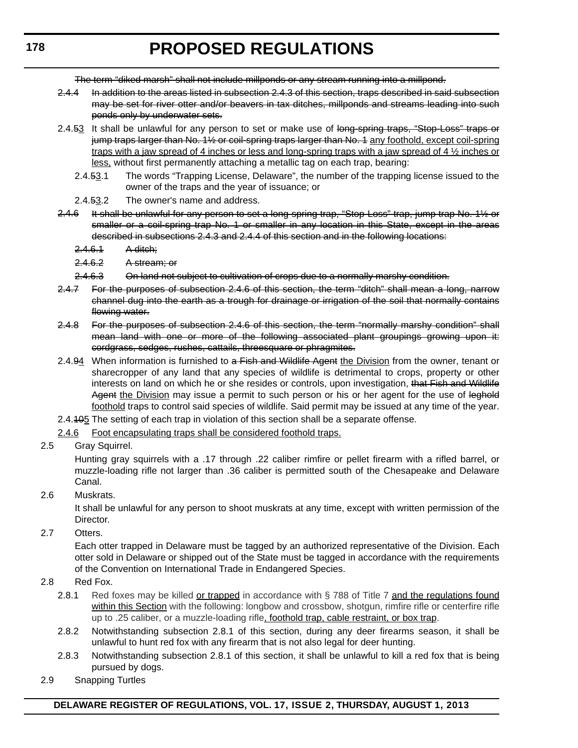~~The term "diked marsh" shall not include millponds or any stream running into a millpond.~~

~~2.4.4 In addition to the areas listed in subsection 2.4.3 of this section, traps described in said subsection may be set for river otter and/or beavers in tax ditches, millponds and streams leading into such ponds only by underwater sets.~~

2.4.~~5~~<u>3</u> It shall be unlawful for any person to set or make use of ~~long-spring traps, "Stop-Loss" traps or jump traps larger than No. 1½ or coil-spring traps larger than No. 1~~ <u>any foothold, except coil-spring traps with a jaw spread of 4 inches or less and long-spring traps with a jaw spread of 4 ½ inches or less,</u> without first permanently attaching a metallic tag on each trap, bearing:

2.4.~~5~~<u>3</u>.1 The words "Trapping License, Delaware", the number of the trapping license issued to the owner of the traps and the year of issuance; or

2.4.~~5~~<u>3</u>.2 The owner's name and address.

~~2.4.6 It shall be unlawful for any person to set a long spring trap, "Stop-Loss" trap, jump trap No. 1½ or smaller or a coil-spring trap No. 1 or smaller in any location in this State, except in the areas described in subsections 2.4.3 and 2.4.4 of this section and in the following locations:~~

~~2.4.6.1 A ditch;~~

~~2.4.6.2 A stream; or~~

~~2.4.6.3 On land not subject to cultivation of crops due to a normally marshy condition.~~

~~2.4.7 For the purposes of subsection 2.4.6 of this section, the term "ditch" shall mean a long, narrow channel dug into the earth as a trough for drainage or irrigation of the soil that normally contains flowing water.~~

~~2.4.8 For the purposes of subsection 2.4.6 of this section, the term "normally marshy condition" shall mean land with one or more of the following associated plant groupings growing upon it: cordgrass, sedges, rushes, cattails, threesquare or phragmites.~~

2.4.~~9~~<u>4</u> When information is furnished to ~~a Fish and Wildlife Agent~~ <u>the Division</u> from the owner, tenant or sharecropper of any land that any species of wildlife is detrimental to crops, property or other interests on land on which he or she resides or controls, upon investigation, ~~that Fish and Wildlife Agent~~ <u>the Division</u> may issue a permit to such person or his or her agent for the use of ~~leghold~~ <u>foothold</u> traps to control said species of wildlife. Said permit may be issued at any time of the year.

2.4.~~10~~<u>5</u> The setting of each trap in violation of this section shall be a separate offense.

<u>2.4.6 Foot encapsulating traps shall be considered foothold traps.</u>

2.5 Gray Squirrel.

Hunting gray squirrels with a .17 through .22 caliber rimfire or pellet firearm with a rifled barrel, or muzzle-loading rifle not larger than .36 caliber is permitted south of the Chesapeake and Delaware Canal.

2.6 Muskrats.

It shall be unlawful for any person to shoot muskrats at any time, except with written permission of the Director.

2.7 Otters.

Each otter trapped in Delaware must be tagged by an authorized representative of the Division. Each otter sold in Delaware or shipped out of the State must be tagged in accordance with the requirements of the Convention on International Trade in Endangered Species.

2.8 Red Fox.

2.8.1 Red foxes may be killed <u>or trapped</u> in accordance with § 788 of Title 7 <u>and the regulations found within this Section</u> with the following: longbow and crossbow, shotgun, rimfire rifle or centerfire rifle up to .25 caliber, or a muzzle-loading rifle<u>, foothold trap, cable restraint, or box trap</u>.

2.8.2 Notwithstanding subsection 2.8.1 of this section, during any deer firearms season, it shall be unlawful to hunt red fox with any firearm that is not also legal for deer hunting.

2.8.3 Notwithstanding subsection 2.8.1 of this section, it shall be unlawful to kill a red fox that is being pursued by dogs.

2.9 Snapping Turtles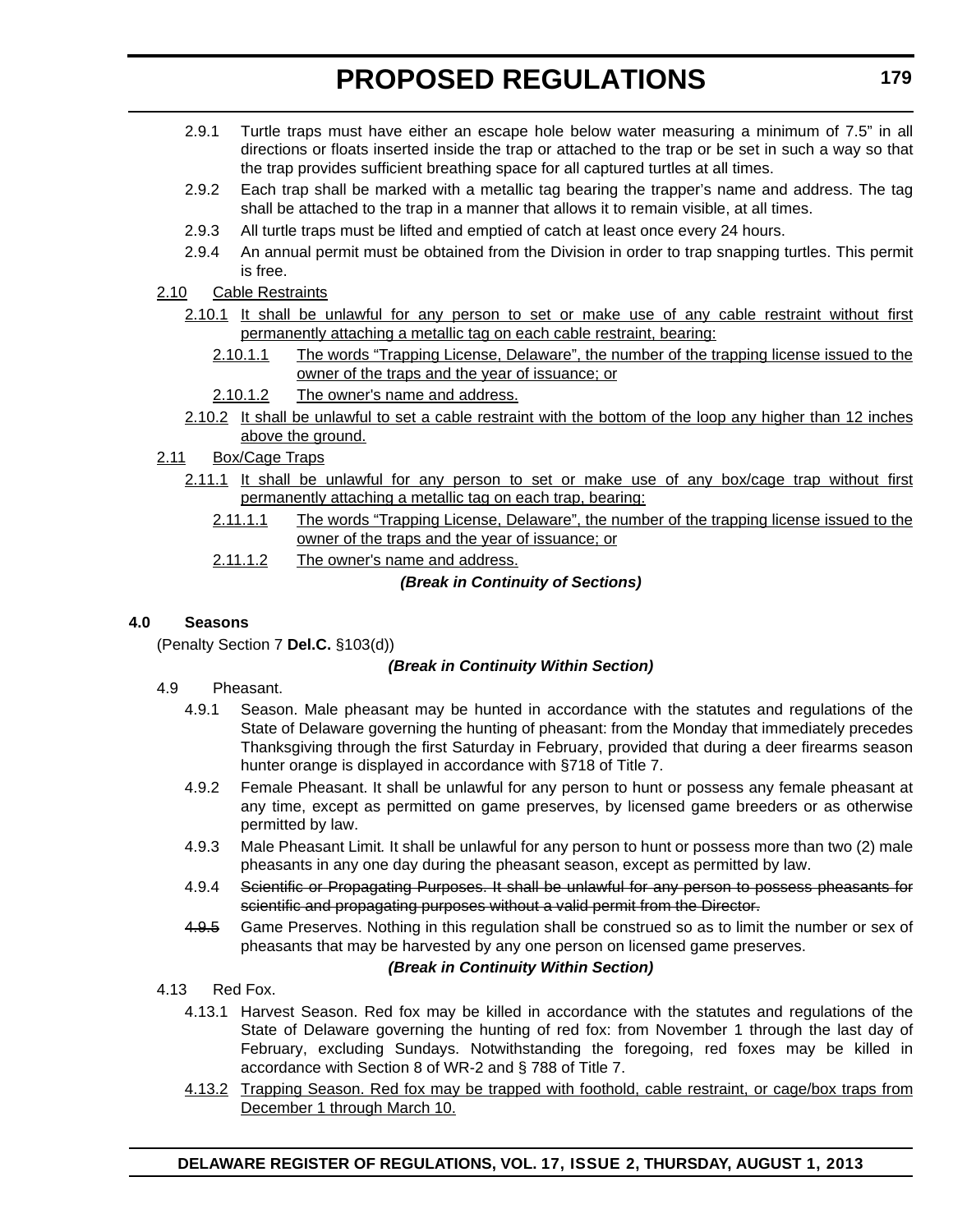2.9.1 Turtle traps must have either an escape hole below water measuring a minimum of 7.5" in all directions or floats inserted inside the trap or attached to the trap or be set in such a way so that the trap provides sufficient breathing space for all captured turtles at all times.

2.9.2 Each trap shall be marked with a metallic tag bearing the trapper's name and address. The tag shall be attached to the trap in a manner that allows it to remain visible, at all times.

2.9.3 All turtle traps must be lifted and emptied of catch at least once every 24 hours.

2.9.4 An annual permit must be obtained from the Division in order to trap snapping turtles. This permit is free.

<u>2.10 Cable Restraints</u>

<u>2.10.1 It shall be unlawful for any person to set or make use of any cable restraint without first permanently attaching a metallic tag on each cable restraint, bearing:</u>

<u>2.10.1.1 The words "Trapping License, Delaware", the number of the trapping license issued to the owner of the traps and the year of issuance; or</u>

<u>2.10.1.2 The owner's name and address.</u>

<u>2.10.2 It shall be unlawful to set a cable restraint with the bottom of the loop any higher than 12 inches above the ground.</u>

<u>2.11 Box/Cage Traps</u>

<u>2.11.1 It shall be unlawful for any person to set or make use of any box/cage trap without first permanently attaching a metallic tag on each trap, bearing:</u>

<u>2.11.1.1 The words "Trapping License, Delaware", the number of the trapping license issued to the owner of the traps and the year of issuance; or</u>

<u>2.11.1.2 The owner's name and address.</u>

***(Break in Continuity of Sections)***

**4.0 Seasons**

(Penalty Section 7 **Del.C.** §103(d))

***(Break in Continuity Within Section)***

4.9 Pheasant.

4.9.1 Season. Male pheasant may be hunted in accordance with the statutes and regulations of the State of Delaware governing the hunting of pheasant: from the Monday that immediately precedes Thanksgiving through the first Saturday in February, provided that during a deer firearms season hunter orange is displayed in accordance with §718 of Title 7.

4.9.2 Female Pheasant. It shall be unlawful for any person to hunt or possess any female pheasant at any time, except as permitted on game preserves, by licensed game breeders or as otherwise permitted by law.

4.9.3 Male Pheasant Limit. It shall be unlawful for any person to hunt or possess more than two (2) male pheasants in any one day during the pheasant season, except as permitted by law.

4.9.4 ~~Scientific or Propagating Purposes. It shall be unlawful for any person to possess pheasants for scientific and propagating purposes without a valid permit from the Director.~~

~~4.9.5~~ Game Preserves. Nothing in this regulation shall be construed so as to limit the number or sex of pheasants that may be harvested by any one person on licensed game preserves.

***(Break in Continuity Within Section)***

4.13 Red Fox.

4.13.1 Harvest Season. Red fox may be killed in accordance with the statutes and regulations of the State of Delaware governing the hunting of red fox: from November 1 through the last day of February, excluding Sundays. Notwithstanding the foregoing, red foxes may be killed in accordance with Section 8 of WR-2 and § 788 of Title 7.

<u>4.13.2 Trapping Season. Red fox may be trapped with foothold, cable restraint, or cage/box traps from December 1 through March 10.</u>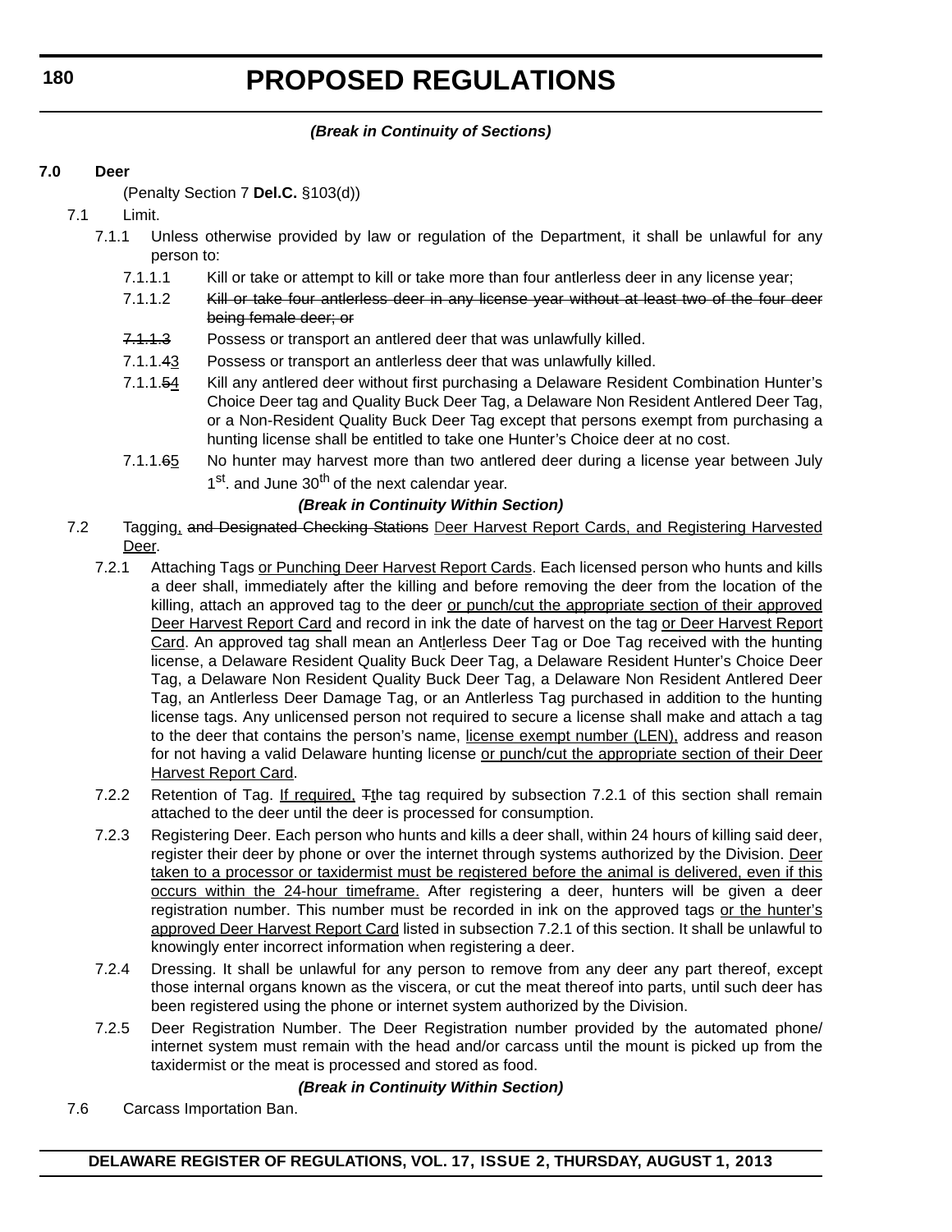*(Break in Continuity of Sections)*

**7.0 Deer**

(Penalty Section 7 **Del.C.** §103(d))

7.1 Limit.

7.1.1 Unless otherwise provided by law or regulation of the Department, it shall be unlawful for any person to:

7.1.1.1 Kill or take or attempt to kill or take more than four antlerless deer in any license year;

7.1.1.2 ~~Kill or take four antlerless deer in any license year without at least two of the four deer being female deer; or~~

~~7.1.1.3~~ Possess or transport an antlered deer that was unlawfully killed.

7.1.1.~~4~~3 Possess or transport an antlerless deer that was unlawfully killed.

7.1.1.~~5~~4 Kill any antlered deer without first purchasing a Delaware Resident Combination Hunter's Choice Deer tag and Quality Buck Deer Tag, a Delaware Non Resident Antlered Deer Tag, or a Non-Resident Quality Buck Deer Tag except that persons exempt from purchasing a hunting license shall be entitled to take one Hunter's Choice deer at no cost.

7.1.1.~~6~~5 No hunter may harvest more than two antlered deer during a license year between July 1st. and June 30th of the next calendar year.

*(Break in Continuity Within Section)*

7.2 Tagging, ~~and Designated Checking Stations~~ Deer Harvest Report Cards, and Registering Harvested Deer.

7.2.1 Attaching Tags or Punching Deer Harvest Report Cards. Each licensed person who hunts and kills a deer shall, immediately after the killing and before removing the deer from the location of the killing, attach an approved tag to the deer or punch/cut the appropriate section of their approved Deer Harvest Report Card and record in ink the date of harvest on the tag or Deer Harvest Report Card. An approved tag shall mean an Antlerless Deer Tag or Doe Tag received with the hunting license, a Delaware Resident Quality Buck Deer Tag, a Delaware Resident Hunter's Choice Deer Tag, a Delaware Non Resident Quality Buck Deer Tag, a Delaware Non Resident Antlered Deer Tag, an Antlerless Deer Damage Tag, or an Antlerless Tag purchased in addition to the hunting license tags. Any unlicensed person not required to secure a license shall make and attach a tag to the deer that contains the person's name, license exempt number (LEN), address and reason for not having a valid Delaware hunting license or punch/cut the appropriate section of their Deer Harvest Report Card.

7.2.2 Retention of Tag. If required, ~~T~~the tag required by subsection 7.2.1 of this section shall remain attached to the deer until the deer is processed for consumption.

7.2.3 Registering Deer. Each person who hunts and kills a deer shall, within 24 hours of killing said deer, register their deer by phone or over the internet through systems authorized by the Division. Deer taken to a processor or taxidermist must be registered before the animal is delivered, even if this occurs within the 24-hour timeframe. After registering a deer, hunters will be given a deer registration number. This number must be recorded in ink on the approved tags or the hunter's approved Deer Harvest Report Card listed in subsection 7.2.1 of this section. It shall be unlawful to knowingly enter incorrect information when registering a deer.

7.2.4 Dressing. It shall be unlawful for any person to remove from any deer any part thereof, except those internal organs known as the viscera, or cut the meat thereof into parts, until such deer has been registered using the phone or internet system authorized by the Division.

7.2.5 Deer Registration Number. The Deer Registration number provided by the automated phone/internet system must remain with the head and/or carcass until the mount is picked up from the taxidermist or the meat is processed and stored as food.

*(Break in Continuity Within Section)*

7.6 Carcass Importation Ban.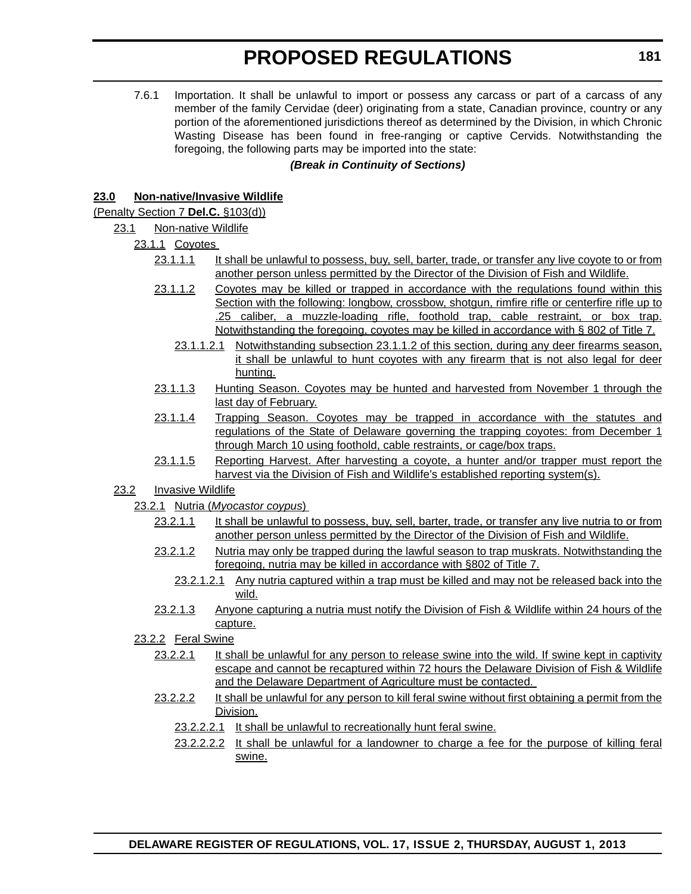7.6.1 Importation. It shall be unlawful to import or possess any carcass or part of a carcass of any member of the family Cervidae (deer) originating from a state, Canadian province, country or any portion of the aforementioned jurisdictions thereof as determined by the Division, in which Chronic Wasting Disease has been found in free-ranging or captive Cervids. Notwithstanding the foregoing, the following parts may be imported into the state:

***(Break in Continuity of Sections)***

**23.0 Non-native/Invasive Wildlife**

(Penalty Section 7 **Del.C.** §103(d))

23.1 Non-native Wildlife

23.1.1 Coyotes

23.1.1.1 It shall be unlawful to possess, buy, sell, barter, trade, or transfer any live coyote to or from another person unless permitted by the Director of the Division of Fish and Wildlife.

23.1.1.2 Coyotes may be killed or trapped in accordance with the regulations found within this Section with the following: longbow, crossbow, shotgun, rimfire rifle or centerfire rifle up to .25 caliber, a muzzle-loading rifle, foothold trap, cable restraint, or box trap. Notwithstanding the foregoing, coyotes may be killed in accordance with § 802 of Title 7.

23.1.1.2.1 Notwithstanding subsection 23.1.1.2 of this section, during any deer firearms season, it shall be unlawful to hunt coyotes with any firearm that is not also legal for deer hunting.

23.1.1.3 Hunting Season. Coyotes may be hunted and harvested from November 1 through the last day of February.

23.1.1.4 Trapping Season. Coyotes may be trapped in accordance with the statutes and regulations of the State of Delaware governing the trapping coyotes: from December 1 through March 10 using foothold, cable restraints, or cage/box traps.

23.1.1.5 Reporting Harvest. After harvesting a coyote, a hunter and/or trapper must report the harvest via the Division of Fish and Wildlife's established reporting system(s).

23.2 Invasive Wildlife

23.2.1 Nutria (*Myocastor coypus*)

23.2.1.1 It shall be unlawful to possess, buy, sell, barter, trade, or transfer any live nutria to or from another person unless permitted by the Director of the Division of Fish and Wildlife.

23.2.1.2 Nutria may only be trapped during the lawful season to trap muskrats. Notwithstanding the foregoing, nutria may be killed in accordance with §802 of Title 7.

23.2.1.2.1 Any nutria captured within a trap must be killed and may not be released back into the wild.

23.2.1.3 Anyone capturing a nutria must notify the Division of Fish & Wildlife within 24 hours of the capture.

23.2.2 Feral Swine

23.2.2.1 It shall be unlawful for any person to release swine into the wild. If swine kept in captivity escape and cannot be recaptured within 72 hours the Delaware Division of Fish & Wildlife and the Delaware Department of Agriculture must be contacted.

23.2.2.2 It shall be unlawful for any person to kill feral swine without first obtaining a permit from the Division.

23.2.2.2.1 It shall be unlawful to recreationally hunt feral swine.

23.2.2.2.2 It shall be unlawful for a landowner to charge a fee for the purpose of killing feral swine.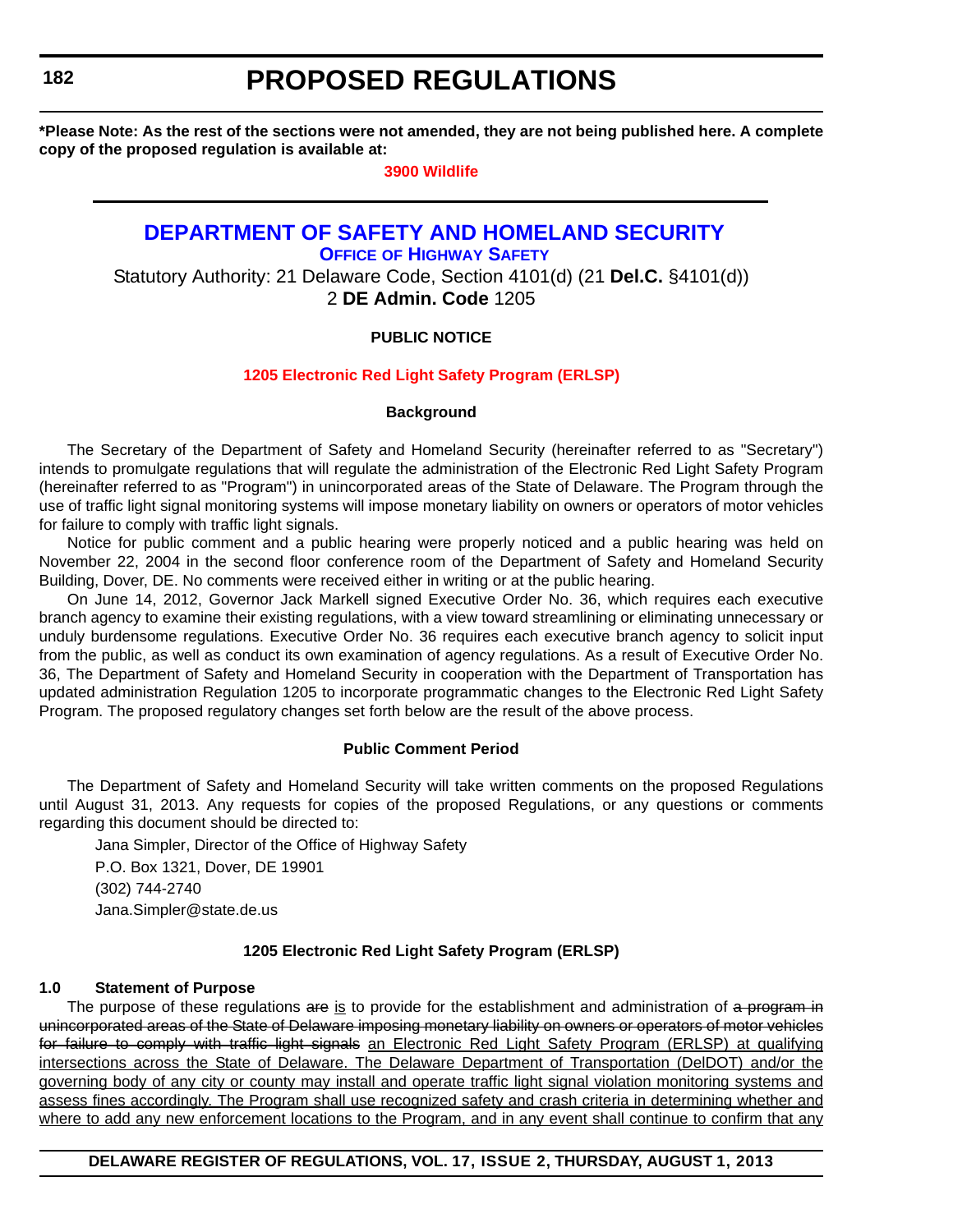**\*Please Note: As the rest of the sections were not amended, they are not being published here. A complete copy of the proposed regulation is available at:**

**3900 Wildlife**

---

## DEPARTMENT OF SAFETY AND HOMELAND SECURITY

### OFFICE OF HIGHWAY SAFETY

Statutory Authority: 21 Delaware Code, Section 4101(d) (21 **Del.C.** §4101(d))
2 **DE Admin. Code** 1205

**PUBLIC NOTICE**

**1205 Electronic Red Light Safety Program (ERLSP)**

**Background**

The Secretary of the Department of Safety and Homeland Security (hereinafter referred to as "Secretary") intends to promulgate regulations that will regulate the administration of the Electronic Red Light Safety Program (hereinafter referred to as "Program") in unincorporated areas of the State of Delaware. The Program through the use of traffic light signal monitoring systems will impose monetary liability on owners or operators of motor vehicles for failure to comply with traffic light signals.

Notice for public comment and a public hearing were properly noticed and a public hearing was held on November 22, 2004 in the second floor conference room of the Department of Safety and Homeland Security Building, Dover, DE. No comments were received either in writing or at the public hearing.

On June 14, 2012, Governor Jack Markell signed Executive Order No. 36, which requires each executive branch agency to examine their existing regulations, with a view toward streamlining or eliminating unnecessary or unduly burdensome regulations. Executive Order No. 36 requires each executive branch agency to solicit input from the public, as well as conduct its own examination of agency regulations. As a result of Executive Order No. 36, The Department of Safety and Homeland Security in cooperation with the Department of Transportation has updated administration Regulation 1205 to incorporate programmatic changes to the Electronic Red Light Safety Program. The proposed regulatory changes set forth below are the result of the above process.

**Public Comment Period**

The Department of Safety and Homeland Security will take written comments on the proposed Regulations until August 31, 2013. Any requests for copies of the proposed Regulations, or any questions or comments regarding this document should be directed to:

Jana Simpler, Director of the Office of Highway Safety
P.O. Box 1321, Dover, DE 19901
(302) 744-2740
Jana.Simpler@state.de.us

**1205 Electronic Red Light Safety Program (ERLSP)**

**1.0 Statement of Purpose**

The purpose of these regulations ~~are~~ is to provide for the establishment and administration of ~~a program in unincorporated areas of the State of Delaware imposing monetary liability on owners or operators of motor vehicles for failure to comply with traffic light signals~~ an Electronic Red Light Safety Program (ERLSP) at qualifying intersections across the State of Delaware. The Delaware Department of Transportation (DelDOT) and/or the governing body of any city or county may install and operate traffic light signal violation monitoring systems and assess fines accordingly. The Program shall use recognized safety and crash criteria in determining whether and where to add any new enforcement locations to the Program, and in any event shall continue to confirm that any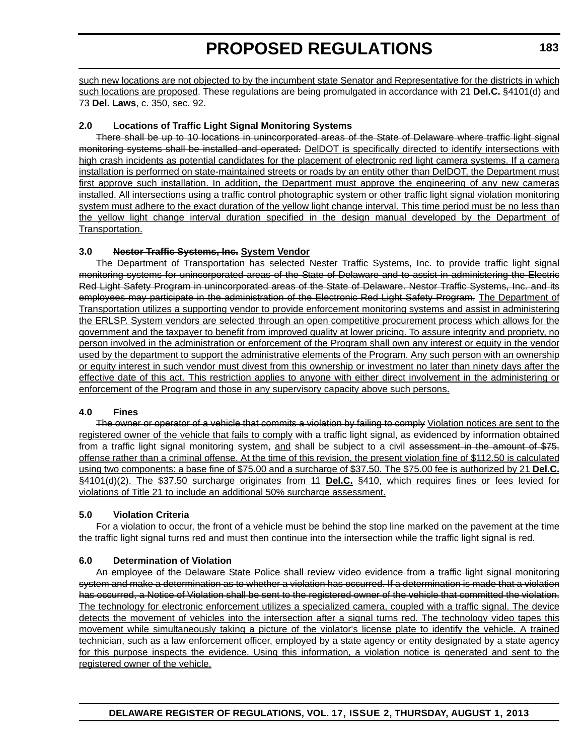such new locations are not objected to by the incumbent state Senator and Representative for the districts in which such locations are proposed. These regulations are being promulgated in accordance with 21 **Del.C.** §4101(d) and 73 **Del. Laws**, c. 350, sec. 92.

**2.0 Locations of Traffic Light Signal Monitoring Systems**

~~There shall be up to 10 locations in unincorporated areas of the State of Delaware where traffic light signal monitoring systems shall be installed and operated.~~ DelDOT is specifically directed to identify intersections with high crash incidents as potential candidates for the placement of electronic red light camera systems. If a camera installation is performed on state-maintained streets or roads by an entity other than DelDOT, the Department must first approve such installation. In addition, the Department must approve the engineering of any new cameras installed. All intersections using a traffic control photographic system or other traffic light signal violation monitoring system must adhere to the exact duration of the yellow light change interval. This time period must be no less than the yellow light change interval duration specified in the design manual developed by the Department of Transportation.

**3.0 ~~Nestor Traffic Systems, Inc.~~ System Vendor**

~~The Department of Transportation has selected Nester Traffic Systems, Inc. to provide traffic light signal monitoring systems for unincorporated areas of the State of Delaware and to assist in administering the Electric Red Light Safety Program in unincorporated areas of the State of Delaware. Nestor Traffic Systems, Inc. and its employees may participate in the administration of the Electronic Red Light Safety Program.~~ The Department of Transportation utilizes a supporting vendor to provide enforcement monitoring systems and assist in administering the ERLSP. System vendors are selected through an open competitive procurement process which allows for the government and the taxpayer to benefit from improved quality at lower pricing. To assure integrity and propriety, no person involved in the administration or enforcement of the Program shall own any interest or equity in the vendor used by the department to support the administrative elements of the Program. Any such person with an ownership or equity interest in such vendor must divest from this ownership or investment no later than ninety days after the effective date of this act. This restriction applies to anyone with either direct involvement in the administering or enforcement of the Program and those in any supervisory capacity above such persons.

**4.0 Fines**

~~The owner or operator of a vehicle that commits a violation by failing to comply~~ Violation notices are sent to the registered owner of the vehicle that fails to comply with a traffic light signal, as evidenced by information obtained from a traffic light signal monitoring system, and shall be subject to a civil ~~assessment in the amount of $75.~~ offense rather than a criminal offense. At the time of this revision, the present violation fine of $112.50 is calculated using two components: a base fine of $75.00 and a surcharge of $37.50. The $75.00 fee is authorized by 21 **Del.C.** §4101(d)(2). The $37.50 surcharge originates from 11 **Del.C.** §410, which requires fines or fees levied for violations of Title 21 to include an additional 50% surcharge assessment.

**5.0 Violation Criteria**

For a violation to occur, the front of a vehicle must be behind the stop line marked on the pavement at the time the traffic light signal turns red and must then continue into the intersection while the traffic light signal is red.

**6.0 Determination of Violation**

~~An employee of the Delaware State Police shall review video evidence from a traffic light signal monitoring system and make a determination as to whether a violation has occurred. If a determination is made that a violation has occurred, a Notice of Violation shall be sent to the registered owner of the vehicle that committed the violation.~~ The technology for electronic enforcement utilizes a specialized camera, coupled with a traffic signal. The device detects the movement of vehicles into the intersection after a signal turns red. The technology video tapes this movement while simultaneously taking a picture of the violator's license plate to identify the vehicle. A trained technician, such as a law enforcement officer, employed by a state agency or entity designated by a state agency for this purpose inspects the evidence. Using this information, a violation notice is generated and sent to the registered owner of the vehicle.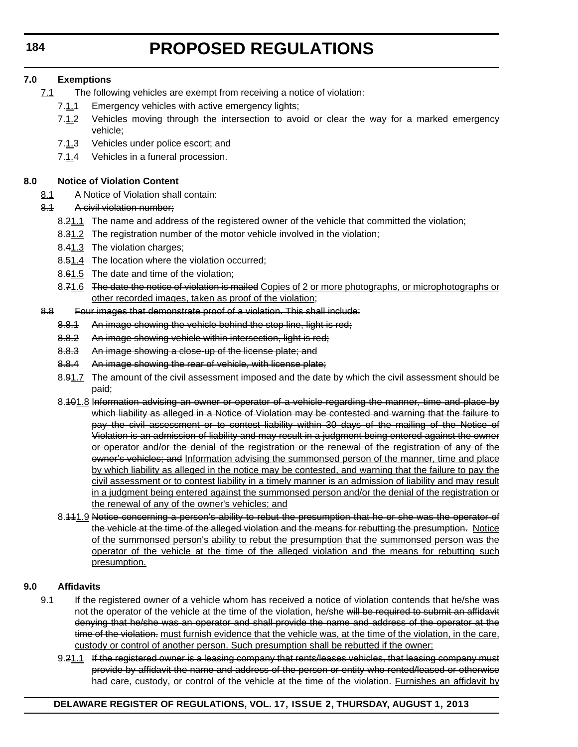**7.0 Exemptions**

<u>7.1</u> The following vehicles are exempt from receiving a notice of violation:

7.<u>1.</u>1 Emergency vehicles with active emergency lights;

7.<u>1.</u>2 Vehicles moving through the intersection to avoid or clear the way for a marked emergency vehicle;

7.<u>1.</u>3 Vehicles under police escort; and

7.<u>1.</u>4 Vehicles in a funeral procession.

**8.0 Notice of Violation Content**

<u>8.1</u> A Notice of Violation shall contain:

~~8.1 A civil violation number;~~

8.~~2~~<u>1.1</u> The name and address of the registered owner of the vehicle that committed the violation;

8.~~3~~<u>1.2</u> The registration number of the motor vehicle involved in the violation;

8.~~4~~<u>1.3</u> The violation charges;

8.~~5~~<u>1.4</u> The location where the violation occurred;

8.~~6~~<u>1.5</u> The date and time of the violation;

8.~~7~~<u>1.6</u> ~~The date the notice of violation is mailed~~ <u>Copies of 2 or more photographs, or microphotographs or other recorded images, taken as proof of the violation</u>;

~~8.8 Four images that demonstrate proof of a violation. This shall include:~~

~~8.8.1 An image showing the vehicle behind the stop line, light is red;~~

~~8.8.2 An image showing vehicle within intersection, light is red;~~

~~8.8.3 An image showing a close-up of the license plate; and~~

~~8.8.4 An image showing the rear of vehicle, with license plate;~~

8.~~9~~<u>1.7</u> The amount of the civil assessment imposed and the date by which the civil assessment should be paid;

8.~~10~~<u>1.8</u> ~~Information advising an owner or operator of a vehicle regarding the manner, time and place by which liability as alleged in a Notice of Violation may be contested and warning that the failure to pay the civil assessment or to contest liability within 30 days of the mailing of the Notice of Violation is an admission of liability and may result in a judgment being entered against the owner or operator and/or the denial of the registration or the renewal of the registration of any of the owner's vehicles; and~~ <u>Information advising the summonsed person of the manner, time and place by which liability as alleged in the notice may be contested, and warning that the failure to pay the civil assessment or to contest liability in a timely manner is an admission of liability and may result in a judgment being entered against the summonsed person and/or the denial of the registration or the renewal of any of the owner's vehicles; and</u>

8.~~11~~<u>1.9</u> ~~Notice concerning a person's ability to rebut the presumption that he or she was the operator of the vehicle at the time of the alleged violation and the means for rebutting the presumption.~~ <u>Notice of the summonsed person's ability to rebut the presumption that the summonsed person was the operator of the vehicle at the time of the alleged violation and the means for rebutting such presumption.</u>

**9.0 Affidavits**

9.1 If the registered owner of a vehicle whom has received a notice of violation contends that he/she was not the operator of the vehicle at the time of the violation, he/she ~~will be required to submit an affidavit denying that he/she was an operator and shall provide the name and address of the operator at the time of the violation.~~ <u>must furnish evidence that the vehicle was, at the time of the violation, in the care, custody or control of another person. Such presumption shall be rebutted if the owner:</u>

9.~~2~~<u>1.1</u> ~~If the registered owner is a leasing company that rents/leases vehicles, that leasing company must provide by affidavit the name and address of the person or entity who rented/leased or otherwise had care, custody, or control of the vehicle at the time of the violation.~~ <u>Furnishes an affidavit by</u>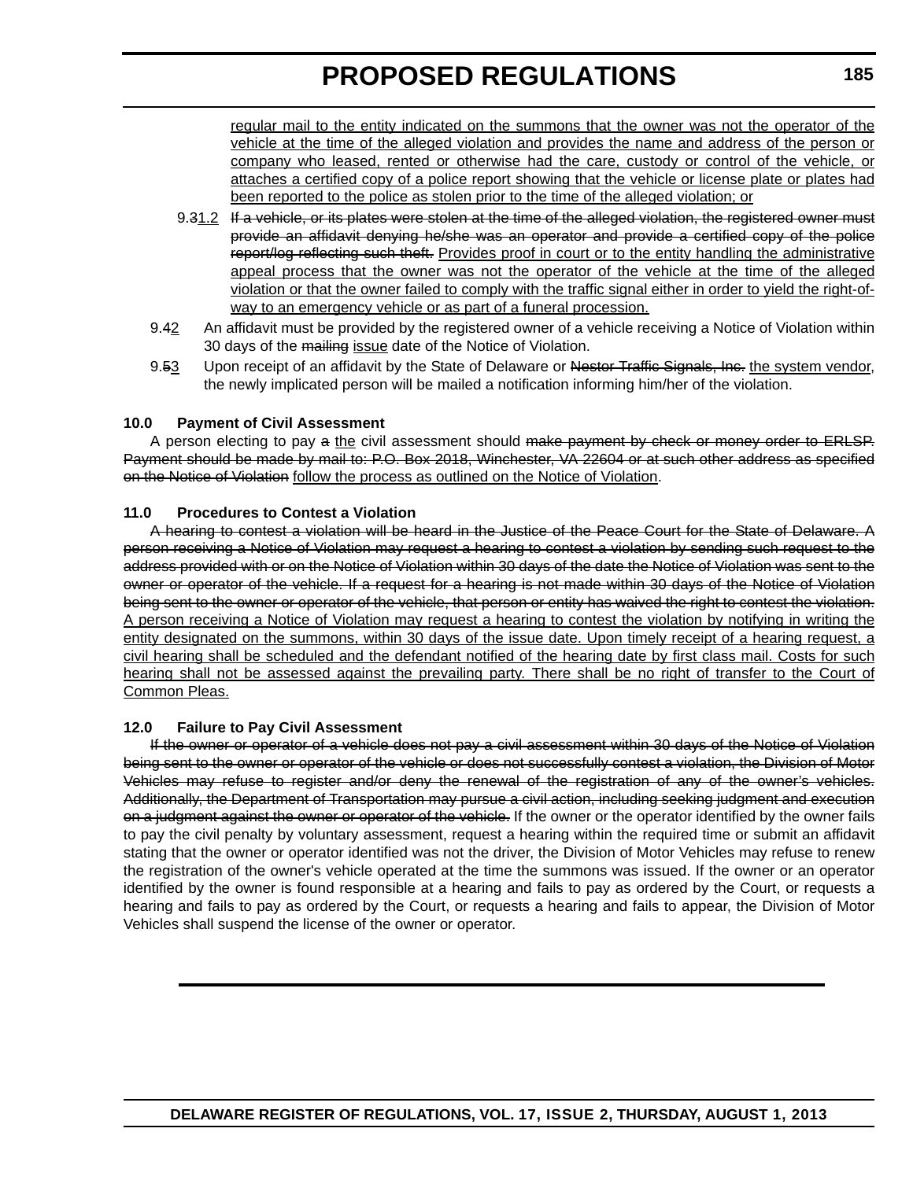regular mail to the entity indicated on the summons that the owner was not the operator of the vehicle at the time of the alleged violation and provides the name and address of the person or company who leased, rented or otherwise had the care, custody or control of the vehicle, or attaches a certified copy of a police report showing that the vehicle or license plate or plates had been reported to the police as stolen prior to the time of the alleged violation; or

9.31.2 ~~If a vehicle, or its plates were stolen at the time of the alleged violation, the registered owner must provide an affidavit denying he/she was an operator and provide a certified copy of the police report/log reflecting such theft.~~ Provides proof in court or to the entity handling the administrative appeal process that the owner was not the operator of the vehicle at the time of the alleged violation or that the owner failed to comply with the traffic signal either in order to yield the right-of-way to an emergency vehicle or as part of a funeral procession.

9.42 An affidavit must be provided by the registered owner of a vehicle receiving a Notice of Violation within 30 days of the ~~mailing~~ issue date of the Notice of Violation.

9.53 Upon receipt of an affidavit by the State of Delaware or ~~Nestor Traffic Signals, Inc.~~ the system vendor, the newly implicated person will be mailed a notification informing him/her of the violation.

**10.0 Payment of Civil Assessment**

A person electing to pay ~~a~~ the civil assessment should ~~make payment by check or money order to ERLSP. Payment should be made by mail to: P.O. Box 2018, Winchester, VA 22604 or at such other address as specified on the Notice of Violation~~ follow the process as outlined on the Notice of Violation.

**11.0 Procedures to Contest a Violation**

~~A hearing to contest a violation will be heard in the Justice of the Peace Court for the State of Delaware. A person receiving a Notice of Violation may request a hearing to contest a violation by sending such request to the address provided with or on the Notice of Violation within 30 days of the date the Notice of Violation was sent to the owner or operator of the vehicle. If a request for a hearing is not made within 30 days of the Notice of Violation being sent to the owner or operator of the vehicle, that person or entity has waived the right to contest the violation.~~ A person receiving a Notice of Violation may request a hearing to contest the violation by notifying in writing the entity designated on the summons, within 30 days of the issue date. Upon timely receipt of a hearing request, a civil hearing shall be scheduled and the defendant notified of the hearing date by first class mail. Costs for such hearing shall not be assessed against the prevailing party. There shall be no right of transfer to the Court of Common Pleas.

**12.0 Failure to Pay Civil Assessment**

~~If the owner or operator of a vehicle does not pay a civil assessment within 30 days of the Notice of Violation being sent to the owner or operator of the vehicle or does not successfully contest a violation, the Division of Motor Vehicles may refuse to register and/or deny the renewal of the registration of any of the owner's vehicles. Additionally, the Department of Transportation may pursue a civil action, including seeking judgment and execution on a judgment against the owner or operator of the vehicle.~~ If the owner or the operator identified by the owner fails to pay the civil penalty by voluntary assessment, request a hearing within the required time or submit an affidavit stating that the owner or operator identified was not the driver, the Division of Motor Vehicles may refuse to renew the registration of the owner's vehicle operated at the time the summons was issued. If the owner or an operator identified by the owner is found responsible at a hearing and fails to pay as ordered by the Court, or requests a hearing and fails to pay as ordered by the Court, or requests a hearing and fails to appear, the Division of Motor Vehicles shall suspend the license of the owner or operator.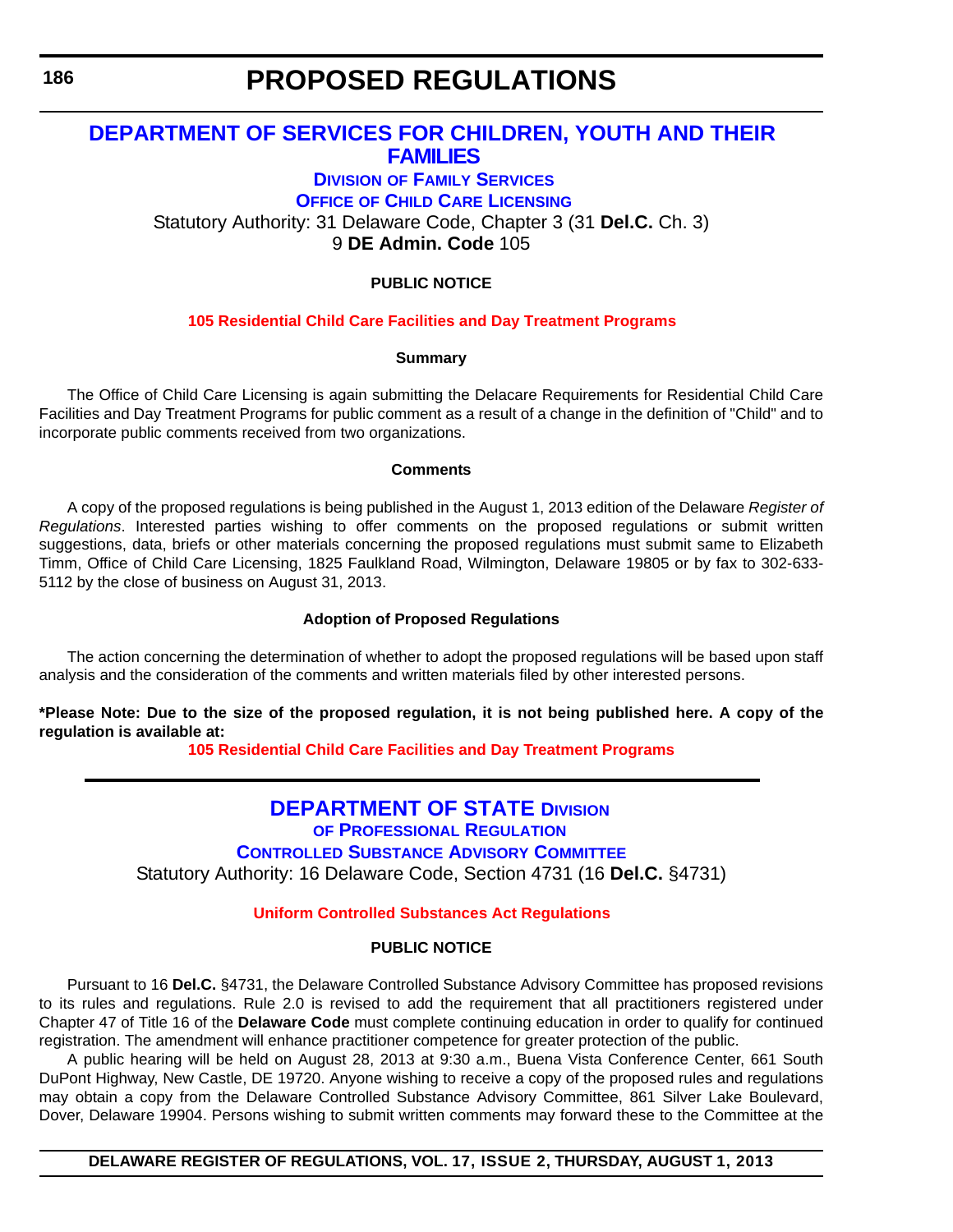# PROPOSED REGULATIONS

## DEPARTMENT OF SERVICES FOR CHILDREN, YOUTH AND THEIR FAMILIES

### DIVISION OF FAMILY SERVICES

### OFFICE OF CHILD CARE LICENSING

Statutory Authority: 31 Delaware Code, Chapter 3 (31 **Del.C.** Ch. 3)
9 **DE Admin. Code** 105

**PUBLIC NOTICE**

**105 Residential Child Care Facilities and Day Treatment Programs**

**Summary**

The Office of Child Care Licensing is again submitting the Delacare Requirements for Residential Child Care Facilities and Day Treatment Programs for public comment as a result of a change in the definition of "Child" and to incorporate public comments received from two organizations.

**Comments**

A copy of the proposed regulations is being published in the August 1, 2013 edition of the Delaware *Register of Regulations*. Interested parties wishing to offer comments on the proposed regulations or submit written suggestions, data, briefs or other materials concerning the proposed regulations must submit same to Elizabeth Timm, Office of Child Care Licensing, 1825 Faulkland Road, Wilmington, Delaware 19805 or by fax to 302-633-5112 by the close of business on August 31, 2013.

**Adoption of Proposed Regulations**

The action concerning the determination of whether to adopt the proposed regulations will be based upon staff analysis and the consideration of the comments and written materials filed by other interested persons.

**\*Please Note: Due to the size of the proposed regulation, it is not being published here. A copy of the regulation is available at:**

**105 Residential Child Care Facilities and Day Treatment Programs**

---

## DEPARTMENT OF STATE DIVISION OF PROFESSIONAL REGULATION

### CONTROLLED SUBSTANCE ADVISORY COMMITTEE

Statutory Authority: 16 Delaware Code, Section 4731 (16 **Del.C.** §4731)

**Uniform Controlled Substances Act Regulations**

**PUBLIC NOTICE**

Pursuant to 16 **Del.C.** §4731, the Delaware Controlled Substance Advisory Committee has proposed revisions to its rules and regulations. Rule 2.0 is revised to add the requirement that all practitioners registered under Chapter 47 of Title 16 of the **Delaware Code** must complete continuing education in order to qualify for continued registration. The amendment will enhance practitioner competence for greater protection of the public.

A public hearing will be held on August 28, 2013 at 9:30 a.m., Buena Vista Conference Center, 661 South DuPont Highway, New Castle, DE 19720. Anyone wishing to receive a copy of the proposed rules and regulations may obtain a copy from the Delaware Controlled Substance Advisory Committee, 861 Silver Lake Boulevard, Dover, Delaware 19904. Persons wishing to submit written comments may forward these to the Committee at the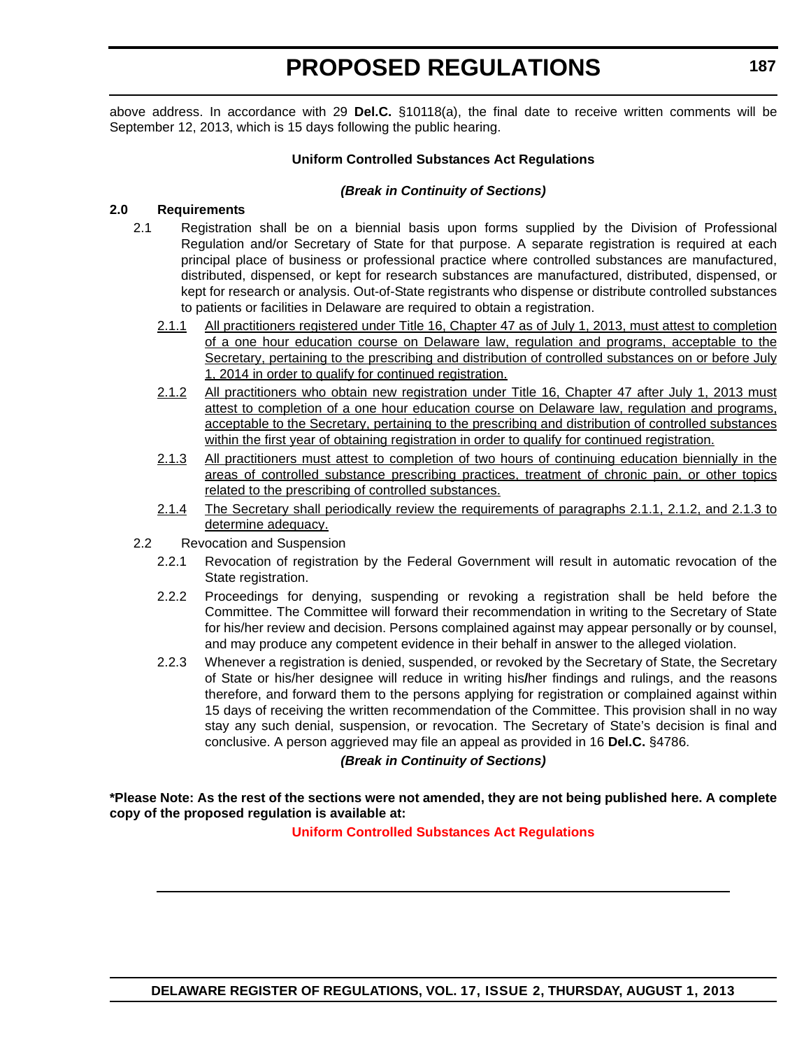above address. In accordance with 29 **Del.C.** §10118(a), the final date to receive written comments will be September 12, 2013, which is 15 days following the public hearing.

**Uniform Controlled Substances Act Regulations**

***(Break in Continuity of Sections)***

**2.0 Requirements**

2.1 Registration shall be on a biennial basis upon forms supplied by the Division of Professional Regulation and/or Secretary of State for that purpose. A separate registration is required at each principal place of business or professional practice where controlled substances are manufactured, distributed, dispensed, or kept for research substances are manufactured, distributed, dispensed, or kept for research or analysis. Out-of-State registrants who dispense or distribute controlled substances to patients or facilities in Delaware are required to obtain a registration.

<u>2.1.1</u> <u>All practitioners registered under Title 16, Chapter 47 as of July 1, 2013, must attest to completion of a one hour education course on Delaware law, regulation and programs, acceptable to the Secretary, pertaining to the prescribing and distribution of controlled substances on or before July 1, 2014 in order to qualify for continued registration.</u>

<u>2.1.2</u> <u>All practitioners who obtain new registration under Title 16, Chapter 47 after July 1, 2013 must attest to completion of a one hour education course on Delaware law, regulation and programs, acceptable to the Secretary, pertaining to the prescribing and distribution of controlled substances within the first year of obtaining registration in order to qualify for continued registration.</u>

<u>2.1.3</u> <u>All practitioners must attest to completion of two hours of continuing education biennially in the areas of controlled substance prescribing practices, treatment of chronic pain, or other topics related to the prescribing of controlled substances.</u>

<u>2.1.4</u> <u>The Secretary shall periodically review the requirements of paragraphs 2.1.1, 2.1.2, and 2.1.3 to determine adequacy.</u>

2.2 Revocation and Suspension

2.2.1 Revocation of registration by the Federal Government will result in automatic revocation of the State registration.

2.2.2 Proceedings for denying, suspending or revoking a registration shall be held before the Committee. The Committee will forward their recommendation in writing to the Secretary of State for his/her review and decision. Persons complained against may appear personally or by counsel, and may produce any competent evidence in their behalf in answer to the alleged violation.

2.2.3 Whenever a registration is denied, suspended, or revoked by the Secretary of State, the Secretary of State or his/her designee will reduce in writing his/her findings and rulings, and the reasons therefore, and forward them to the persons applying for registration or complained against within 15 days of receiving the written recommendation of the Committee. This provision shall in no way stay any such denial, suspension, or revocation. The Secretary of State's decision is final and conclusive. A person aggrieved may file an appeal as provided in 16 **Del.C.** §4786.

***(Break in Continuity of Sections)***

**\*Please Note: As the rest of the sections were not amended, they are not being published here. A complete copy of the proposed regulation is available at:**

**Uniform Controlled Substances Act Regulations**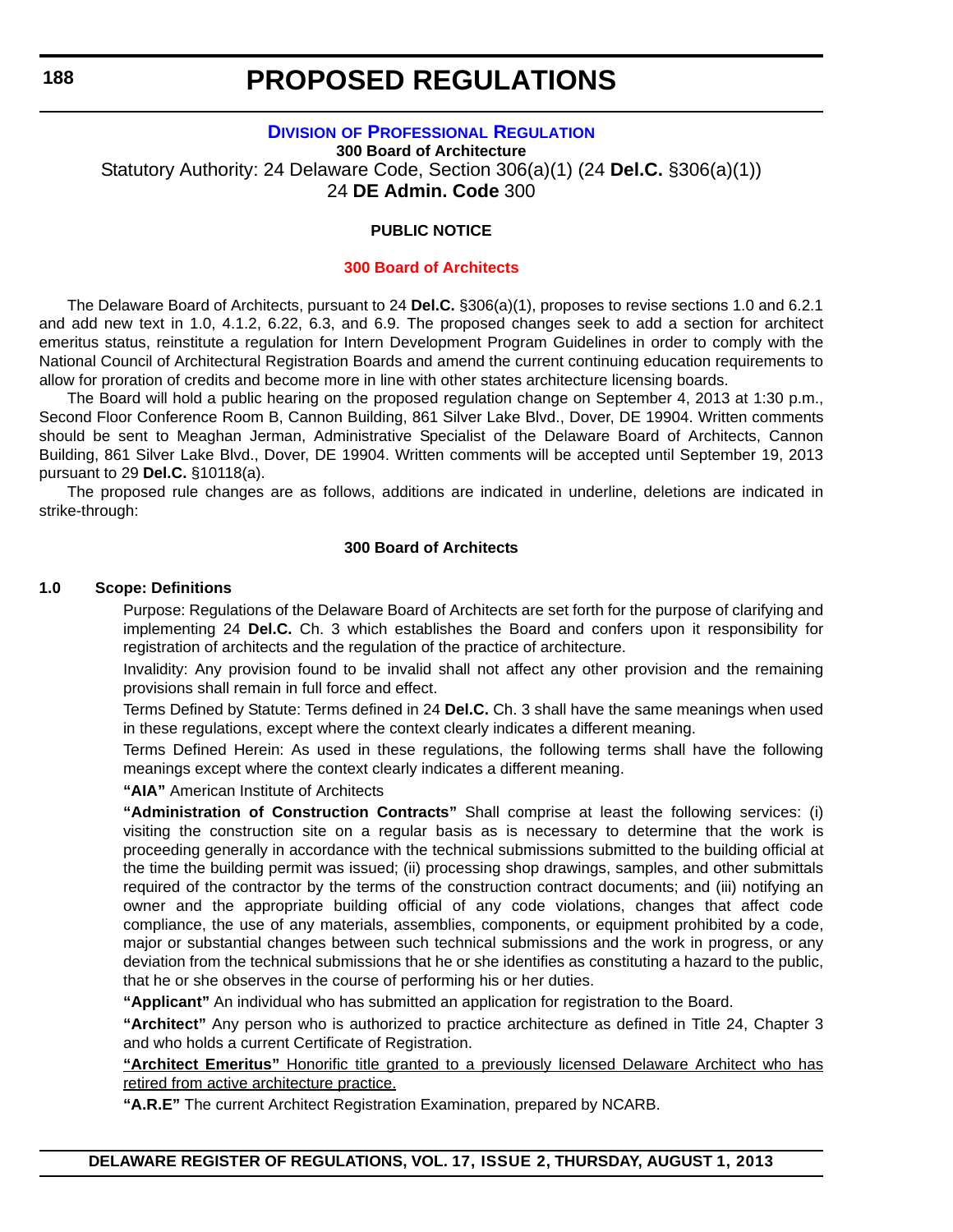# PROPOSED REGULATIONS

**DIVISION OF PROFESSIONAL REGULATION**

**300 Board of Architecture**

Statutory Authority: 24 Delaware Code, Section 306(a)(1) (24 **Del.C.** §306(a)(1))

24 **DE Admin. Code** 300

**PUBLIC NOTICE**

**300 Board of Architects**

The Delaware Board of Architects, pursuant to 24 **Del.C.** §306(a)(1), proposes to revise sections 1.0 and 6.2.1 and add new text in 1.0, 4.1.2, 6.22, 6.3, and 6.9. The proposed changes seek to add a section for architect emeritus status, reinstitute a regulation for Intern Development Program Guidelines in order to comply with the National Council of Architectural Registration Boards and amend the current continuing education requirements to allow for proration of credits and become more in line with other states architecture licensing boards.

The Board will hold a public hearing on the proposed regulation change on September 4, 2013 at 1:30 p.m., Second Floor Conference Room B, Cannon Building, 861 Silver Lake Blvd., Dover, DE 19904. Written comments should be sent to Meaghan Jerman, Administrative Specialist of the Delaware Board of Architects, Cannon Building, 861 Silver Lake Blvd., Dover, DE 19904. Written comments will be accepted until September 19, 2013 pursuant to 29 **Del.C.** §10118(a).

The proposed rule changes are as follows, additions are indicated in underline, deletions are indicated in strike-through:

**300 Board of Architects**

**1.0 Scope: Definitions**

Purpose: Regulations of the Delaware Board of Architects are set forth for the purpose of clarifying and implementing 24 **Del.C.** Ch. 3 which establishes the Board and confers upon it responsibility for registration of architects and the regulation of the practice of architecture.

Invalidity: Any provision found to be invalid shall not affect any other provision and the remaining provisions shall remain in full force and effect.

Terms Defined by Statute: Terms defined in 24 **Del.C.** Ch. 3 shall have the same meanings when used in these regulations, except where the context clearly indicates a different meaning.

Terms Defined Herein: As used in these regulations, the following terms shall have the following meanings except where the context clearly indicates a different meaning.

**"AIA"** American Institute of Architects

**"Administration of Construction Contracts"** Shall comprise at least the following services: (i) visiting the construction site on a regular basis as is necessary to determine that the work is proceeding generally in accordance with the technical submissions submitted to the building official at the time the building permit was issued; (ii) processing shop drawings, samples, and other submittals required of the contractor by the terms of the construction contract documents; and (iii) notifying an owner and the appropriate building official of any code violations, changes that affect code compliance, the use of any materials, assemblies, components, or equipment prohibited by a code, major or substantial changes between such technical submissions and the work in progress, or any deviation from the technical submissions that he or she identifies as constituting a hazard to the public, that he or she observes in the course of performing his or her duties.

**"Applicant"** An individual who has submitted an application for registration to the Board.

**"Architect"** Any person who is authorized to practice architecture as defined in Title 24, Chapter 3 and who holds a current Certificate of Registration.

<u>**"Architect Emeritus"** Honorific title granted to a previously licensed Delaware Architect who has retired from active architecture practice.</u>

**"A.R.E"** The current Architect Registration Examination, prepared by NCARB.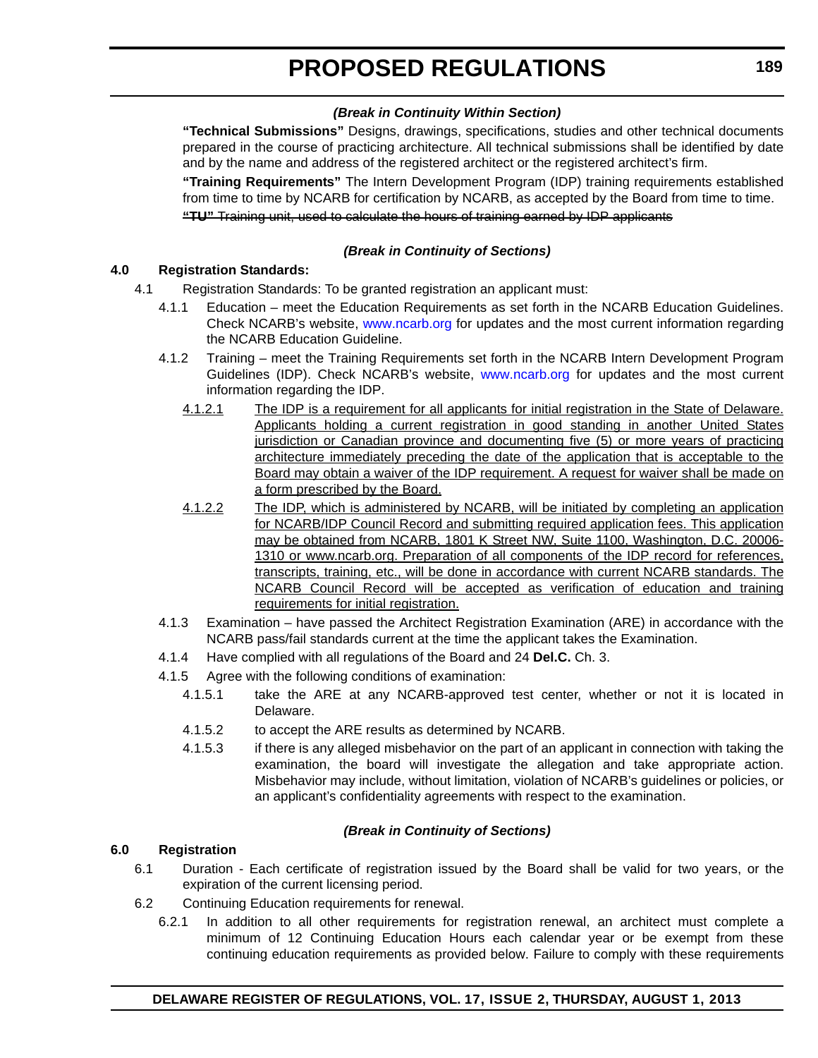***(Break in Continuity Within Section)***

**"Technical Submissions"** Designs, drawings, specifications, studies and other technical documents prepared in the course of practicing architecture. All technical submissions shall be identified by date and by the name and address of the registered architect or the registered architect's firm.

**"Training Requirements"** The Intern Development Program (IDP) training requirements established from time to time by NCARB for certification by NCARB, as accepted by the Board from time to time.

~~**"TU"** Training unit, used to calculate the hours of training earned by IDP applicants~~

***(Break in Continuity of Sections)***

**4.0 Registration Standards:**

4.1 Registration Standards: To be granted registration an applicant must:

4.1.1 Education – meet the Education Requirements as set forth in the NCARB Education Guidelines. Check NCARB's website, www.ncarb.org for updates and the most current information regarding the NCARB Education Guideline.

4.1.2 Training – meet the Training Requirements set forth in the NCARB Intern Development Program Guidelines (IDP). Check NCARB's website, www.ncarb.org for updates and the most current information regarding the IDP.

<u>4.1.2.1 The IDP is a requirement for all applicants for initial registration in the State of Delaware. Applicants holding a current registration in good standing in another United States jurisdiction or Canadian province and documenting five (5) or more years of practicing architecture immediately preceding the date of the application that is acceptable to the Board may obtain a waiver of the IDP requirement. A request for waiver shall be made on a form prescribed by the Board.</u>

<u>4.1.2.2 The IDP, which is administered by NCARB, will be initiated by completing an application for NCARB/IDP Council Record and submitting required application fees. This application may be obtained from NCARB, 1801 K Street NW, Suite 1100, Washington, D.C. 20006-1310 or www.ncarb.org. Preparation of all components of the IDP record for references, transcripts, training, etc., will be done in accordance with current NCARB standards. The NCARB Council Record will be accepted as verification of education and training requirements for initial registration.</u>

4.1.3 Examination – have passed the Architect Registration Examination (ARE) in accordance with the NCARB pass/fail standards current at the time the applicant takes the Examination.

4.1.4 Have complied with all regulations of the Board and 24 **Del.C.** Ch. 3.

4.1.5 Agree with the following conditions of examination:

4.1.5.1 take the ARE at any NCARB-approved test center, whether or not it is located in Delaware.

4.1.5.2 to accept the ARE results as determined by NCARB.

4.1.5.3 if there is any alleged misbehavior on the part of an applicant in connection with taking the examination, the board will investigate the allegation and take appropriate action. Misbehavior may include, without limitation, violation of NCARB's guidelines or policies, or an applicant's confidentiality agreements with respect to the examination.

***(Break in Continuity of Sections)***

**6.0 Registration**

6.1 Duration - Each certificate of registration issued by the Board shall be valid for two years, or the expiration of the current licensing period.

6.2 Continuing Education requirements for renewal.

6.2.1 In addition to all other requirements for registration renewal, an architect must complete a minimum of 12 Continuing Education Hours each calendar year or be exempt from these continuing education requirements as provided below. Failure to comply with these requirements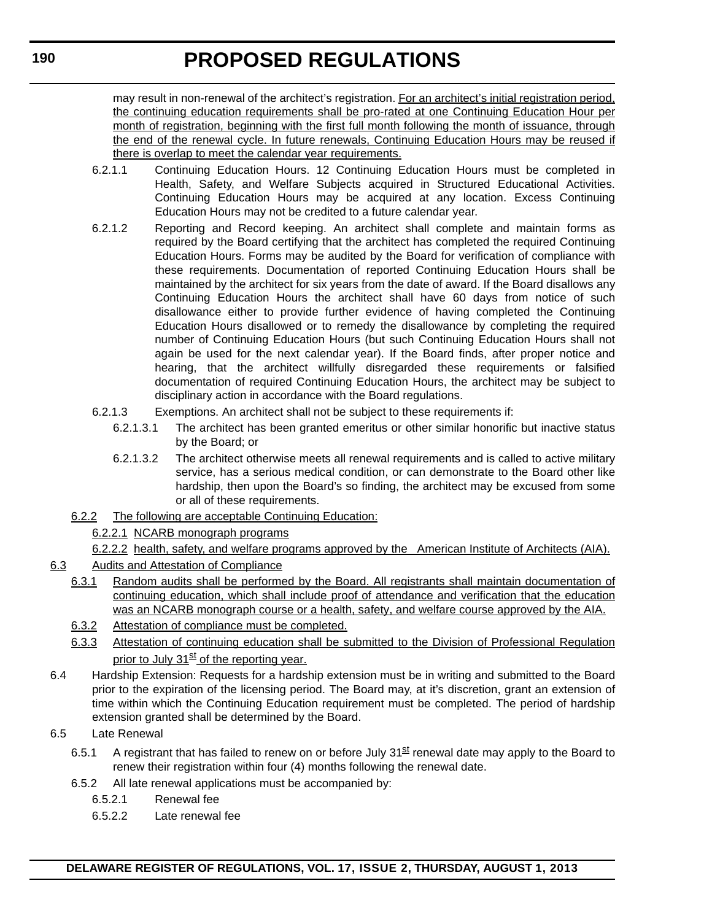may result in non-renewal of the architect's registration. For an architect's initial registration period, the continuing education requirements shall be pro-rated at one Continuing Education Hour per month of registration, beginning with the first full month following the month of issuance, through the end of the renewal cycle. In future renewals, Continuing Education Hours may be reused if there is overlap to meet the calendar year requirements.

6.2.1.1 Continuing Education Hours. 12 Continuing Education Hours must be completed in Health, Safety, and Welfare Subjects acquired in Structured Educational Activities. Continuing Education Hours may be acquired at any location. Excess Continuing Education Hours may not be credited to a future calendar year.

6.2.1.2 Reporting and Record keeping. An architect shall complete and maintain forms as required by the Board certifying that the architect has completed the required Continuing Education Hours. Forms may be audited by the Board for verification of compliance with these requirements. Documentation of reported Continuing Education Hours shall be maintained by the architect for six years from the date of award. If the Board disallows any Continuing Education Hours the architect shall have 60 days from notice of such disallowance either to provide further evidence of having completed the Continuing Education Hours disallowed or to remedy the disallowance by completing the required number of Continuing Education Hours (but such Continuing Education Hours shall not again be used for the next calendar year). If the Board finds, after proper notice and hearing, that the architect willfully disregarded these requirements or falsified documentation of required Continuing Education Hours, the architect may be subject to disciplinary action in accordance with the Board regulations.

6.2.1.3 Exemptions. An architect shall not be subject to these requirements if:

6.2.1.3.1 The architect has been granted emeritus or other similar honorific but inactive status by the Board; or

6.2.1.3.2 The architect otherwise meets all renewal requirements and is called to active military service, has a serious medical condition, or can demonstrate to the Board other like hardship, then upon the Board's so finding, the architect may be excused from some or all of these requirements.

6.2.2 The following are acceptable Continuing Education:

6.2.2.1 NCARB monograph programs

6.2.2.2 health, safety, and welfare programs approved by the American Institute of Architects (AIA).

6.3 Audits and Attestation of Compliance

6.3.1 Random audits shall be performed by the Board. All registrants shall maintain documentation of continuing education, which shall include proof of attendance and verification that the education was an NCARB monograph course or a health, safety, and welfare course approved by the AIA.

6.3.2 Attestation of compliance must be completed.

6.3.3 Attestation of continuing education shall be submitted to the Division of Professional Regulation prior to July 31st of the reporting year.

6.4 Hardship Extension: Requests for a hardship extension must be in writing and submitted to the Board prior to the expiration of the licensing period. The Board may, at it's discretion, grant an extension of time within which the Continuing Education requirement must be completed. The period of hardship extension granted shall be determined by the Board.

6.5 Late Renewal

6.5.1 A registrant that has failed to renew on or before July 31st renewal date may apply to the Board to renew their registration within four (4) months following the renewal date.

6.5.2 All late renewal applications must be accompanied by:

6.5.2.1 Renewal fee

6.5.2.2 Late renewal fee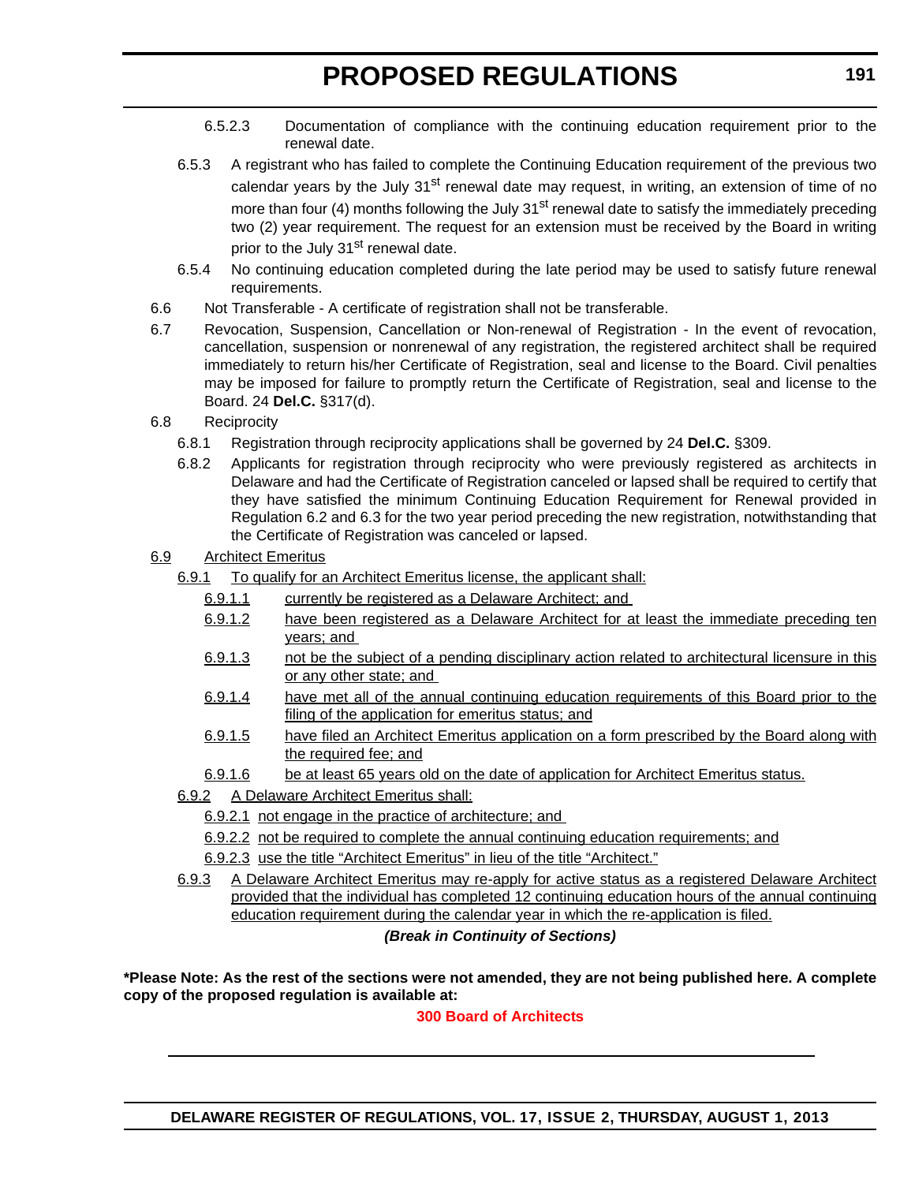6.5.2.3 Documentation of compliance with the continuing education requirement prior to the renewal date.

6.5.3 A registrant who has failed to complete the Continuing Education requirement of the previous two calendar years by the July 31st renewal date may request, in writing, an extension of time of no more than four (4) months following the July 31st renewal date to satisfy the immediately preceding two (2) year requirement. The request for an extension must be received by the Board in writing prior to the July 31st renewal date.

6.5.4 No continuing education completed during the late period may be used to satisfy future renewal requirements.

6.6 Not Transferable - A certificate of registration shall not be transferable.

6.7 Revocation, Suspension, Cancellation or Non-renewal of Registration - In the event of revocation, cancellation, suspension or nonrenewal of any registration, the registered architect shall be required immediately to return his/her Certificate of Registration, seal and license to the Board. Civil penalties may be imposed for failure to promptly return the Certificate of Registration, seal and license to the Board. 24 **Del.C.** §317(d).

6.8 Reciprocity

6.8.1 Registration through reciprocity applications shall be governed by 24 **Del.C.** §309.

6.8.2 Applicants for registration through reciprocity who were previously registered as architects in Delaware and had the Certificate of Registration canceled or lapsed shall be required to certify that they have satisfied the minimum Continuing Education Requirement for Renewal provided in Regulation 6.2 and 6.3 for the two year period preceding the new registration, notwithstanding that the Certificate of Registration was canceled or lapsed.

<u>6.9 Architect Emeritus</u>

<u>6.9.1 To qualify for an Architect Emeritus license, the applicant shall:</u>

<u>6.9.1.1 currently be registered as a Delaware Architect; and</u>

<u>6.9.1.2 have been registered as a Delaware Architect for at least the immediate preceding ten years; and</u>

<u>6.9.1.3 not be the subject of a pending disciplinary action related to architectural licensure in this or any other state; and</u>

<u>6.9.1.4 have met all of the annual continuing education requirements of this Board prior to the filing of the application for emeritus status; and</u>

<u>6.9.1.5 have filed an Architect Emeritus application on a form prescribed by the Board along with the required fee; and</u>

<u>6.9.1.6 be at least 65 years old on the date of application for Architect Emeritus status.</u>

<u>6.9.2 A Delaware Architect Emeritus shall:</u>

<u>6.9.2.1 not engage in the practice of architecture; and</u>

<u>6.9.2.2 not be required to complete the annual continuing education requirements; and</u>

<u>6.9.2.3 use the title "Architect Emeritus" in lieu of the title "Architect."</u>

<u>6.9.3 A Delaware Architect Emeritus may re-apply for active status as a registered Delaware Architect provided that the individual has completed 12 continuing education hours of the annual continuing education requirement during the calendar year in which the re-application is filed.</u>

***(Break in Continuity of Sections)***

**\*Please Note: As the rest of the sections were not amended, they are not being published here. A complete copy of the proposed regulation is available at:**

**300 Board of Architects**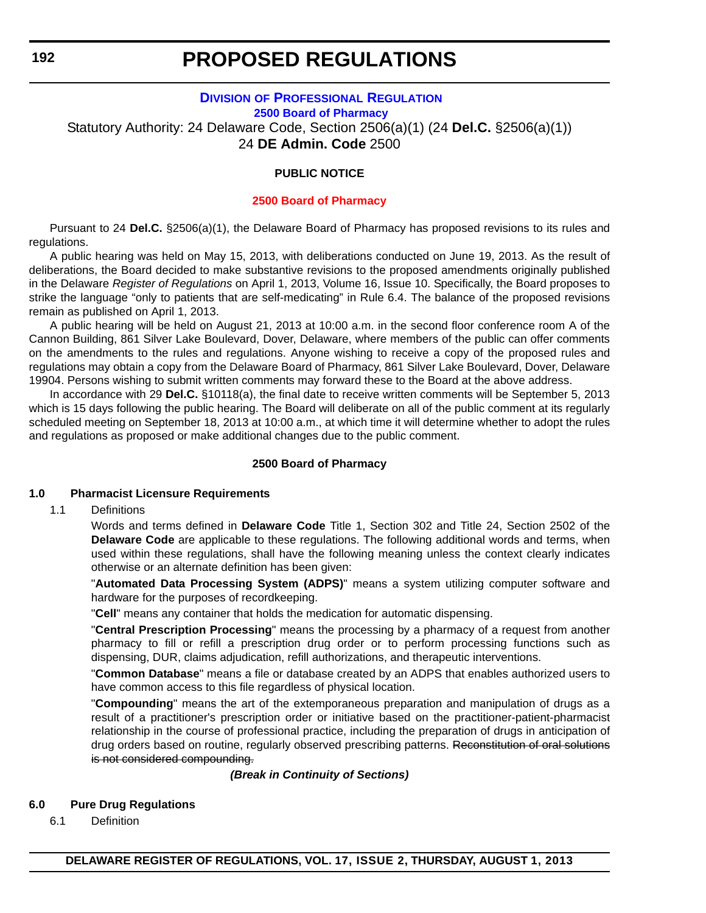# PROPOSED REGULATIONS

## DIVISION OF PROFESSIONAL REGULATION

### 2500 Board of Pharmacy

Statutory Authority: 24 Delaware Code, Section 2506(a)(1) (24 **Del.C.** §2506(a)(1))
24 **DE Admin. Code** 2500

**PUBLIC NOTICE**

**2500 Board of Pharmacy**

Pursuant to 24 **Del.C.** §2506(a)(1), the Delaware Board of Pharmacy has proposed revisions to its rules and regulations.

A public hearing was held on May 15, 2013, with deliberations conducted on June 19, 2013. As the result of deliberations, the Board decided to make substantive revisions to the proposed amendments originally published in the Delaware *Register of Regulations* on April 1, 2013, Volume 16, Issue 10. Specifically, the Board proposes to strike the language "only to patients that are self-medicating" in Rule 6.4. The balance of the proposed revisions remain as published on April 1, 2013.

A public hearing will be held on August 21, 2013 at 10:00 a.m. in the second floor conference room A of the Cannon Building, 861 Silver Lake Boulevard, Dover, Delaware, where members of the public can offer comments on the amendments to the rules and regulations. Anyone wishing to receive a copy of the proposed rules and regulations may obtain a copy from the Delaware Board of Pharmacy, 861 Silver Lake Boulevard, Dover, Delaware 19904. Persons wishing to submit written comments may forward these to the Board at the above address.

In accordance with 29 **Del.C.** §10118(a), the final date to receive written comments will be September 5, 2013 which is 15 days following the public hearing. The Board will deliberate on all of the public comment at its regularly scheduled meeting on September 18, 2013 at 10:00 a.m., at which time it will determine whether to adopt the rules and regulations as proposed or make additional changes due to the public comment.

**2500 Board of Pharmacy**

**1.0 Pharmacist Licensure Requirements**

1.1 Definitions

Words and terms defined in **Delaware Code** Title 1, Section 302 and Title 24, Section 2502 of the **Delaware Code** are applicable to these regulations. The following additional words and terms, when used within these regulations, shall have the following meaning unless the context clearly indicates otherwise or an alternate definition has been given:

"**Automated Data Processing System (ADPS)**" means a system utilizing computer software and hardware for the purposes of recordkeeping.

"**Cell**" means any container that holds the medication for automatic dispensing.

"**Central Prescription Processing**" means the processing by a pharmacy of a request from another pharmacy to fill or refill a prescription drug order or to perform processing functions such as dispensing, DUR, claims adjudication, refill authorizations, and therapeutic interventions.

"**Common Database**" means a file or database created by an ADPS that enables authorized users to have common access to this file regardless of physical location.

"**Compounding**" means the art of the extemporaneous preparation and manipulation of drugs as a result of a practitioner's prescription order or initiative based on the practitioner-patient-pharmacist relationship in the course of professional practice, including the preparation of drugs in anticipation of drug orders based on routine, regularly observed prescribing patterns. ~~Reconstitution of oral solutions is not considered compounding.~~

***(Break in Continuity of Sections)***

**6.0 Pure Drug Regulations**

6.1 Definition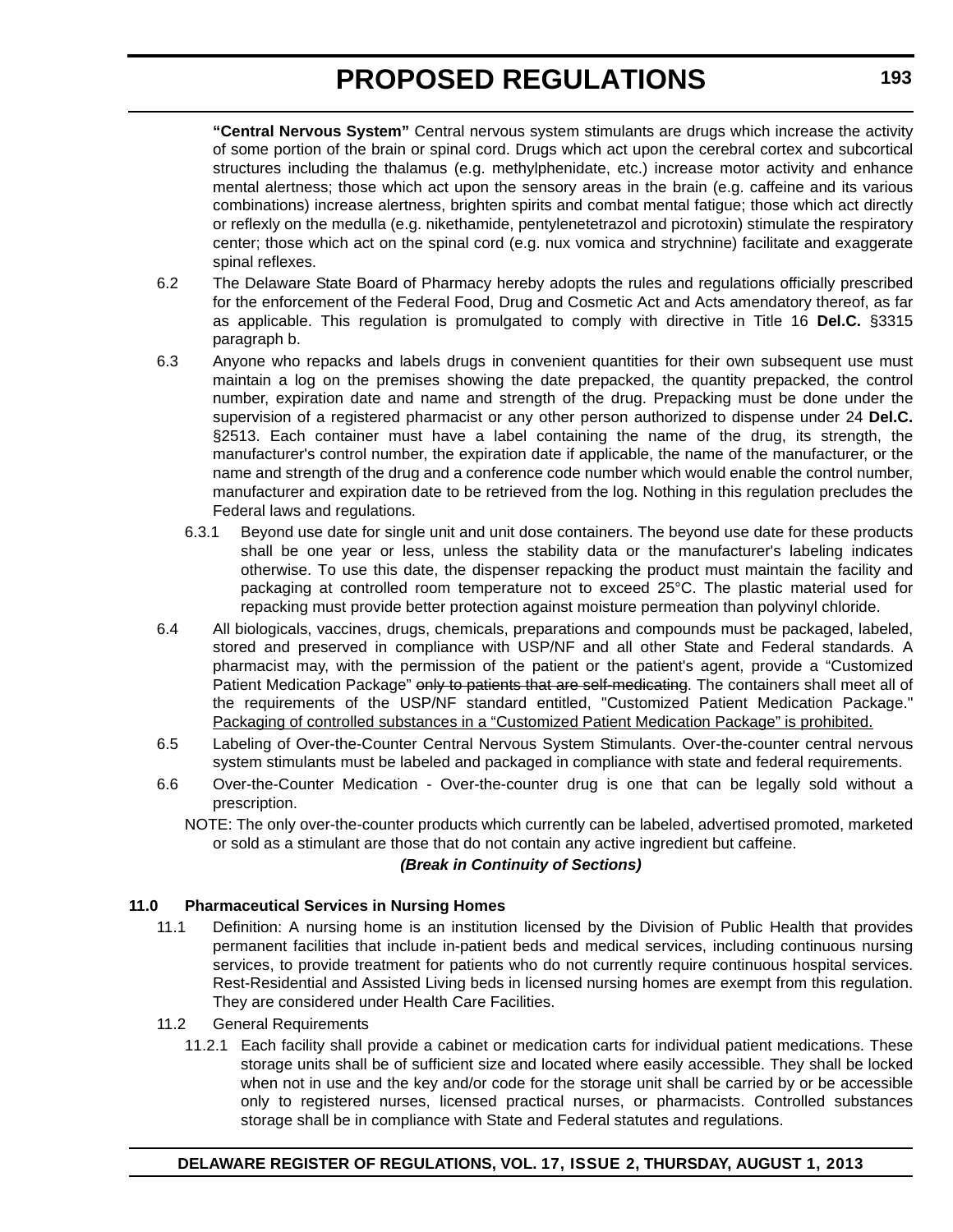**"Central Nervous System"** Central nervous system stimulants are drugs which increase the activity of some portion of the brain or spinal cord. Drugs which act upon the cerebral cortex and subcortical structures including the thalamus (e.g. methylphenidate, etc.) increase motor activity and enhance mental alertness; those which act upon the sensory areas in the brain (e.g. caffeine and its various combinations) increase alertness, brighten spirits and combat mental fatigue; those which act directly or reflexly on the medulla (e.g. nikethamide, pentylenetetrazol and picrotoxin) stimulate the respiratory center; those which act on the spinal cord (e.g. nux vomica and strychnine) facilitate and exaggerate spinal reflexes.

6.2 The Delaware State Board of Pharmacy hereby adopts the rules and regulations officially prescribed for the enforcement of the Federal Food, Drug and Cosmetic Act and Acts amendatory thereof, as far as applicable. This regulation is promulgated to comply with directive in Title 16 **Del.C.** §3315 paragraph b.

6.3 Anyone who repacks and labels drugs in convenient quantities for their own subsequent use must maintain a log on the premises showing the date prepacked, the quantity prepacked, the control number, expiration date and name and strength of the drug. Prepacking must be done under the supervision of a registered pharmacist or any other person authorized to dispense under 24 **Del.C.** §2513. Each container must have a label containing the name of the drug, its strength, the manufacturer's control number, the expiration date if applicable, the name of the manufacturer, or the name and strength of the drug and a conference code number which would enable the control number, manufacturer and expiration date to be retrieved from the log. Nothing in this regulation precludes the Federal laws and regulations.

6.3.1 Beyond use date for single unit and unit dose containers. The beyond use date for these products shall be one year or less, unless the stability data or the manufacturer's labeling indicates otherwise. To use this date, the dispenser repacking the product must maintain the facility and packaging at controlled room temperature not to exceed 25°C. The plastic material used for repacking must provide better protection against moisture permeation than polyvinyl chloride.

6.4 All biologicals, vaccines, drugs, chemicals, preparations and compounds must be packaged, labeled, stored and preserved in compliance with USP/NF and all other State and Federal standards. A pharmacist may, with the permission of the patient or the patient's agent, provide a "Customized Patient Medication Package" ~~only to patients that are self-medicating~~. The containers shall meet all of the requirements of the USP/NF standard entitled, "Customized Patient Medication Package." <u>Packaging of controlled substances in a "Customized Patient Medication Package" is prohibited.</u>

6.5 Labeling of Over-the-Counter Central Nervous System Stimulants. Over-the-counter central nervous system stimulants must be labeled and packaged in compliance with state and federal requirements.

6.6 Over-the-Counter Medication - Over-the-counter drug is one that can be legally sold without a prescription.

NOTE: The only over-the-counter products which currently can be labeled, advertised promoted, marketed or sold as a stimulant are those that do not contain any active ingredient but caffeine.

***(Break in Continuity of Sections)***

**11.0 Pharmaceutical Services in Nursing Homes**

11.1 Definition: A nursing home is an institution licensed by the Division of Public Health that provides permanent facilities that include in-patient beds and medical services, including continuous nursing services, to provide treatment for patients who do not currently require continuous hospital services. Rest-Residential and Assisted Living beds in licensed nursing homes are exempt from this regulation. They are considered under Health Care Facilities.

11.2 General Requirements

11.2.1 Each facility shall provide a cabinet or medication carts for individual patient medications. These storage units shall be of sufficient size and located where easily accessible. They shall be locked when not in use and the key and/or code for the storage unit shall be carried by or be accessible only to registered nurses, licensed practical nurses, or pharmacists. Controlled substances storage shall be in compliance with State and Federal statutes and regulations.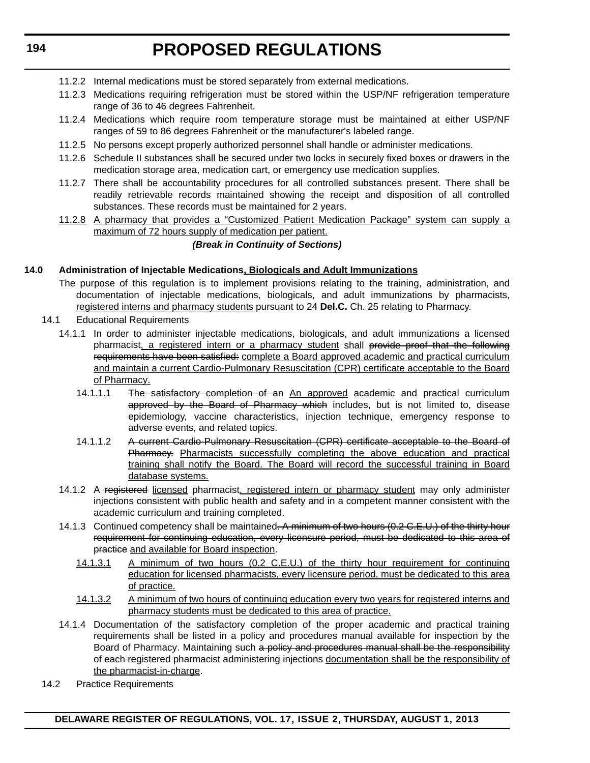11.2.2 Internal medications must be stored separately from external medications.

11.2.3 Medications requiring refrigeration must be stored within the USP/NF refrigeration temperature range of 36 to 46 degrees Fahrenheit.

11.2.4 Medications which require room temperature storage must be maintained at either USP/NF ranges of 59 to 86 degrees Fahrenheit or the manufacturer's labeled range.

11.2.5 No persons except properly authorized personnel shall handle or administer medications.

11.2.6 Schedule II substances shall be secured under two locks in securely fixed boxes or drawers in the medication storage area, medication cart, or emergency use medication supplies.

11.2.7 There shall be accountability procedures for all controlled substances present. There shall be readily retrievable records maintained showing the receipt and disposition of all controlled substances. These records must be maintained for 2 years.

<u>11.2.8 A pharmacy that provides a "Customized Patient Medication Package" system can supply a maximum of 72 hours supply of medication per patient.</u>

***(Break in Continuity of Sections)***

**14.0 Administration of Injectable Medications<u>, Biologicals and Adult Immunizations</u>**

The purpose of this regulation is to implement provisions relating to the training, administration, and documentation of injectable medications, biologicals, and adult immunizations by pharmacists, <u>registered interns and pharmacy students</u> pursuant to 24 **Del.C.** Ch. 25 relating to Pharmacy.

14.1 Educational Requirements

14.1.1 In order to administer injectable medications, biologicals, and adult immunizations a licensed pharmacist<u>, a registered intern or a pharmacy student</u> shall ~~provide proof that the following requirements have been satisfied:~~ <u>complete a Board approved academic and practical curriculum and maintain a current Cardio-Pulmonary Resuscitation (CPR) certificate acceptable to the Board of Pharmacy.</u>

14.1.1.1 ~~The satisfactory completion of an~~ <u>An approved</u> academic and practical curriculum ~~approved by the Board of Pharmacy which~~ includes, but is not limited to, disease epidemiology, vaccine characteristics, injection technique, emergency response to adverse events, and related topics.

14.1.1.2 ~~A current Cardio-Pulmonary Resuscitation (CPR) certificate acceptable to the Board of Pharmacy.~~ <u>Pharmacists successfully completing the above education and practical training shall notify the Board. The Board will record the successful training in Board database systems.</u>

14.1.2 A ~~registered~~ <u>licensed</u> pharmacist<u>, registered intern or pharmacy student</u> may only administer injections consistent with public health and safety and in a competent manner consistent with the academic curriculum and training completed.

14.1.3 Continued competency shall be maintained~~. A minimum of two hours (0.2 C.E.U.) of the thirty hour requirement for continuing education, every licensure period, must be dedicated to this area of practice~~ <u>and available for Board inspection</u>.

<u>14.1.3.1 A minimum of two hours (0.2 C.E.U.) of the thirty hour requirement for continuing education for licensed pharmacists, every licensure period, must be dedicated to this area of practice.</u>

<u>14.1.3.2 A minimum of two hours of continuing education every two years for registered interns and pharmacy students must be dedicated to this area of practice.</u>

14.1.4 Documentation of the satisfactory completion of the proper academic and practical training requirements shall be listed in a policy and procedures manual available for inspection by the Board of Pharmacy. Maintaining such ~~a policy and procedures manual shall be the responsibility of each registered pharmacist administering injections~~ <u>documentation shall be the responsibility of the pharmacist-in-charge</u>.

14.2 Practice Requirements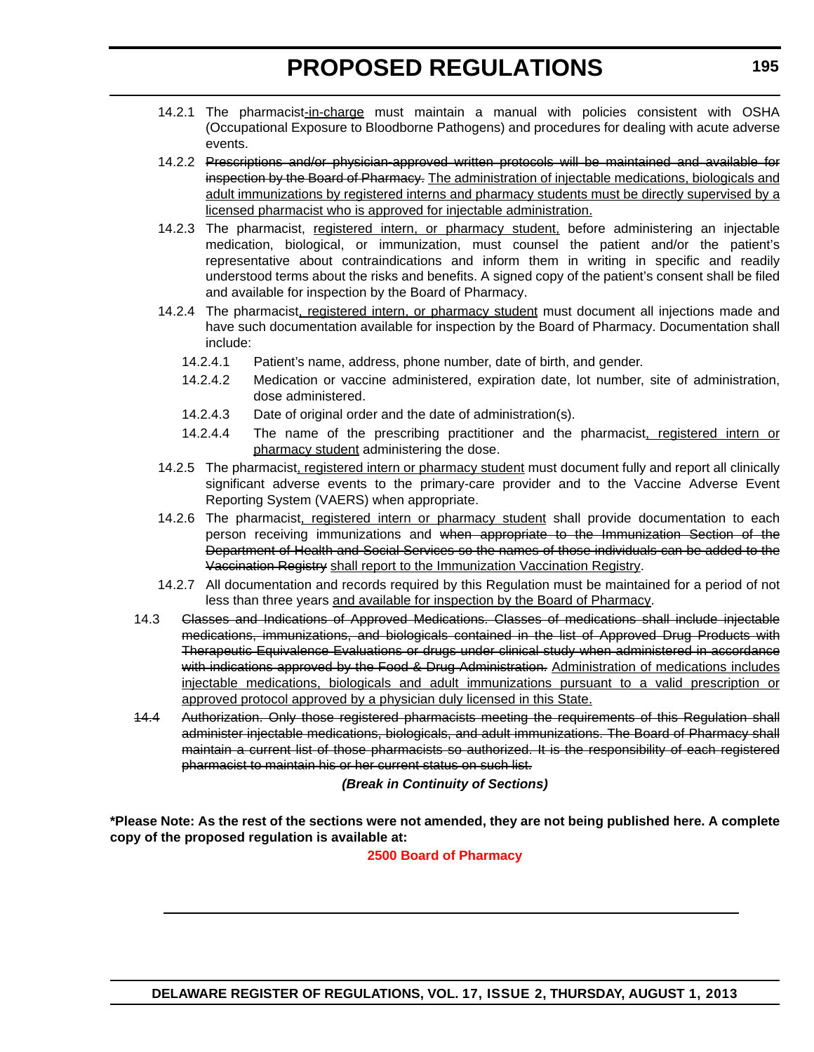14.2.1 The pharmacist-in-charge must maintain a manual with policies consistent with OSHA (Occupational Exposure to Bloodborne Pathogens) and procedures for dealing with acute adverse events.

14.2.2 ~~Prescriptions and/or physician-approved written protocols will be maintained and available for inspection by the Board of Pharmacy.~~ The administration of injectable medications, biologicals and adult immunizations by registered interns and pharmacy students must be directly supervised by a licensed pharmacist who is approved for injectable administration.

14.2.3 The pharmacist, registered intern, or pharmacy student, before administering an injectable medication, biological, or immunization, must counsel the patient and/or the patient's representative about contraindications and inform them in writing in specific and readily understood terms about the risks and benefits. A signed copy of the patient's consent shall be filed and available for inspection by the Board of Pharmacy.

14.2.4 The pharmacist, registered intern, or pharmacy student must document all injections made and have such documentation available for inspection by the Board of Pharmacy. Documentation shall include:

14.2.4.1 Patient's name, address, phone number, date of birth, and gender.

14.2.4.2 Medication or vaccine administered, expiration date, lot number, site of administration, dose administered.

14.2.4.3 Date of original order and the date of administration(s).

14.2.4.4 The name of the prescribing practitioner and the pharmacist, registered intern or pharmacy student administering the dose.

14.2.5 The pharmacist, registered intern or pharmacy student must document fully and report all clinically significant adverse events to the primary-care provider and to the Vaccine Adverse Event Reporting System (VAERS) when appropriate.

14.2.6 The pharmacist, registered intern or pharmacy student shall provide documentation to each person receiving immunizations and ~~when appropriate to the Immunization Section of the Department of Health and Social Services so the names of those individuals can be added to the Vaccination Registry~~ shall report to the Immunization Vaccination Registry.

14.2.7 All documentation and records required by this Regulation must be maintained for a period of not less than three years and available for inspection by the Board of Pharmacy.

14.3 ~~Classes and Indications of Approved Medications. Classes of medications shall include injectable medications, immunizations, and biologicals contained in the list of Approved Drug Products with Therapeutic Equivalence Evaluations or drugs under clinical study when administered in accordance with indications approved by the Food & Drug Administration.~~ Administration of medications includes injectable medications, biologicals and adult immunizations pursuant to a valid prescription or approved protocol approved by a physician duly licensed in this State.

~~14.4~~ ~~Authorization. Only those registered pharmacists meeting the requirements of this Regulation shall administer injectable medications, biologicals, and adult immunizations. The Board of Pharmacy shall maintain a current list of those pharmacists so authorized. It is the responsibility of each registered pharmacist to maintain his or her current status on such list.~~

***(Break in Continuity of Sections)***

**\*Please Note: As the rest of the sections were not amended, they are not being published here. A complete copy of the proposed regulation is available at:**

**2500 Board of Pharmacy**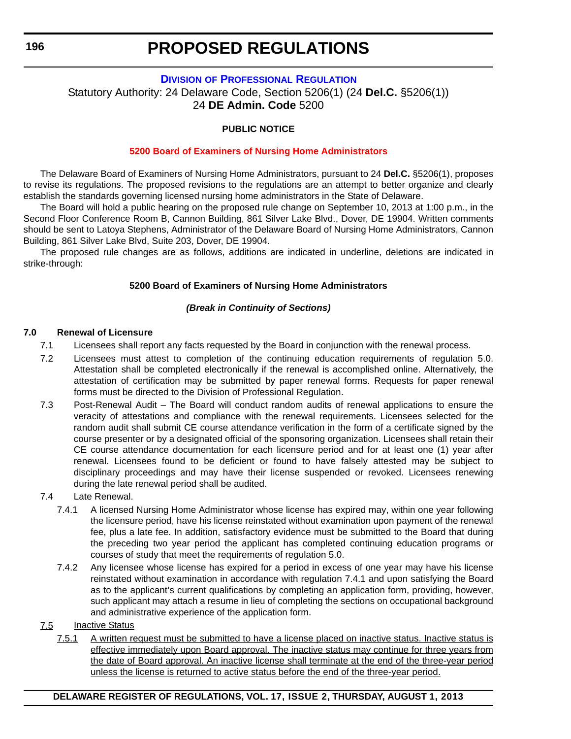# PROPOSED REGULATIONS

## DIVISION OF PROFESSIONAL REGULATION

Statutory Authority: 24 Delaware Code, Section 5206(1) (24 **Del.C.** §5206(1))
24 **DE Admin. Code** 5200

**PUBLIC NOTICE**

### 5200 Board of Examiners of Nursing Home Administrators

The Delaware Board of Examiners of Nursing Home Administrators, pursuant to 24 **Del.C.** §5206(1), proposes to revise its regulations. The proposed revisions to the regulations are an attempt to better organize and clearly establish the standards governing licensed nursing home administrators in the State of Delaware.

The Board will hold a public hearing on the proposed rule change on September 10, 2013 at 1:00 p.m., in the Second Floor Conference Room B, Cannon Building, 861 Silver Lake Blvd., Dover, DE 19904. Written comments should be sent to Latoya Stephens, Administrator of the Delaware Board of Nursing Home Administrators, Cannon Building, 861 Silver Lake Blvd, Suite 203, Dover, DE 19904.

The proposed rule changes are as follows, additions are indicated in underline, deletions are indicated in strike-through:

**5200 Board of Examiners of Nursing Home Administrators**

***(Break in Continuity of Sections)***

**7.0 Renewal of Licensure**

7.1 Licensees shall report any facts requested by the Board in conjunction with the renewal process.

7.2 Licensees must attest to completion of the continuing education requirements of regulation 5.0. Attestation shall be completed electronically if the renewal is accomplished online. Alternatively, the attestation of certification may be submitted by paper renewal forms. Requests for paper renewal forms must be directed to the Division of Professional Regulation.

7.3 Post-Renewal Audit – The Board will conduct random audits of renewal applications to ensure the veracity of attestations and compliance with the renewal requirements. Licensees selected for the random audit shall submit CE course attendance verification in the form of a certificate signed by the course presenter or by a designated official of the sponsoring organization. Licensees shall retain their CE course attendance documentation for each licensure period and for at least one (1) year after renewal. Licensees found to be deficient or found to have falsely attested may be subject to disciplinary proceedings and may have their license suspended or revoked. Licensees renewing during the late renewal period shall be audited.

7.4 Late Renewal.

7.4.1 A licensed Nursing Home Administrator whose license has expired may, within one year following the licensure period, have his license reinstated without examination upon payment of the renewal fee, plus a late fee. In addition, satisfactory evidence must be submitted to the Board that during the preceding two year period the applicant has completed continuing education programs or courses of study that meet the requirements of regulation 5.0.

7.4.2 Any licensee whose license has expired for a period in excess of one year may have his license reinstated without examination in accordance with regulation 7.4.1 and upon satisfying the Board as to the applicant's current qualifications by completing an application form, providing, however, such applicant may attach a resume in lieu of completing the sections on occupational background and administrative experience of the application form.

<u>7.5 Inactive Status</u>

<u>7.5.1 A written request must be submitted to have a license placed on inactive status. Inactive status is effective immediately upon Board approval. The inactive status may continue for three years from the date of Board approval. An inactive license shall terminate at the end of the three-year period unless the license is returned to active status before the end of the three-year period.</u>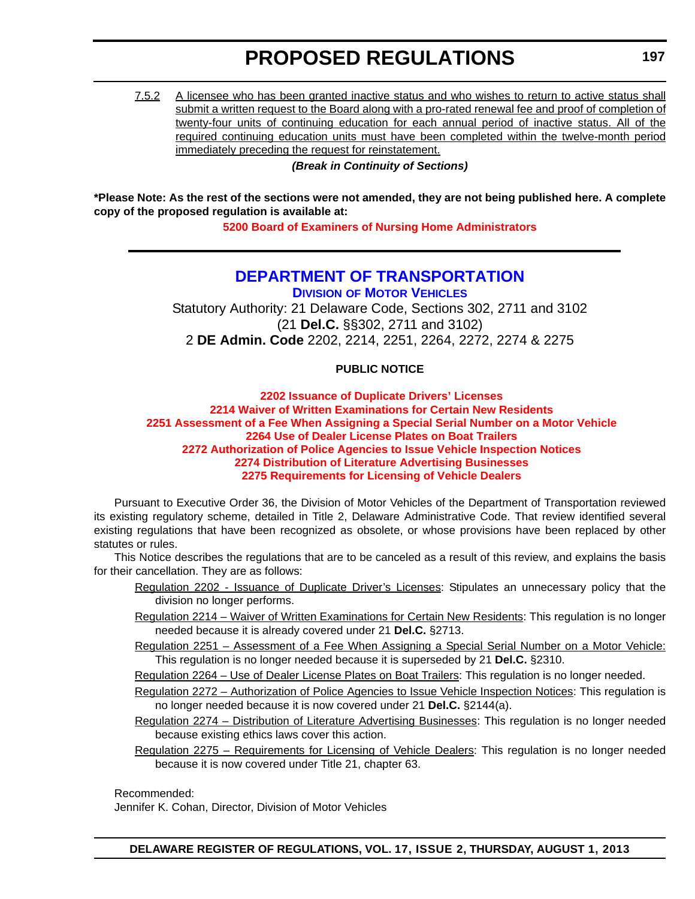7.5.2 A licensee who has been granted inactive status and who wishes to return to active status shall submit a written request to the Board along with a pro-rated renewal fee and proof of completion of twenty-four units of continuing education for each annual period of inactive status. All of the required continuing education units must have been completed within the twelve-month period immediately preceding the request for reinstatement.

***(Break in Continuity of Sections)***

**\*Please Note: As the rest of the sections were not amended, they are not being published here. A complete copy of the proposed regulation is available at:**

**5200 Board of Examiners of Nursing Home Administrators**

---

# DEPARTMENT OF TRANSPORTATION

## DIVISION OF MOTOR VEHICLES

Statutory Authority: 21 Delaware Code, Sections 302, 2711 and 3102 (21 **Del.C.** §§302, 2711 and 3102)
2 **DE Admin. Code** 2202, 2214, 2251, 2264, 2272, 2274 & 2275

**PUBLIC NOTICE**

**2202 Issuance of Duplicate Drivers' Licenses**
**2214 Waiver of Written Examinations for Certain New Residents**
**2251 Assessment of a Fee When Assigning a Special Serial Number on a Motor Vehicle**
**2264 Use of Dealer License Plates on Boat Trailers**
**2272 Authorization of Police Agencies to Issue Vehicle Inspection Notices**
**2274 Distribution of Literature Advertising Businesses**
**2275 Requirements for Licensing of Vehicle Dealers**

Pursuant to Executive Order 36, the Division of Motor Vehicles of the Department of Transportation reviewed its existing regulatory scheme, detailed in Title 2, Delaware Administrative Code. That review identified several existing regulations that have been recognized as obsolete, or whose provisions have been replaced by other statutes or rules.

This Notice describes the regulations that are to be canceled as a result of this review, and explains the basis for their cancellation. They are as follows:

Regulation 2202 - Issuance of Duplicate Driver's Licenses: Stipulates an unnecessary policy that the division no longer performs.

Regulation 2214 – Waiver of Written Examinations for Certain New Residents: This regulation is no longer needed because it is already covered under 21 **Del.C.** §2713.

Regulation 2251 – Assessment of a Fee When Assigning a Special Serial Number on a Motor Vehicle: This regulation is no longer needed because it is superseded by 21 **Del.C.** §2310.

Regulation 2264 – Use of Dealer License Plates on Boat Trailers: This regulation is no longer needed.

Regulation 2272 – Authorization of Police Agencies to Issue Vehicle Inspection Notices: This regulation is no longer needed because it is now covered under 21 **Del.C.** §2144(a).

Regulation 2274 – Distribution of Literature Advertising Businesses: This regulation is no longer needed because existing ethics laws cover this action.

Regulation 2275 – Requirements for Licensing of Vehicle Dealers: This regulation is no longer needed because it is now covered under Title 21, chapter 63.

Recommended:
Jennifer K. Cohan, Director, Division of Motor Vehicles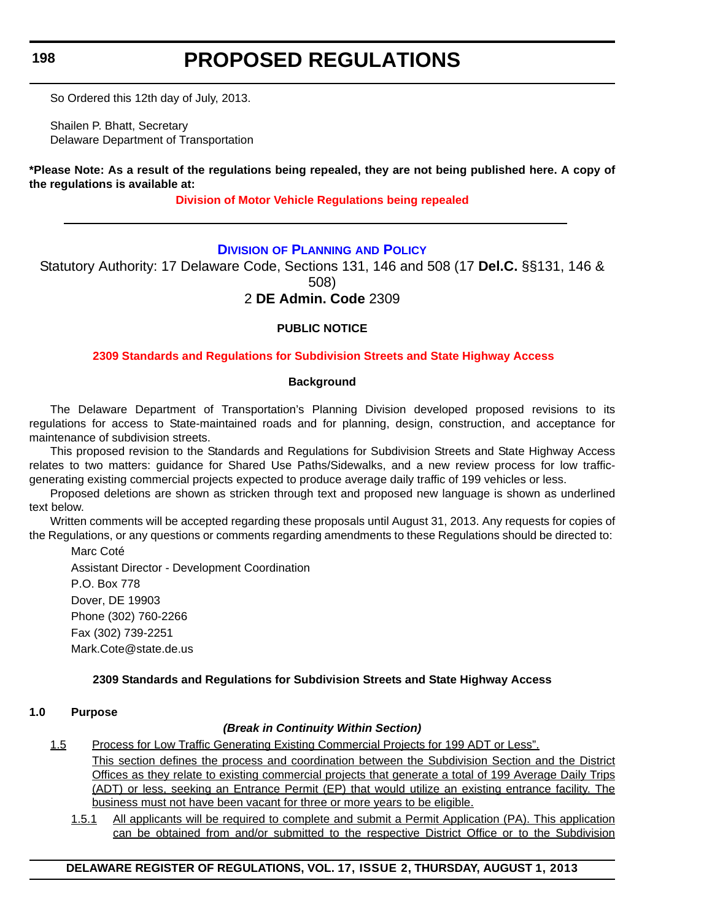So Ordered this 12th day of July, 2013.

Shailen P. Bhatt, Secretary
Delaware Department of Transportation

**\*Please Note: As a result of the regulations being repealed, they are not being published here. A copy of the regulations is available at:**

**Division of Motor Vehicle Regulations being repealed**

---

## DIVISION OF PLANNING AND POLICY

Statutory Authority: 17 Delaware Code, Sections 131, 146 and 508 (17 **Del.C.** §§131, 146 & 508)
2 **DE Admin. Code** 2309

**PUBLIC NOTICE**

**2309 Standards and Regulations for Subdivision Streets and State Highway Access**

**Background**

The Delaware Department of Transportation's Planning Division developed proposed revisions to its regulations for access to State-maintained roads and for planning, design, construction, and acceptance for maintenance of subdivision streets.

This proposed revision to the Standards and Regulations for Subdivision Streets and State Highway Access relates to two matters: guidance for Shared Use Paths/Sidewalks, and a new review process for low traffic-generating existing commercial projects expected to produce average daily traffic of 199 vehicles or less.

Proposed deletions are shown as stricken through text and proposed new language is shown as underlined text below.

Written comments will be accepted regarding these proposals until August 31, 2013. Any requests for copies of the Regulations, or any questions or comments regarding amendments to these Regulations should be directed to:

Marc Coté
Assistant Director - Development Coordination
P.O. Box 778
Dover, DE 19903
Phone (302) 760-2266
Fax (302) 739-2251
Mark.Cote@state.de.us

**2309 Standards and Regulations for Subdivision Streets and State Highway Access**

**1.0 Purpose**

***(Break in Continuity Within Section)***

1.5 Process for Low Traffic Generating Existing Commercial Projects for 199 ADT or Less".

This section defines the process and coordination between the Subdivision Section and the District Offices as they relate to existing commercial projects that generate a total of 199 Average Daily Trips (ADT) or less, seeking an Entrance Permit (EP) that would utilize an existing entrance facility. The business must not have been vacant for three or more years to be eligible.

1.5.1 All applicants will be required to complete and submit a Permit Application (PA). This application can be obtained from and/or submitted to the respective District Office or to the Subdivision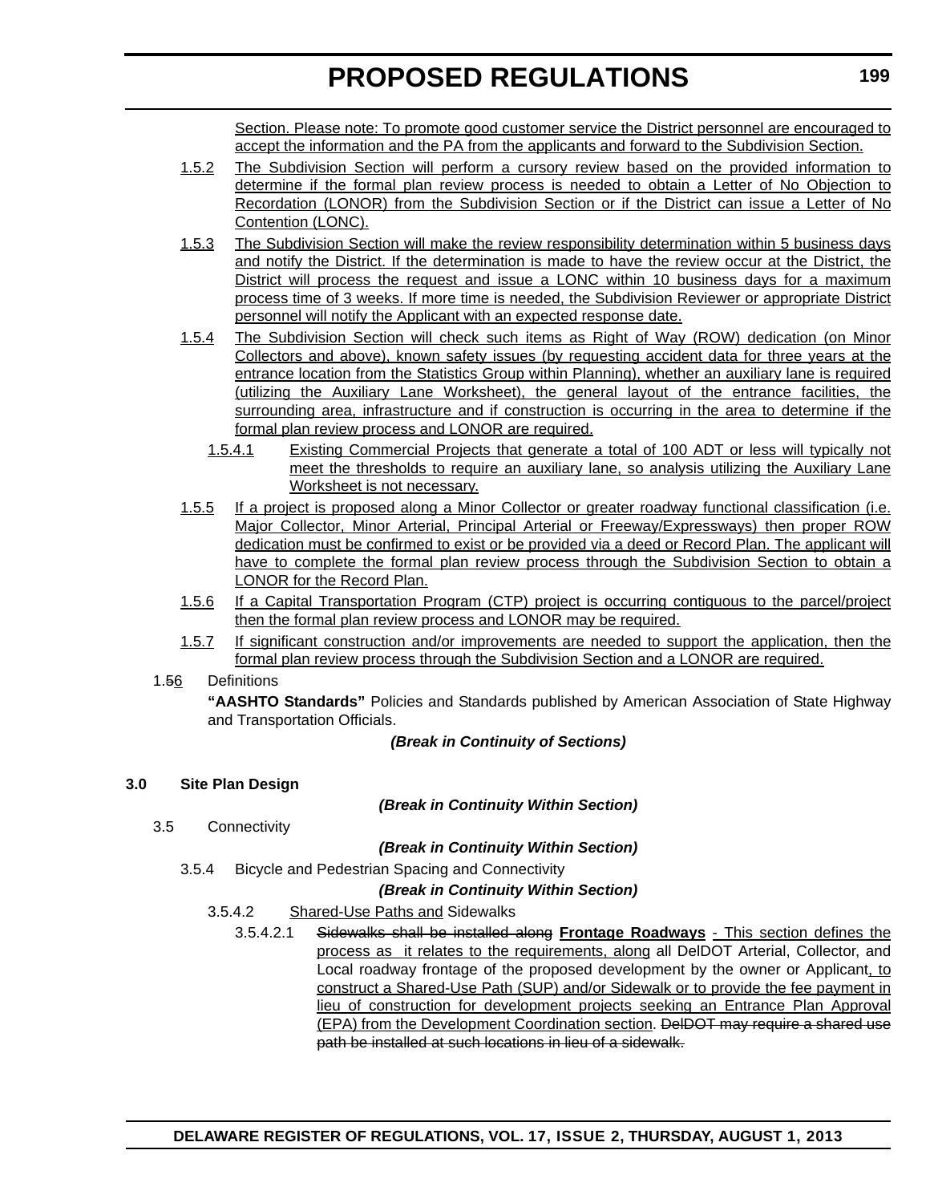Section. Please note: To promote good customer service the District personnel are encouraged to accept the information and the PA from the applicants and forward to the Subdivision Section.

1.5.2 The Subdivision Section will perform a cursory review based on the provided information to determine if the formal plan review process is needed to obtain a Letter of No Objection to Recordation (LONOR) from the Subdivision Section or if the District can issue a Letter of No Contention (LONC).

1.5.3 The Subdivision Section will make the review responsibility determination within 5 business days and notify the District. If the determination is made to have the review occur at the District, the District will process the request and issue a LONC within 10 business days for a maximum process time of 3 weeks. If more time is needed, the Subdivision Reviewer or appropriate District personnel will notify the Applicant with an expected response date.

1.5.4 The Subdivision Section will check such items as Right of Way (ROW) dedication (on Minor Collectors and above), known safety issues (by requesting accident data for three years at the entrance location from the Statistics Group within Planning), whether an auxiliary lane is required (utilizing the Auxiliary Lane Worksheet), the general layout of the entrance facilities, the surrounding area, infrastructure and if construction is occurring in the area to determine if the formal plan review process and LONOR are required.

1.5.4.1 Existing Commercial Projects that generate a total of 100 ADT or less will typically not meet the thresholds to require an auxiliary lane, so analysis utilizing the Auxiliary Lane Worksheet is not necessary.

1.5.5 If a project is proposed along a Minor Collector or greater roadway functional classification (i.e. Major Collector, Minor Arterial, Principal Arterial or Freeway/Expressways) then proper ROW dedication must be confirmed to exist or be provided via a deed or Record Plan. The applicant will have to complete the formal plan review process through the Subdivision Section to obtain a LONOR for the Record Plan.

1.5.6 If a Capital Transportation Program (CTP) project is occurring contiguous to the parcel/project then the formal plan review process and LONOR may be required.

1.5.7 If significant construction and/or improvements are needed to support the application, then the formal plan review process through the Subdivision Section and a LONOR are required.

1.~~5~~6 Definitions

**"AASHTO Standards"** Policies and Standards published by American Association of State Highway and Transportation Officials.

***(Break in Continuity of Sections)***

**3.0 Site Plan Design**

***(Break in Continuity Within Section)***

3.5 Connectivity

***(Break in Continuity Within Section)***

3.5.4 Bicycle and Pedestrian Spacing and Connectivity

***(Break in Continuity Within Section)***

3.5.4.2 Shared-Use Paths and Sidewalks

3.5.4.2.1 ~~Sidewalks shall be installed along~~ **Frontage Roadways** - This section defines the process as it relates to the requirements, along all DelDOT Arterial, Collector, and Local roadway frontage of the proposed development by the owner or Applicant, to construct a Shared-Use Path (SUP) and/or Sidewalk or to provide the fee payment in lieu of construction for development projects seeking an Entrance Plan Approval (EPA) from the Development Coordination section. ~~DelDOT may require a shared use path be installed at such locations in lieu of a sidewalk.~~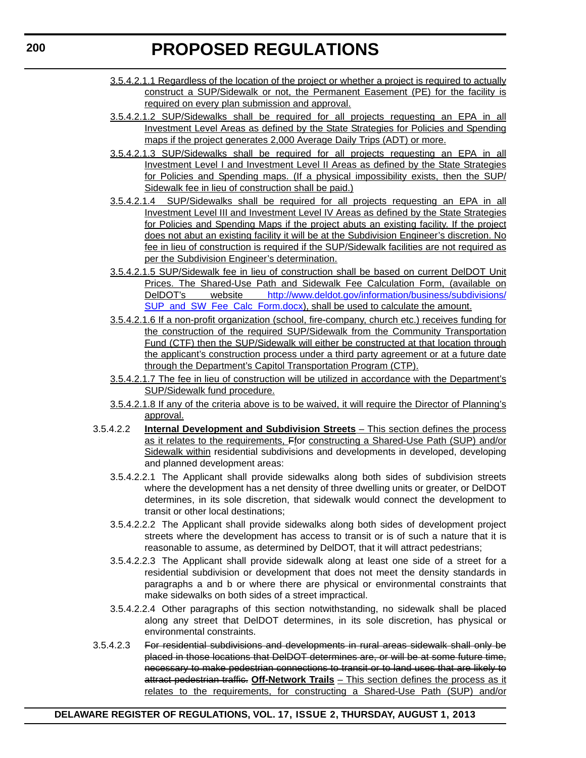3.5.4.2.1.1 Regardless of the location of the project or whether a project is required to actually construct a SUP/Sidewalk or not, the Permanent Easement (PE) for the facility is required on every plan submission and approval.

3.5.4.2.1.2 SUP/Sidewalks shall be required for all projects requesting an EPA in all Investment Level Areas as defined by the State Strategies for Policies and Spending maps if the project generates 2,000 Average Daily Trips (ADT) or more.

3.5.4.2.1.3 SUP/Sidewalks shall be required for all projects requesting an EPA in all Investment Level I and Investment Level II Areas as defined by the State Strategies for Policies and Spending maps. (If a physical impossibility exists, then the SUP/ Sidewalk fee in lieu of construction shall be paid.)

3.5.4.2.1.4 SUP/Sidewalks shall be required for all projects requesting an EPA in all Investment Level III and Investment Level IV Areas as defined by the State Strategies for Policies and Spending Maps if the project abuts an existing facility. If the project does not abut an existing facility it will be at the Subdivision Engineer's discretion. No fee in lieu of construction is required if the SUP/Sidewalk facilities are not required as per the Subdivision Engineer's determination.

3.5.4.2.1.5 SUP/Sidewalk fee in lieu of construction shall be based on current DelDOT Unit Prices. The Shared-Use Path and Sidewalk Fee Calculation Form, (available on DelDOT's website http://www.deldot.gov/information/business/subdivisions/SUP_and_SW_Fee_Calc_Form.docx), shall be used to calculate the amount.

3.5.4.2.1.6 If a non-profit organization (school, fire-company, church etc.) receives funding for the construction of the required SUP/Sidewalk from the Community Transportation Fund (CTF) then the SUP/Sidewalk will either be constructed at that location through the applicant's construction process under a third party agreement or at a future date through the Department's Capitol Transportation Program (CTP).

3.5.4.2.1.7 The fee in lieu of construction will be utilized in accordance with the Department's SUP/Sidewalk fund procedure.

3.5.4.2.1.8 If any of the criteria above is to be waived, it will require the Director of Planning's approval.

3.5.4.2.2 **Internal Development and Subdivision Streets** – This section defines the process as it relates to the requirements, ~~F~~for constructing a Shared-Use Path (SUP) and/or Sidewalk within residential subdivisions and developments in developed, developing and planned development areas:

3.5.4.2.2.1 The Applicant shall provide sidewalks along both sides of subdivision streets where the development has a net density of three dwelling units or greater, or DelDOT determines, in its sole discretion, that sidewalk would connect the development to transit or other local destinations;

3.5.4.2.2.2 The Applicant shall provide sidewalks along both sides of development project streets where the development has access to transit or is of such a nature that it is reasonable to assume, as determined by DelDOT, that it will attract pedestrians;

3.5.4.2.2.3 The Applicant shall provide sidewalk along at least one side of a street for a residential subdivision or development that does not meet the density standards in paragraphs a and b or where there are physical or environmental constraints that make sidewalks on both sides of a street impractical.

3.5.4.2.2.4 Other paragraphs of this section notwithstanding, no sidewalk shall be placed along any street that DelDOT determines, in its sole discretion, has physical or environmental constraints.

3.5.4.2.3 ~~For residential subdivisions and developments in rural areas sidewalk shall only be placed in those locations that DelDOT determines are, or will be at some future time, necessary to make pedestrian connections to transit or to land uses that are likely to attract pedestrian traffic.~~ **Off-Network Trails** – This section defines the process as it relates to the requirements, for constructing a Shared-Use Path (SUP) and/or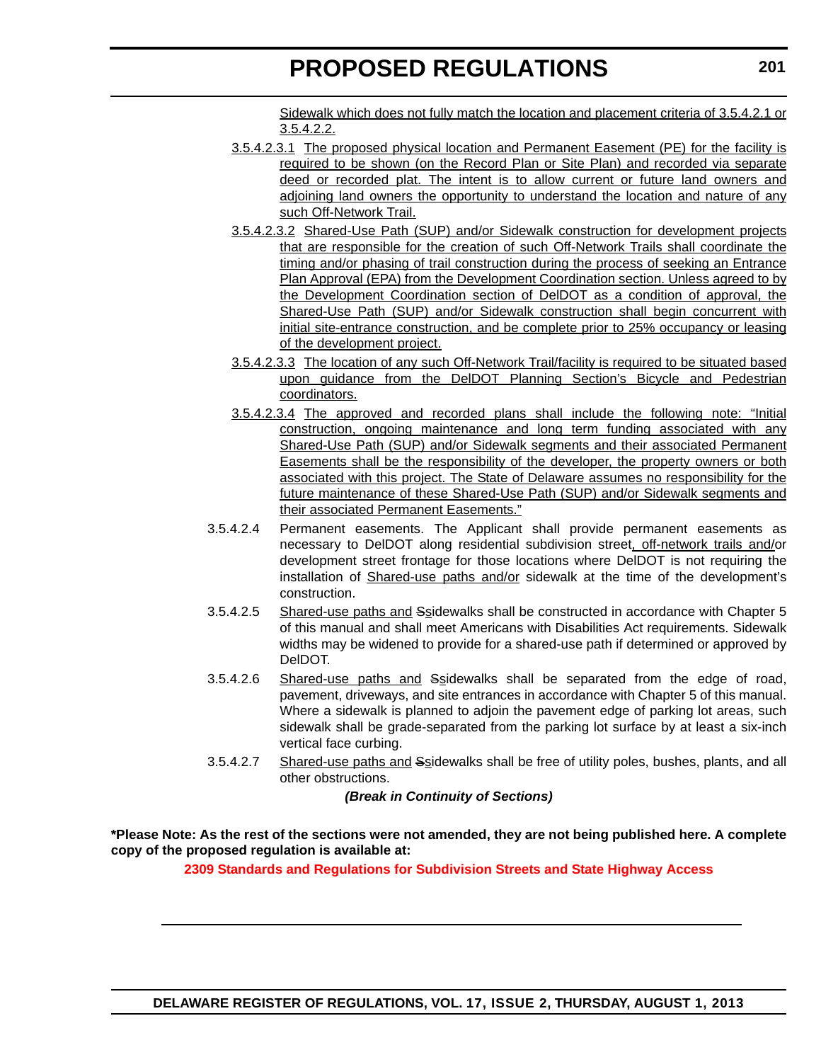Sidewalk which does not fully match the location and placement criteria of 3.5.4.2.1 or 3.5.4.2.2.

3.5.4.2.3.1 The proposed physical location and Permanent Easement (PE) for the facility is required to be shown (on the Record Plan or Site Plan) and recorded via separate deed or recorded plat. The intent is to allow current or future land owners and adjoining land owners the opportunity to understand the location and nature of any such Off-Network Trail.

3.5.4.2.3.2 Shared-Use Path (SUP) and/or Sidewalk construction for development projects that are responsible for the creation of such Off-Network Trails shall coordinate the timing and/or phasing of trail construction during the process of seeking an Entrance Plan Approval (EPA) from the Development Coordination section. Unless agreed to by the Development Coordination section of DelDOT as a condition of approval, the Shared-Use Path (SUP) and/or Sidewalk construction shall begin concurrent with initial site-entrance construction, and be complete prior to 25% occupancy or leasing of the development project.

3.5.4.2.3.3 The location of any such Off-Network Trail/facility is required to be situated based upon guidance from the DelDOT Planning Section's Bicycle and Pedestrian coordinators.

3.5.4.2.3.4 The approved and recorded plans shall include the following note: "Initial construction, ongoing maintenance and long term funding associated with any Shared-Use Path (SUP) and/or Sidewalk segments and their associated Permanent Easements shall be the responsibility of the developer, the property owners or both associated with this project. The State of Delaware assumes no responsibility for the future maintenance of these Shared-Use Path (SUP) and/or Sidewalk segments and their associated Permanent Easements."

3.5.4.2.4 Permanent easements. The Applicant shall provide permanent easements as necessary to DelDOT along residential subdivision street, off-network trails and/or development street frontage for those locations where DelDOT is not requiring the installation of Shared-use paths and/or sidewalk at the time of the development's construction.

3.5.4.2.5 Shared-use paths and Ssidewalks shall be constructed in accordance with Chapter 5 of this manual and shall meet Americans with Disabilities Act requirements. Sidewalk widths may be widened to provide for a shared-use path if determined or approved by DelDOT.

3.5.4.2.6 Shared-use paths and Ssidewalks shall be separated from the edge of road, pavement, driveways, and site entrances in accordance with Chapter 5 of this manual. Where a sidewalk is planned to adjoin the pavement edge of parking lot areas, such sidewalk shall be grade-separated from the parking lot surface by at least a six-inch vertical face curbing.

3.5.4.2.7 Shared-use paths and Ssidewalks shall be free of utility poles, bushes, plants, and all other obstructions.

***(Break in Continuity of Sections)***

**\*Please Note: As the rest of the sections were not amended, they are not being published here. A complete copy of the proposed regulation is available at:**

**2309 Standards and Regulations for Subdivision Streets and State Highway Access**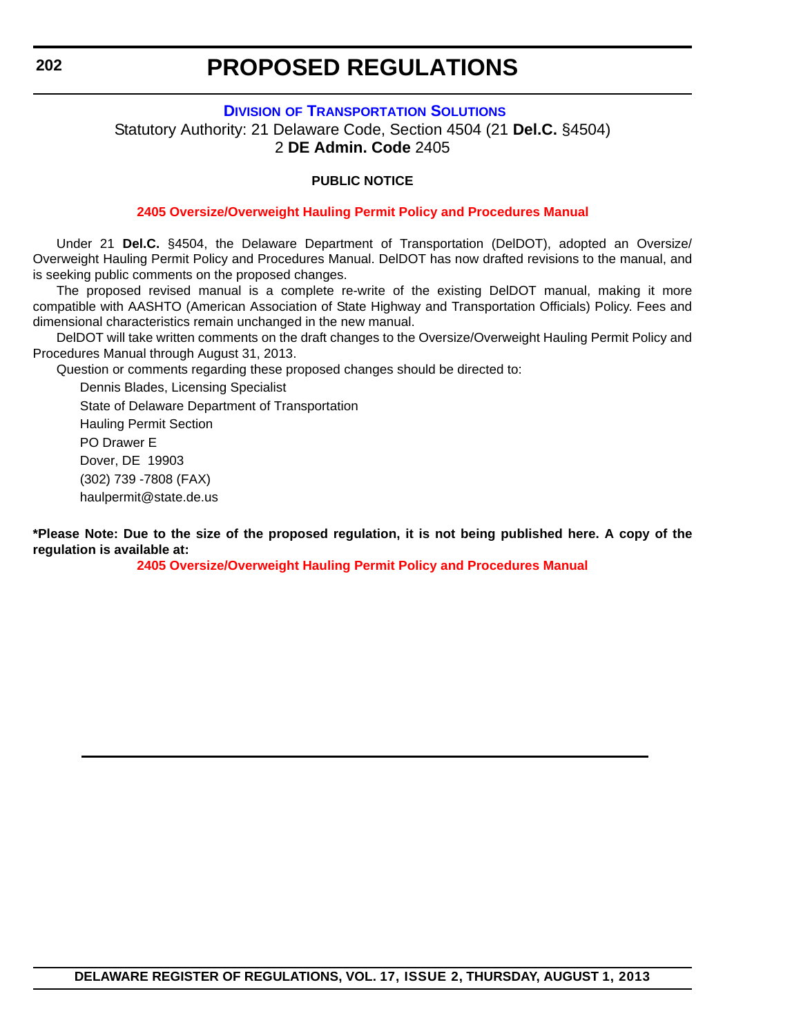# PROPOSED REGULATIONS

### DIVISION OF TRANSPORTATION SOLUTIONS

Statutory Authority: 21 Delaware Code, Section 4504 (21 **Del.C.** §4504)
2 **DE Admin. Code** 2405

**PUBLIC NOTICE**

**2405 Oversize/Overweight Hauling Permit Policy and Procedures Manual**

Under 21 **Del.C.** §4504, the Delaware Department of Transportation (DelDOT), adopted an Oversize/Overweight Hauling Permit Policy and Procedures Manual. DelDOT has now drafted revisions to the manual, and is seeking public comments on the proposed changes.

The proposed revised manual is a complete re-write of the existing DelDOT manual, making it more compatible with AASHTO (American Association of State Highway and Transportation Officials) Policy. Fees and dimensional characteristics remain unchanged in the new manual.

DelDOT will take written comments on the draft changes to the Oversize/Overweight Hauling Permit Policy and Procedures Manual through August 31, 2013.

Question or comments regarding these proposed changes should be directed to:

Dennis Blades, Licensing Specialist
State of Delaware Department of Transportation
Hauling Permit Section
PO Drawer E
Dover, DE 19903
(302) 739 -7808 (FAX)
haulpermit@state.de.us

**\*Please Note: Due to the size of the proposed regulation, it is not being published here. A copy of the regulation is available at:**

**2405 Oversize/Overweight Hauling Permit Policy and Procedures Manual**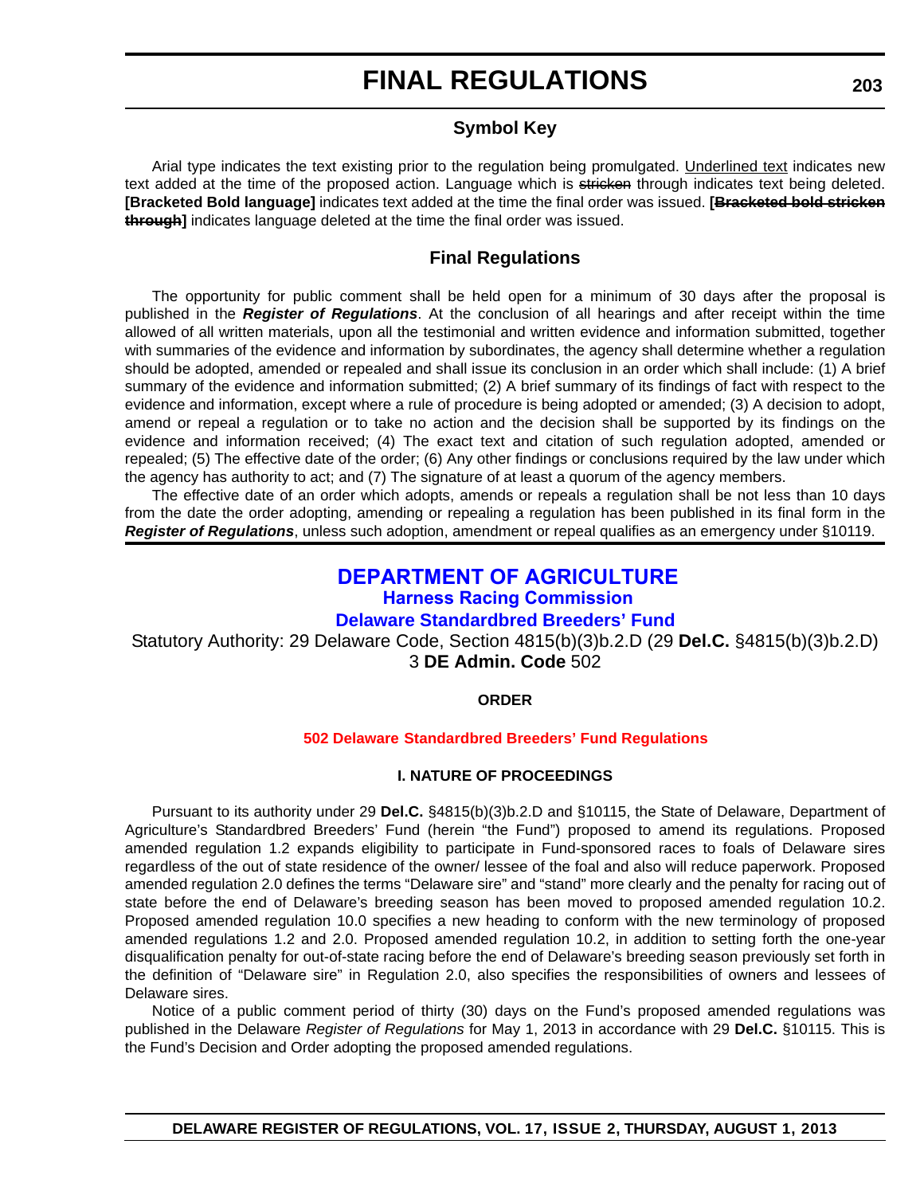# FINAL REGULATIONS

### Symbol Key

Arial type indicates the text existing prior to the regulation being promulgated. <u>Underlined text</u> indicates new text added at the time of the proposed action. Language which is ~~stricken~~ through indicates text being deleted. **[Bracketed Bold language]** indicates text added at the time the final order was issued. **[~~Bracketed bold stricken through~~]** indicates language deleted at the time the final order was issued.

### Final Regulations

The opportunity for public comment shall be held open for a minimum of 30 days after the proposal is published in the ***Register of Regulations***. At the conclusion of all hearings and after receipt within the time allowed of all written materials, upon all the testimonial and written evidence and information submitted, together with summaries of the evidence and information by subordinates, the agency shall determine whether a regulation should be adopted, amended or repealed and shall issue its conclusion in an order which shall include: (1) A brief summary of the evidence and information submitted; (2) A brief summary of its findings of fact with respect to the evidence and information, except where a rule of procedure is being adopted or amended; (3) A decision to adopt, amend or repeal a regulation or to take no action and the decision shall be supported by its findings on the evidence and information received; (4) The exact text and citation of such regulation adopted, amended or repealed; (5) The effective date of the order; (6) Any other findings or conclusions required by the law under which the agency has authority to act; and (7) The signature of at least a quorum of the agency members.

The effective date of an order which adopts, amends or repeals a regulation shall be not less than 10 days from the date the order adopting, amending or repealing a regulation has been published in its final form in the ***Register of Regulations***, unless such adoption, amendment or repeal qualifies as an emergency under §10119.

## DEPARTMENT OF AGRICULTURE

### Harness Racing Commission

### Delaware Standardbred Breeders' Fund

Statutory Authority: 29 Delaware Code, Section 4815(b)(3)b.2.D (29 **Del.C.** §4815(b)(3)b.2.D)
3 **DE Admin. Code** 502

**ORDER**

**502 Delaware Standardbred Breeders' Fund Regulations**

**I. NATURE OF PROCEEDINGS**

Pursuant to its authority under 29 **Del.C.** §4815(b)(3)b.2.D and §10115, the State of Delaware, Department of Agriculture's Standardbred Breeders' Fund (herein "the Fund") proposed to amend its regulations. Proposed amended regulation 1.2 expands eligibility to participate in Fund-sponsored races to foals of Delaware sires regardless of the out of state residence of the owner/ lessee of the foal and also will reduce paperwork. Proposed amended regulation 2.0 defines the terms "Delaware sire" and "stand" more clearly and the penalty for racing out of state before the end of Delaware's breeding season has been moved to proposed amended regulation 10.2. Proposed amended regulation 10.0 specifies a new heading to conform with the new terminology of proposed amended regulations 1.2 and 2.0. Proposed amended regulation 10.2, in addition to setting forth the one-year disqualification penalty for out-of-state racing before the end of Delaware's breeding season previously set forth in the definition of "Delaware sire" in Regulation 2.0, also specifies the responsibilities of owners and lessees of Delaware sires.

Notice of a public comment period of thirty (30) days on the Fund's proposed amended regulations was published in the Delaware *Register of Regulations* for May 1, 2013 in accordance with 29 **Del.C.** §10115. This is the Fund's Decision and Order adopting the proposed amended regulations.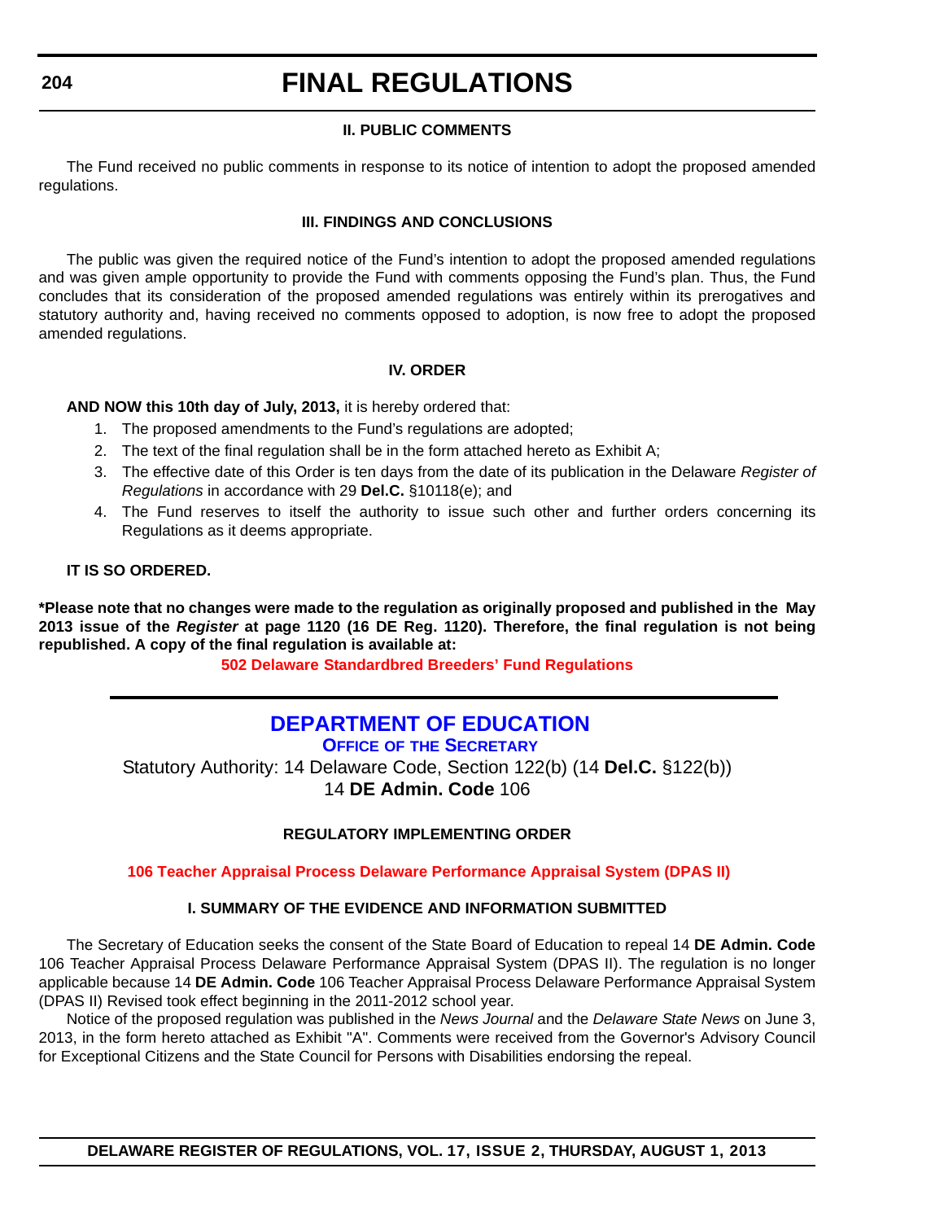### II. PUBLIC COMMENTS

The Fund received no public comments in response to its notice of intention to adopt the proposed amended regulations.

### III. FINDINGS AND CONCLUSIONS

The public was given the required notice of the Fund's intention to adopt the proposed amended regulations and was given ample opportunity to provide the Fund with comments opposing the Fund's plan. Thus, the Fund concludes that its consideration of the proposed amended regulations was entirely within its prerogatives and statutory authority and, having received no comments opposed to adoption, is now free to adopt the proposed amended regulations.

### IV. ORDER

**AND NOW this 10th day of July, 2013,** it is hereby ordered that:

1. The proposed amendments to the Fund's regulations are adopted;
2. The text of the final regulation shall be in the form attached hereto as Exhibit A;
3. The effective date of this Order is ten days from the date of its publication in the Delaware *Register of Regulations* in accordance with 29 **Del.C.** §10118(e); and
4. The Fund reserves to itself the authority to issue such other and further orders concerning its Regulations as it deems appropriate.

**IT IS SO ORDERED.**

**\*Please note that no changes were made to the regulation as originally proposed and published in the May 2013 issue of the *Register* at page 1120 (16 DE Reg. 1120). Therefore, the final regulation is not being republished. A copy of the final regulation is available at:**

**502 Delaware Standardbred Breeders' Fund Regulations**

---

## DEPARTMENT OF EDUCATION

### OFFICE OF THE SECRETARY

Statutory Authority: 14 Delaware Code, Section 122(b) (14 **Del.C.** §122(b))
14 **DE Admin. Code** 106

### REGULATORY IMPLEMENTING ORDER

**106 Teacher Appraisal Process Delaware Performance Appraisal System (DPAS II)**

### I. SUMMARY OF THE EVIDENCE AND INFORMATION SUBMITTED

The Secretary of Education seeks the consent of the State Board of Education to repeal 14 **DE Admin. Code** 106 Teacher Appraisal Process Delaware Performance Appraisal System (DPAS II). The regulation is no longer applicable because 14 **DE Admin. Code** 106 Teacher Appraisal Process Delaware Performance Appraisal System (DPAS II) Revised took effect beginning in the 2011-2012 school year.

Notice of the proposed regulation was published in the *News Journal* and the *Delaware State News* on June 3, 2013, in the form hereto attached as Exhibit "A". Comments were received from the Governor's Advisory Council for Exceptional Citizens and the State Council for Persons with Disabilities endorsing the repeal.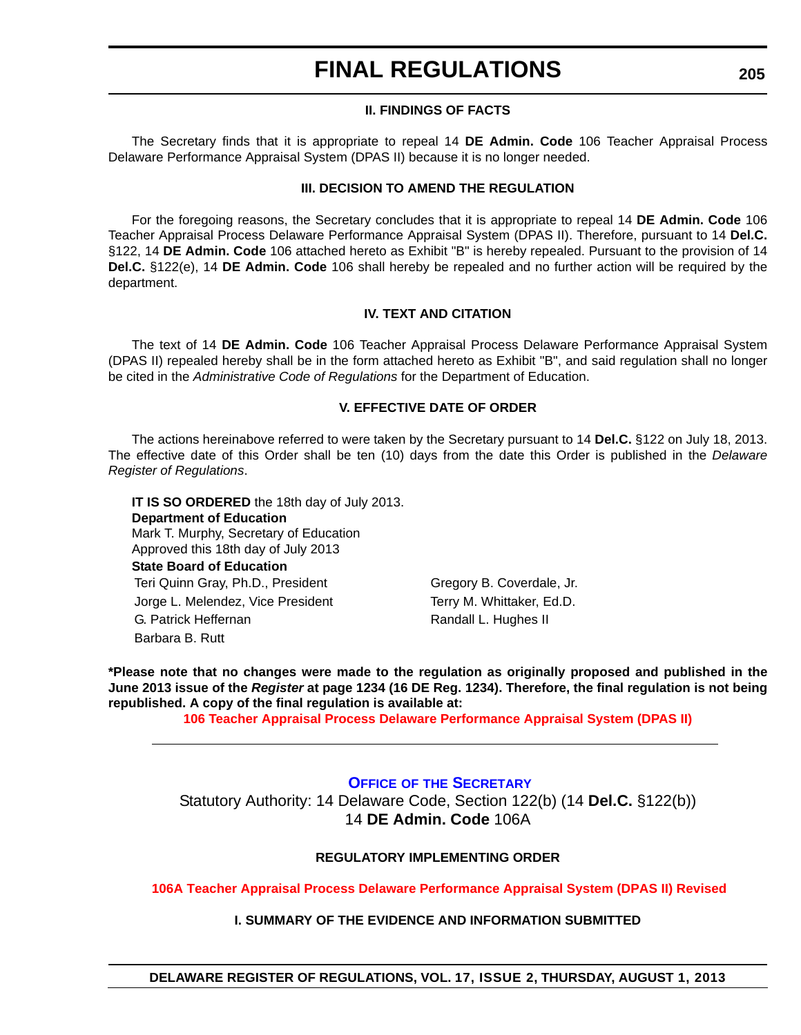### II. FINDINGS OF FACTS

The Secretary finds that it is appropriate to repeal 14 **DE Admin. Code** 106 Teacher Appraisal Process Delaware Performance Appraisal System (DPAS II) because it is no longer needed.

### III. DECISION TO AMEND THE REGULATION

For the foregoing reasons, the Secretary concludes that it is appropriate to repeal 14 **DE Admin. Code** 106 Teacher Appraisal Process Delaware Performance Appraisal System (DPAS II). Therefore, pursuant to 14 **Del.C.** §122, 14 **DE Admin. Code** 106 attached hereto as Exhibit "B" is hereby repealed. Pursuant to the provision of 14 **Del.C.** §122(e), 14 **DE Admin. Code** 106 shall hereby be repealed and no further action will be required by the department.

### IV. TEXT AND CITATION

The text of 14 **DE Admin. Code** 106 Teacher Appraisal Process Delaware Performance Appraisal System (DPAS II) repealed hereby shall be in the form attached hereto as Exhibit "B", and said regulation shall no longer be cited in the *Administrative Code of Regulations* for the Department of Education.

### V. EFFECTIVE DATE OF ORDER

The actions hereinabove referred to were taken by the Secretary pursuant to 14 **Del.C.** §122 on July 18, 2013. The effective date of this Order shall be ten (10) days from the date this Order is published in the *Delaware Register of Regulations*.

**IT IS SO ORDERED** the 18th day of July 2013.
**Department of Education**
Mark T. Murphy, Secretary of Education
Approved this 18th day of July 2013
**State Board of Education**

Teri Quinn Gray, Ph.D., President
Jorge L. Melendez, Vice President
G. Patrick Heffernan
Barbara B. Rutt
Gregory B. Coverdale, Jr.
Terry M. Whittaker, Ed.D.
Randall L. Hughes II

**\*Please note that no changes were made to the regulation as originally proposed and published in the June 2013 issue of the *Register* at page 1234 (16 DE Reg. 1234). Therefore, the final regulation is not being republished. A copy of the final regulation is available at:**

**106 Teacher Appraisal Process Delaware Performance Appraisal System (DPAS II)**

---

## OFFICE OF THE SECRETARY

Statutory Authority: 14 Delaware Code, Section 122(b) (14 **Del.C.** §122(b))
14 **DE Admin. Code** 106A

### REGULATORY IMPLEMENTING ORDER

**106A Teacher Appraisal Process Delaware Performance Appraisal System (DPAS II) Revised**

### I. SUMMARY OF THE EVIDENCE AND INFORMATION SUBMITTED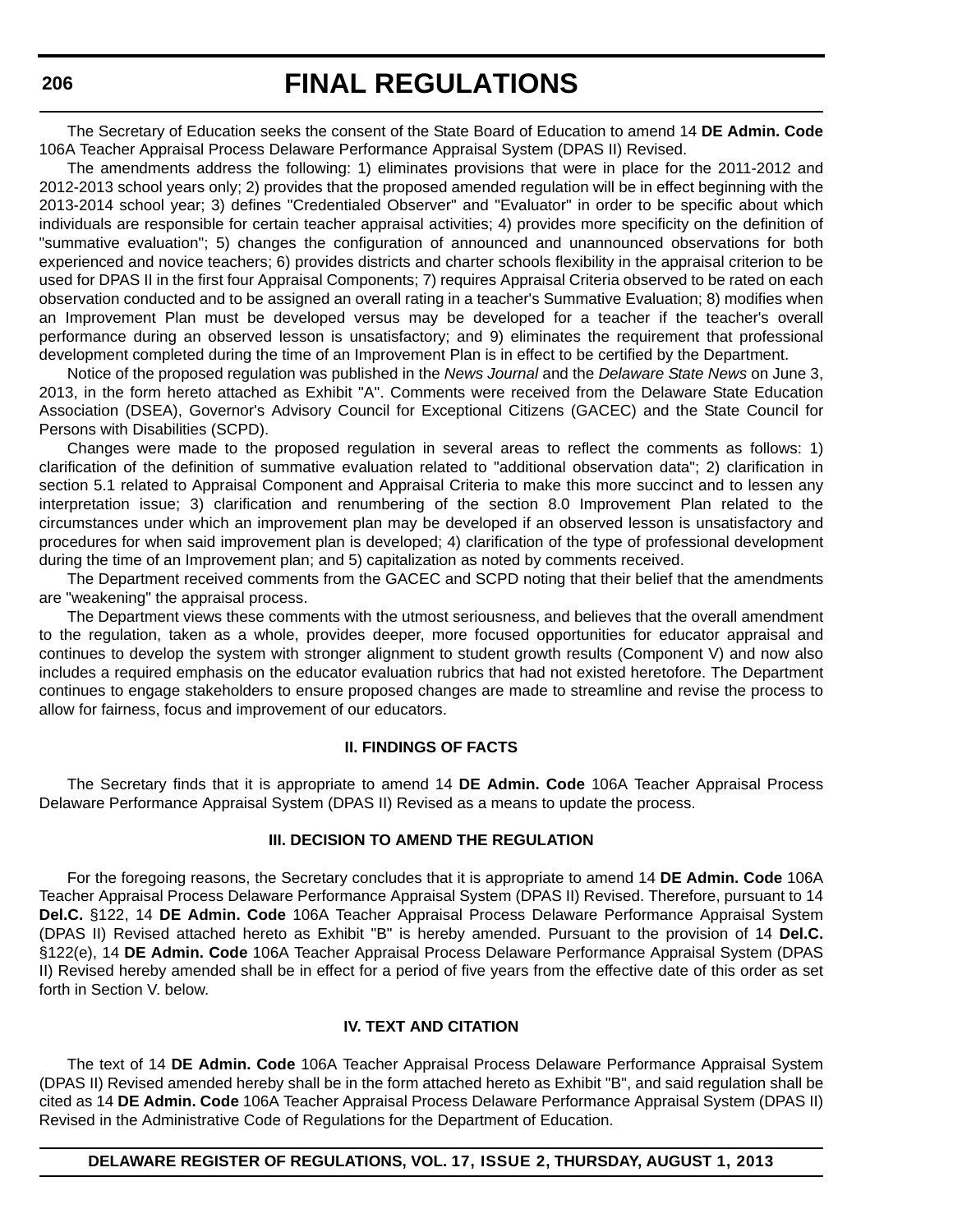The Secretary of Education seeks the consent of the State Board of Education to amend 14 **DE Admin. Code** 106A Teacher Appraisal Process Delaware Performance Appraisal System (DPAS II) Revised.

The amendments address the following: 1) eliminates provisions that were in place for the 2011-2012 and 2012-2013 school years only; 2) provides that the proposed amended regulation will be in effect beginning with the 2013-2014 school year; 3) defines "Credentialed Observer" and "Evaluator" in order to be specific about which individuals are responsible for certain teacher appraisal activities; 4) provides more specificity on the definition of "summative evaluation"; 5) changes the configuration of announced and unannounced observations for both experienced and novice teachers; 6) provides districts and charter schools flexibility in the appraisal criterion to be used for DPAS II in the first four Appraisal Components; 7) requires Appraisal Criteria observed to be rated on each observation conducted and to be assigned an overall rating in a teacher's Summative Evaluation; 8) modifies when an Improvement Plan must be developed versus may be developed for a teacher if the teacher's overall performance during an observed lesson is unsatisfactory; and 9) eliminates the requirement that professional development completed during the time of an Improvement Plan is in effect to be certified by the Department.

Notice of the proposed regulation was published in the *News Journal* and the *Delaware State News* on June 3, 2013, in the form hereto attached as Exhibit "A". Comments were received from the Delaware State Education Association (DSEA), Governor's Advisory Council for Exceptional Citizens (GACEC) and the State Council for Persons with Disabilities (SCPD).

Changes were made to the proposed regulation in several areas to reflect the comments as follows: 1) clarification of the definition of summative evaluation related to "additional observation data"; 2) clarification in section 5.1 related to Appraisal Component and Appraisal Criteria to make this more succinct and to lessen any interpretation issue; 3) clarification and renumbering of the section 8.0 Improvement Plan related to the circumstances under which an improvement plan may be developed if an observed lesson is unsatisfactory and procedures for when said improvement plan is developed; 4) clarification of the type of professional development during the time of an Improvement plan; and 5) capitalization as noted by comments received.

The Department received comments from the GACEC and SCPD noting that their belief that the amendments are "weakening" the appraisal process.

The Department views these comments with the utmost seriousness, and believes that the overall amendment to the regulation, taken as a whole, provides deeper, more focused opportunities for educator appraisal and continues to develop the system with stronger alignment to student growth results (Component V) and now also includes a required emphasis on the educator evaluation rubrics that had not existed heretofore. The Department continues to engage stakeholders to ensure proposed changes are made to streamline and revise the process to allow for fairness, focus and improvement of our educators.

## II. FINDINGS OF FACTS

The Secretary finds that it is appropriate to amend 14 **DE Admin. Code** 106A Teacher Appraisal Process Delaware Performance Appraisal System (DPAS II) Revised as a means to update the process.

## III. DECISION TO AMEND THE REGULATION

For the foregoing reasons, the Secretary concludes that it is appropriate to amend 14 **DE Admin. Code** 106A Teacher Appraisal Process Delaware Performance Appraisal System (DPAS II) Revised. Therefore, pursuant to 14 **Del.C.** §122, 14 **DE Admin. Code** 106A Teacher Appraisal Process Delaware Performance Appraisal System (DPAS II) Revised attached hereto as Exhibit "B" is hereby amended. Pursuant to the provision of 14 **Del.C.** §122(e), 14 **DE Admin. Code** 106A Teacher Appraisal Process Delaware Performance Appraisal System (DPAS II) Revised hereby amended shall be in effect for a period of five years from the effective date of this order as set forth in Section V. below.

## IV. TEXT AND CITATION

The text of 14 **DE Admin. Code** 106A Teacher Appraisal Process Delaware Performance Appraisal System (DPAS II) Revised amended hereby shall be in the form attached hereto as Exhibit "B", and said regulation shall be cited as 14 **DE Admin. Code** 106A Teacher Appraisal Process Delaware Performance Appraisal System (DPAS II) Revised in the Administrative Code of Regulations for the Department of Education.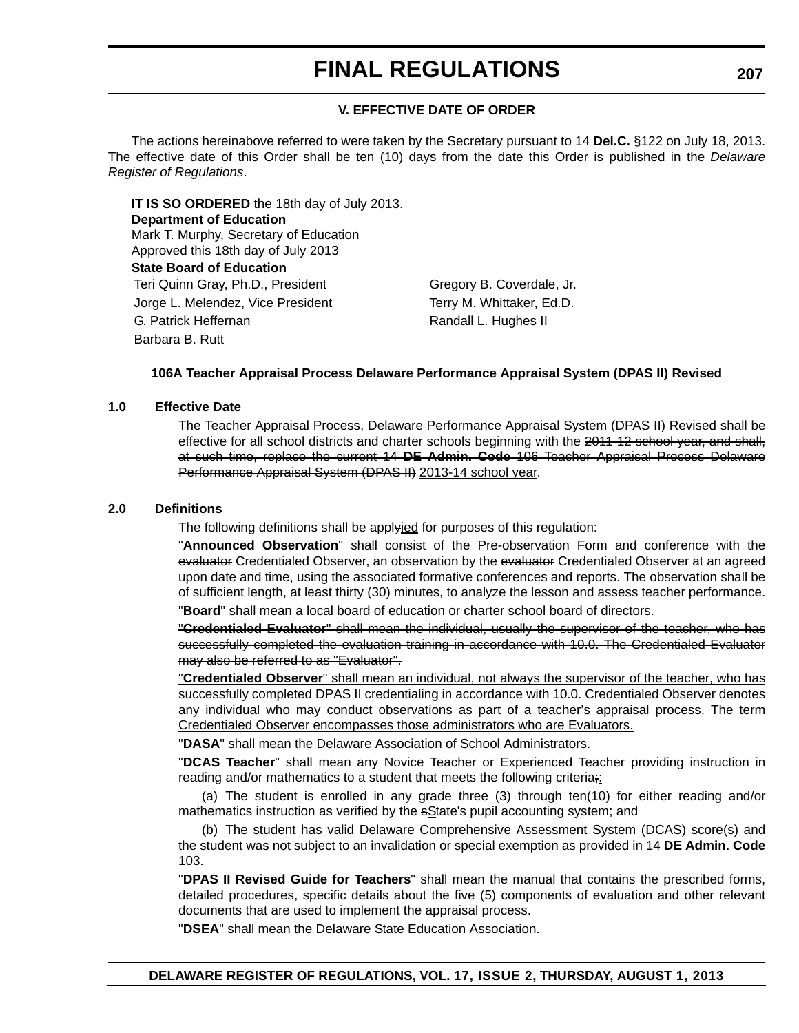### V. EFFECTIVE DATE OF ORDER

The actions hereinabove referred to were taken by the Secretary pursuant to 14 **Del.C.** §122 on July 18, 2013. The effective date of this Order shall be ten (10) days from the date this Order is published in the *Delaware Register of Regulations*.

**IT IS SO ORDERED** the 18th day of July 2013.
**Department of Education**
Mark T. Murphy, Secretary of Education
Approved this 18th day of July 2013
**State Board of Education**

| | |
|---|---|
| Teri Quinn Gray, Ph.D., President | Gregory B. Coverdale, Jr. |
| Jorge L. Melendez, Vice President | Terry M. Whittaker, Ed.D. |
| G. Patrick Heffernan | Randall L. Hughes II |
| Barbara B. Rutt | |

### 106A Teacher Appraisal Process Delaware Performance Appraisal System (DPAS II) Revised

**1.0 Effective Date**

The Teacher Appraisal Process, Delaware Performance Appraisal System (DPAS II) Revised shall be effective for all school districts and charter schools beginning with the ~~2011-12 school year, and shall, at such time, replace the current 14 **DE Admin. Code** 106 Teacher Appraisal Process Delaware Performance Appraisal System (DPAS II)~~ <u>2013-14 school year</u>.

**2.0 Definitions**

The following definitions shall be appl~~y~~<u>ied</u> for purposes of this regulation:

"**Announced Observation**" shall consist of the Pre-observation Form and conference with the ~~evaluator~~ <u>Credentialed Observer</u>, an observation by the ~~evaluator~~ <u>Credentialed Observer</u> at an agreed upon date and time, using the associated formative conferences and reports. The observation shall be of sufficient length, at least thirty (30) minutes, to analyze the lesson and assess teacher performance.

"**Board**" shall mean a local board of education or charter school board of directors.

~~"**Credentialed Evaluator**" shall mean the individual, usually the supervisor of the teacher, who has successfully completed the evaluation training in accordance with 10.0. The Credentialed Evaluator may also be referred to as "Evaluator".~~

<u>"**Credentialed Observer**" shall mean an individual, not always the supervisor of the teacher, who has successfully completed DPAS II credentialing in accordance with 10.0. Credentialed Observer denotes any individual who may conduct observations as part of a teacher's appraisal process. The term Credentialed Observer encompasses those administrators who are Evaluators.</u>

"**DASA**" shall mean the Delaware Association of School Administrators.

"**DCAS Teacher**" shall mean any Novice Teacher or Experienced Teacher providing instruction in reading and/or mathematics to a student that meets the following criteria~~;~~<u>:</u>

(a) The student is enrolled in any grade three (3) through ten(10) for either reading and/or mathematics instruction as verified by the ~~s~~<u>S</u>tate's pupil accounting system; and

(b) The student has valid Delaware Comprehensive Assessment System (DCAS) score(s) and the student was not subject to an invalidation or special exemption as provided in 14 **DE Admin. Code** 103.

"**DPAS II Revised Guide for Teachers**" shall mean the manual that contains the prescribed forms, detailed procedures, specific details about the five (5) components of evaluation and other relevant documents that are used to implement the appraisal process.

"**DSEA**" shall mean the Delaware State Education Association.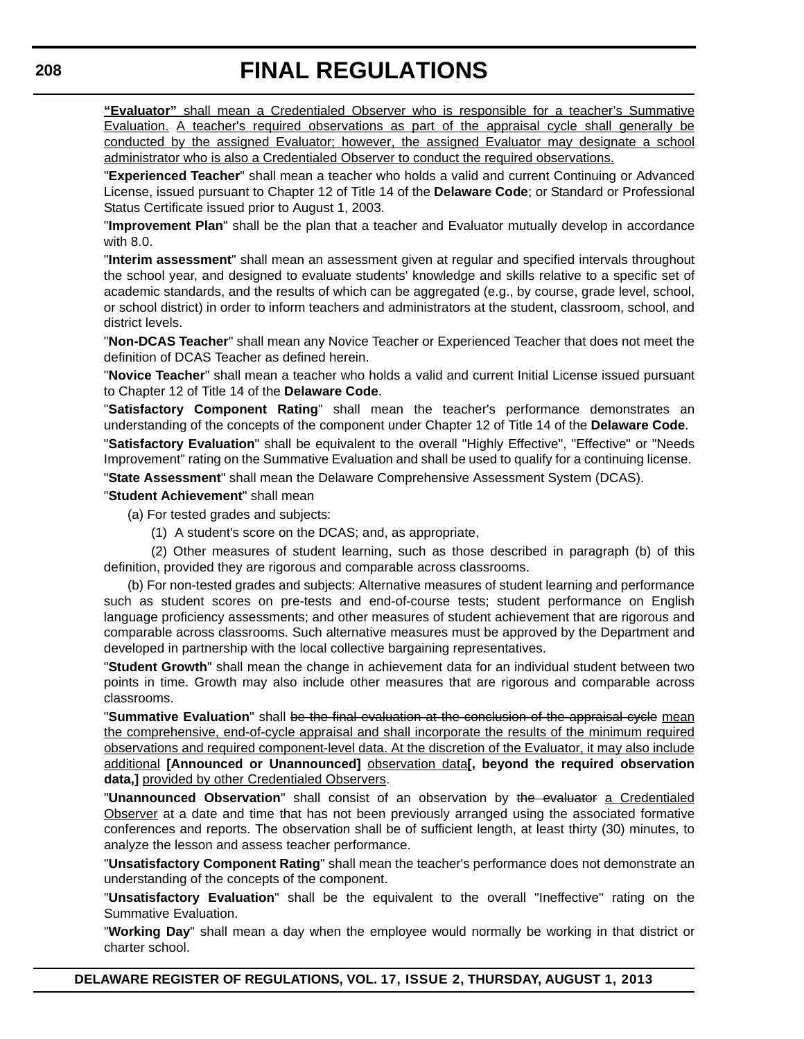**"Evaluator"** shall mean a Credentialed Observer who is responsible for a teacher's Summative Evaluation. A teacher's required observations as part of the appraisal cycle shall generally be conducted by the assigned Evaluator; however, the assigned Evaluator may designate a school administrator who is also a Credentialed Observer to conduct the required observations.

"**Experienced Teacher**" shall mean a teacher who holds a valid and current Continuing or Advanced License, issued pursuant to Chapter 12 of Title 14 of the **Delaware Code**; or Standard or Professional Status Certificate issued prior to August 1, 2003.

"**Improvement Plan**" shall be the plan that a teacher and Evaluator mutually develop in accordance with 8.0.

"**Interim assessment**" shall mean an assessment given at regular and specified intervals throughout the school year, and designed to evaluate students' knowledge and skills relative to a specific set of academic standards, and the results of which can be aggregated (e.g., by course, grade level, school, or school district) in order to inform teachers and administrators at the student, classroom, school, and district levels.

"**Non-DCAS Teacher**" shall mean any Novice Teacher or Experienced Teacher that does not meet the definition of DCAS Teacher as defined herein.

"**Novice Teacher**" shall mean a teacher who holds a valid and current Initial License issued pursuant to Chapter 12 of Title 14 of the **Delaware Code**.

"**Satisfactory Component Rating**" shall mean the teacher's performance demonstrates an understanding of the concepts of the component under Chapter 12 of Title 14 of the **Delaware Code**.

"**Satisfactory Evaluation**" shall be equivalent to the overall "Highly Effective", "Effective" or "Needs Improvement" rating on the Summative Evaluation and shall be used to qualify for a continuing license.

"**State Assessment**" shall mean the Delaware Comprehensive Assessment System (DCAS).

"**Student Achievement**" shall mean

(a) For tested grades and subjects:

(1) A student's score on the DCAS; and, as appropriate,

(2) Other measures of student learning, such as those described in paragraph (b) of this definition, provided they are rigorous and comparable across classrooms.

(b) For non-tested grades and subjects: Alternative measures of student learning and performance such as student scores on pre-tests and end-of-course tests; student performance on English language proficiency assessments; and other measures of student achievement that are rigorous and comparable across classrooms. Such alternative measures must be approved by the Department and developed in partnership with the local collective bargaining representatives.

"**Student Growth**" shall mean the change in achievement data for an individual student between two points in time. Growth may also include other measures that are rigorous and comparable across classrooms.

"**Summative Evaluation**" shall ~~be the final evaluation at the conclusion of the appraisal cycle~~ mean the comprehensive, end-of-cycle appraisal and shall incorporate the results of the minimum required observations and required component-level data. At the discretion of the Evaluator, it may also include additional **[Announced or Unannounced]** observation data**[, beyond the required observation data,]** provided by other Credentialed Observers.

"**Unannounced Observation**" shall consist of an observation by ~~the evaluator~~ a Credentialed Observer at a date and time that has not been previously arranged using the associated formative conferences and reports. The observation shall be of sufficient length, at least thirty (30) minutes, to analyze the lesson and assess teacher performance.

"**Unsatisfactory Component Rating**" shall mean the teacher's performance does not demonstrate an understanding of the concepts of the component.

"**Unsatisfactory Evaluation**" shall be the equivalent to the overall "Ineffective" rating on the Summative Evaluation.

"**Working Day**" shall mean a day when the employee would normally be working in that district or charter school.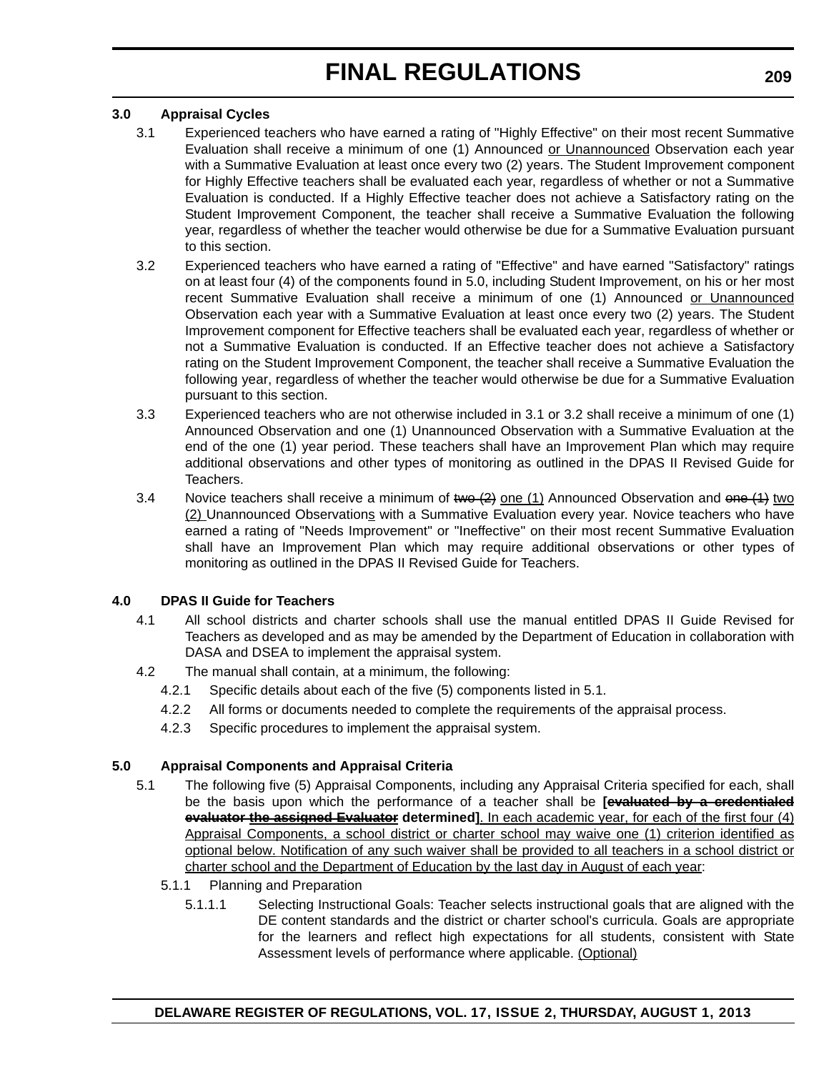**3.0 Appraisal Cycles**

3.1 Experienced teachers who have earned a rating of "Highly Effective" on their most recent Summative Evaluation shall receive a minimum of one (1) Announced <u>or Unannounced</u> Observation each year with a Summative Evaluation at least once every two (2) years. The Student Improvement component for Highly Effective teachers shall be evaluated each year, regardless of whether or not a Summative Evaluation is conducted. If a Highly Effective teacher does not achieve a Satisfactory rating on the Student Improvement Component, the teacher shall receive a Summative Evaluation the following year, regardless of whether the teacher would otherwise be due for a Summative Evaluation pursuant to this section.

3.2 Experienced teachers who have earned a rating of "Effective" and have earned "Satisfactory" ratings on at least four (4) of the components found in 5.0, including Student Improvement, on his or her most recent Summative Evaluation shall receive a minimum of one (1) Announced <u>or Unannounced</u> Observation each year with a Summative Evaluation at least once every two (2) years. The Student Improvement component for Effective teachers shall be evaluated each year, regardless of whether or not a Summative Evaluation is conducted. If an Effective teacher does not achieve a Satisfactory rating on the Student Improvement Component, the teacher shall receive a Summative Evaluation the following year, regardless of whether the teacher would otherwise be due for a Summative Evaluation pursuant to this section.

3.3 Experienced teachers who are not otherwise included in 3.1 or 3.2 shall receive a minimum of one (1) Announced Observation and one (1) Unannounced Observation with a Summative Evaluation at the end of the one (1) year period. These teachers shall have an Improvement Plan which may require additional observations and other types of monitoring as outlined in the DPAS II Revised Guide for Teachers.

3.4 Novice teachers shall receive a minimum of ~~two (2)~~ <u>one (1)</u> Announced Observation and ~~one (1)~~ <u>two (2)</u> Unannounced Observation<u>s</u> with a Summative Evaluation every year. Novice teachers who have earned a rating of "Needs Improvement" or "Ineffective" on their most recent Summative Evaluation shall have an Improvement Plan which may require additional observations or other types of monitoring as outlined in the DPAS II Revised Guide for Teachers.

**4.0 DPAS II Guide for Teachers**

4.1 All school districts and charter schools shall use the manual entitled DPAS II Guide Revised for Teachers as developed and as may be amended by the Department of Education in collaboration with DASA and DSEA to implement the appraisal system.

4.2 The manual shall contain, at a minimum, the following:

4.2.1 Specific details about each of the five (5) components listed in 5.1.

4.2.2 All forms or documents needed to complete the requirements of the appraisal process.

4.2.3 Specific procedures to implement the appraisal system.

**5.0 Appraisal Components and Appraisal Criteria**

5.1 The following five (5) Appraisal Components, including any Appraisal Criteria specified for each, shall be the basis upon which the performance of a teacher shall be **[~~evaluated by a credentialed evaluator~~ <u>~~the assigned Evaluator~~</u> determined]**<u>. In each academic year, for each of the first four (4) Appraisal Components, a school district or charter school may waive one (1) criterion identified as optional below. Notification of any such waiver shall be provided to all teachers in a school district or charter school and the Department of Education by the last day in August of each year</u>:

5.1.1 Planning and Preparation

5.1.1.1 Selecting Instructional Goals: Teacher selects instructional goals that are aligned with the DE content standards and the district or charter school's curricula. Goals are appropriate for the learners and reflect high expectations for all students, consistent with State Assessment levels of performance where applicable. <u>(Optional)</u>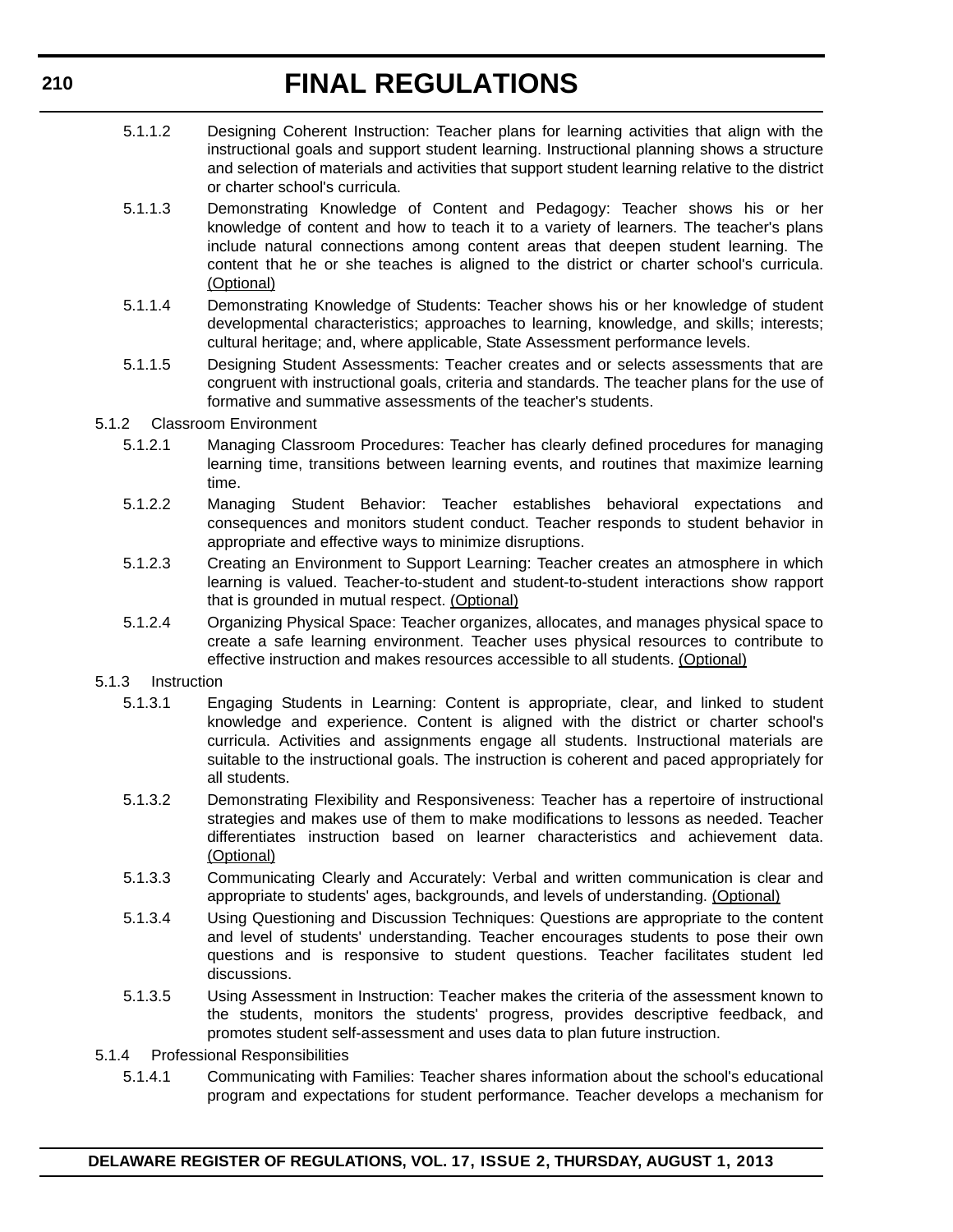5.1.1.2 Designing Coherent Instruction: Teacher plans for learning activities that align with the instructional goals and support student learning. Instructional planning shows a structure and selection of materials and activities that support student learning relative to the district or charter school's curricula.

5.1.1.3 Demonstrating Knowledge of Content and Pedagogy: Teacher shows his or her knowledge of content and how to teach it to a variety of learners. The teacher's plans include natural connections among content areas that deepen student learning. The content that he or she teaches is aligned to the district or charter school's curricula. <u>(Optional)</u>

5.1.1.4 Demonstrating Knowledge of Students: Teacher shows his or her knowledge of student developmental characteristics; approaches to learning, knowledge, and skills; interests; cultural heritage; and, where applicable, State Assessment performance levels.

5.1.1.5 Designing Student Assessments: Teacher creates and or selects assessments that are congruent with instructional goals, criteria and standards. The teacher plans for the use of formative and summative assessments of the teacher's students.

5.1.2 Classroom Environment

5.1.2.1 Managing Classroom Procedures: Teacher has clearly defined procedures for managing learning time, transitions between learning events, and routines that maximize learning time.

5.1.2.2 Managing Student Behavior: Teacher establishes behavioral expectations and consequences and monitors student conduct. Teacher responds to student behavior in appropriate and effective ways to minimize disruptions.

5.1.2.3 Creating an Environment to Support Learning: Teacher creates an atmosphere in which learning is valued. Teacher-to-student and student-to-student interactions show rapport that is grounded in mutual respect. <u>(Optional)</u>

5.1.2.4 Organizing Physical Space: Teacher organizes, allocates, and manages physical space to create a safe learning environment. Teacher uses physical resources to contribute to effective instruction and makes resources accessible to all students. <u>(Optional)</u>

5.1.3 Instruction

5.1.3.1 Engaging Students in Learning: Content is appropriate, clear, and linked to student knowledge and experience. Content is aligned with the district or charter school's curricula. Activities and assignments engage all students. Instructional materials are suitable to the instructional goals. The instruction is coherent and paced appropriately for all students.

5.1.3.2 Demonstrating Flexibility and Responsiveness: Teacher has a repertoire of instructional strategies and makes use of them to make modifications to lessons as needed. Teacher differentiates instruction based on learner characteristics and achievement data. <u>(Optional)</u>

5.1.3.3 Communicating Clearly and Accurately: Verbal and written communication is clear and appropriate to students' ages, backgrounds, and levels of understanding. <u>(Optional)</u>

5.1.3.4 Using Questioning and Discussion Techniques: Questions are appropriate to the content and level of students' understanding. Teacher encourages students to pose their own questions and is responsive to student questions. Teacher facilitates student led discussions.

5.1.3.5 Using Assessment in Instruction: Teacher makes the criteria of the assessment known to the students, monitors the students' progress, provides descriptive feedback, and promotes student self-assessment and uses data to plan future instruction.

5.1.4 Professional Responsibilities

5.1.4.1 Communicating with Families: Teacher shares information about the school's educational program and expectations for student performance. Teacher develops a mechanism for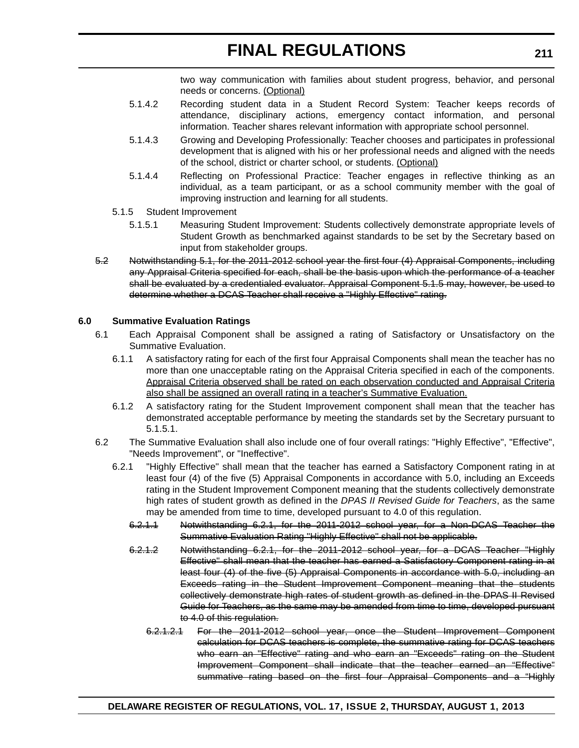two way communication with families about student progress, behavior, and personal needs or concerns. <u>(Optional)</u>

5.1.4.2 Recording student data in a Student Record System: Teacher keeps records of attendance, disciplinary actions, emergency contact information, and personal information. Teacher shares relevant information with appropriate school personnel.

5.1.4.3 Growing and Developing Professionally: Teacher chooses and participates in professional development that is aligned with his or her professional needs and aligned with the needs of the school, district or charter school, or students. <u>(Optional)</u>

5.1.4.4 Reflecting on Professional Practice: Teacher engages in reflective thinking as an individual, as a team participant, or as a school community member with the goal of improving instruction and learning for all students.

5.1.5 Student Improvement

5.1.5.1 Measuring Student Improvement: Students collectively demonstrate appropriate levels of Student Growth as benchmarked against standards to be set by the Secretary based on input from stakeholder groups.

~~5.2 Notwithstanding 5.1, for the 2011-2012 school year the first four (4) Appraisal Components, including any Appraisal Criteria specified for each, shall be the basis upon which the performance of a teacher shall be evaluated by a credentialed evaluator. Appraisal Component 5.1.5 may, however, be used to determine whether a DCAS Teacher shall receive a "Highly Effective" rating.~~

**6.0 Summative Evaluation Ratings**

6.1 Each Appraisal Component shall be assigned a rating of Satisfactory or Unsatisfactory on the Summative Evaluation.

6.1.1 A satisfactory rating for each of the first four Appraisal Components shall mean the teacher has no more than one unacceptable rating on the Appraisal Criteria specified in each of the components. <u>Appraisal Criteria observed shall be rated on each observation conducted and Appraisal Criteria also shall be assigned an overall rating in a teacher’s Summative Evaluation.</u>

6.1.2 A satisfactory rating for the Student Improvement component shall mean that the teacher has demonstrated acceptable performance by meeting the standards set by the Secretary pursuant to 5.1.5.1.

6.2 The Summative Evaluation shall also include one of four overall ratings: "Highly Effective", "Effective", "Needs Improvement", or "Ineffective".

6.2.1 "Highly Effective" shall mean that the teacher has earned a Satisfactory Component rating in at least four (4) of the five (5) Appraisal Components in accordance with 5.0, including an Exceeds rating in the Student Improvement Component meaning that the students collectively demonstrate high rates of student growth as defined in the *DPAS II Revised Guide for Teachers*, as the same may be amended from time to time, developed pursuant to 4.0 of this regulation.

~~6.2.1.1 Notwithstanding 6.2.1, for the 2011-2012 school year, for a Non-DCAS Teacher the Summative Evaluation Rating "Highly Effective" shall not be applicable.~~

~~6.2.1.2 Notwithstanding 6.2.1, for the 2011-2012 school year, for a DCAS Teacher "Highly Effective" shall mean that the teacher has earned a Satisfactory Component rating in at least four (4) of the five (5) Appraisal Components in accordance with 5.0, including an Exceeds rating in the Student Improvement Component meaning that the students collectively demonstrate high rates of student growth as defined in the DPAS II Revised Guide for Teachers, as the same may be amended from time to time, developed pursuant to 4.0 of this regulation.~~

~~6.2.1.2.1 For the 2011-2012 school year, once the Student Improvement Component calculation for DCAS teachers is complete, the summative rating for DCAS teachers who earn an "Effective" rating and who earn an "Exceeds" rating on the Student Improvement Component shall indicate that the teacher earned an “Effective” summative rating based on the first four Appraisal Components and a “Highly~~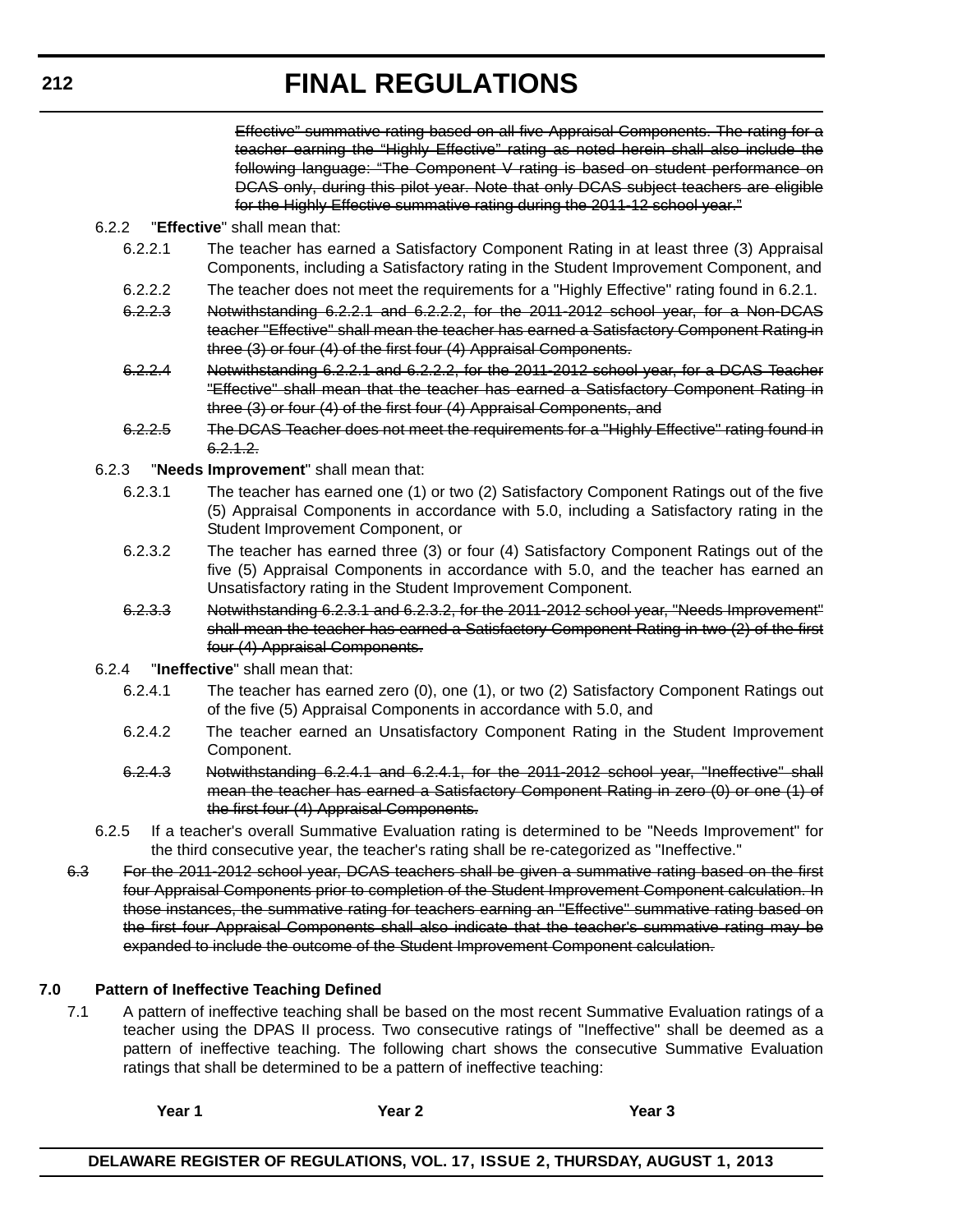~~Effective" summative rating based on all five Appraisal Components. The rating for a teacher earning the "Highly Effective" rating as noted herein shall also include the following language: "The Component V rating is based on student performance on DCAS only, during this pilot year. Note that only DCAS subject teachers are eligible for the Highly Effective summative rating during the 2011-12 school year."~~

6.2.2 "**Effective**" shall mean that:

6.2.2.1 The teacher has earned a Satisfactory Component Rating in at least three (3) Appraisal Components, including a Satisfactory rating in the Student Improvement Component, and

6.2.2.2 The teacher does not meet the requirements for a "Highly Effective" rating found in 6.2.1.

~~6.2.2.3 Notwithstanding 6.2.2.1 and 6.2.2.2, for the 2011-2012 school year, for a Non-DCAS teacher "Effective" shall mean the teacher has earned a Satisfactory Component Rating in three (3) or four (4) of the first four (4) Appraisal Components.~~

~~6.2.2.4 Notwithstanding 6.2.2.1 and 6.2.2.2, for the 2011-2012 school year, for a DCAS Teacher "Effective" shall mean that the teacher has earned a Satisfactory Component Rating in three (3) or four (4) of the first four (4) Appraisal Components, and~~

~~6.2.2.5 The DCAS Teacher does not meet the requirements for a "Highly Effective" rating found in 6.2.1.2.~~

6.2.3 "**Needs Improvement**" shall mean that:

6.2.3.1 The teacher has earned one (1) or two (2) Satisfactory Component Ratings out of the five (5) Appraisal Components in accordance with 5.0, including a Satisfactory rating in the Student Improvement Component, or

6.2.3.2 The teacher has earned three (3) or four (4) Satisfactory Component Ratings out of the five (5) Appraisal Components in accordance with 5.0, and the teacher has earned an Unsatisfactory rating in the Student Improvement Component.

~~6.2.3.3 Notwithstanding 6.2.3.1 and 6.2.3.2, for the 2011-2012 school year, "Needs Improvement" shall mean the teacher has earned a Satisfactory Component Rating in two (2) of the first four (4) Appraisal Components.~~

6.2.4 "**Ineffective**" shall mean that:

6.2.4.1 The teacher has earned zero (0), one (1), or two (2) Satisfactory Component Ratings out of the five (5) Appraisal Components in accordance with 5.0, and

6.2.4.2 The teacher earned an Unsatisfactory Component Rating in the Student Improvement Component.

~~6.2.4.3 Notwithstanding 6.2.4.1 and 6.2.4.1, for the 2011-2012 school year, "Ineffective" shall mean the teacher has earned a Satisfactory Component Rating in zero (0) or one (1) of the first four (4) Appraisal Components.~~

6.2.5 If a teacher's overall Summative Evaluation rating is determined to be "Needs Improvement" for the third consecutive year, the teacher's rating shall be re-categorized as "Ineffective."

~~6.3 For the 2011-2012 school year, DCAS teachers shall be given a summative rating based on the first four Appraisal Components prior to completion of the Student Improvement Component calculation. In those instances, the summative rating for teachers earning an "Effective" summative rating based on the first four Appraisal Components shall also indicate that the teacher's summative rating may be expanded to include the outcome of the Student Improvement Component calculation.~~

**7.0 Pattern of Ineffective Teaching Defined**

7.1 A pattern of ineffective teaching shall be based on the most recent Summative Evaluation ratings of a teacher using the DPAS II process. Two consecutive ratings of "Ineffective" shall be deemed as a pattern of ineffective teaching. The following chart shows the consecutive Summative Evaluation ratings that shall be determined to be a pattern of ineffective teaching:

| Year 1 | Year 2 | Year 3 |
|---|---|---|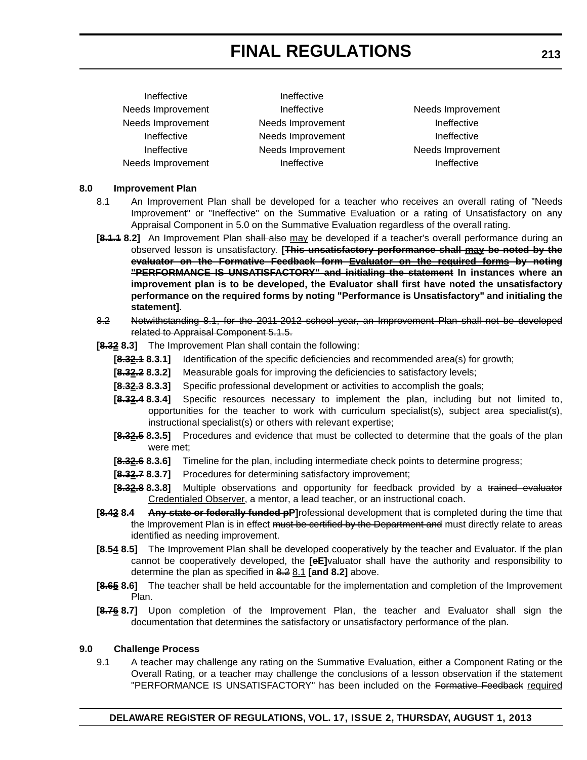| | | |
|---|---|---|
| Ineffective | Ineffective | |
| Needs Improvement | Ineffective | Needs Improvement |
| Needs Improvement | Needs Improvement | Ineffective |
| Ineffective | Needs Improvement | Ineffective |
| Ineffective | Needs Improvement | Needs Improvement |
| Needs Improvement | Ineffective | Ineffective |

**8.0 Improvement Plan**

8.1 An Improvement Plan shall be developed for a teacher who receives an overall rating of "Needs Improvement" or "Ineffective" on the Summative Evaluation or a rating of Unsatisfactory on any Appraisal Component in 5.0 on the Summative Evaluation regardless of the overall rating.

**[**~~8.1.1~~ **8.2]** An Improvement Plan ~~shall also~~ may be developed if a teacher's overall performance during an observed lesson is unsatisfactory. **[**~~**This unsatisfactory performance shall may be noted by the evaluator on the Formative Feedback form Evaluator on the required forms by noting "PERFORMANCE IS UNSATISFACTORY" and initialing the statement**~~ **In instances where an improvement plan is to be developed, the Evaluator shall first have noted the unsatisfactory performance on the required forms by noting "Performance is Unsatisfactory" and initialing the statement]**.

~~8.2 Notwithstanding 8.1, for the 2011-2012 school year, an Improvement Plan shall not be developed related to Appraisal Component 5.1.5.~~

**[**~~8.3~~2 **8.3]** The Improvement Plan shall contain the following:

- **[**~~8.3~~2~~.1~~ **8.3.1]** Identification of the specific deficiencies and recommended area(s) for growth;
- **[**~~8.3~~2~~.2~~ **8.3.2]** Measurable goals for improving the deficiencies to satisfactory levels;
- **[**~~8.3~~2~~.3~~ **8.3.3]** Specific professional development or activities to accomplish the goals;
- **[**~~8.3~~2~~.4~~ **8.3.4]** Specific resources necessary to implement the plan, including but not limited to, opportunities for the teacher to work with curriculum specialist(s), subject area specialist(s), instructional specialist(s) or others with relevant expertise;
- **[**~~8.3~~2~~.5~~ **8.3.5]** Procedures and evidence that must be collected to determine that the goals of the plan were met;
- **[**~~8.3~~2~~.6~~ **8.3.6]** Timeline for the plan, including intermediate check points to determine progress;
- **[**~~8.3~~2~~.7~~ **8.3.7]** Procedures for determining satisfactory improvement;
- **[**~~8.3~~2~~.8~~ **8.3.8]** Multiple observations and opportunity for feedback provided by a ~~trained evaluator~~ Credentialed Observer, a mentor, a lead teacher, or an instructional coach.

**[**~~8.4~~3 **8.4** ~~**Any state or federally funded pP**~~**]**rofessional development that is completed during the time that the Improvement Plan is in effect ~~must be certified by the Department and~~ must directly relate to areas identified as needing improvement.

**[**~~8.5~~4 **8.5]** The Improvement Plan shall be developed cooperatively by the teacher and Evaluator. If the plan cannot be cooperatively developed, the **[eE]**valuator shall have the authority and responsibility to determine the plan as specified in ~~8.2~~ 8.1 **[and 8.2]** above.

**[**~~8.6~~5 **8.6]** The teacher shall be held accountable for the implementation and completion of the Improvement Plan.

**[**~~8.7~~6 **8.7]** Upon completion of the Improvement Plan, the teacher and Evaluator shall sign the documentation that determines the satisfactory or unsatisfactory performance of the plan.

**9.0 Challenge Process**

9.1 A teacher may challenge any rating on the Summative Evaluation, either a Component Rating or the Overall Rating, or a teacher may challenge the conclusions of a lesson observation if the statement "PERFORMANCE IS UNSATISFACTORY" has been included on the ~~Formative Feedback~~ required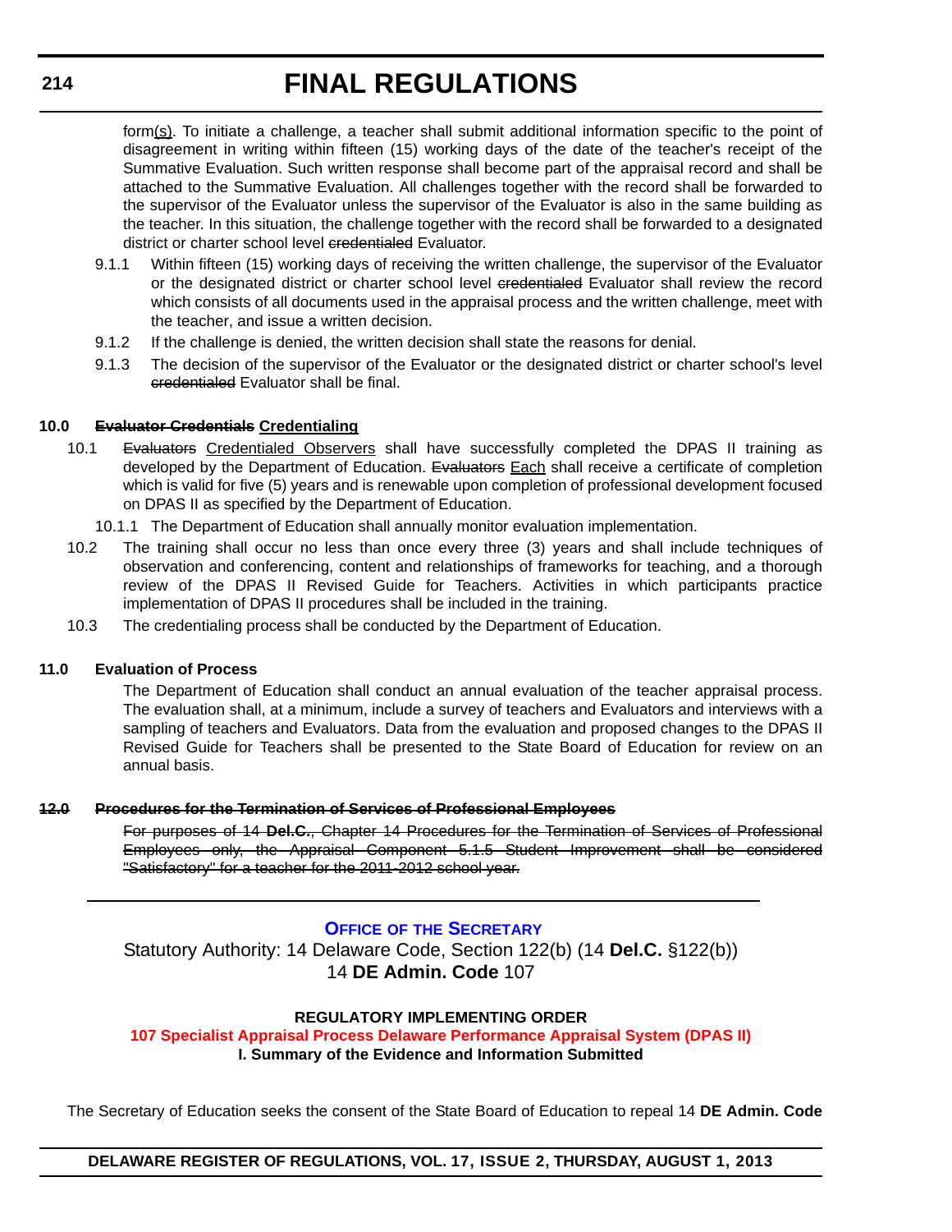form(s). To initiate a challenge, a teacher shall submit additional information specific to the point of disagreement in writing within fifteen (15) working days of the date of the teacher's receipt of the Summative Evaluation. Such written response shall become part of the appraisal record and shall be attached to the Summative Evaluation. All challenges together with the record shall be forwarded to the supervisor of the Evaluator unless the supervisor of the Evaluator is also in the same building as the teacher. In this situation, the challenge together with the record shall be forwarded to a designated district or charter school level ~~credentialed~~ Evaluator.

9.1.1 Within fifteen (15) working days of receiving the written challenge, the supervisor of the Evaluator or the designated district or charter school level ~~credentialed~~ Evaluator shall review the record which consists of all documents used in the appraisal process and the written challenge, meet with the teacher, and issue a written decision.

9.1.2 If the challenge is denied, the written decision shall state the reasons for denial.

9.1.3 The decision of the supervisor of the Evaluator or the designated district or charter school's level ~~credentialed~~ Evaluator shall be final.

**10.0 ~~Evaluator Credentials~~ Credentialing**

10.1 ~~Evaluators~~ Credentialed Observers shall have successfully completed the DPAS II training as developed by the Department of Education. ~~Evaluators~~ Each shall receive a certificate of completion which is valid for five (5) years and is renewable upon completion of professional development focused on DPAS II as specified by the Department of Education.

10.1.1 The Department of Education shall annually monitor evaluation implementation.

10.2 The training shall occur no less than once every three (3) years and shall include techniques of observation and conferencing, content and relationships of frameworks for teaching, and a thorough review of the DPAS II Revised Guide for Teachers. Activities in which participants practice implementation of DPAS II procedures shall be included in the training.

10.3 The credentialing process shall be conducted by the Department of Education.

**11.0 Evaluation of Process**

The Department of Education shall conduct an annual evaluation of the teacher appraisal process. The evaluation shall, at a minimum, include a survey of teachers and Evaluators and interviews with a sampling of teachers and Evaluators. Data from the evaluation and proposed changes to the DPAS II Revised Guide for Teachers shall be presented to the State Board of Education for review on an annual basis.

**~~12.0 Procedures for the Termination of Services of Professional Employees~~**

~~For purposes of 14 **Del.C.**, Chapter 14 Procedures for the Termination of Services of Professional Employees only, the Appraisal Component 5.1.5 Student Improvement shall be considered "Satisfactory" for a teacher for the 2011-2012 school year.~~

---

**OFFICE OF THE SECRETARY**

Statutory Authority: 14 Delaware Code, Section 122(b) (14 **Del.C.** §122(b))
14 **DE Admin. Code** 107

**REGULATORY IMPLEMENTING ORDER**

**107 Specialist Appraisal Process Delaware Performance Appraisal System (DPAS II)**

**I. Summary of the Evidence and Information Submitted**

The Secretary of Education seeks the consent of the State Board of Education to repeal 14 **DE Admin. Code**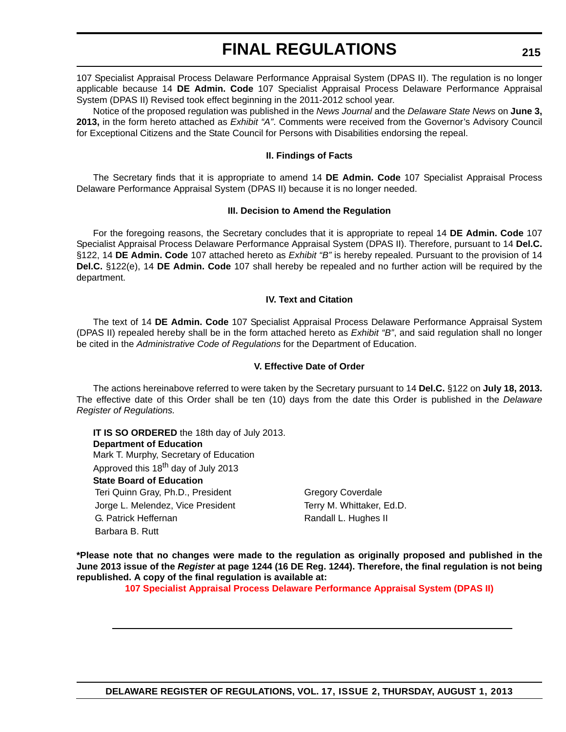107 Specialist Appraisal Process Delaware Performance Appraisal System (DPAS II). The regulation is no longer applicable because 14 **DE Admin. Code** 107 Specialist Appraisal Process Delaware Performance Appraisal System (DPAS II) Revised took effect beginning in the 2011-2012 school year.

Notice of the proposed regulation was published in the *News Journal* and the *Delaware State News* on **June 3, 2013,** in the form hereto attached as *Exhibit "A"*. Comments were received from the Governor's Advisory Council for Exceptional Citizens and the State Council for Persons with Disabilities endorsing the repeal.

#### II. Findings of Facts

The Secretary finds that it is appropriate to amend 14 **DE Admin. Code** 107 Specialist Appraisal Process Delaware Performance Appraisal System (DPAS II) because it is no longer needed.

#### III. Decision to Amend the Regulation

For the foregoing reasons, the Secretary concludes that it is appropriate to repeal 14 **DE Admin. Code** 107 Specialist Appraisal Process Delaware Performance Appraisal System (DPAS II). Therefore, pursuant to 14 **Del.C.** §122, 14 **DE Admin. Code** 107 attached hereto as *Exhibit "B"* is hereby repealed. Pursuant to the provision of 14 **Del.C.** §122(e), 14 **DE Admin. Code** 107 shall hereby be repealed and no further action will be required by the department.

#### IV. Text and Citation

The text of 14 **DE Admin. Code** 107 Specialist Appraisal Process Delaware Performance Appraisal System (DPAS II) repealed hereby shall be in the form attached hereto as *Exhibit "B"*, and said regulation shall no longer be cited in the *Administrative Code of Regulations* for the Department of Education.

#### V. Effective Date of Order

The actions hereinabove referred to were taken by the Secretary pursuant to 14 **Del.C.** §122 on **July 18, 2013.** The effective date of this Order shall be ten (10) days from the date this Order is published in the *Delaware Register of Regulations.*

**IT IS SO ORDERED** the 18th day of July 2013.
**Department of Education**
Mark T. Murphy, Secretary of Education
Approved this 18th day of July 2013
**State Board of Education**

Teri Quinn Gray, Ph.D., President
Jorge L. Melendez, Vice President
G. Patrick Heffernan
Barbara B. Rutt
Gregory Coverdale
Terry M. Whittaker, Ed.D.
Randall L. Hughes II

**\*Please note that no changes were made to the regulation as originally proposed and published in the June 2013 issue of the *Register* at page 1244 (16 DE Reg. 1244). Therefore, the final regulation is not being republished. A copy of the final regulation is available at:**

**107 Specialist Appraisal Process Delaware Performance Appraisal System (DPAS II)**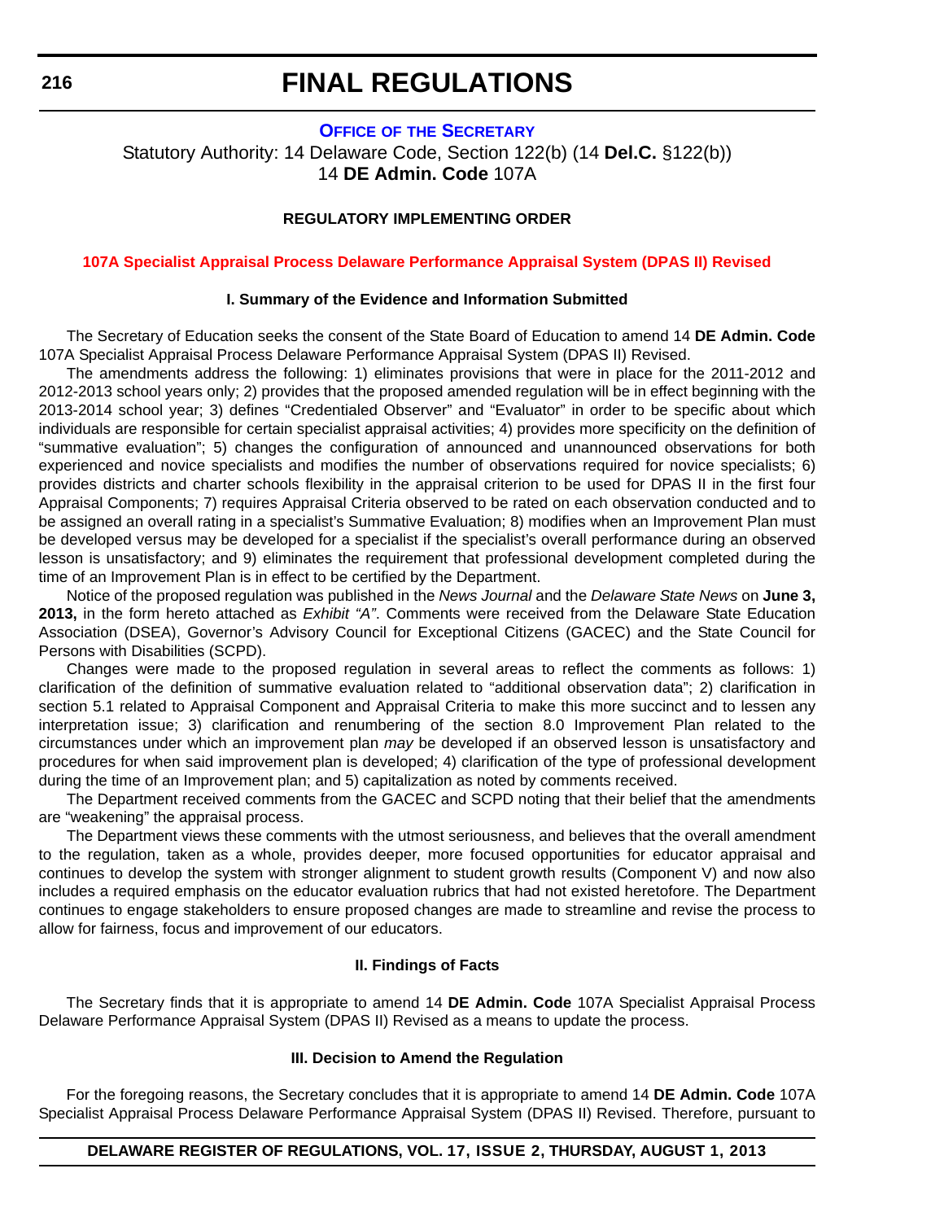# FINAL REGULATIONS

**OFFICE OF THE SECRETARY**

Statutory Authority: 14 Delaware Code, Section 122(b) (14 **Del.C.** §122(b))
14 **DE Admin. Code** 107A

**REGULATORY IMPLEMENTING ORDER**

**107A Specialist Appraisal Process Delaware Performance Appraisal System (DPAS II) Revised**

**I. Summary of the Evidence and Information Submitted**

The Secretary of Education seeks the consent of the State Board of Education to amend 14 **DE Admin. Code** 107A Specialist Appraisal Process Delaware Performance Appraisal System (DPAS II) Revised.

The amendments address the following: 1) eliminates provisions that were in place for the 2011-2012 and 2012-2013 school years only; 2) provides that the proposed amended regulation will be in effect beginning with the 2013-2014 school year; 3) defines "Credentialed Observer" and "Evaluator" in order to be specific about which individuals are responsible for certain specialist appraisal activities; 4) provides more specificity on the definition of "summative evaluation"; 5) changes the configuration of announced and unannounced observations for both experienced and novice specialists and modifies the number of observations required for novice specialists; 6) provides districts and charter schools flexibility in the appraisal criterion to be used for DPAS II in the first four Appraisal Components; 7) requires Appraisal Criteria observed to be rated on each observation conducted and to be assigned an overall rating in a specialist's Summative Evaluation; 8) modifies when an Improvement Plan must be developed versus may be developed for a specialist if the specialist's overall performance during an observed lesson is unsatisfactory; and 9) eliminates the requirement that professional development completed during the time of an Improvement Plan is in effect to be certified by the Department.

Notice of the proposed regulation was published in the *News Journal* and the *Delaware State News* on **June 3, 2013,** in the form hereto attached as *Exhibit "A"*. Comments were received from the Delaware State Education Association (DSEA), Governor's Advisory Council for Exceptional Citizens (GACEC) and the State Council for Persons with Disabilities (SCPD).

Changes were made to the proposed regulation in several areas to reflect the comments as follows: 1) clarification of the definition of summative evaluation related to "additional observation data"; 2) clarification in section 5.1 related to Appraisal Component and Appraisal Criteria to make this more succinct and to lessen any interpretation issue; 3) clarification and renumbering of the section 8.0 Improvement Plan related to the circumstances under which an improvement plan *may* be developed if an observed lesson is unsatisfactory and procedures for when said improvement plan is developed; 4) clarification of the type of professional development during the time of an Improvement plan; and 5) capitalization as noted by comments received.

The Department received comments from the GACEC and SCPD noting that their belief that the amendments are "weakening" the appraisal process.

The Department views these comments with the utmost seriousness, and believes that the overall amendment to the regulation, taken as a whole, provides deeper, more focused opportunities for educator appraisal and continues to develop the system with stronger alignment to student growth results (Component V) and now also includes a required emphasis on the educator evaluation rubrics that had not existed heretofore. The Department continues to engage stakeholders to ensure proposed changes are made to streamline and revise the process to allow for fairness, focus and improvement of our educators.

**II. Findings of Facts**

The Secretary finds that it is appropriate to amend 14 **DE Admin. Code** 107A Specialist Appraisal Process Delaware Performance Appraisal System (DPAS II) Revised as a means to update the process.

**III. Decision to Amend the Regulation**

For the foregoing reasons, the Secretary concludes that it is appropriate to amend 14 **DE Admin. Code** 107A Specialist Appraisal Process Delaware Performance Appraisal System (DPAS II) Revised. Therefore, pursuant to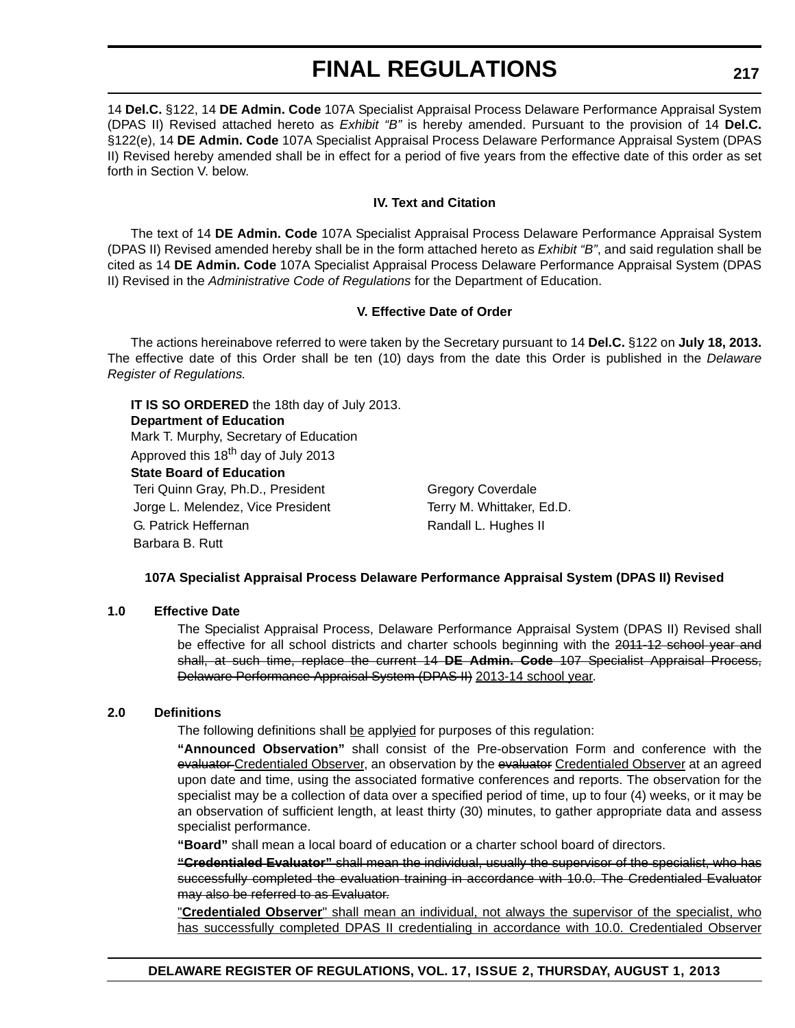14 **Del.C.** §122, 14 **DE Admin. Code** 107A Specialist Appraisal Process Delaware Performance Appraisal System (DPAS II) Revised attached hereto as *Exhibit "B"* is hereby amended. Pursuant to the provision of 14 **Del.C.** §122(e), 14 **DE Admin. Code** 107A Specialist Appraisal Process Delaware Performance Appraisal System (DPAS II) Revised hereby amended shall be in effect for a period of five years from the effective date of this order as set forth in Section V. below.

**IV. Text and Citation**

The text of 14 **DE Admin. Code** 107A Specialist Appraisal Process Delaware Performance Appraisal System (DPAS II) Revised amended hereby shall be in the form attached hereto as *Exhibit "B"*, and said regulation shall be cited as 14 **DE Admin. Code** 107A Specialist Appraisal Process Delaware Performance Appraisal System (DPAS II) Revised in the *Administrative Code of Regulations* for the Department of Education.

**V. Effective Date of Order**

The actions hereinabove referred to were taken by the Secretary pursuant to 14 **Del.C.** §122 on **July 18, 2013.** The effective date of this Order shall be ten (10) days from the date this Order is published in the *Delaware Register of Regulations.*

**IT IS SO ORDERED** the 18th day of July 2013.
**Department of Education**
Mark T. Murphy, Secretary of Education
Approved this 18th day of July 2013
**State Board of Education**

Teri Quinn Gray, Ph.D., President
Jorge L. Melendez, Vice President
G. Patrick Heffernan
Barbara B. Rutt
Gregory Coverdale
Terry M. Whittaker, Ed.D.
Randall L. Hughes II

**107A Specialist Appraisal Process Delaware Performance Appraisal System (DPAS II) Revised**

**1.0 Effective Date**

The Specialist Appraisal Process, Delaware Performance Appraisal System (DPAS II) Revised shall be effective for all school districts and charter schools beginning with the ~~2011-12 school year and shall, at such time, replace the current 14 **DE Admin. Code** 107 Specialist Appraisal Process, Delaware Performance Appraisal System (DPAS II)~~ <u>2013-14 school year</u>.

**2.0 Definitions**

The following definitions shall <u>be</u> apply~~ied~~<u>ied</u> for purposes of this regulation:

**"Announced Observation"** shall consist of the Pre-observation Form and conference with the ~~evaluator~~ <u>Credentialed Observer</u>, an observation by the ~~evaluator~~ <u>Credentialed Observer</u> at an agreed upon date and time, using the associated formative conferences and reports. The observation for the specialist may be a collection of data over a specified period of time, up to four (4) weeks, or it may be an observation of sufficient length, at least thirty (30) minutes, to gather appropriate data and assess specialist performance.

**"Board"** shall mean a local board of education or a charter school board of directors.

~~**"Credentialed Evaluator"** shall mean the individual, usually the supervisor of the specialist, who has successfully completed the evaluation training in accordance with 10.0. The Credentialed Evaluator may also be referred to as Evaluator.~~

<u>"**Credentialed Observer**" shall mean an individual, not always the supervisor of the specialist, who has successfully completed DPAS II credentialing in accordance with 10.0. Credentialed Observer</u>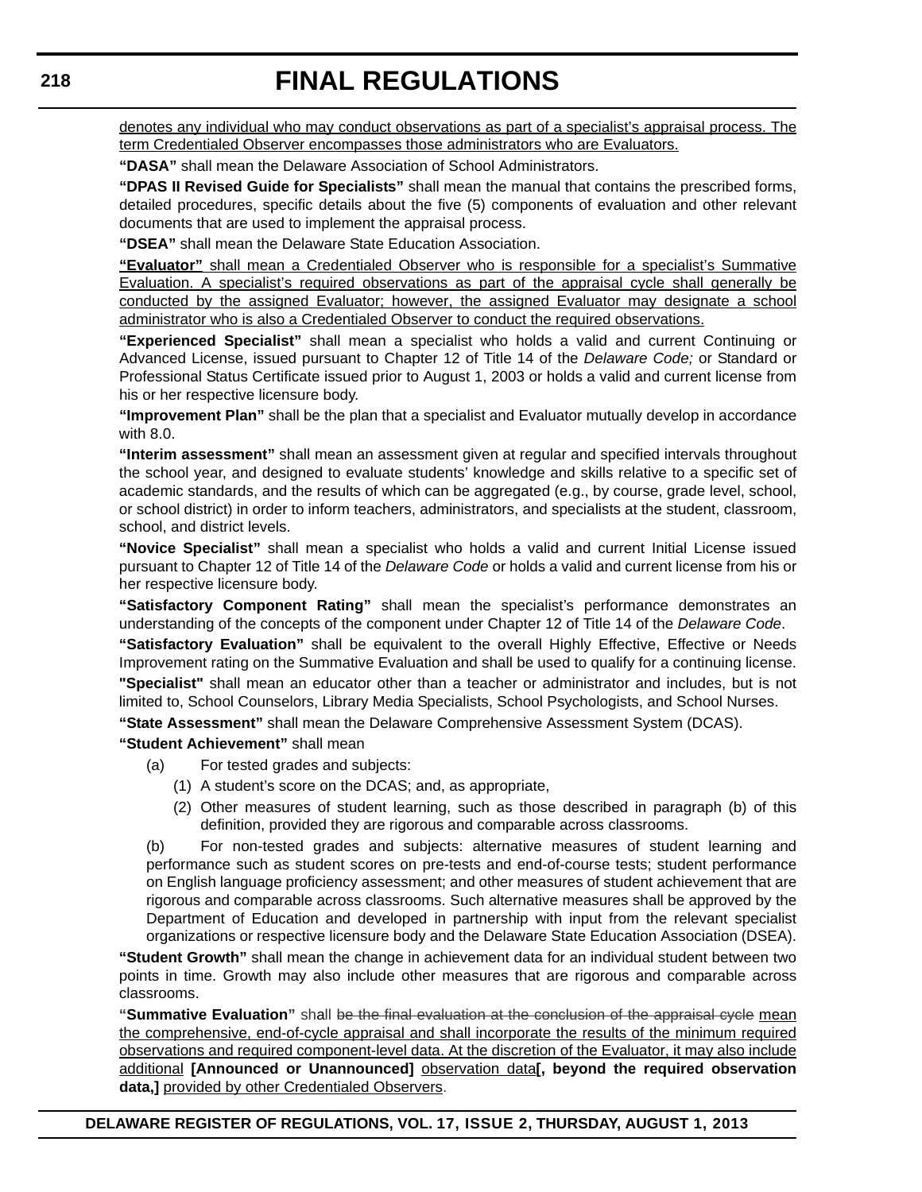denotes any individual who may conduct observations as part of a specialist's appraisal process. The term Credentialed Observer encompasses those administrators who are Evaluators.

**"DASA"** shall mean the Delaware Association of School Administrators.

**"DPAS II Revised Guide for Specialists"** shall mean the manual that contains the prescribed forms, detailed procedures, specific details about the five (5) components of evaluation and other relevant documents that are used to implement the appraisal process.

**"DSEA"** shall mean the Delaware State Education Association.

**"Evaluator"** shall mean a Credentialed Observer who is responsible for a specialist's Summative Evaluation. A specialist's required observations as part of the appraisal cycle shall generally be conducted by the assigned Evaluator; however, the assigned Evaluator may designate a school administrator who is also a Credentialed Observer to conduct the required observations.

**"Experienced Specialist"** shall mean a specialist who holds a valid and current Continuing or Advanced License, issued pursuant to Chapter 12 of Title 14 of the *Delaware Code;* or Standard or Professional Status Certificate issued prior to August 1, 2003 or holds a valid and current license from his or her respective licensure body.

**"Improvement Plan"** shall be the plan that a specialist and Evaluator mutually develop in accordance with 8.0.

**"Interim assessment"** shall mean an assessment given at regular and specified intervals throughout the school year, and designed to evaluate students' knowledge and skills relative to a specific set of academic standards, and the results of which can be aggregated (e.g., by course, grade level, school, or school district) in order to inform teachers, administrators, and specialists at the student, classroom, school, and district levels.

**"Novice Specialist"** shall mean a specialist who holds a valid and current Initial License issued pursuant to Chapter 12 of Title 14 of the *Delaware Code* or holds a valid and current license from his or her respective licensure body.

**"Satisfactory Component Rating"** shall mean the specialist's performance demonstrates an understanding of the concepts of the component under Chapter 12 of Title 14 of the *Delaware Code*.

**"Satisfactory Evaluation"** shall be equivalent to the overall Highly Effective, Effective or Needs Improvement rating on the Summative Evaluation and shall be used to qualify for a continuing license.

**"Specialist"** shall mean an educator other than a teacher or administrator and includes, but is not limited to, School Counselors, Library Media Specialists, School Psychologists, and School Nurses.

**"State Assessment"** shall mean the Delaware Comprehensive Assessment System (DCAS).

**"Student Achievement"** shall mean

(a) For tested grades and subjects:

(1) A student's score on the DCAS; and, as appropriate,

(2) Other measures of student learning, such as those described in paragraph (b) of this definition, provided they are rigorous and comparable across classrooms.

(b) For non-tested grades and subjects: alternative measures of student learning and performance such as student scores on pre-tests and end-of-course tests; student performance on English language proficiency assessment; and other measures of student achievement that are rigorous and comparable across classrooms. Such alternative measures shall be approved by the Department of Education and developed in partnership with input from the relevant specialist organizations or respective licensure body and the Delaware State Education Association (DSEA).

**"Student Growth"** shall mean the change in achievement data for an individual student between two points in time. Growth may also include other measures that are rigorous and comparable across classrooms.

**"Summative Evaluation"** shall ~~be the final evaluation at the conclusion of the appraisal cycle~~ mean the comprehensive, end-of-cycle appraisal and shall incorporate the results of the minimum required observations and required component-level data. At the discretion of the Evaluator, it may also include additional **[Announced or Unannounced]** observation data**[, beyond the required observation data,]** provided by other Credentialed Observers.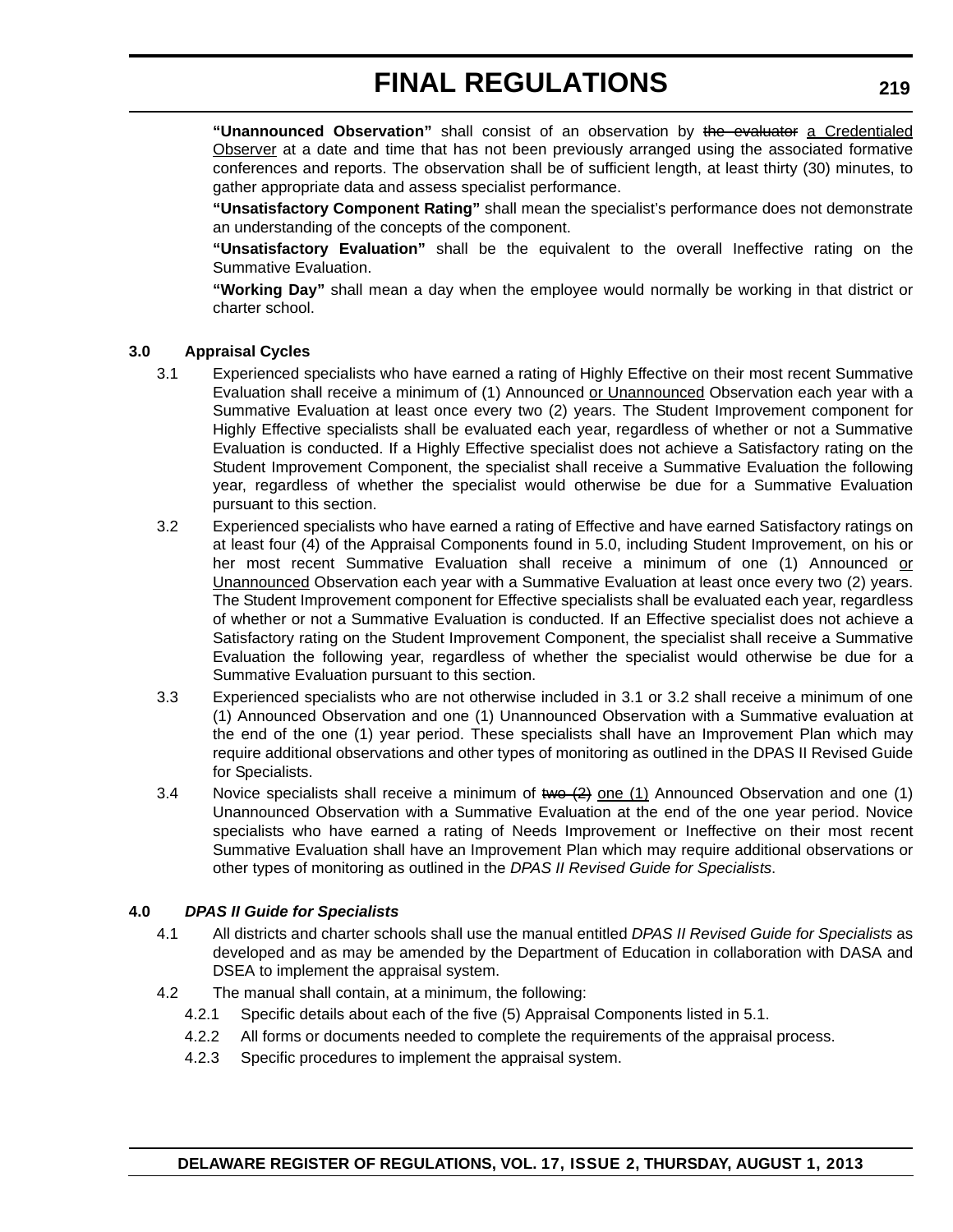**“Unannounced Observation”** shall consist of an observation by ~~the evaluator~~ a Credentialed Observer at a date and time that has not been previously arranged using the associated formative conferences and reports. The observation shall be of sufficient length, at least thirty (30) minutes, to gather appropriate data and assess specialist performance.

**“Unsatisfactory Component Rating”** shall mean the specialist’s performance does not demonstrate an understanding of the concepts of the component.

**“Unsatisfactory Evaluation”** shall be the equivalent to the overall Ineffective rating on the Summative Evaluation.

**“Working Day”** shall mean a day when the employee would normally be working in that district or charter school.

**3.0 Appraisal Cycles**

3.1 Experienced specialists who have earned a rating of Highly Effective on their most recent Summative Evaluation shall receive a minimum of (1) Announced or Unannounced Observation each year with a Summative Evaluation at least once every two (2) years. The Student Improvement component for Highly Effective specialists shall be evaluated each year, regardless of whether or not a Summative Evaluation is conducted. If a Highly Effective specialist does not achieve a Satisfactory rating on the Student Improvement Component, the specialist shall receive a Summative Evaluation the following year, regardless of whether the specialist would otherwise be due for a Summative Evaluation pursuant to this section.

3.2 Experienced specialists who have earned a rating of Effective and have earned Satisfactory ratings on at least four (4) of the Appraisal Components found in 5.0, including Student Improvement, on his or her most recent Summative Evaluation shall receive a minimum of one (1) Announced or Unannounced Observation each year with a Summative Evaluation at least once every two (2) years. The Student Improvement component for Effective specialists shall be evaluated each year, regardless of whether or not a Summative Evaluation is conducted. If an Effective specialist does not achieve a Satisfactory rating on the Student Improvement Component, the specialist shall receive a Summative Evaluation the following year, regardless of whether the specialist would otherwise be due for a Summative Evaluation pursuant to this section.

3.3 Experienced specialists who are not otherwise included in 3.1 or 3.2 shall receive a minimum of one (1) Announced Observation and one (1) Unannounced Observation with a Summative evaluation at the end of the one (1) year period. These specialists shall have an Improvement Plan which may require additional observations and other types of monitoring as outlined in the DPAS II Revised Guide for Specialists.

3.4 Novice specialists shall receive a minimum of ~~two (2)~~ one (1) Announced Observation and one (1) Unannounced Observation with a Summative Evaluation at the end of the one year period. Novice specialists who have earned a rating of Needs Improvement or Ineffective on their most recent Summative Evaluation shall have an Improvement Plan which may require additional observations or other types of monitoring as outlined in the *DPAS II Revised Guide for Specialists*.

**4.0 *DPAS II Guide for Specialists***

4.1 All districts and charter schools shall use the manual entitled *DPAS II Revised Guide for Specialists* as developed and as may be amended by the Department of Education in collaboration with DASA and DSEA to implement the appraisal system.

4.2 The manual shall contain, at a minimum, the following:

4.2.1 Specific details about each of the five (5) Appraisal Components listed in 5.1.

4.2.2 All forms or documents needed to complete the requirements of the appraisal process.

4.2.3 Specific procedures to implement the appraisal system.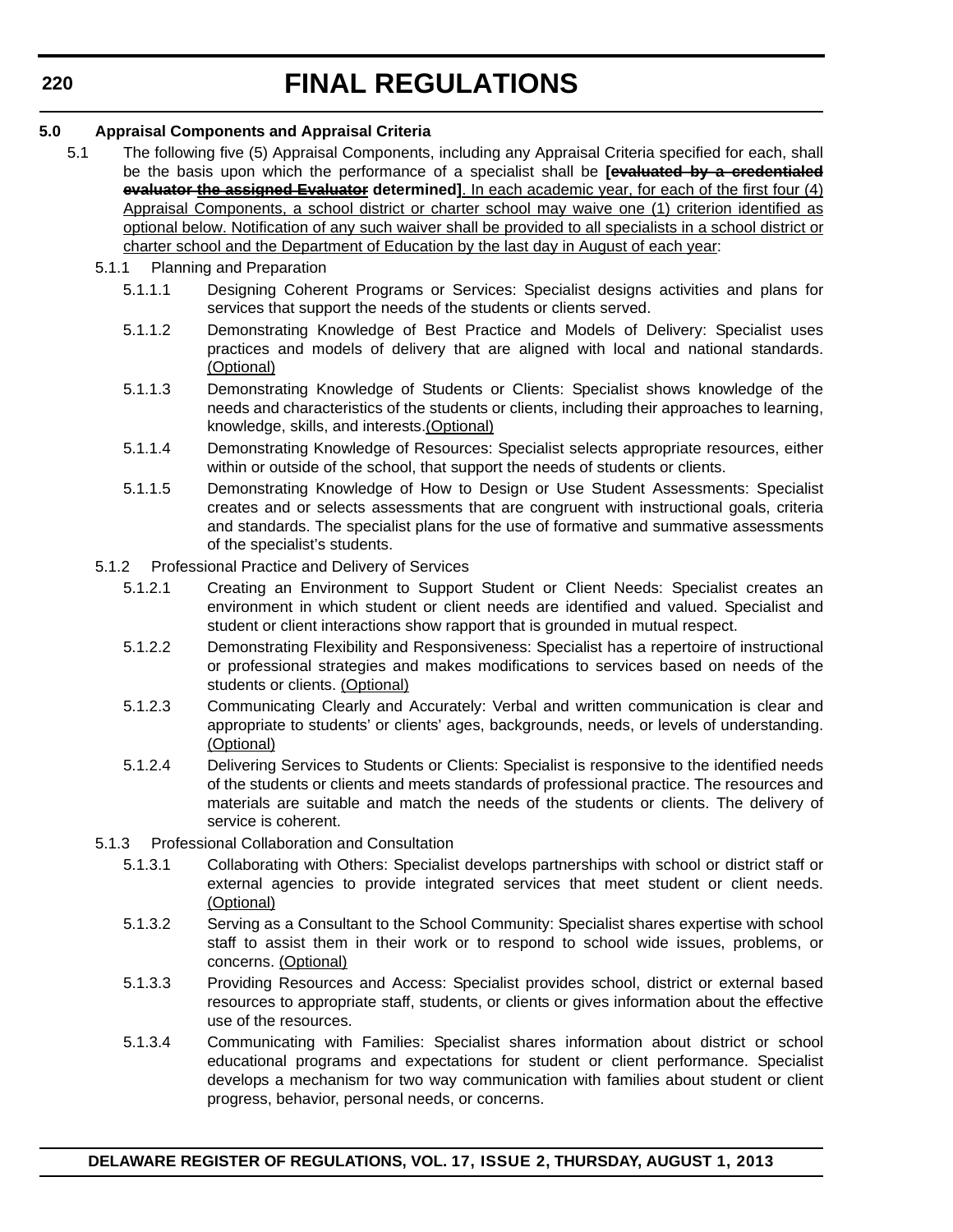**5.0 Appraisal Components and Appraisal Criteria**

5.1 The following five (5) Appraisal Components, including any Appraisal Criteria specified for each, shall be the basis upon which the performance of a specialist shall be **[~~evaluated by a credentialed evaluator~~ ~~the assigned Evaluator~~ determined]**. In each academic year, for each of the first four (4) Appraisal Components, a school district or charter school may waive one (1) criterion identified as optional below. Notification of any such waiver shall be provided to all specialists in a school district or charter school and the Department of Education by the last day in August of each year:

5.1.1 Planning and Preparation

5.1.1.1 Designing Coherent Programs or Services: Specialist designs activities and plans for services that support the needs of the students or clients served.

5.1.1.2 Demonstrating Knowledge of Best Practice and Models of Delivery: Specialist uses practices and models of delivery that are aligned with local and national standards. (Optional)

5.1.1.3 Demonstrating Knowledge of Students or Clients: Specialist shows knowledge of the needs and characteristics of the students or clients, including their approaches to learning, knowledge, skills, and interests.(Optional)

5.1.1.4 Demonstrating Knowledge of Resources: Specialist selects appropriate resources, either within or outside of the school, that support the needs of students or clients.

5.1.1.5 Demonstrating Knowledge of How to Design or Use Student Assessments: Specialist creates and or selects assessments that are congruent with instructional goals, criteria and standards. The specialist plans for the use of formative and summative assessments of the specialist's students.

5.1.2 Professional Practice and Delivery of Services

5.1.2.1 Creating an Environment to Support Student or Client Needs: Specialist creates an environment in which student or client needs are identified and valued. Specialist and student or client interactions show rapport that is grounded in mutual respect.

5.1.2.2 Demonstrating Flexibility and Responsiveness: Specialist has a repertoire of instructional or professional strategies and makes modifications to services based on needs of the students or clients. (Optional)

5.1.2.3 Communicating Clearly and Accurately: Verbal and written communication is clear and appropriate to students' or clients' ages, backgrounds, needs, or levels of understanding. (Optional)

5.1.2.4 Delivering Services to Students or Clients: Specialist is responsive to the identified needs of the students or clients and meets standards of professional practice. The resources and materials are suitable and match the needs of the students or clients. The delivery of service is coherent.

5.1.3 Professional Collaboration and Consultation

5.1.3.1 Collaborating with Others: Specialist develops partnerships with school or district staff or external agencies to provide integrated services that meet student or client needs. (Optional)

5.1.3.2 Serving as a Consultant to the School Community: Specialist shares expertise with school staff to assist them in their work or to respond to school wide issues, problems, or concerns. (Optional)

5.1.3.3 Providing Resources and Access: Specialist provides school, district or external based resources to appropriate staff, students, or clients or gives information about the effective use of the resources.

5.1.3.4 Communicating with Families: Specialist shares information about district or school educational programs and expectations for student or client performance. Specialist develops a mechanism for two way communication with families about student or client progress, behavior, personal needs, or concerns.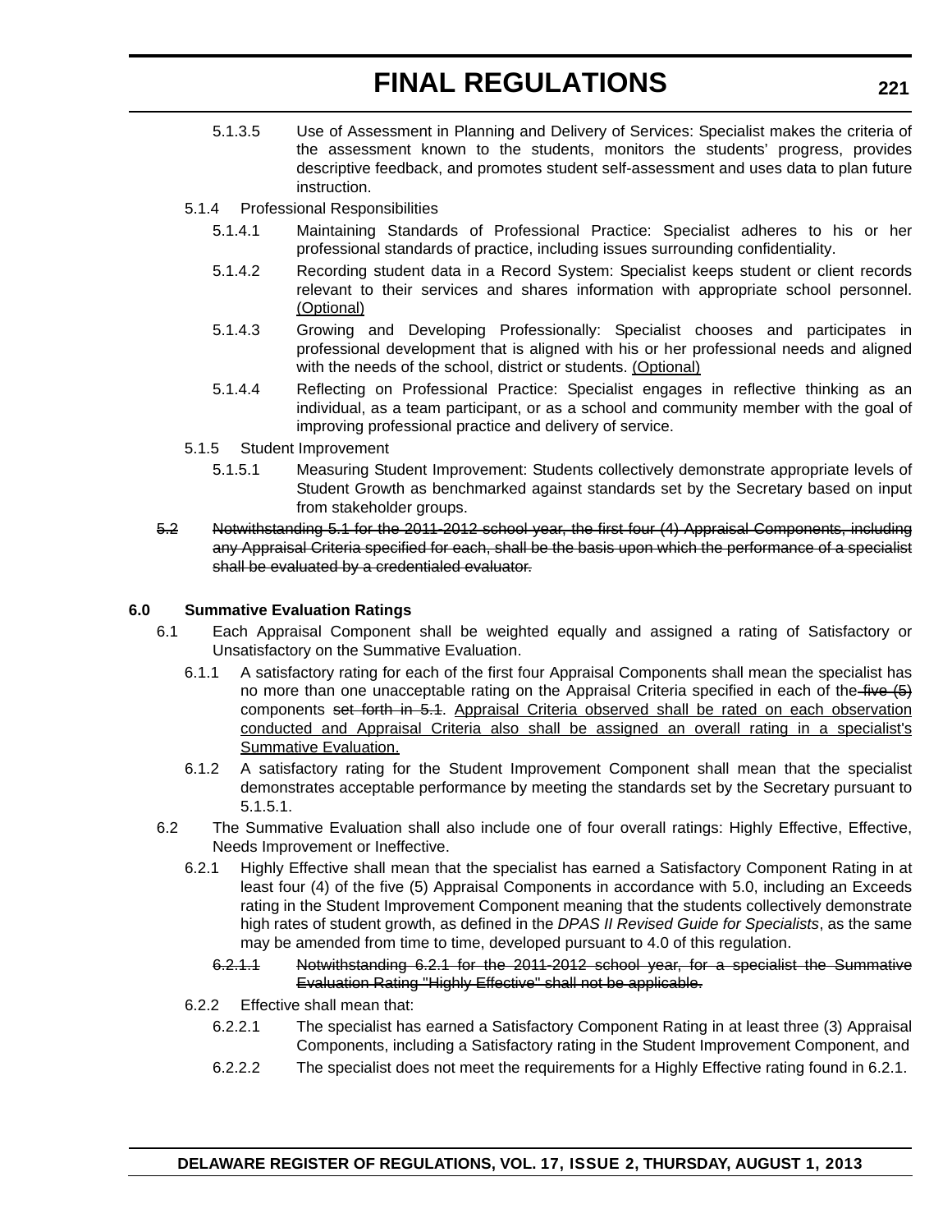5.1.3.5 Use of Assessment in Planning and Delivery of Services: Specialist makes the criteria of the assessment known to the students, monitors the students' progress, provides descriptive feedback, and promotes student self-assessment and uses data to plan future instruction.

5.1.4 Professional Responsibilities

5.1.4.1 Maintaining Standards of Professional Practice: Specialist adheres to his or her professional standards of practice, including issues surrounding confidentiality.

5.1.4.2 Recording student data in a Record System: Specialist keeps student or client records relevant to their services and shares information with appropriate school personnel. <u>(Optional)</u>

5.1.4.3 Growing and Developing Professionally: Specialist chooses and participates in professional development that is aligned with his or her professional needs and aligned with the needs of the school, district or students. <u>(Optional)</u>

5.1.4.4 Reflecting on Professional Practice: Specialist engages in reflective thinking as an individual, as a team participant, or as a school and community member with the goal of improving professional practice and delivery of service.

5.1.5 Student Improvement

5.1.5.1 Measuring Student Improvement: Students collectively demonstrate appropriate levels of Student Growth as benchmarked against standards set by the Secretary based on input from stakeholder groups.

~~5.2 Notwithstanding 5.1 for the 2011-2012 school year, the first four (4) Appraisal Components, including any Appraisal Criteria specified for each, shall be the basis upon which the performance of a specialist shall be evaluated by a credentialed evaluator.~~

**6.0 Summative Evaluation Ratings**

6.1 Each Appraisal Component shall be weighted equally and assigned a rating of Satisfactory or Unsatisfactory on the Summative Evaluation.

6.1.1 A satisfactory rating for each of the first four Appraisal Components shall mean the specialist has no more than one unacceptable rating on the Appraisal Criteria specified in each of the ~~five (5)~~ components ~~set forth in 5.1~~. <u>Appraisal Criteria observed shall be rated on each observation conducted and Appraisal Criteria also shall be assigned an overall rating in a specialist's Summative Evaluation.</u>

6.1.2 A satisfactory rating for the Student Improvement Component shall mean that the specialist demonstrates acceptable performance by meeting the standards set by the Secretary pursuant to 5.1.5.1.

6.2 The Summative Evaluation shall also include one of four overall ratings: Highly Effective, Effective, Needs Improvement or Ineffective.

6.2.1 Highly Effective shall mean that the specialist has earned a Satisfactory Component Rating in at least four (4) of the five (5) Appraisal Components in accordance with 5.0, including an Exceeds rating in the Student Improvement Component meaning that the students collectively demonstrate high rates of student growth, as defined in the *DPAS II Revised Guide for Specialists*, as the same may be amended from time to time, developed pursuant to 4.0 of this regulation.

~~6.2.1.1 Notwithstanding 6.2.1 for the 2011-2012 school year, for a specialist the Summative Evaluation Rating "Highly Effective" shall not be applicable.~~

6.2.2 Effective shall mean that:

6.2.2.1 The specialist has earned a Satisfactory Component Rating in at least three (3) Appraisal Components, including a Satisfactory rating in the Student Improvement Component, and

6.2.2.2 The specialist does not meet the requirements for a Highly Effective rating found in 6.2.1.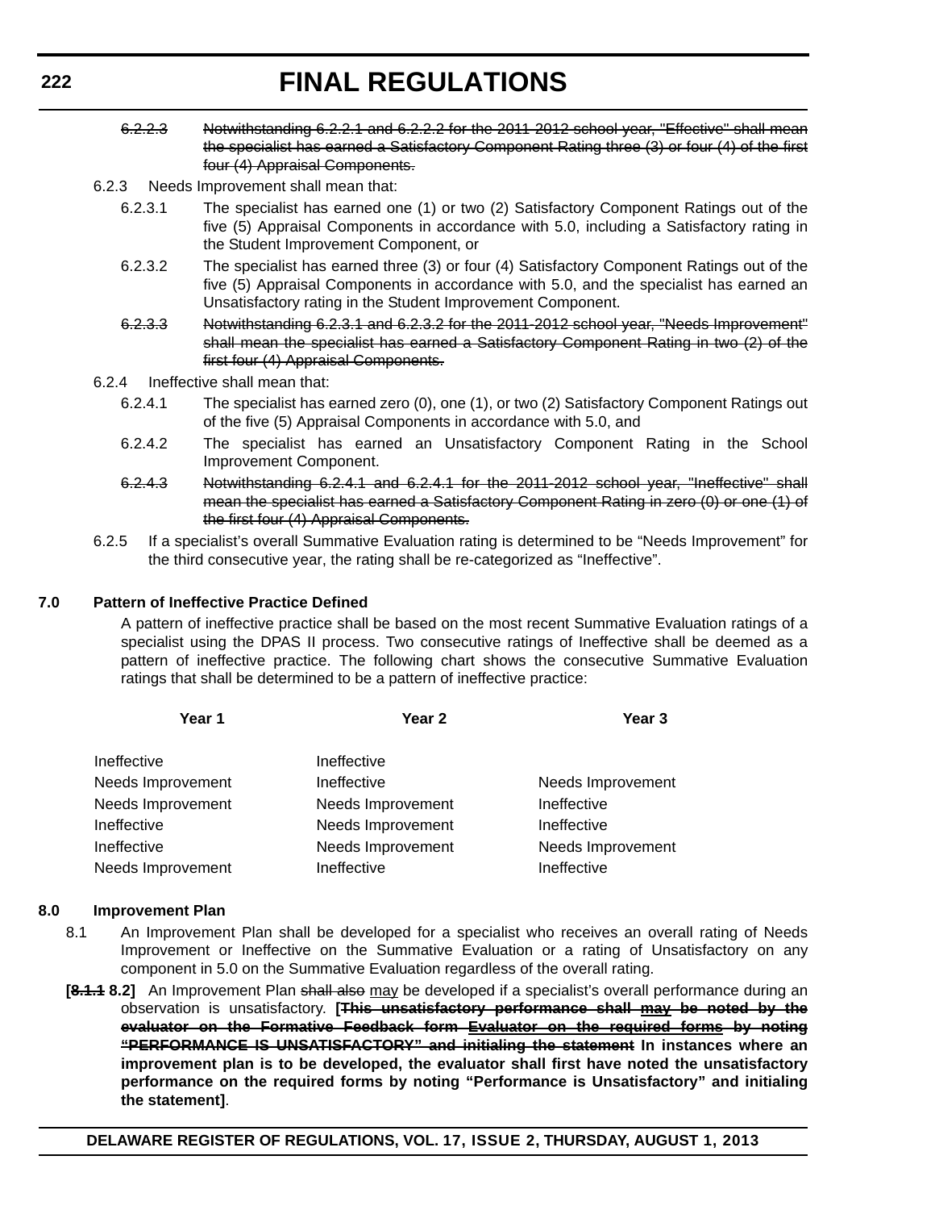~~6.2.2.3 Notwithstanding 6.2.2.1 and 6.2.2.2 for the 2011-2012 school year, "Effective" shall mean the specialist has earned a Satisfactory Component Rating three (3) or four (4) of the first four (4) Appraisal Components.~~

6.2.3 Needs Improvement shall mean that:

6.2.3.1 The specialist has earned one (1) or two (2) Satisfactory Component Ratings out of the five (5) Appraisal Components in accordance with 5.0, including a Satisfactory rating in the Student Improvement Component, or

6.2.3.2 The specialist has earned three (3) or four (4) Satisfactory Component Ratings out of the five (5) Appraisal Components in accordance with 5.0, and the specialist has earned an Unsatisfactory rating in the Student Improvement Component.

~~6.2.3.3 Notwithstanding 6.2.3.1 and 6.2.3.2 for the 2011-2012 school year, "Needs Improvement" shall mean the specialist has earned a Satisfactory Component Rating in two (2) of the first four (4) Appraisal Components.~~

6.2.4 Ineffective shall mean that:

6.2.4.1 The specialist has earned zero (0), one (1), or two (2) Satisfactory Component Ratings out of the five (5) Appraisal Components in accordance with 5.0, and

6.2.4.2 The specialist has earned an Unsatisfactory Component Rating in the School Improvement Component.

~~6.2.4.3 Notwithstanding 6.2.4.1 and 6.2.4.1 for the 2011-2012 school year, "Ineffective" shall mean the specialist has earned a Satisfactory Component Rating in zero (0) or one (1) of the first four (4) Appraisal Components.~~

6.2.5 If a specialist's overall Summative Evaluation rating is determined to be "Needs Improvement" for the third consecutive year, the rating shall be re-categorized as "Ineffective".

**7.0 Pattern of Ineffective Practice Defined**

A pattern of ineffective practice shall be based on the most recent Summative Evaluation ratings of a specialist using the DPAS II process. Two consecutive ratings of Ineffective shall be deemed as a pattern of ineffective practice. The following chart shows the consecutive Summative Evaluation ratings that shall be determined to be a pattern of ineffective practice:

| Year 1 | Year 2 | Year 3 |
|---|---|---|
| Ineffective | Ineffective | |
| Needs Improvement | Ineffective | Needs Improvement |
| Needs Improvement | Needs Improvement | Ineffective |
| Ineffective | Needs Improvement | Ineffective |
| Ineffective | Needs Improvement | Needs Improvement |
| Needs Improvement | Ineffective | Ineffective |

**8.0 Improvement Plan**

8.1 An Improvement Plan shall be developed for a specialist who receives an overall rating of Needs Improvement or Ineffective on the Summative Evaluation or a rating of Unsatisfactory on any component in 5.0 on the Summative Evaluation regardless of the overall rating.

**[~~8.1.1~~ 8.2]** An Improvement Plan ~~shall also~~ may be developed if a specialist's overall performance during an observation is unsatisfactory. **[~~This unsatisfactory performance shall may be noted by the evaluator on the Formative Feedback form Evaluator on the required forms by noting "PERFORMANCE IS UNSATISFACTORY" and initialing the statement~~ In instances where an improvement plan is to be developed, the evaluator shall first have noted the unsatisfactory performance on the required forms by noting "Performance is Unsatisfactory" and initialing the statement]**.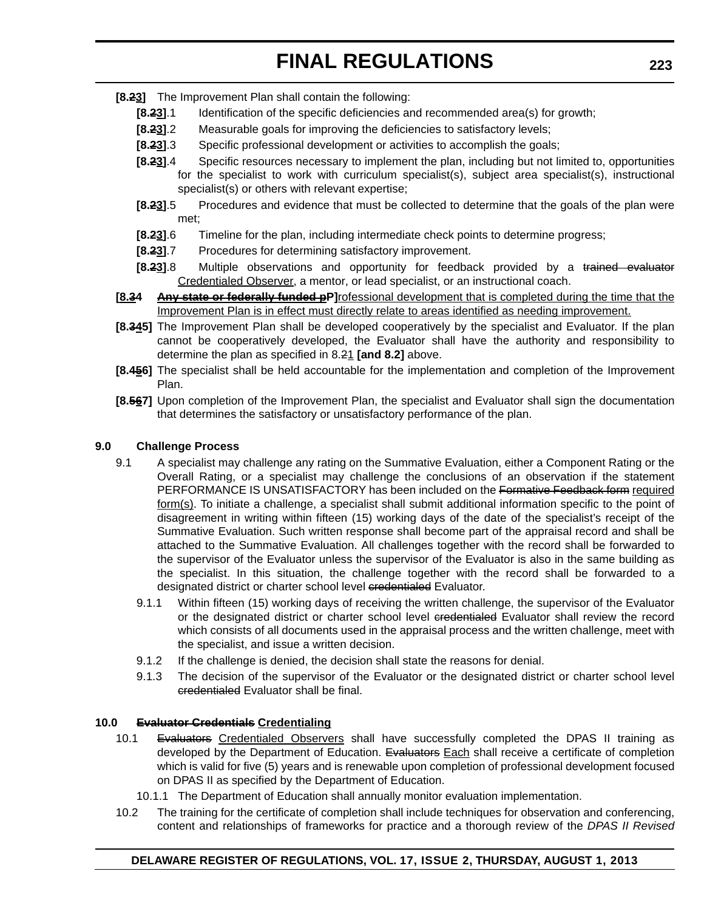[8.~~2~~3] The Improvement Plan shall contain the following:

[8.~~2~~3].1 Identification of the specific deficiencies and recommended area(s) for growth;

[8.~~2~~3].2 Measurable goals for improving the deficiencies to satisfactory levels;

[8.~~2~~3].3 Specific professional development or activities to accomplish the goals;

[8.~~2~~3].4 Specific resources necessary to implement the plan, including but not limited to, opportunities for the specialist to work with curriculum specialist(s), subject area specialist(s), instructional specialist(s) or others with relevant expertise;

[8.~~2~~3].5 Procedures and evidence that must be collected to determine that the goals of the plan were met;

[8.~~2~~3].6 Timeline for the plan, including intermediate check points to determine progress;

[8.~~2~~3].7 Procedures for determining satisfactory improvement.

[8.~~2~~3].8 Multiple observations and opportunity for feedback provided by a ~~trained evaluator~~ Credentialed Observer, a mentor, or lead specialist, or an instructional coach.

[8.~~3~~4 ~~Any state or federally funded p~~P]rofessional development that is completed during the time that the Improvement Plan is in effect must directly relate to areas identified as needing improvement.

[8.~~3~~4~~5~~] The Improvement Plan shall be developed cooperatively by the specialist and Evaluator. If the plan cannot be cooperatively developed, the Evaluator shall have the authority and responsibility to determine the plan as specified in 8.~~2~~1 **[and 8.2]** above.

[8.4~~5~~6] The specialist shall be held accountable for the implementation and completion of the Improvement Plan.

[8.5~~6~~7] Upon completion of the Improvement Plan, the specialist and Evaluator shall sign the documentation that determines the satisfactory or unsatisfactory performance of the plan.

**9.0 Challenge Process**

9.1 A specialist may challenge any rating on the Summative Evaluation, either a Component Rating or the Overall Rating, or a specialist may challenge the conclusions of an observation if the statement PERFORMANCE IS UNSATISFACTORY has been included on the ~~Formative Feedback form~~ required form(s). To initiate a challenge, a specialist shall submit additional information specific to the point of disagreement in writing within fifteen (15) working days of the date of the specialist's receipt of the Summative Evaluation. Such written response shall become part of the appraisal record and shall be attached to the Summative Evaluation. All challenges together with the record shall be forwarded to the supervisor of the Evaluator unless the supervisor of the Evaluator is also in the same building as the specialist. In this situation, the challenge together with the record shall be forwarded to a designated district or charter school level ~~credentialed~~ Evaluator.

9.1.1 Within fifteen (15) working days of receiving the written challenge, the supervisor of the Evaluator or the designated district or charter school level ~~credentialed~~ Evaluator shall review the record which consists of all documents used in the appraisal process and the written challenge, meet with the specialist, and issue a written decision.

9.1.2 If the challenge is denied, the decision shall state the reasons for denial.

9.1.3 The decision of the supervisor of the Evaluator or the designated district or charter school level ~~credentialed~~ Evaluator shall be final.

**10.0 ~~Evaluator Credentials~~ Credentialing**

10.1 ~~Evaluators~~ Credentialed Observers shall have successfully completed the DPAS II training as developed by the Department of Education. ~~Evaluators~~ Each shall receive a certificate of completion which is valid for five (5) years and is renewable upon completion of professional development focused on DPAS II as specified by the Department of Education.

10.1.1 The Department of Education shall annually monitor evaluation implementation.

10.2 The training for the certificate of completion shall include techniques for observation and conferencing, content and relationships of frameworks for practice and a thorough review of the *DPAS II Revised*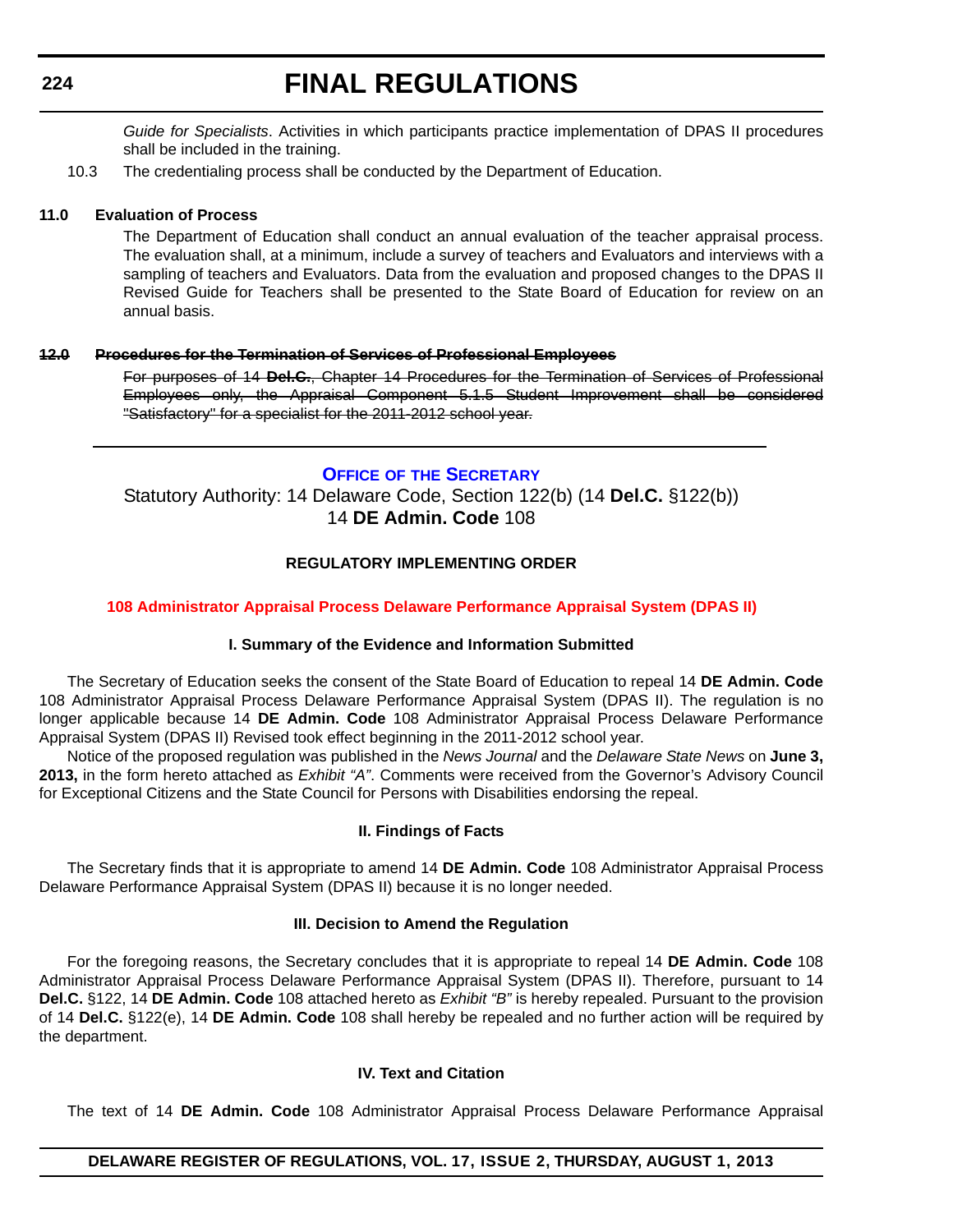*Guide for Specialists*. Activities in which participants practice implementation of DPAS II procedures shall be included in the training.

10.3 The credentialing process shall be conducted by the Department of Education.

**11.0 Evaluation of Process**

The Department of Education shall conduct an annual evaluation of the teacher appraisal process. The evaluation shall, at a minimum, include a survey of teachers and Evaluators and interviews with a sampling of teachers and Evaluators. Data from the evaluation and proposed changes to the DPAS II Revised Guide for Teachers shall be presented to the State Board of Education for review on an annual basis.

~~**12.0 Procedures for the Termination of Services of Professional Employees**~~

~~For purposes of 14 **Del.C.**, Chapter 14 Procedures for the Termination of Services of Professional Employees only, the Appraisal Component 5.1.5 Student Improvement shall be considered "Satisfactory" for a specialist for the 2011-2012 school year.~~

---

## OFFICE OF THE SECRETARY

Statutory Authority: 14 Delaware Code, Section 122(b) (14 **Del.C.** §122(b))
14 **DE Admin. Code** 108

**REGULATORY IMPLEMENTING ORDER**

**108 Administrator Appraisal Process Delaware Performance Appraisal System (DPAS II)**

**I. Summary of the Evidence and Information Submitted**

The Secretary of Education seeks the consent of the State Board of Education to repeal 14 **DE Admin. Code** 108 Administrator Appraisal Process Delaware Performance Appraisal System (DPAS II). The regulation is no longer applicable because 14 **DE Admin. Code** 108 Administrator Appraisal Process Delaware Performance Appraisal System (DPAS II) Revised took effect beginning in the 2011-2012 school year.

Notice of the proposed regulation was published in the *News Journal* and the *Delaware State News* on **June 3, 2013,** in the form hereto attached as *Exhibit "A"*. Comments were received from the Governor's Advisory Council for Exceptional Citizens and the State Council for Persons with Disabilities endorsing the repeal.

**II. Findings of Facts**

The Secretary finds that it is appropriate to amend 14 **DE Admin. Code** 108 Administrator Appraisal Process Delaware Performance Appraisal System (DPAS II) because it is no longer needed.

**III. Decision to Amend the Regulation**

For the foregoing reasons, the Secretary concludes that it is appropriate to repeal 14 **DE Admin. Code** 108 Administrator Appraisal Process Delaware Performance Appraisal System (DPAS II). Therefore, pursuant to 14 **Del.C.** §122, 14 **DE Admin. Code** 108 attached hereto as *Exhibit "B"* is hereby repealed. Pursuant to the provision of 14 **Del.C.** §122(e), 14 **DE Admin. Code** 108 shall hereby be repealed and no further action will be required by the department.

**IV. Text and Citation**

The text of 14 **DE Admin. Code** 108 Administrator Appraisal Process Delaware Performance Appraisal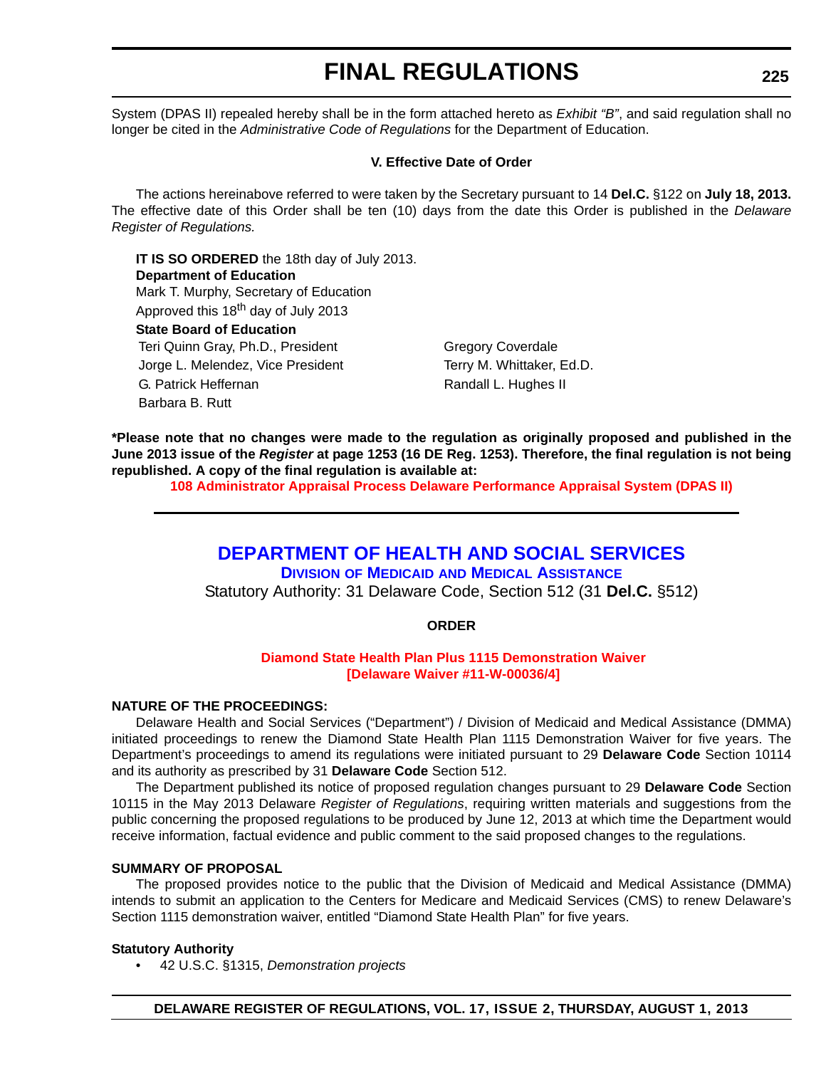System (DPAS II) repealed hereby shall be in the form attached hereto as *Exhibit "B"*, and said regulation shall no longer be cited in the *Administrative Code of Regulations* for the Department of Education.

**V. Effective Date of Order**

The actions hereinabove referred to were taken by the Secretary pursuant to 14 **Del.C.** §122 on **July 18, 2013.** The effective date of this Order shall be ten (10) days from the date this Order is published in the *Delaware Register of Regulations.*

**IT IS SO ORDERED** the 18th day of July 2013.
**Department of Education**
Mark T. Murphy, Secretary of Education
Approved this 18th day of July 2013
**State Board of Education**
Teri Quinn Gray, Ph.D., President
Jorge L. Melendez, Vice President
G. Patrick Heffernan
Barbara B. Rutt
Gregory Coverdale
Terry M. Whittaker, Ed.D.
Randall L. Hughes II

**\*Please note that no changes were made to the regulation as originally proposed and published in the June 2013 issue of the *Register* at page 1253 (16 DE Reg. 1253). Therefore, the final regulation is not being republished. A copy of the final regulation is available at:**

**108 Administrator Appraisal Process Delaware Performance Appraisal System (DPAS II)**

---

# DEPARTMENT OF HEALTH AND SOCIAL SERVICES

## Division of Medicaid and Medical Assistance

Statutory Authority: 31 Delaware Code, Section 512 (31 **Del.C.** §512)

**ORDER**

**Diamond State Health Plan Plus 1115 Demonstration Waiver**
**[Delaware Waiver #11-W-00036/4]**

**NATURE OF THE PROCEEDINGS:**

Delaware Health and Social Services ("Department") / Division of Medicaid and Medical Assistance (DMMA) initiated proceedings to renew the Diamond State Health Plan 1115 Demonstration Waiver for five years. The Department's proceedings to amend its regulations were initiated pursuant to 29 **Delaware Code** Section 10114 and its authority as prescribed by 31 **Delaware Code** Section 512.

The Department published its notice of proposed regulation changes pursuant to 29 **Delaware Code** Section 10115 in the May 2013 Delaware *Register of Regulations*, requiring written materials and suggestions from the public concerning the proposed regulations to be produced by June 12, 2013 at which time the Department would receive information, factual evidence and public comment to the said proposed changes to the regulations.

**SUMMARY OF PROPOSAL**

The proposed provides notice to the public that the Division of Medicaid and Medical Assistance (DMMA) intends to submit an application to the Centers for Medicare and Medicaid Services (CMS) to renew Delaware's Section 1115 demonstration waiver, entitled "Diamond State Health Plan" for five years.

**Statutory Authority**

- 42 U.S.C. §1315, *Demonstration projects*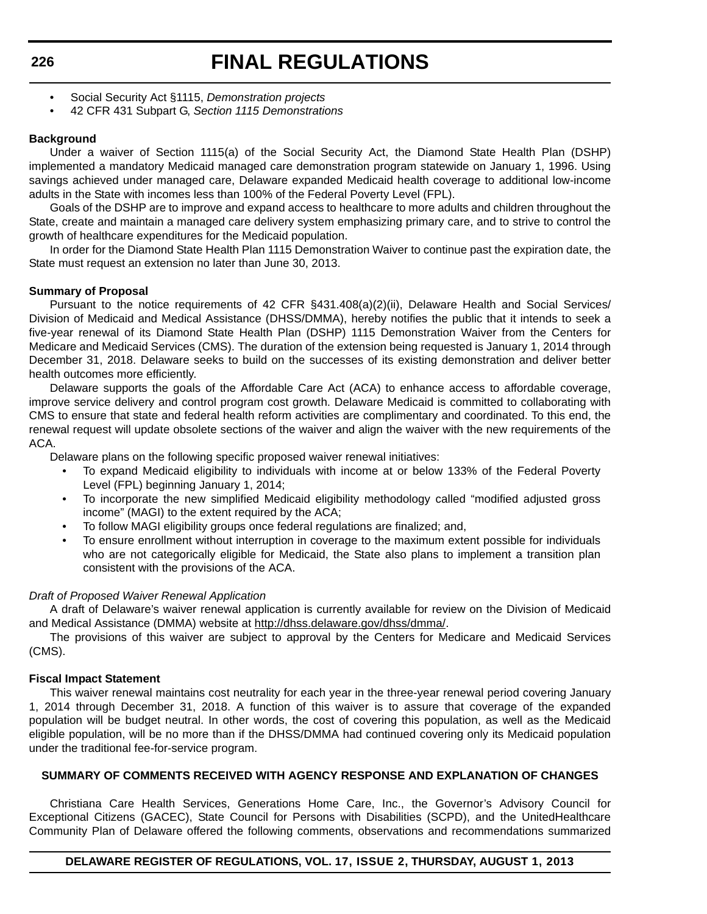- Social Security Act §1115, *Demonstration projects*
- 42 CFR 431 Subpart G, *Section 1115 Demonstrations*

**Background**

Under a waiver of Section 1115(a) of the Social Security Act, the Diamond State Health Plan (DSHP) implemented a mandatory Medicaid managed care demonstration program statewide on January 1, 1996. Using savings achieved under managed care, Delaware expanded Medicaid health coverage to additional low-income adults in the State with incomes less than 100% of the Federal Poverty Level (FPL).

Goals of the DSHP are to improve and expand access to healthcare to more adults and children throughout the State, create and maintain a managed care delivery system emphasizing primary care, and to strive to control the growth of healthcare expenditures for the Medicaid population.

In order for the Diamond State Health Plan 1115 Demonstration Waiver to continue past the expiration date, the State must request an extension no later than June 30, 2013.

**Summary of Proposal**

Pursuant to the notice requirements of 42 CFR §431.408(a)(2)(ii), Delaware Health and Social Services/ Division of Medicaid and Medical Assistance (DHSS/DMMA), hereby notifies the public that it intends to seek a five-year renewal of its Diamond State Health Plan (DSHP) 1115 Demonstration Waiver from the Centers for Medicare and Medicaid Services (CMS). The duration of the extension being requested is January 1, 2014 through December 31, 2018. Delaware seeks to build on the successes of its existing demonstration and deliver better health outcomes more efficiently.

Delaware supports the goals of the Affordable Care Act (ACA) to enhance access to affordable coverage, improve service delivery and control program cost growth. Delaware Medicaid is committed to collaborating with CMS to ensure that state and federal health reform activities are complimentary and coordinated. To this end, the renewal request will update obsolete sections of the waiver and align the waiver with the new requirements of the ACA.

Delaware plans on the following specific proposed waiver renewal initiatives:

- To expand Medicaid eligibility to individuals with income at or below 133% of the Federal Poverty Level (FPL) beginning January 1, 2014;
- To incorporate the new simplified Medicaid eligibility methodology called "modified adjusted gross income" (MAGI) to the extent required by the ACA;
- To follow MAGI eligibility groups once federal regulations are finalized; and,
- To ensure enrollment without interruption in coverage to the maximum extent possible for individuals who are not categorically eligible for Medicaid, the State also plans to implement a transition plan consistent with the provisions of the ACA.

*Draft of Proposed Waiver Renewal Application*

A draft of Delaware's waiver renewal application is currently available for review on the Division of Medicaid and Medical Assistance (DMMA) website at http://dhss.delaware.gov/dhss/dmma/.

The provisions of this waiver are subject to approval by the Centers for Medicare and Medicaid Services (CMS).

**Fiscal Impact Statement**

This waiver renewal maintains cost neutrality for each year in the three-year renewal period covering January 1, 2014 through December 31, 2018. A function of this waiver is to assure that coverage of the expanded population will be budget neutral. In other words, the cost of covering this population, as well as the Medicaid eligible population, will be no more than if the DHSS/DMMA had continued covering only its Medicaid population under the traditional fee-for-service program.

**SUMMARY OF COMMENTS RECEIVED WITH AGENCY RESPONSE AND EXPLANATION OF CHANGES**

Christiana Care Health Services, Generations Home Care, Inc., the Governor's Advisory Council for Exceptional Citizens (GACEC), State Council for Persons with Disabilities (SCPD), and the UnitedHealthcare Community Plan of Delaware offered the following comments, observations and recommendations summarized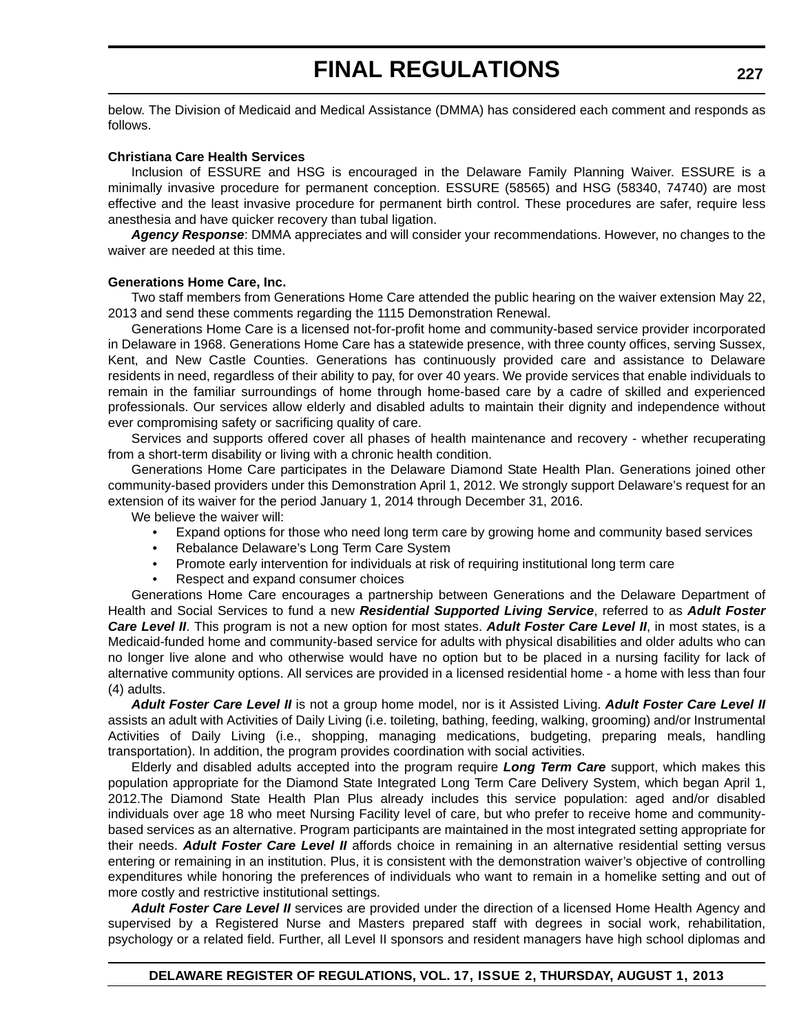below. The Division of Medicaid and Medical Assistance (DMMA) has considered each comment and responds as follows.

**Christiana Care Health Services**

Inclusion of ESSURE and HSG is encouraged in the Delaware Family Planning Waiver. ESSURE is a minimally invasive procedure for permanent conception. ESSURE (58565) and HSG (58340, 74740) are most effective and the least invasive procedure for permanent birth control. These procedures are safer, require less anesthesia and have quicker recovery than tubal ligation.

***Agency Response***: DMMA appreciates and will consider your recommendations. However, no changes to the waiver are needed at this time.

**Generations Home Care, Inc.**

Two staff members from Generations Home Care attended the public hearing on the waiver extension May 22, 2013 and send these comments regarding the 1115 Demonstration Renewal.

Generations Home Care is a licensed not-for-profit home and community-based service provider incorporated in Delaware in 1968. Generations Home Care has a statewide presence, with three county offices, serving Sussex, Kent, and New Castle Counties. Generations has continuously provided care and assistance to Delaware residents in need, regardless of their ability to pay, for over 40 years. We provide services that enable individuals to remain in the familiar surroundings of home through home-based care by a cadre of skilled and experienced professionals. Our services allow elderly and disabled adults to maintain their dignity and independence without ever compromising safety or sacrificing quality of care.

Services and supports offered cover all phases of health maintenance and recovery - whether recuperating from a short-term disability or living with a chronic health condition.

Generations Home Care participates in the Delaware Diamond State Health Plan. Generations joined other community-based providers under this Demonstration April 1, 2012. We strongly support Delaware's request for an extension of its waiver for the period January 1, 2014 through December 31, 2016.

We believe the waiver will:

- Expand options for those who need long term care by growing home and community based services
- Rebalance Delaware's Long Term Care System
- Promote early intervention for individuals at risk of requiring institutional long term care
- Respect and expand consumer choices

Generations Home Care encourages a partnership between Generations and the Delaware Department of Health and Social Services to fund a new ***Residential Supported Living Service***, referred to as ***Adult Foster Care Level II***. This program is not a new option for most states. ***Adult Foster Care Level II***, in most states, is a Medicaid-funded home and community-based service for adults with physical disabilities and older adults who can no longer live alone and who otherwise would have no option but to be placed in a nursing facility for lack of alternative community options. All services are provided in a licensed residential home - a home with less than four (4) adults.

***Adult Foster Care Level II*** is not a group home model, nor is it Assisted Living. ***Adult Foster Care Level II*** assists an adult with Activities of Daily Living (i.e. toileting, bathing, feeding, walking, grooming) and/or Instrumental Activities of Daily Living (i.e., shopping, managing medications, budgeting, preparing meals, handling transportation). In addition, the program provides coordination with social activities.

Elderly and disabled adults accepted into the program require ***Long Term Care*** support, which makes this population appropriate for the Diamond State Integrated Long Term Care Delivery System, which began April 1, 2012.The Diamond State Health Plan Plus already includes this service population: aged and/or disabled individuals over age 18 who meet Nursing Facility level of care, but who prefer to receive home and community-based services as an alternative. Program participants are maintained in the most integrated setting appropriate for their needs. ***Adult Foster Care Level II*** affords choice in remaining in an alternative residential setting versus entering or remaining in an institution. Plus, it is consistent with the demonstration waiver's objective of controlling expenditures while honoring the preferences of individuals who want to remain in a homelike setting and out of more costly and restrictive institutional settings.

***Adult Foster Care Level II*** services are provided under the direction of a licensed Home Health Agency and supervised by a Registered Nurse and Masters prepared staff with degrees in social work, rehabilitation, psychology or a related field. Further, all Level II sponsors and resident managers have high school diplomas and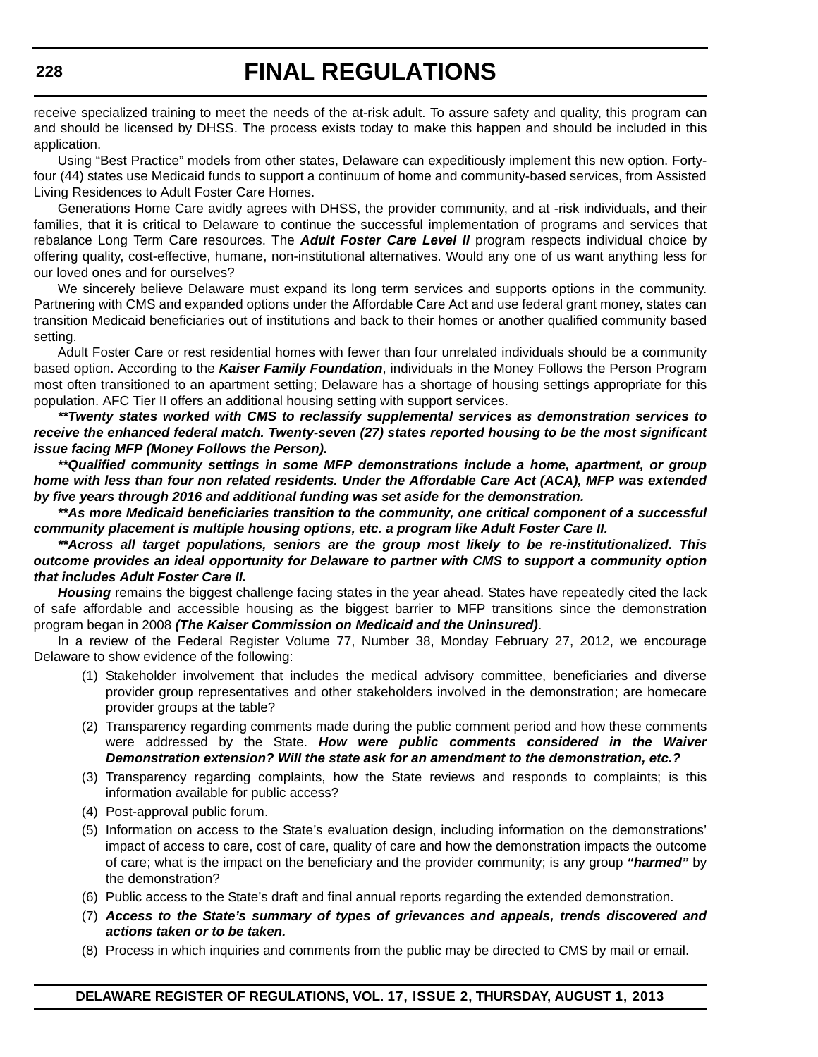receive specialized training to meet the needs of the at-risk adult. To assure safety and quality, this program can and should be licensed by DHSS. The process exists today to make this happen and should be included in this application.

Using "Best Practice" models from other states, Delaware can expeditiously implement this new option. Forty-four (44) states use Medicaid funds to support a continuum of home and community-based services, from Assisted Living Residences to Adult Foster Care Homes.

Generations Home Care avidly agrees with DHSS, the provider community, and at -risk individuals, and their families, that it is critical to Delaware to continue the successful implementation of programs and services that rebalance Long Term Care resources. The ***Adult Foster Care Level II*** program respects individual choice by offering quality, cost-effective, humane, non-institutional alternatives. Would any one of us want anything less for our loved ones and for ourselves?

We sincerely believe Delaware must expand its long term services and supports options in the community. Partnering with CMS and expanded options under the Affordable Care Act and use federal grant money, states can transition Medicaid beneficiaries out of institutions and back to their homes or another qualified community based setting.

Adult Foster Care or rest residential homes with fewer than four unrelated individuals should be a community based option. According to the ***Kaiser Family Foundation***, individuals in the Money Follows the Person Program most often transitioned to an apartment setting; Delaware has a shortage of housing settings appropriate for this population. AFC Tier II offers an additional housing setting with support services.

***\*\*Twenty states worked with CMS to reclassify supplemental services as demonstration services to receive the enhanced federal match. Twenty-seven (27) states reported housing to be the most significant issue facing MFP (Money Follows the Person).***

***\*\*Qualified community settings in some MFP demonstrations include a home, apartment, or group home with less than four non related residents. Under the Affordable Care Act (ACA), MFP was extended by five years through 2016 and additional funding was set aside for the demonstration.***

***\*\*As more Medicaid beneficiaries transition to the community, one critical component of a successful community placement is multiple housing options, etc. a program like Adult Foster Care II.***

***\*\*Across all target populations, seniors are the group most likely to be re-institutionalized. This outcome provides an ideal opportunity for Delaware to partner with CMS to support a community option that includes Adult Foster Care II.***

***Housing*** remains the biggest challenge facing states in the year ahead. States have repeatedly cited the lack of safe affordable and accessible housing as the biggest barrier to MFP transitions since the demonstration program began in 2008 ***(The Kaiser Commission on Medicaid and the Uninsured)***.

In a review of the Federal Register Volume 77, Number 38, Monday February 27, 2012, we encourage Delaware to show evidence of the following:

(1) Stakeholder involvement that includes the medical advisory committee, beneficiaries and diverse provider group representatives and other stakeholders involved in the demonstration; are homecare provider groups at the table?

(2) Transparency regarding comments made during the public comment period and how these comments were addressed by the State. ***How were public comments considered in the Waiver Demonstration extension? Will the state ask for an amendment to the demonstration, etc.?***

(3) Transparency regarding complaints, how the State reviews and responds to complaints; is this information available for public access?

(4) Post-approval public forum.

(5) Information on access to the State's evaluation design, including information on the demonstrations' impact of access to care, cost of care, quality of care and how the demonstration impacts the outcome of care; what is the impact on the beneficiary and the provider community; is any group ***"harmed"*** by the demonstration?

(6) Public access to the State's draft and final annual reports regarding the extended demonstration.

(7) ***Access to the State's summary of types of grievances and appeals, trends discovered and actions taken or to be taken.***

(8) Process in which inquiries and comments from the public may be directed to CMS by mail or email.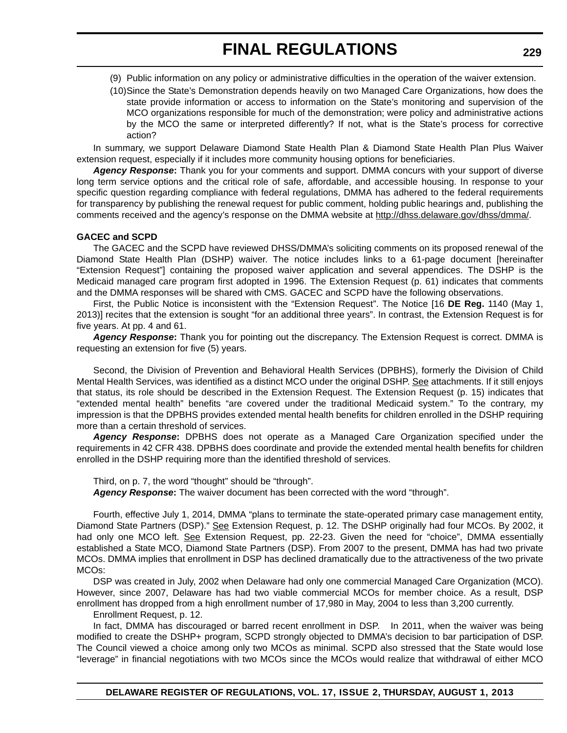(9) Public information on any policy or administrative difficulties in the operation of the waiver extension.

(10) Since the State's Demonstration depends heavily on two Managed Care Organizations, how does the state provide information or access to information on the State's monitoring and supervision of the MCO organizations responsible for much of the demonstration; were policy and administrative actions by the MCO the same or interpreted differently? If not, what is the State's process for corrective action?

In summary, we support Delaware Diamond State Health Plan & Diamond State Health Plan Plus Waiver extension request, especially if it includes more community housing options for beneficiaries.

***Agency Response*:** Thank you for your comments and support. DMMA concurs with your support of diverse long term service options and the critical role of safe, affordable, and accessible housing. In response to your specific question regarding compliance with federal regulations, DMMA has adhered to the federal requirements for transparency by publishing the renewal request for public comment, holding public hearings and, publishing the comments received and the agency's response on the DMMA website at http://dhss.delaware.gov/dhss/dmma/.

**GACEC and SCPD**

The GACEC and the SCPD have reviewed DHSS/DMMA's soliciting comments on its proposed renewal of the Diamond State Health Plan (DSHP) waiver. The notice includes links to a 61-page document [hereinafter "Extension Request"] containing the proposed waiver application and several appendices. The DSHP is the Medicaid managed care program first adopted in 1996. The Extension Request (p. 61) indicates that comments and the DMMA responses will be shared with CMS. GACEC and SCPD have the following observations.

First, the Public Notice is inconsistent with the "Extension Request". The Notice [16 **DE Reg.** 1140 (May 1, 2013)] recites that the extension is sought "for an additional three years". In contrast, the Extension Request is for five years. At pp. 4 and 61.

***Agency Response*:** Thank you for pointing out the discrepancy. The Extension Request is correct. DMMA is requesting an extension for five (5) years.

Second, the Division of Prevention and Behavioral Health Services (DPBHS), formerly the Division of Child Mental Health Services, was identified as a distinct MCO under the original DSHP. See attachments. If it still enjoys that status, its role should be described in the Extension Request. The Extension Request (p. 15) indicates that "extended mental health" benefits "are covered under the traditional Medicaid system." To the contrary, my impression is that the DPBHS provides extended mental health benefits for children enrolled in the DSHP requiring more than a certain threshold of services.

***Agency Response*:** DPBHS does not operate as a Managed Care Organization specified under the requirements in 42 CFR 438. DPBHS does coordinate and provide the extended mental health benefits for children enrolled in the DSHP requiring more than the identified threshold of services.

Third, on p. 7, the word "thought" should be "through".

***Agency Response*:** The waiver document has been corrected with the word "through".

Fourth, effective July 1, 2014, DMMA "plans to terminate the state-operated primary case management entity, Diamond State Partners (DSP)." See Extension Request, p. 12. The DSHP originally had four MCOs. By 2002, it had only one MCO left. See Extension Request, pp. 22-23. Given the need for "choice", DMMA essentially established a State MCO, Diamond State Partners (DSP). From 2007 to the present, DMMA has had two private MCOs. DMMA implies that enrollment in DSP has declined dramatically due to the attractiveness of the two private MCOs:

DSP was created in July, 2002 when Delaware had only one commercial Managed Care Organization (MCO). However, since 2007, Delaware has had two viable commercial MCOs for member choice. As a result, DSP enrollment has dropped from a high enrollment number of 17,980 in May, 2004 to less than 3,200 currently.

Enrollment Request, p. 12.

In fact, DMMA has discouraged or barred recent enrollment in DSP. In 2011, when the waiver was being modified to create the DSHP+ program, SCPD strongly objected to DMMA's decision to bar participation of DSP. The Council viewed a choice among only two MCOs as minimal. SCPD also stressed that the State would lose "leverage" in financial negotiations with two MCOs since the MCOs would realize that withdrawal of either MCO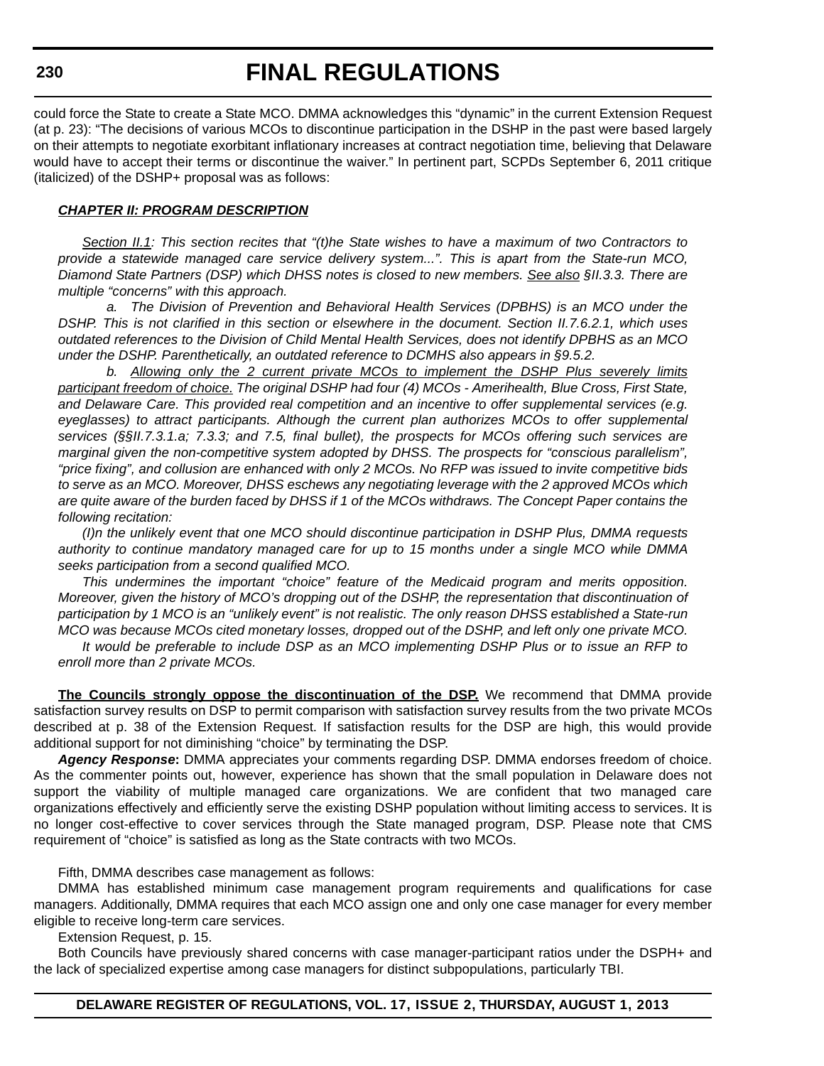could force the State to create a State MCO. DMMA acknowledges this “dynamic” in the current Extension Request (at p. 23): “The decisions of various MCOs to discontinue participation in the DSHP in the past were based largely on their attempts to negotiate exorbitant inflationary increases at contract negotiation time, believing that Delaware would have to accept their terms or discontinue the waiver.” In pertinent part, SCPDs September 6, 2011 critique (italicized) of the DSHP+ proposal was as follows:

***CHAPTER II: PROGRAM DESCRIPTION***

*Section II.1: This section recites that “(t)he State wishes to have a maximum of two Contractors to provide a statewide managed care service delivery system...”. This is apart from the State-run MCO, Diamond State Partners (DSP) which DHSS notes is closed to new members. See also §II.3.3. There are multiple “concerns” with this approach.*

*a. The Division of Prevention and Behavioral Health Services (DPBHS) is an MCO under the DSHP. This is not clarified in this section or elsewhere in the document. Section II.7.6.2.1, which uses outdated references to the Division of Child Mental Health Services, does not identify DPBHS as an MCO under the DSHP. Parenthetically, an outdated reference to DCMHS also appears in §9.5.2.*

*b. Allowing only the 2 current private MCOs to implement the DSHP Plus severely limits participant freedom of choice. The original DSHP had four (4) MCOs - Amerihealth, Blue Cross, First State, and Delaware Care. This provided real competition and an incentive to offer supplemental services (e.g. eyeglasses) to attract participants. Although the current plan authorizes MCOs to offer supplemental services (§§II.7.3.1.a; 7.3.3; and 7.5, final bullet), the prospects for MCOs offering such services are marginal given the non-competitive system adopted by DHSS. The prospects for “conscious parallelism”, “price fixing”, and collusion are enhanced with only 2 MCOs. No RFP was issued to invite competitive bids to serve as an MCO. Moreover, DHSS eschews any negotiating leverage with the 2 approved MCOs which are quite aware of the burden faced by DHSS if 1 of the MCOs withdraws. The Concept Paper contains the following recitation:*

*(I)n the unlikely event that one MCO should discontinue participation in DSHP Plus, DMMA requests authority to continue mandatory managed care for up to 15 months under a single MCO while DMMA seeks participation from a second qualified MCO.*

*This undermines the important “choice” feature of the Medicaid program and merits opposition. Moreover, given the history of MCO’s dropping out of the DSHP, the representation that discontinuation of participation by 1 MCO is an “unlikely event” is not realistic. The only reason DHSS established a State-run MCO was because MCOs cited monetary losses, dropped out of the DSHP, and left only one private MCO.*

*It would be preferable to include DSP as an MCO implementing DSHP Plus or to issue an RFP to enroll more than 2 private MCOs.*

**The Councils strongly oppose the discontinuation of the DSP.** We recommend that DMMA provide satisfaction survey results on DSP to permit comparison with satisfaction survey results from the two private MCOs described at p. 38 of the Extension Request. If satisfaction results for the DSP are high, this would provide additional support for not diminishing “choice” by terminating the DSP.

***Agency Response*****:** DMMA appreciates your comments regarding DSP. DMMA endorses freedom of choice. As the commenter points out, however, experience has shown that the small population in Delaware does not support the viability of multiple managed care organizations. We are confident that two managed care organizations effectively and efficiently serve the existing DSHP population without limiting access to services. It is no longer cost-effective to cover services through the State managed program, DSP. Please note that CMS requirement of “choice” is satisfied as long as the State contracts with two MCOs.

Fifth, DMMA describes case management as follows:

DMMA has established minimum case management program requirements and qualifications for case managers. Additionally, DMMA requires that each MCO assign one and only one case manager for every member eligible to receive long-term care services.

Extension Request, p. 15.

Both Councils have previously shared concerns with case manager-participant ratios under the DSPH+ and the lack of specialized expertise among case managers for distinct subpopulations, particularly TBI.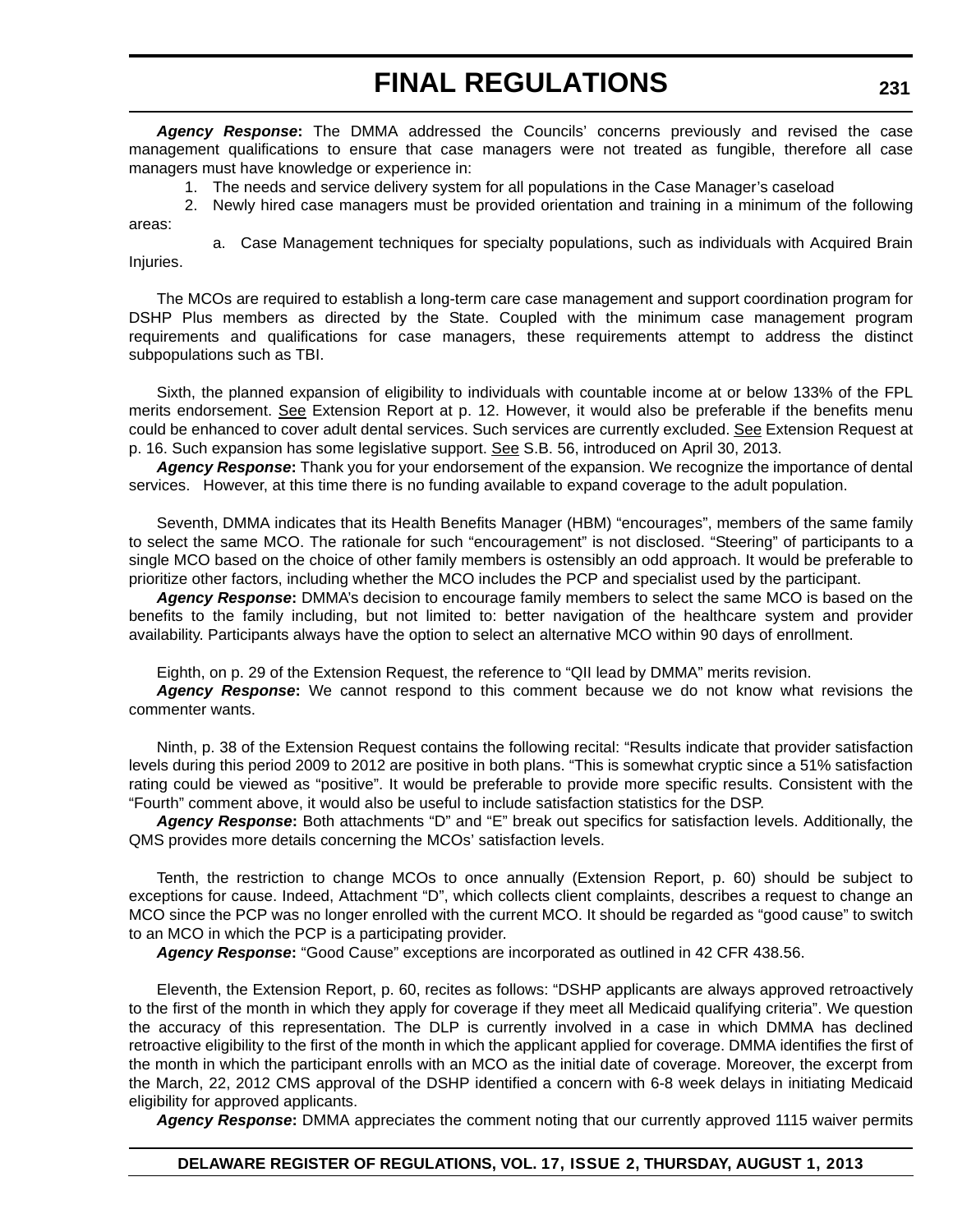***Agency Response*:** The DMMA addressed the Councils' concerns previously and revised the case management qualifications to ensure that case managers were not treated as fungible, therefore all case managers must have knowledge or experience in:

1. The needs and service delivery system for all populations in the Case Manager's caseload
2. Newly hired case managers must be provided orientation and training in a minimum of the following areas:
   a. Case Management techniques for specialty populations, such as individuals with Acquired Brain Injuries.

The MCOs are required to establish a long-term care case management and support coordination program for DSHP Plus members as directed by the State. Coupled with the minimum case management program requirements and qualifications for case managers, these requirements attempt to address the distinct subpopulations such as TBI.

Sixth, the planned expansion of eligibility to individuals with countable income at or below 133% of the FPL merits endorsement. <u>See</u> Extension Report at p. 12. However, it would also be preferable if the benefits menu could be enhanced to cover adult dental services. Such services are currently excluded. <u>See</u> Extension Request at p. 16. Such expansion has some legislative support. <u>See</u> S.B. 56, introduced on April 30, 2013.

***Agency Response*:** Thank you for your endorsement of the expansion. We recognize the importance of dental services. However, at this time there is no funding available to expand coverage to the adult population.

Seventh, DMMA indicates that its Health Benefits Manager (HBM) "encourages", members of the same family to select the same MCO. The rationale for such "encouragement" is not disclosed. "Steering" of participants to a single MCO based on the choice of other family members is ostensibly an odd approach. It would be preferable to prioritize other factors, including whether the MCO includes the PCP and specialist used by the participant.

***Agency Response*:** DMMA's decision to encourage family members to select the same MCO is based on the benefits to the family including, but not limited to: better navigation of the healthcare system and provider availability. Participants always have the option to select an alternative MCO within 90 days of enrollment.

Eighth, on p. 29 of the Extension Request, the reference to "QII lead by DMMA" merits revision.

***Agency Response*:** We cannot respond to this comment because we do not know what revisions the commenter wants.

Ninth, p. 38 of the Extension Request contains the following recital: "Results indicate that provider satisfaction levels during this period 2009 to 2012 are positive in both plans. "This is somewhat cryptic since a 51% satisfaction rating could be viewed as "positive". It would be preferable to provide more specific results. Consistent with the "Fourth" comment above, it would also be useful to include satisfaction statistics for the DSP.

***Agency Response*:** Both attachments "D" and "E" break out specifics for satisfaction levels. Additionally, the QMS provides more details concerning the MCOs' satisfaction levels.

Tenth, the restriction to change MCOs to once annually (Extension Report, p. 60) should be subject to exceptions for cause. Indeed, Attachment "D", which collects client complaints, describes a request to change an MCO since the PCP was no longer enrolled with the current MCO. It should be regarded as "good cause" to switch to an MCO in which the PCP is a participating provider.

***Agency Response*:** "Good Cause" exceptions are incorporated as outlined in 42 CFR 438.56.

Eleventh, the Extension Report, p. 60, recites as follows: "DSHP applicants are always approved retroactively to the first of the month in which they apply for coverage if they meet all Medicaid qualifying criteria". We question the accuracy of this representation. The DLP is currently involved in a case in which DMMA has declined retroactive eligibility to the first of the month in which the applicant applied for coverage. DMMA identifies the first of the month in which the participant enrolls with an MCO as the initial date of coverage. Moreover, the excerpt from the March, 22, 2012 CMS approval of the DSHP identified a concern with 6-8 week delays in initiating Medicaid eligibility for approved applicants.

***Agency Response*:** DMMA appreciates the comment noting that our currently approved 1115 waiver permits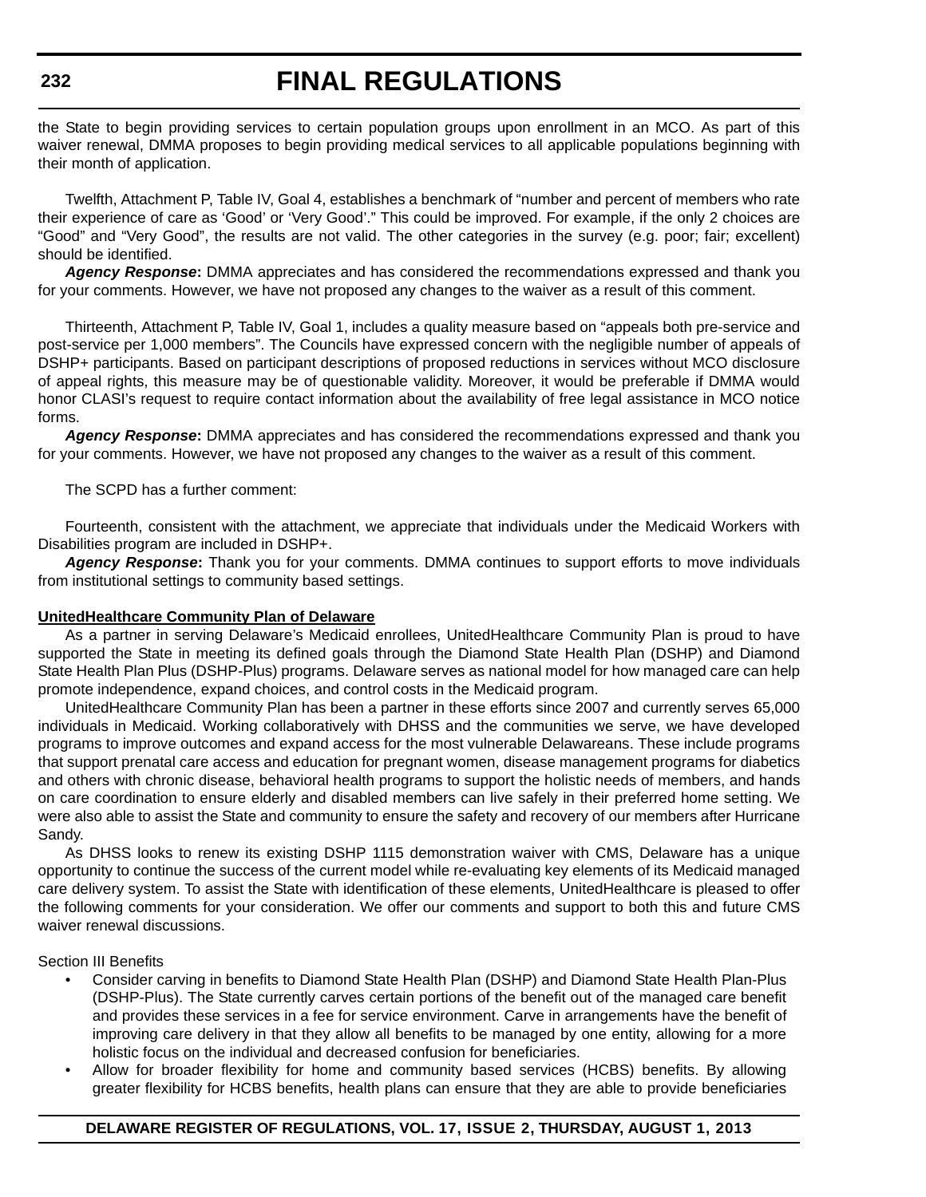the State to begin providing services to certain population groups upon enrollment in an MCO. As part of this waiver renewal, DMMA proposes to begin providing medical services to all applicable populations beginning with their month of application.

Twelfth, Attachment P, Table IV, Goal 4, establishes a benchmark of "number and percent of members who rate their experience of care as 'Good' or 'Very Good'." This could be improved. For example, if the only 2 choices are "Good" and "Very Good", the results are not valid. The other categories in the survey (e.g. poor; fair; excellent) should be identified.

***Agency Response*:** DMMA appreciates and has considered the recommendations expressed and thank you for your comments. However, we have not proposed any changes to the waiver as a result of this comment.

Thirteenth, Attachment P, Table IV, Goal 1, includes a quality measure based on "appeals both pre-service and post-service per 1,000 members". The Councils have expressed concern with the negligible number of appeals of DSHP+ participants. Based on participant descriptions of proposed reductions in services without MCO disclosure of appeal rights, this measure may be of questionable validity. Moreover, it would be preferable if DMMA would honor CLASI's request to require contact information about the availability of free legal assistance in MCO notice forms.

***Agency Response*:** DMMA appreciates and has considered the recommendations expressed and thank you for your comments. However, we have not proposed any changes to the waiver as a result of this comment.

The SCPD has a further comment:

Fourteenth, consistent with the attachment, we appreciate that individuals under the Medicaid Workers with Disabilities program are included in DSHP+.

***Agency Response*:** Thank you for your comments. DMMA continues to support efforts to move individuals from institutional settings to community based settings.

**UnitedHealthcare Community Plan of Delaware**

As a partner in serving Delaware's Medicaid enrollees, UnitedHealthcare Community Plan is proud to have supported the State in meeting its defined goals through the Diamond State Health Plan (DSHP) and Diamond State Health Plan Plus (DSHP-Plus) programs. Delaware serves as national model for how managed care can help promote independence, expand choices, and control costs in the Medicaid program.

UnitedHealthcare Community Plan has been a partner in these efforts since 2007 and currently serves 65,000 individuals in Medicaid. Working collaboratively with DHSS and the communities we serve, we have developed programs to improve outcomes and expand access for the most vulnerable Delawareans. These include programs that support prenatal care access and education for pregnant women, disease management programs for diabetics and others with chronic disease, behavioral health programs to support the holistic needs of members, and hands on care coordination to ensure elderly and disabled members can live safely in their preferred home setting. We were also able to assist the State and community to ensure the safety and recovery of our members after Hurricane Sandy.

As DHSS looks to renew its existing DSHP 1115 demonstration waiver with CMS, Delaware has a unique opportunity to continue the success of the current model while re-evaluating key elements of its Medicaid managed care delivery system. To assist the State with identification of these elements, UnitedHealthcare is pleased to offer the following comments for your consideration. We offer our comments and support to both this and future CMS waiver renewal discussions.

Section III Benefits

- Consider carving in benefits to Diamond State Health Plan (DSHP) and Diamond State Health Plan-Plus (DSHP-Plus). The State currently carves certain portions of the benefit out of the managed care benefit and provides these services in a fee for service environment. Carve in arrangements have the benefit of improving care delivery in that they allow all benefits to be managed by one entity, allowing for a more holistic focus on the individual and decreased confusion for beneficiaries.
- Allow for broader flexibility for home and community based services (HCBS) benefits. By allowing greater flexibility for HCBS benefits, health plans can ensure that they are able to provide beneficiaries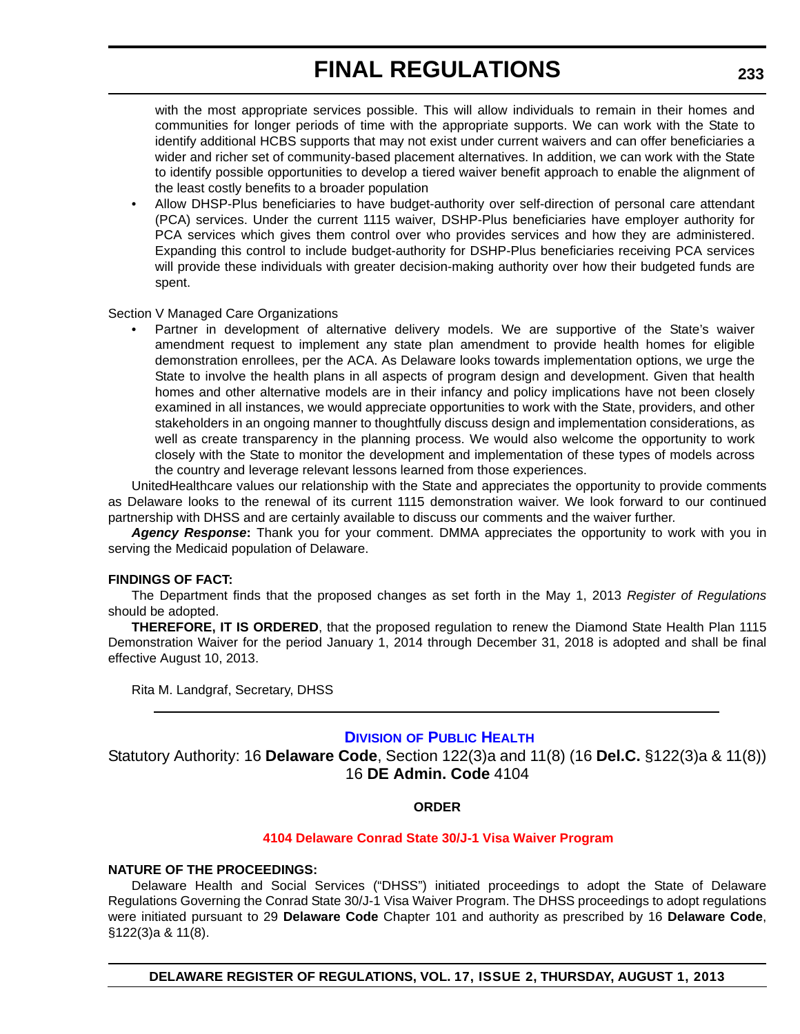with the most appropriate services possible. This will allow individuals to remain in their homes and communities for longer periods of time with the appropriate supports. We can work with the State to identify additional HCBS supports that may not exist under current waivers and can offer beneficiaries a wider and richer set of community-based placement alternatives. In addition, we can work with the State to identify possible opportunities to develop a tiered waiver benefit approach to enable the alignment of the least costly benefits to a broader population

- Allow DHSP-Plus beneficiaries to have budget-authority over self-direction of personal care attendant (PCA) services. Under the current 1115 waiver, DSHP-Plus beneficiaries have employer authority for PCA services which gives them control over who provides services and how they are administered. Expanding this control to include budget-authority for DSHP-Plus beneficiaries receiving PCA services will provide these individuals with greater decision-making authority over how their budgeted funds are spent.

Section V Managed Care Organizations

- Partner in development of alternative delivery models. We are supportive of the State's waiver amendment request to implement any state plan amendment to provide health homes for eligible demonstration enrollees, per the ACA. As Delaware looks towards implementation options, we urge the State to involve the health plans in all aspects of program design and development. Given that health homes and other alternative models are in their infancy and policy implications have not been closely examined in all instances, we would appreciate opportunities to work with the State, providers, and other stakeholders in an ongoing manner to thoughtfully discuss design and implementation considerations, as well as create transparency in the planning process. We would also welcome the opportunity to work closely with the State to monitor the development and implementation of these types of models across the country and leverage relevant lessons learned from those experiences.

UnitedHealthcare values our relationship with the State and appreciates the opportunity to provide comments as Delaware looks to the renewal of its current 1115 demonstration waiver. We look forward to our continued partnership with DHSS and are certainly available to discuss our comments and the waiver further.

***Agency Response*:** Thank you for your comment. DMMA appreciates the opportunity to work with you in serving the Medicaid population of Delaware.

**FINDINGS OF FACT:**

The Department finds that the proposed changes as set forth in the May 1, 2013 *Register of Regulations* should be adopted.

**THEREFORE, IT IS ORDERED**, that the proposed regulation to renew the Diamond State Health Plan 1115 Demonstration Waiver for the period January 1, 2014 through December 31, 2018 is adopted and shall be final effective August 10, 2013.

Rita M. Landgraf, Secretary, DHSS

---

## DIVISION OF PUBLIC HEALTH

Statutory Authority: 16 **Delaware Code**, Section 122(3)a and 11(8) (16 **Del.C.** §122(3)a & 11(8))
16 **DE Admin. Code** 4104

**ORDER**

**4104 Delaware Conrad State 30/J-1 Visa Waiver Program**

**NATURE OF THE PROCEEDINGS:**

Delaware Health and Social Services ("DHSS") initiated proceedings to adopt the State of Delaware Regulations Governing the Conrad State 30/J-1 Visa Waiver Program. The DHSS proceedings to adopt regulations were initiated pursuant to 29 **Delaware Code** Chapter 101 and authority as prescribed by 16 **Delaware Code**, §122(3)a & 11(8).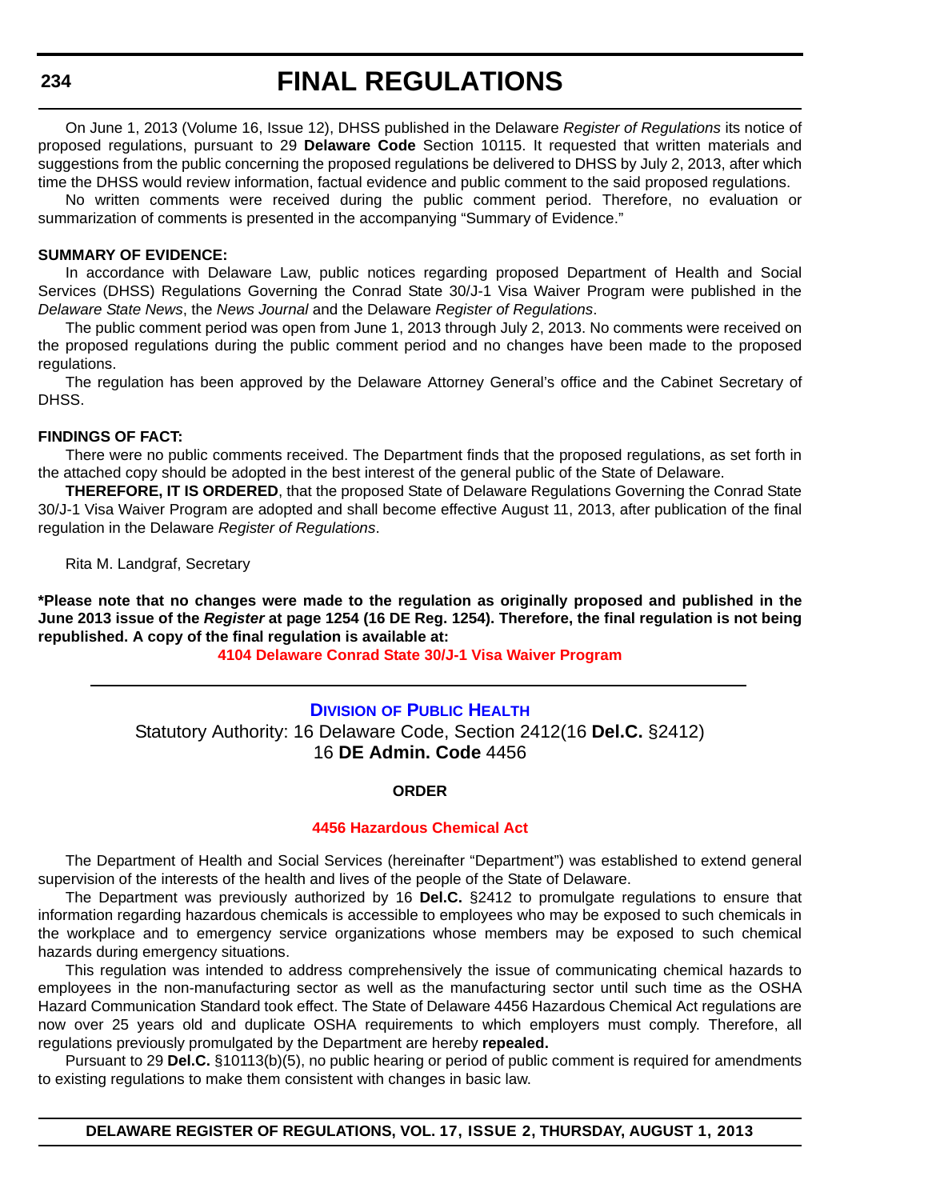On June 1, 2013 (Volume 16, Issue 12), DHSS published in the Delaware *Register of Regulations* its notice of proposed regulations, pursuant to 29 **Delaware Code** Section 10115. It requested that written materials and suggestions from the public concerning the proposed regulations be delivered to DHSS by July 2, 2013, after which time the DHSS would review information, factual evidence and public comment to the said proposed regulations.

No written comments were received during the public comment period. Therefore, no evaluation or summarization of comments is presented in the accompanying "Summary of Evidence."

**SUMMARY OF EVIDENCE:**

In accordance with Delaware Law, public notices regarding proposed Department of Health and Social Services (DHSS) Regulations Governing the Conrad State 30/J-1 Visa Waiver Program were published in the *Delaware State News*, the *News Journal* and the Delaware *Register of Regulations*.

The public comment period was open from June 1, 2013 through July 2, 2013. No comments were received on the proposed regulations during the public comment period and no changes have been made to the proposed regulations.

The regulation has been approved by the Delaware Attorney General's office and the Cabinet Secretary of DHSS.

**FINDINGS OF FACT:**

There were no public comments received. The Department finds that the proposed regulations, as set forth in the attached copy should be adopted in the best interest of the general public of the State of Delaware.

**THEREFORE, IT IS ORDERED**, that the proposed State of Delaware Regulations Governing the Conrad State 30/J-1 Visa Waiver Program are adopted and shall become effective August 11, 2013, after publication of the final regulation in the Delaware *Register of Regulations*.

Rita M. Landgraf, Secretary

**\*Please note that no changes were made to the regulation as originally proposed and published in the June 2013 issue of the *Register* at page 1254 (16 DE Reg. 1254). Therefore, the final regulation is not being republished. A copy of the final regulation is available at:**

**4104 Delaware Conrad State 30/J-1 Visa Waiver Program**

---

## DIVISION OF PUBLIC HEALTH

Statutory Authority: 16 Delaware Code, Section 2412(16 **Del.C.** §2412)
16 **DE Admin. Code** 4456

**ORDER**

**4456 Hazardous Chemical Act**

The Department of Health and Social Services (hereinafter "Department") was established to extend general supervision of the interests of the health and lives of the people of the State of Delaware.

The Department was previously authorized by 16 **Del.C.** §2412 to promulgate regulations to ensure that information regarding hazardous chemicals is accessible to employees who may be exposed to such chemicals in the workplace and to emergency service organizations whose members may be exposed to such chemical hazards during emergency situations.

This regulation was intended to address comprehensively the issue of communicating chemical hazards to employees in the non-manufacturing sector as well as the manufacturing sector until such time as the OSHA Hazard Communication Standard took effect. The State of Delaware 4456 Hazardous Chemical Act regulations are now over 25 years old and duplicate OSHA requirements to which employers must comply. Therefore, all regulations previously promulgated by the Department are hereby **repealed.**

Pursuant to 29 **Del.C.** §10113(b)(5), no public hearing or period of public comment is required for amendments to existing regulations to make them consistent with changes in basic law.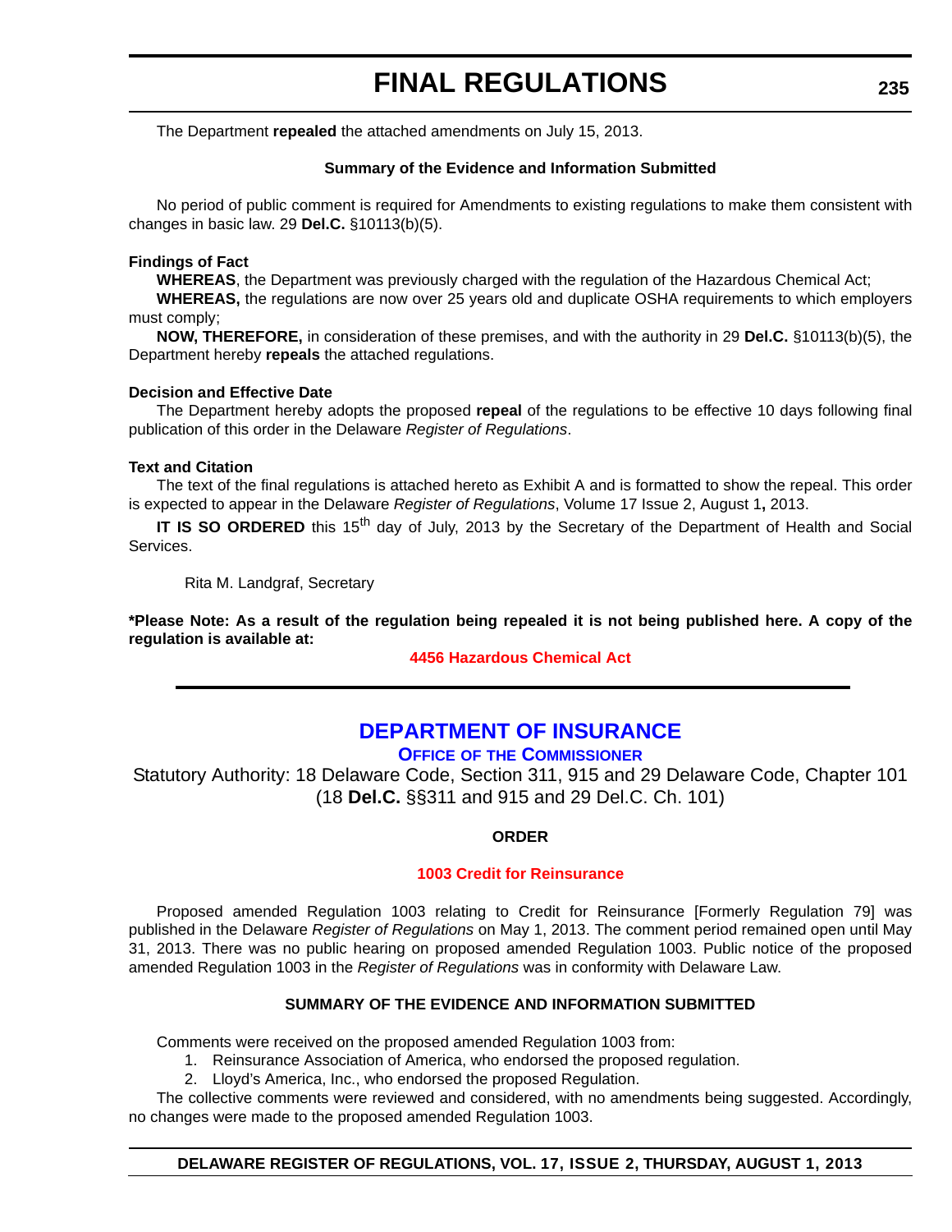The Department **repealed** the attached amendments on July 15, 2013.

**Summary of the Evidence and Information Submitted**

No period of public comment is required for Amendments to existing regulations to make them consistent with changes in basic law. 29 **Del.C.** §10113(b)(5).

**Findings of Fact**

**WHEREAS**, the Department was previously charged with the regulation of the Hazardous Chemical Act;

**WHEREAS,** the regulations are now over 25 years old and duplicate OSHA requirements to which employers must comply;

**NOW, THEREFORE,** in consideration of these premises, and with the authority in 29 **Del.C.** §10113(b)(5), the Department hereby **repeals** the attached regulations.

**Decision and Effective Date**

The Department hereby adopts the proposed **repeal** of the regulations to be effective 10 days following final publication of this order in the Delaware *Register of Regulations*.

**Text and Citation**

The text of the final regulations is attached hereto as Exhibit A and is formatted to show the repeal. This order is expected to appear in the Delaware *Register of Regulations*, Volume 17 Issue 2, August 1**,** 2013.

**IT IS SO ORDERED** this 15th day of July, 2013 by the Secretary of the Department of Health and Social Services.

Rita M. Landgraf, Secretary

**\*Please Note: As a result of the regulation being repealed it is not being published here. A copy of the regulation is available at:**

**4456 Hazardous Chemical Act**

---

## DEPARTMENT OF INSURANCE

### OFFICE OF THE COMMISSIONER

Statutory Authority: 18 Delaware Code, Section 311, 915 and 29 Delaware Code, Chapter 101 (18 **Del.C.** §§311 and 915 and 29 Del.C. Ch. 101)

**ORDER**

**1003 Credit for Reinsurance**

Proposed amended Regulation 1003 relating to Credit for Reinsurance [Formerly Regulation 79] was published in the Delaware *Register of Regulations* on May 1, 2013. The comment period remained open until May 31, 2013. There was no public hearing on proposed amended Regulation 1003. Public notice of the proposed amended Regulation 1003 in the *Register of Regulations* was in conformity with Delaware Law.

**SUMMARY OF THE EVIDENCE AND INFORMATION SUBMITTED**

Comments were received on the proposed amended Regulation 1003 from:

1. Reinsurance Association of America, who endorsed the proposed regulation.
2. Lloyd's America, Inc., who endorsed the proposed Regulation.

The collective comments were reviewed and considered, with no amendments being suggested. Accordingly, no changes were made to the proposed amended Regulation 1003.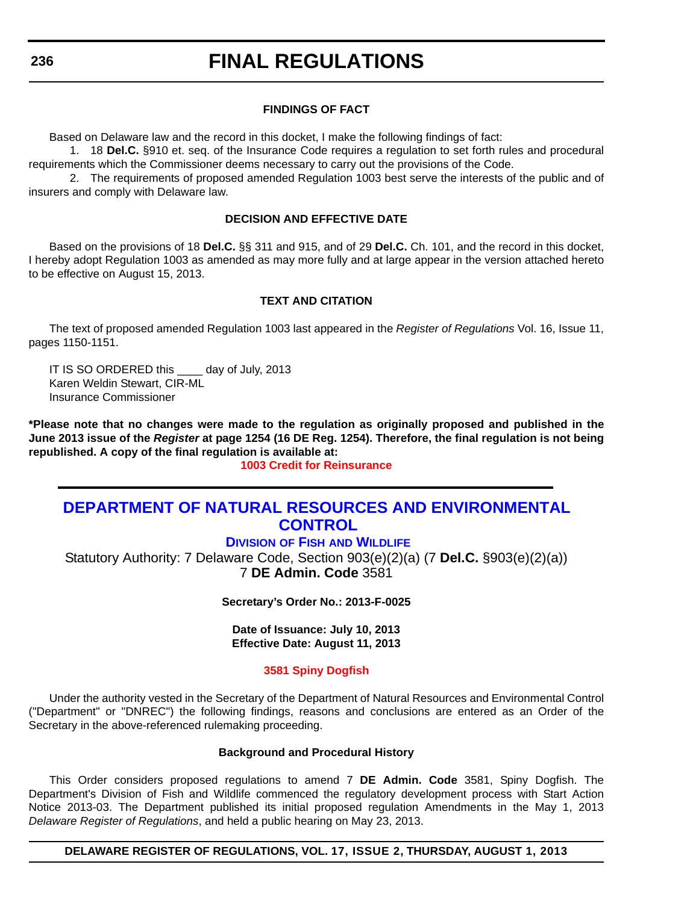#### FINDINGS OF FACT

Based on Delaware law and the record in this docket, I make the following findings of fact:

1. 18 **Del.C.** §910 et. seq. of the Insurance Code requires a regulation to set forth rules and procedural requirements which the Commissioner deems necessary to carry out the provisions of the Code.

2. The requirements of proposed amended Regulation 1003 best serve the interests of the public and of insurers and comply with Delaware law.

#### DECISION AND EFFECTIVE DATE

Based on the provisions of 18 **Del.C.** §§ 311 and 915, and of 29 **Del.C.** Ch. 101, and the record in this docket, I hereby adopt Regulation 1003 as amended as may more fully and at large appear in the version attached hereto to be effective on August 15, 2013.

#### TEXT AND CITATION

The text of proposed amended Regulation 1003 last appeared in the *Register of Regulations* Vol. 16, Issue 11, pages 1150-1151.

IT IS SO ORDERED this ____ day of July, 2013
Karen Weldin Stewart, CIR-ML
Insurance Commissioner

**\*Please note that no changes were made to the regulation as originally proposed and published in the June 2013 issue of the *Register* at page 1254 (16 DE Reg. 1254). Therefore, the final regulation is not being republished. A copy of the final regulation is available at:**

**1003 Credit for Reinsurance**

## DEPARTMENT OF NATURAL RESOURCES AND ENVIRONMENTAL CONTROL

### DIVISION OF FISH AND WILDLIFE

Statutory Authority: 7 Delaware Code, Section 903(e)(2)(a) (7 **Del.C.** §903(e)(2)(a))
7 **DE Admin. Code** 3581

**Secretary's Order No.: 2013-F-0025**

**Date of Issuance: July 10, 2013**
**Effective Date: August 11, 2013**

**3581 Spiny Dogfish**

Under the authority vested in the Secretary of the Department of Natural Resources and Environmental Control ("Department" or "DNREC") the following findings, reasons and conclusions are entered as an Order of the Secretary in the above-referenced rulemaking proceeding.

#### Background and Procedural History

This Order considers proposed regulations to amend 7 **DE Admin. Code** 3581, Spiny Dogfish. The Department's Division of Fish and Wildlife commenced the regulatory development process with Start Action Notice 2013-03. The Department published its initial proposed regulation Amendments in the May 1, 2013 *Delaware Register of Regulations*, and held a public hearing on May 23, 2013.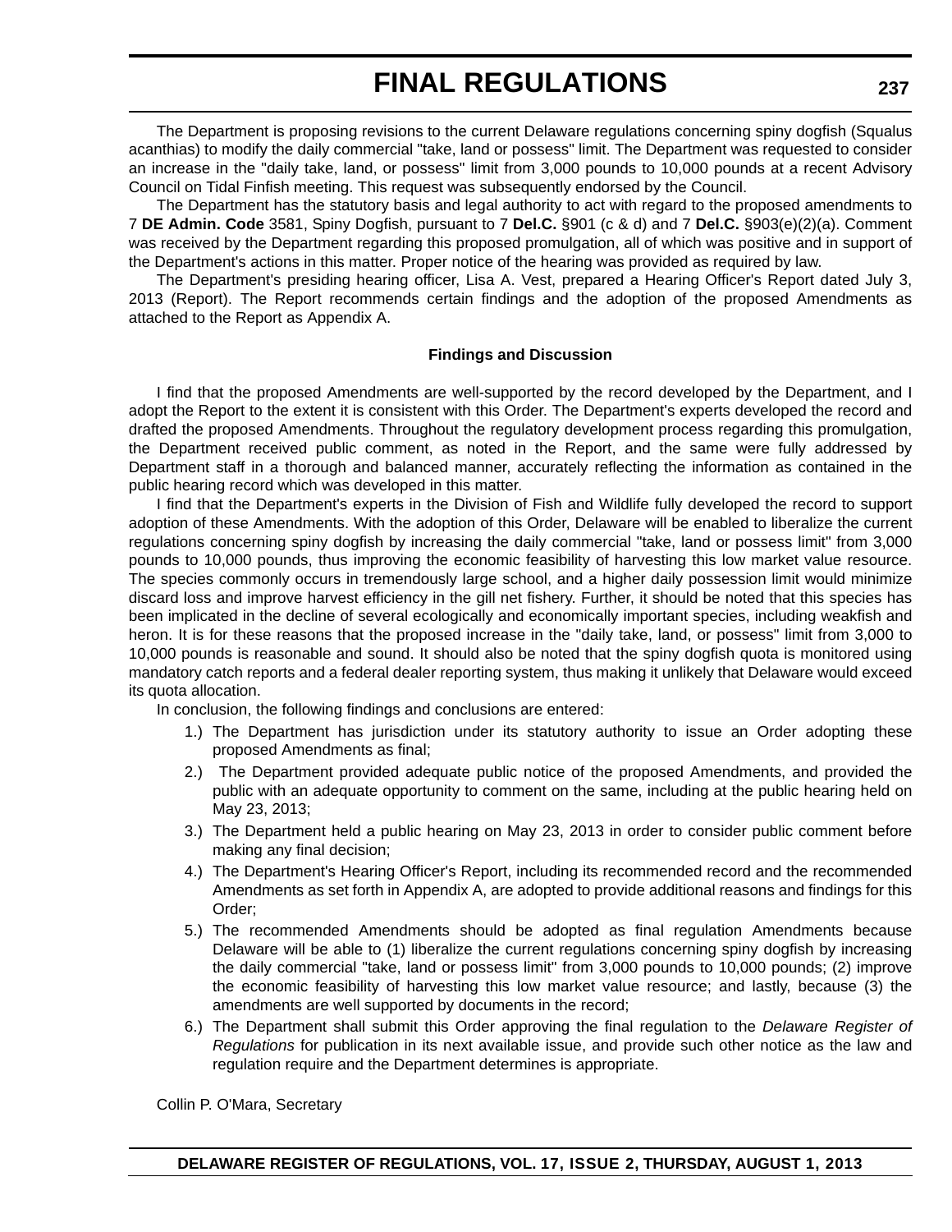The Department is proposing revisions to the current Delaware regulations concerning spiny dogfish (Squalus acanthias) to modify the daily commercial "take, land or possess" limit. The Department was requested to consider an increase in the "daily take, land, or possess" limit from 3,000 pounds to 10,000 pounds at a recent Advisory Council on Tidal Finfish meeting. This request was subsequently endorsed by the Council.

The Department has the statutory basis and legal authority to act with regard to the proposed amendments to 7 **DE Admin. Code** 3581, Spiny Dogfish, pursuant to 7 **Del.C.** §901 (c & d) and 7 **Del.C.** §903(e)(2)(a). Comment was received by the Department regarding this proposed promulgation, all of which was positive and in support of the Department's actions in this matter. Proper notice of the hearing was provided as required by law.

The Department's presiding hearing officer, Lisa A. Vest, prepared a Hearing Officer's Report dated July 3, 2013 (Report). The Report recommends certain findings and the adoption of the proposed Amendments as attached to the Report as Appendix A.

**Findings and Discussion**

I find that the proposed Amendments are well-supported by the record developed by the Department, and I adopt the Report to the extent it is consistent with this Order. The Department's experts developed the record and drafted the proposed Amendments. Throughout the regulatory development process regarding this promulgation, the Department received public comment, as noted in the Report, and the same were fully addressed by Department staff in a thorough and balanced manner, accurately reflecting the information as contained in the public hearing record which was developed in this matter.

I find that the Department's experts in the Division of Fish and Wildlife fully developed the record to support adoption of these Amendments. With the adoption of this Order, Delaware will be enabled to liberalize the current regulations concerning spiny dogfish by increasing the daily commercial "take, land or possess limit" from 3,000 pounds to 10,000 pounds, thus improving the economic feasibility of harvesting this low market value resource. The species commonly occurs in tremendously large school, and a higher daily possession limit would minimize discard loss and improve harvest efficiency in the gill net fishery. Further, it should be noted that this species has been implicated in the decline of several ecologically and economically important species, including weakfish and heron. It is for these reasons that the proposed increase in the "daily take, land, or possess" limit from 3,000 to 10,000 pounds is reasonable and sound. It should also be noted that the spiny dogfish quota is monitored using mandatory catch reports and a federal dealer reporting system, thus making it unlikely that Delaware would exceed its quota allocation.

In conclusion, the following findings and conclusions are entered:

1.) The Department has jurisdiction under its statutory authority to issue an Order adopting these proposed Amendments as final;

2.) The Department provided adequate public notice of the proposed Amendments, and provided the public with an adequate opportunity to comment on the same, including at the public hearing held on May 23, 2013;

3.) The Department held a public hearing on May 23, 2013 in order to consider public comment before making any final decision;

4.) The Department's Hearing Officer's Report, including its recommended record and the recommended Amendments as set forth in Appendix A, are adopted to provide additional reasons and findings for this Order;

5.) The recommended Amendments should be adopted as final regulation Amendments because Delaware will be able to (1) liberalize the current regulations concerning spiny dogfish by increasing the daily commercial "take, land or possess limit" from 3,000 pounds to 10,000 pounds; (2) improve the economic feasibility of harvesting this low market value resource; and lastly, because (3) the amendments are well supported by documents in the record;

6.) The Department shall submit this Order approving the final regulation to the *Delaware Register of Regulations* for publication in its next available issue, and provide such other notice as the law and regulation require and the Department determines is appropriate.

Collin P. O'Mara, Secretary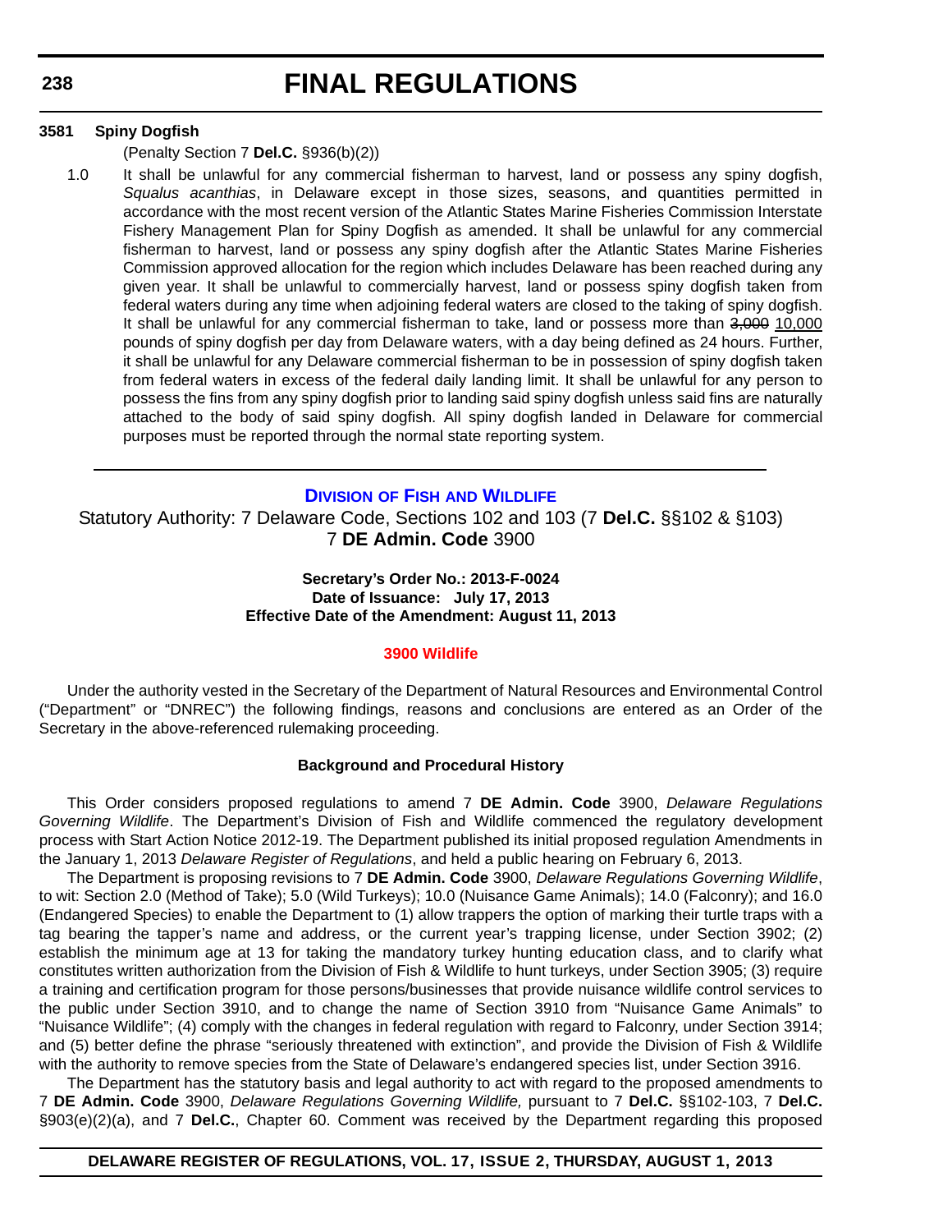### 3581 Spiny Dogfish

(Penalty Section 7 **Del.C.** §936(b)(2))

1.0 It shall be unlawful for any commercial fisherman to harvest, land or possess any spiny dogfish, *Squalus acanthias*, in Delaware except in those sizes, seasons, and quantities permitted in accordance with the most recent version of the Atlantic States Marine Fisheries Commission Interstate Fishery Management Plan for Spiny Dogfish as amended. It shall be unlawful for any commercial fisherman to harvest, land or possess any spiny dogfish after the Atlantic States Marine Fisheries Commission approved allocation for the region which includes Delaware has been reached during any given year. It shall be unlawful to commercially harvest, land or possess spiny dogfish taken from federal waters during any time when adjoining federal waters are closed to the taking of spiny dogfish. It shall be unlawful for any commercial fisherman to take, land or possess more than ~~3,000~~ 10,000 pounds of spiny dogfish per day from Delaware waters, with a day being defined as 24 hours. Further, it shall be unlawful for any Delaware commercial fisherman to be in possession of spiny dogfish taken from federal waters in excess of the federal daily landing limit. It shall be unlawful for any person to possess the fins from any spiny dogfish prior to landing said spiny dogfish unless said fins are naturally attached to the body of said spiny dogfish. All spiny dogfish landed in Delaware for commercial purposes must be reported through the normal state reporting system.

---

## DIVISION OF FISH AND WILDLIFE

Statutory Authority: 7 Delaware Code, Sections 102 and 103 (7 **Del.C.** §§102 & §103)
7 **DE Admin. Code** 3900

**Secretary's Order No.: 2013-F-0024**
**Date of Issuance: July 17, 2013**
**Effective Date of the Amendment: August 11, 2013**

### 3900 Wildlife

Under the authority vested in the Secretary of the Department of Natural Resources and Environmental Control ("Department" or "DNREC") the following findings, reasons and conclusions are entered as an Order of the Secretary in the above-referenced rulemaking proceeding.

**Background and Procedural History**

This Order considers proposed regulations to amend 7 **DE Admin. Code** 3900, *Delaware Regulations Governing Wildlife*. The Department's Division of Fish and Wildlife commenced the regulatory development process with Start Action Notice 2012-19. The Department published its initial proposed regulation Amendments in the January 1, 2013 *Delaware Register of Regulations*, and held a public hearing on February 6, 2013.

The Department is proposing revisions to 7 **DE Admin. Code** 3900, *Delaware Regulations Governing Wildlife*, to wit: Section 2.0 (Method of Take); 5.0 (Wild Turkeys); 10.0 (Nuisance Game Animals); 14.0 (Falconry); and 16.0 (Endangered Species) to enable the Department to (1) allow trappers the option of marking their turtle traps with a tag bearing the tapper's name and address, or the current year's trapping license, under Section 3902; (2) establish the minimum age at 13 for taking the mandatory turkey hunting education class, and to clarify what constitutes written authorization from the Division of Fish & Wildlife to hunt turkeys, under Section 3905; (3) require a training and certification program for those persons/businesses that provide nuisance wildlife control services to the public under Section 3910, and to change the name of Section 3910 from "Nuisance Game Animals" to "Nuisance Wildlife"; (4) comply with the changes in federal regulation with regard to Falconry, under Section 3914; and (5) better define the phrase "seriously threatened with extinction", and provide the Division of Fish & Wildlife with the authority to remove species from the State of Delaware's endangered species list, under Section 3916.

The Department has the statutory basis and legal authority to act with regard to the proposed amendments to 7 **DE Admin. Code** 3900, *Delaware Regulations Governing Wildlife,* pursuant to 7 **Del.C.** §§102-103, 7 **Del.C.** §903(e)(2)(a), and 7 **Del.C.**, Chapter 60. Comment was received by the Department regarding this proposed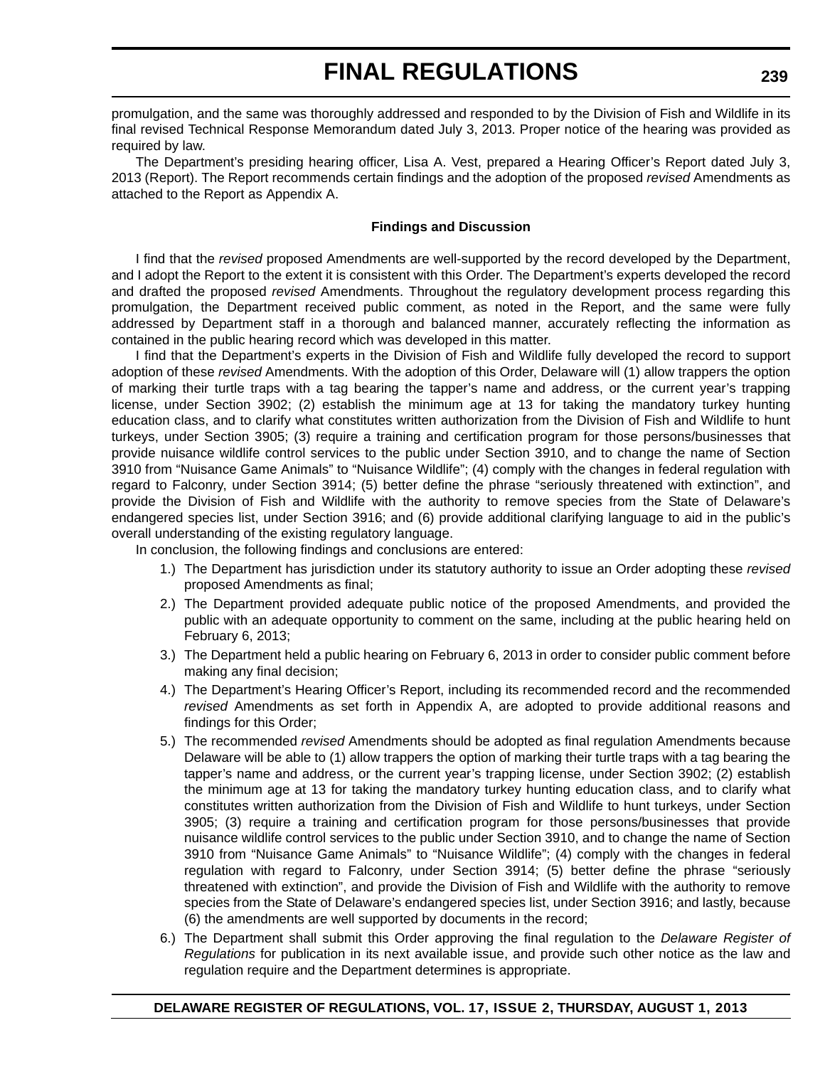promulgation, and the same was thoroughly addressed and responded to by the Division of Fish and Wildlife in its final revised Technical Response Memorandum dated July 3, 2013. Proper notice of the hearing was provided as required by law.

The Department's presiding hearing officer, Lisa A. Vest, prepared a Hearing Officer's Report dated July 3, 2013 (Report). The Report recommends certain findings and the adoption of the proposed *revised* Amendments as attached to the Report as Appendix A.

**Findings and Discussion**

I find that the *revised* proposed Amendments are well-supported by the record developed by the Department, and I adopt the Report to the extent it is consistent with this Order. The Department's experts developed the record and drafted the proposed *revised* Amendments. Throughout the regulatory development process regarding this promulgation, the Department received public comment, as noted in the Report, and the same were fully addressed by Department staff in a thorough and balanced manner, accurately reflecting the information as contained in the public hearing record which was developed in this matter.

I find that the Department's experts in the Division of Fish and Wildlife fully developed the record to support adoption of these *revised* Amendments. With the adoption of this Order, Delaware will (1) allow trappers the option of marking their turtle traps with a tag bearing the tapper's name and address, or the current year's trapping license, under Section 3902; (2) establish the minimum age at 13 for taking the mandatory turkey hunting education class, and to clarify what constitutes written authorization from the Division of Fish and Wildlife to hunt turkeys, under Section 3905; (3) require a training and certification program for those persons/businesses that provide nuisance wildlife control services to the public under Section 3910, and to change the name of Section 3910 from "Nuisance Game Animals" to "Nuisance Wildlife"; (4) comply with the changes in federal regulation with regard to Falconry, under Section 3914; (5) better define the phrase "seriously threatened with extinction", and provide the Division of Fish and Wildlife with the authority to remove species from the State of Delaware's endangered species list, under Section 3916; and (6) provide additional clarifying language to aid in the public's overall understanding of the existing regulatory language.

In conclusion, the following findings and conclusions are entered:

1.) The Department has jurisdiction under its statutory authority to issue an Order adopting these *revised* proposed Amendments as final;

2.) The Department provided adequate public notice of the proposed Amendments, and provided the public with an adequate opportunity to comment on the same, including at the public hearing held on February 6, 2013;

3.) The Department held a public hearing on February 6, 2013 in order to consider public comment before making any final decision;

4.) The Department's Hearing Officer's Report, including its recommended record and the recommended *revised* Amendments as set forth in Appendix A, are adopted to provide additional reasons and findings for this Order;

5.) The recommended *revised* Amendments should be adopted as final regulation Amendments because Delaware will be able to (1) allow trappers the option of marking their turtle traps with a tag bearing the tapper's name and address, or the current year's trapping license, under Section 3902; (2) establish the minimum age at 13 for taking the mandatory turkey hunting education class, and to clarify what constitutes written authorization from the Division of Fish and Wildlife to hunt turkeys, under Section 3905; (3) require a training and certification program for those persons/businesses that provide nuisance wildlife control services to the public under Section 3910, and to change the name of Section 3910 from "Nuisance Game Animals" to "Nuisance Wildlife"; (4) comply with the changes in federal regulation with regard to Falconry, under Section 3914; (5) better define the phrase "seriously threatened with extinction", and provide the Division of Fish and Wildlife with the authority to remove species from the State of Delaware's endangered species list, under Section 3916; and lastly, because (6) the amendments are well supported by documents in the record;

6.) The Department shall submit this Order approving the final regulation to the *Delaware Register of Regulations* for publication in its next available issue, and provide such other notice as the law and regulation require and the Department determines is appropriate.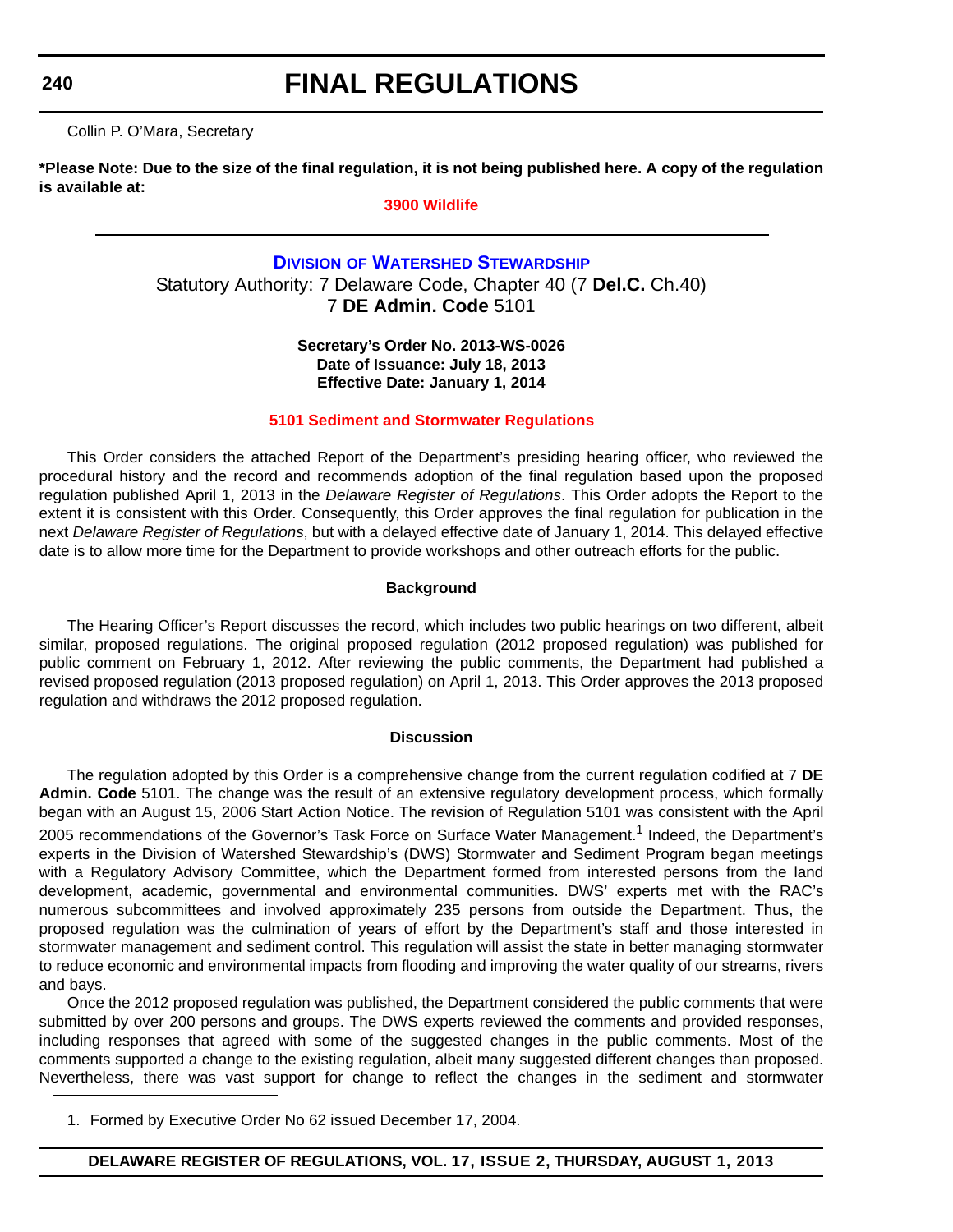Collin P. O'Mara, Secretary

**\*Please Note: Due to the size of the final regulation, it is not being published here. A copy of the regulation is available at:**

**3900 Wildlife**

---

## Division of Watershed Stewardship

Statutory Authority: 7 Delaware Code, Chapter 40 (7 **Del.C.** Ch.40)
7 **DE Admin. Code** 5101

**Secretary's Order No. 2013-WS-0026**
**Date of Issuance: July 18, 2013**
**Effective Date: January 1, 2014**

**5101 Sediment and Stormwater Regulations**

This Order considers the attached Report of the Department's presiding hearing officer, who reviewed the procedural history and the record and recommends adoption of the final regulation based upon the proposed regulation published April 1, 2013 in the *Delaware Register of Regulations*. This Order adopts the Report to the extent it is consistent with this Order. Consequently, this Order approves the final regulation for publication in the next *Delaware Register of Regulations*, but with a delayed effective date of January 1, 2014. This delayed effective date is to allow more time for the Department to provide workshops and other outreach efforts for the public.

**Background**

The Hearing Officer's Report discusses the record, which includes two public hearings on two different, albeit similar, proposed regulations. The original proposed regulation (2012 proposed regulation) was published for public comment on February 1, 2012. After reviewing the public comments, the Department had published a revised proposed regulation (2013 proposed regulation) on April 1, 2013. This Order approves the 2013 proposed regulation and withdraws the 2012 proposed regulation.

**Discussion**

The regulation adopted by this Order is a comprehensive change from the current regulation codified at 7 **DE Admin. Code** 5101. The change was the result of an extensive regulatory development process, which formally began with an August 15, 2006 Start Action Notice. The revision of Regulation 5101 was consistent with the April 2005 recommendations of the Governor's Task Force on Surface Water Management.[1] Indeed, the Department's experts in the Division of Watershed Stewardship's (DWS) Stormwater and Sediment Program began meetings with a Regulatory Advisory Committee, which the Department formed from interested persons from the land development, academic, governmental and environmental communities. DWS' experts met with the RAC's numerous subcommittees and involved approximately 235 persons from outside the Department. Thus, the proposed regulation was the culmination of years of effort by the Department's staff and those interested in stormwater management and sediment control. This regulation will assist the state in better managing stormwater to reduce economic and environmental impacts from flooding and improving the water quality of our streams, rivers and bays.

Once the 2012 proposed regulation was published, the Department considered the public comments that were submitted by over 200 persons and groups. The DWS experts reviewed the comments and provided responses, including responses that agreed with some of the suggested changes in the public comments. Most of the comments supported a change to the existing regulation, albeit many suggested different changes than proposed. Nevertheless, there was vast support for change to reflect the changes in the sediment and stormwater

1. Formed by Executive Order No 62 issued December 17, 2004.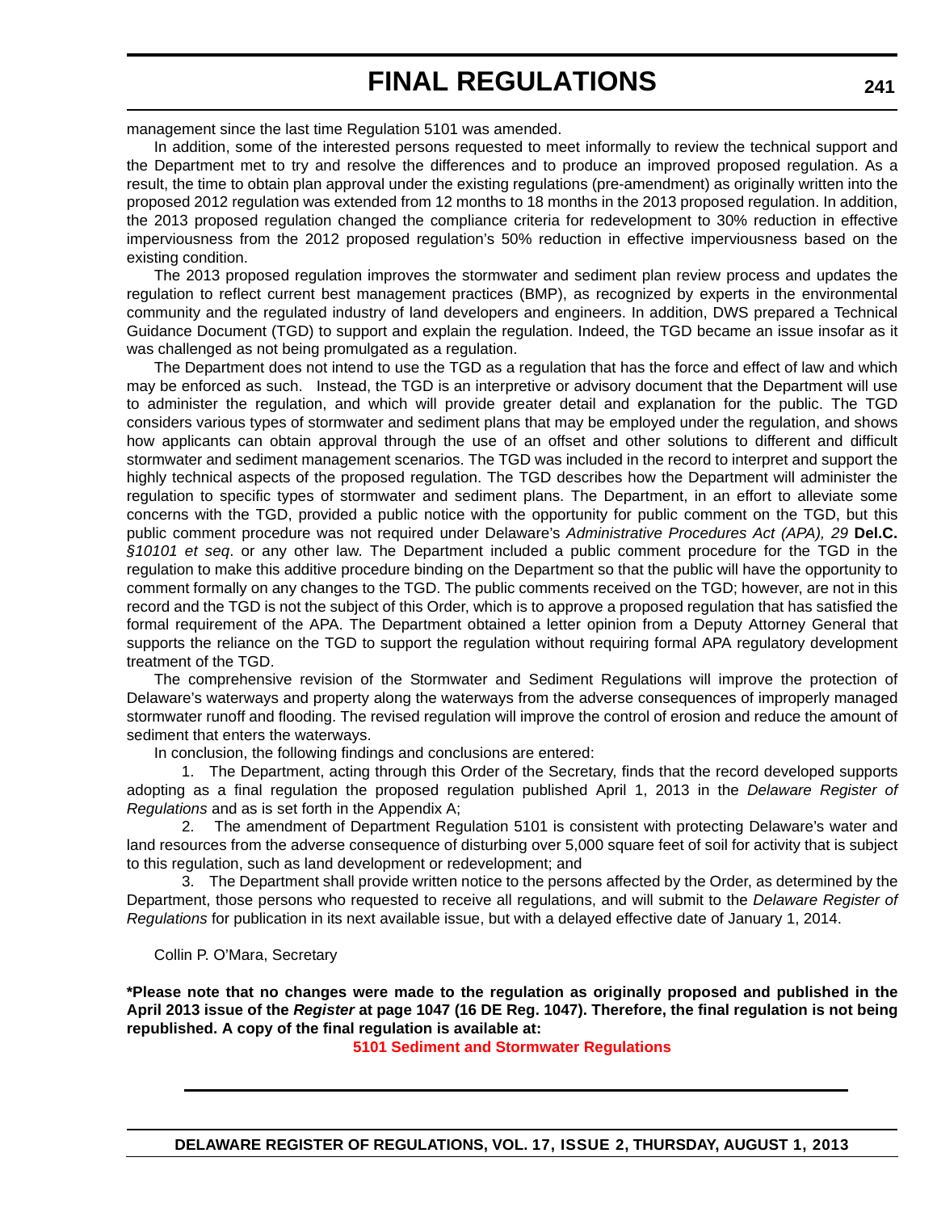management since the last time Regulation 5101 was amended.

In addition, some of the interested persons requested to meet informally to review the technical support and the Department met to try and resolve the differences and to produce an improved proposed regulation. As a result, the time to obtain plan approval under the existing regulations (pre-amendment) as originally written into the proposed 2012 regulation was extended from 12 months to 18 months in the 2013 proposed regulation. In addition, the 2013 proposed regulation changed the compliance criteria for redevelopment to 30% reduction in effective imperviousness from the 2012 proposed regulation's 50% reduction in effective imperviousness based on the existing condition.

The 2013 proposed regulation improves the stormwater and sediment plan review process and updates the regulation to reflect current best management practices (BMP), as recognized by experts in the environmental community and the regulated industry of land developers and engineers. In addition, DWS prepared a Technical Guidance Document (TGD) to support and explain the regulation. Indeed, the TGD became an issue insofar as it was challenged as not being promulgated as a regulation.

The Department does not intend to use the TGD as a regulation that has the force and effect of law and which may be enforced as such. Instead, the TGD is an interpretive or advisory document that the Department will use to administer the regulation, and which will provide greater detail and explanation for the public. The TGD considers various types of stormwater and sediment plans that may be employed under the regulation, and shows how applicants can obtain approval through the use of an offset and other solutions to different and difficult stormwater and sediment management scenarios. The TGD was included in the record to interpret and support the highly technical aspects of the proposed regulation. The TGD describes how the Department will administer the regulation to specific types of stormwater and sediment plans. The Department, in an effort to alleviate some concerns with the TGD, provided a public notice with the opportunity for public comment on the TGD, but this public comment procedure was not required under Delaware's *Administrative Procedures Act (APA), 29* **Del.C.** *§10101 et seq*. or any other law. The Department included a public comment procedure for the TGD in the regulation to make this additive procedure binding on the Department so that the public will have the opportunity to comment formally on any changes to the TGD. The public comments received on the TGD; however, are not in this record and the TGD is not the subject of this Order, which is to approve a proposed regulation that has satisfied the formal requirement of the APA. The Department obtained a letter opinion from a Deputy Attorney General that supports the reliance on the TGD to support the regulation without requiring formal APA regulatory development treatment of the TGD.

The comprehensive revision of the Stormwater and Sediment Regulations will improve the protection of Delaware's waterways and property along the waterways from the adverse consequences of improperly managed stormwater runoff and flooding. The revised regulation will improve the control of erosion and reduce the amount of sediment that enters the waterways.

In conclusion, the following findings and conclusions are entered:

1. The Department, acting through this Order of the Secretary, finds that the record developed supports adopting as a final regulation the proposed regulation published April 1, 2013 in the *Delaware Register of Regulations* and as is set forth in the Appendix A;

2. The amendment of Department Regulation 5101 is consistent with protecting Delaware's water and land resources from the adverse consequence of disturbing over 5,000 square feet of soil for activity that is subject to this regulation, such as land development or redevelopment; and

3. The Department shall provide written notice to the persons affected by the Order, as determined by the Department, those persons who requested to receive all regulations, and will submit to the *Delaware Register of Regulations* for publication in its next available issue, but with a delayed effective date of January 1, 2014.

Collin P. O'Mara, Secretary

**\*Please note that no changes were made to the regulation as originally proposed and published in the April 2013 issue of the *Register* at page 1047 (16 DE Reg. 1047). Therefore, the final regulation is not being republished. A copy of the final regulation is available at:**

**5101 Sediment and Stormwater Regulations**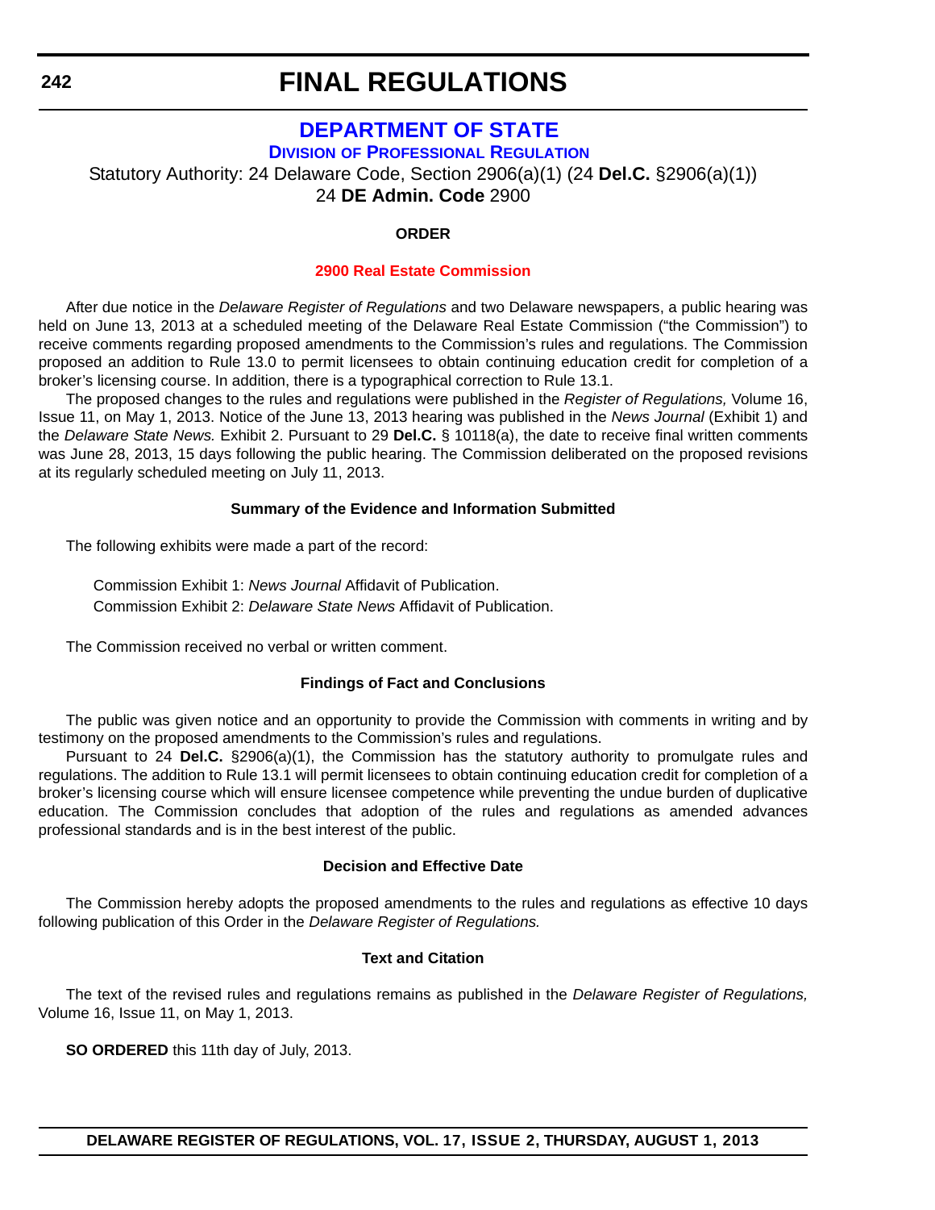# FINAL REGULATIONS

## DEPARTMENT OF STATE

### Division of Professional Regulation

Statutory Authority: 24 Delaware Code, Section 2906(a)(1) (24 **Del.C.** §2906(a)(1))
24 **DE Admin. Code** 2900

**ORDER**

**2900 Real Estate Commission**

After due notice in the *Delaware Register of Regulations* and two Delaware newspapers, a public hearing was held on June 13, 2013 at a scheduled meeting of the Delaware Real Estate Commission ("the Commission") to receive comments regarding proposed amendments to the Commission's rules and regulations. The Commission proposed an addition to Rule 13.0 to permit licensees to obtain continuing education credit for completion of a broker's licensing course. In addition, there is a typographical correction to Rule 13.1.

The proposed changes to the rules and regulations were published in the *Register of Regulations,* Volume 16, Issue 11, on May 1, 2013. Notice of the June 13, 2013 hearing was published in the *News Journal* (Exhibit 1) and the *Delaware State News.* Exhibit 2. Pursuant to 29 **Del.C.** § 10118(a), the date to receive final written comments was June 28, 2013, 15 days following the public hearing. The Commission deliberated on the proposed revisions at its regularly scheduled meeting on July 11, 2013.

**Summary of the Evidence and Information Submitted**

The following exhibits were made a part of the record:

Commission Exhibit 1: *News Journal* Affidavit of Publication.
Commission Exhibit 2: *Delaware State News* Affidavit of Publication.

The Commission received no verbal or written comment.

**Findings of Fact and Conclusions**

The public was given notice and an opportunity to provide the Commission with comments in writing and by testimony on the proposed amendments to the Commission's rules and regulations.

Pursuant to 24 **Del.C.** §2906(a)(1), the Commission has the statutory authority to promulgate rules and regulations. The addition to Rule 13.1 will permit licensees to obtain continuing education credit for completion of a broker's licensing course which will ensure licensee competence while preventing the undue burden of duplicative education. The Commission concludes that adoption of the rules and regulations as amended advances professional standards and is in the best interest of the public.

**Decision and Effective Date**

The Commission hereby adopts the proposed amendments to the rules and regulations as effective 10 days following publication of this Order in the *Delaware Register of Regulations.*

**Text and Citation**

The text of the revised rules and regulations remains as published in the *Delaware Register of Regulations,* Volume 16, Issue 11, on May 1, 2013.

**SO ORDERED** this 11th day of July, 2013.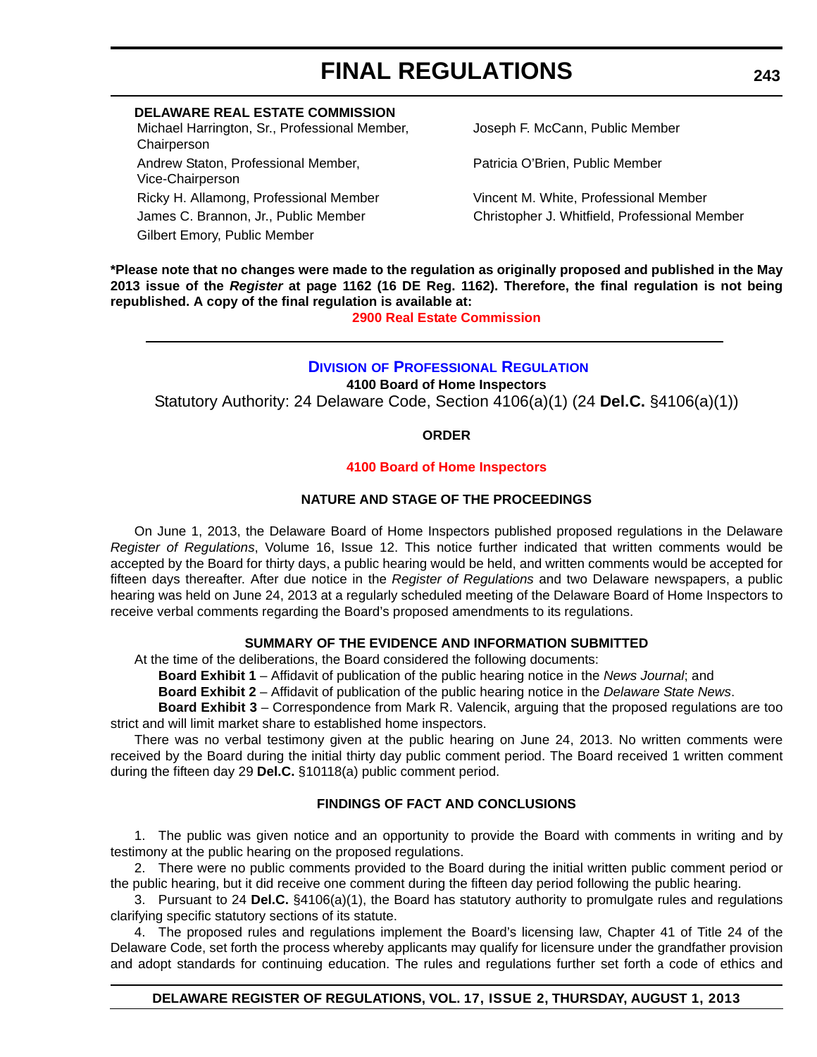**DELAWARE REAL ESTATE COMMISSION**

Michael Harrington, Sr., Professional Member, Chairperson

Andrew Staton, Professional Member, Vice-Chairperson

Ricky H. Allamong, Professional Member

James C. Brannon, Jr., Public Member

Gilbert Emory, Public Member

Joseph F. McCann, Public Member

Patricia O'Brien, Public Member

Vincent M. White, Professional Member

Christopher J. Whitfield, Professional Member

**\*Please note that no changes were made to the regulation as originally proposed and published in the May 2013 issue of the *Register* at page 1162 (16 DE Reg. 1162). Therefore, the final regulation is not being republished. A copy of the final regulation is available at:**

**2900 Real Estate Commission**

---

## DIVISION OF PROFESSIONAL REGULATION

**4100 Board of Home Inspectors**

Statutory Authority: 24 Delaware Code, Section 4106(a)(1) (24 **Del.C.** §4106(a)(1))

**ORDER**

**4100 Board of Home Inspectors**

### NATURE AND STAGE OF THE PROCEEDINGS

On June 1, 2013, the Delaware Board of Home Inspectors published proposed regulations in the Delaware *Register of Regulations*, Volume 16, Issue 12. This notice further indicated that written comments would be accepted by the Board for thirty days, a public hearing would be held, and written comments would be accepted for fifteen days thereafter. After due notice in the *Register of Regulations* and two Delaware newspapers, a public hearing was held on June 24, 2013 at a regularly scheduled meeting of the Delaware Board of Home Inspectors to receive verbal comments regarding the Board's proposed amendments to its regulations.

### SUMMARY OF THE EVIDENCE AND INFORMATION SUBMITTED

At the time of the deliberations, the Board considered the following documents:

**Board Exhibit 1** – Affidavit of publication of the public hearing notice in the *News Journal*; and

**Board Exhibit 2** – Affidavit of publication of the public hearing notice in the *Delaware State News*.

**Board Exhibit 3** – Correspondence from Mark R. Valencik, arguing that the proposed regulations are too strict and will limit market share to established home inspectors.

There was no verbal testimony given at the public hearing on June 24, 2013. No written comments were received by the Board during the initial thirty day public comment period. The Board received 1 written comment during the fifteen day 29 **Del.C.** §10118(a) public comment period.

### FINDINGS OF FACT AND CONCLUSIONS

1. The public was given notice and an opportunity to provide the Board with comments in writing and by testimony at the public hearing on the proposed regulations.

2. There were no public comments provided to the Board during the initial written public comment period or the public hearing, but it did receive one comment during the fifteen day period following the public hearing.

3. Pursuant to 24 **Del.C.** §4106(a)(1), the Board has statutory authority to promulgate rules and regulations clarifying specific statutory sections of its statute.

4. The proposed rules and regulations implement the Board's licensing law, Chapter 41 of Title 24 of the Delaware Code, set forth the process whereby applicants may qualify for licensure under the grandfather provision and adopt standards for continuing education. The rules and regulations further set forth a code of ethics and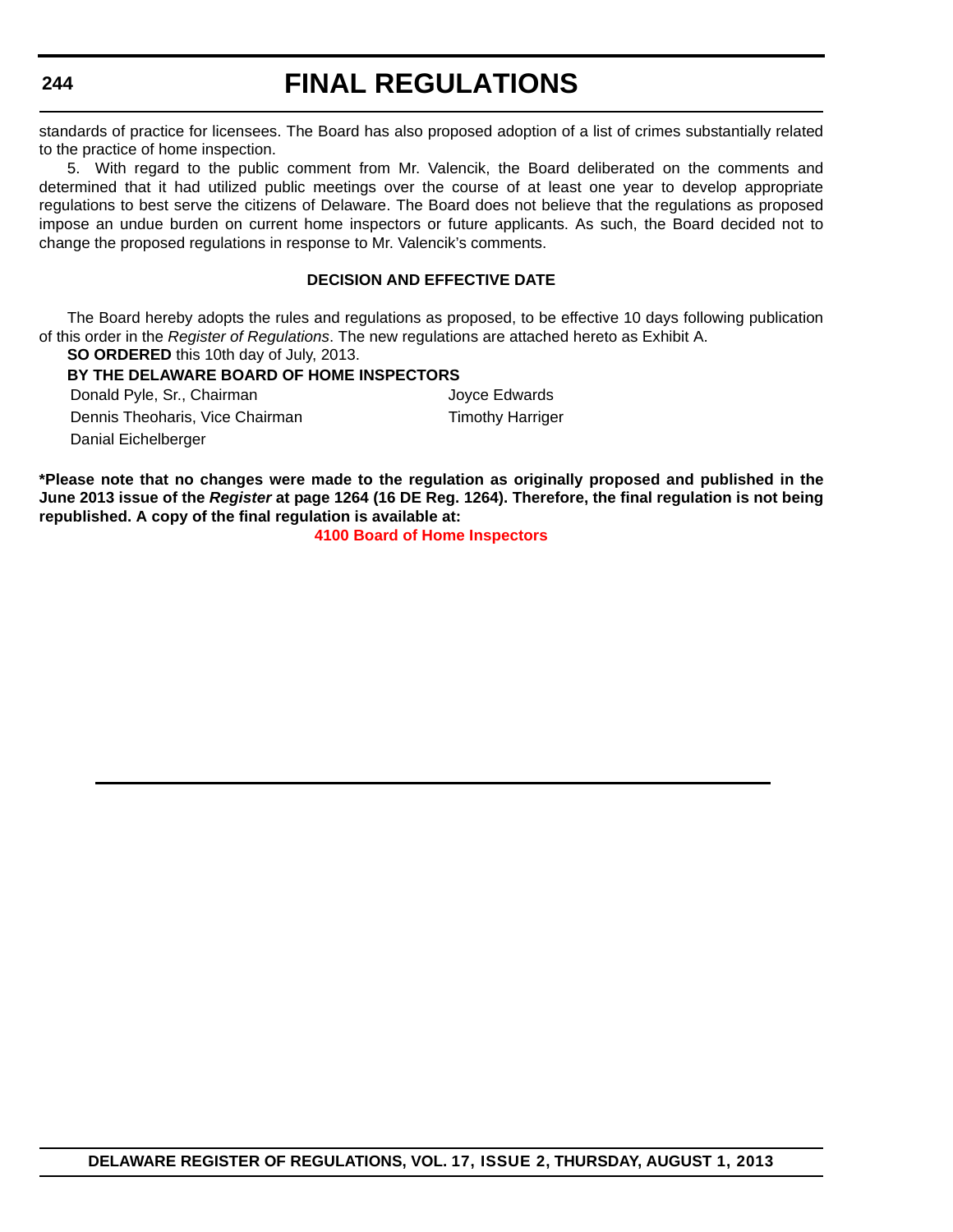standards of practice for licensees. The Board has also proposed adoption of a list of crimes substantially related to the practice of home inspection.

5. With regard to the public comment from Mr. Valencik, the Board deliberated on the comments and determined that it had utilized public meetings over the course of at least one year to develop appropriate regulations to best serve the citizens of Delaware. The Board does not believe that the regulations as proposed impose an undue burden on current home inspectors or future applicants. As such, the Board decided not to change the proposed regulations in response to Mr. Valencik's comments.

### DECISION AND EFFECTIVE DATE

The Board hereby adopts the rules and regulations as proposed, to be effective 10 days following publication of this order in the *Register of Regulations*. The new regulations are attached hereto as Exhibit A.

**SO ORDERED** this 10th day of July, 2013.

**BY THE DELAWARE BOARD OF HOME INSPECTORS**

Donald Pyle, Sr., Chairman

Dennis Theoharis, Vice Chairman

Danial Eichelberger

Joyce Edwards

Timothy Harriger

**\*Please note that no changes were made to the regulation as originally proposed and published in the June 2013 issue of the *Register* at page 1264 (16 DE Reg. 1264). Therefore, the final regulation is not being republished. A copy of the final regulation is available at:**

**4100 Board of Home Inspectors**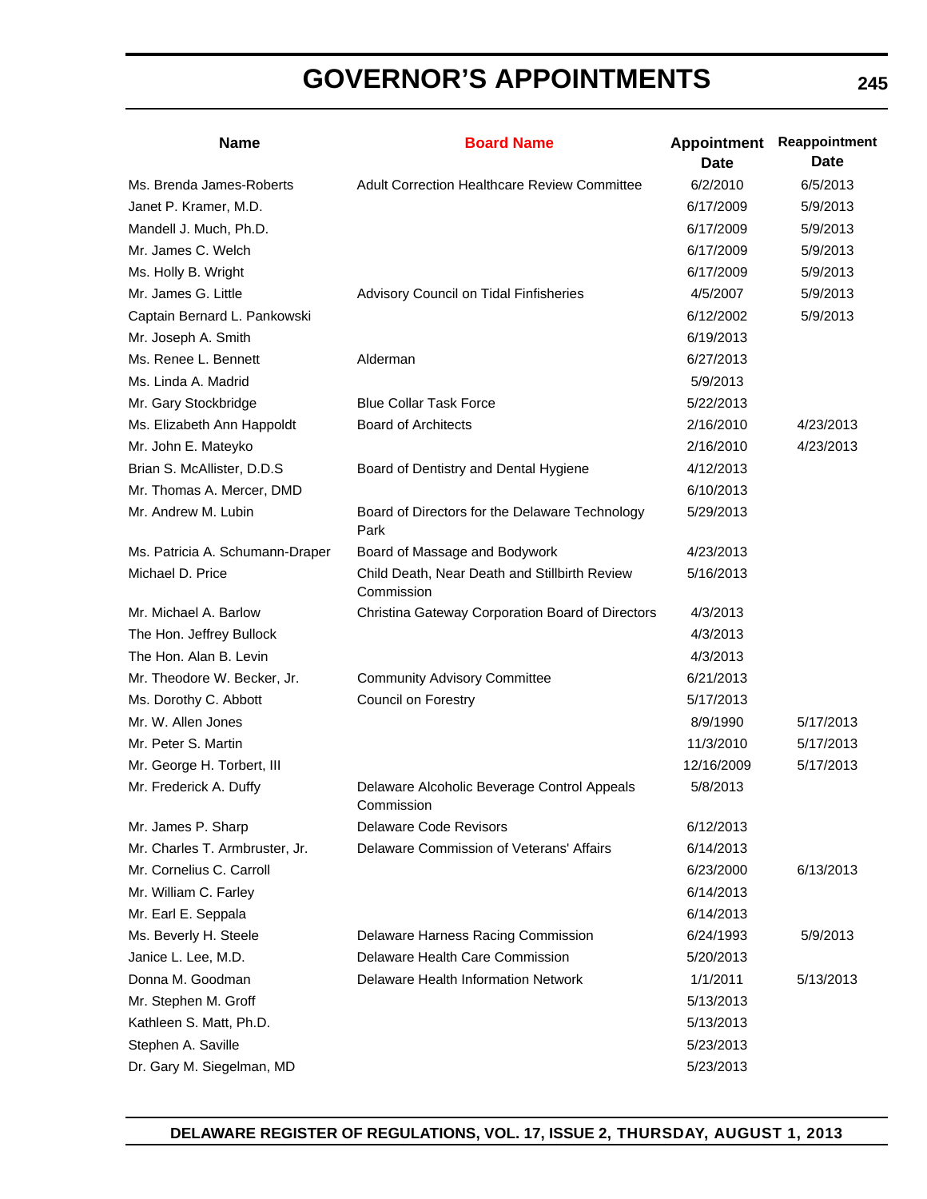# GOVERNOR'S APPOINTMENTS

| Name | Board Name | Appointment Date | Reappointment Date |
|---|---|---|---|
| Ms. Brenda James-Roberts | Adult Correction Healthcare Review Committee | 6/2/2010 | 6/5/2013 |
| Janet P. Kramer, M.D. | | 6/17/2009 | 5/9/2013 |
| Mandell J. Much, Ph.D. | | 6/17/2009 | 5/9/2013 |
| Mr. James C. Welch | | 6/17/2009 | 5/9/2013 |
| Ms. Holly B. Wright | | 6/17/2009 | 5/9/2013 |
| Mr. James G. Little | Advisory Council on Tidal Finfisheries | 4/5/2007 | 5/9/2013 |
| Captain Bernard L. Pankowski | | 6/12/2002 | 5/9/2013 |
| Mr. Joseph A. Smith | | 6/19/2013 | |
| Ms. Renee L. Bennett | Alderman | 6/27/2013 | |
| Ms. Linda A. Madrid | | 5/9/2013 | |
| Mr. Gary Stockbridge | Blue Collar Task Force | 5/22/2013 | |
| Ms. Elizabeth Ann Happoldt | Board of Architects | 2/16/2010 | 4/23/2013 |
| Mr. John E. Mateyko | | 2/16/2010 | 4/23/2013 |
| Brian S. McAllister, D.D.S | Board of Dentistry and Dental Hygiene | 4/12/2013 | |
| Mr. Thomas A. Mercer, DMD | | 6/10/2013 | |
| Mr. Andrew M. Lubin | Board of Directors for the Delaware Technology Park | 5/29/2013 | |
| Ms. Patricia A. Schumann-Draper | Board of Massage and Bodywork | 4/23/2013 | |
| Michael D. Price | Child Death, Near Death and Stillbirth Review Commission | 5/16/2013 | |
| Mr. Michael A. Barlow | Christina Gateway Corporation Board of Directors | 4/3/2013 | |
| The Hon. Jeffrey Bullock | | 4/3/2013 | |
| The Hon. Alan B. Levin | | 4/3/2013 | |
| Mr. Theodore W. Becker, Jr. | Community Advisory Committee | 6/21/2013 | |
| Ms. Dorothy C. Abbott | Council on Forestry | 5/17/2013 | |
| Mr. W. Allen Jones | | 8/9/1990 | 5/17/2013 |
| Mr. Peter S. Martin | | 11/3/2010 | 5/17/2013 |
| Mr. George H. Torbert, III | | 12/16/2009 | 5/17/2013 |
| Mr. Frederick A. Duffy | Delaware Alcoholic Beverage Control Appeals Commission | 5/8/2013 | |
| Mr. James P. Sharp | Delaware Code Revisors | 6/12/2013 | |
| Mr. Charles T. Armbruster, Jr. | Delaware Commission of Veterans' Affairs | 6/14/2013 | |
| Mr. Cornelius C. Carroll | | 6/23/2000 | 6/13/2013 |
| Mr. William C. Farley | | 6/14/2013 | |
| Mr. Earl E. Seppala | | 6/14/2013 | |
| Ms. Beverly H. Steele | Delaware Harness Racing Commission | 6/24/1993 | 5/9/2013 |
| Janice L. Lee, M.D. | Delaware Health Care Commission | 5/20/2013 | |
| Donna M. Goodman | Delaware Health Information Network | 1/1/2011 | 5/13/2013 |
| Mr. Stephen M. Groff | | 5/13/2013 | |
| Kathleen S. Matt, Ph.D. | | 5/13/2013 | |
| Stephen A. Saville | | 5/23/2013 | |
| Dr. Gary M. Siegelman, MD | | 5/23/2013 | |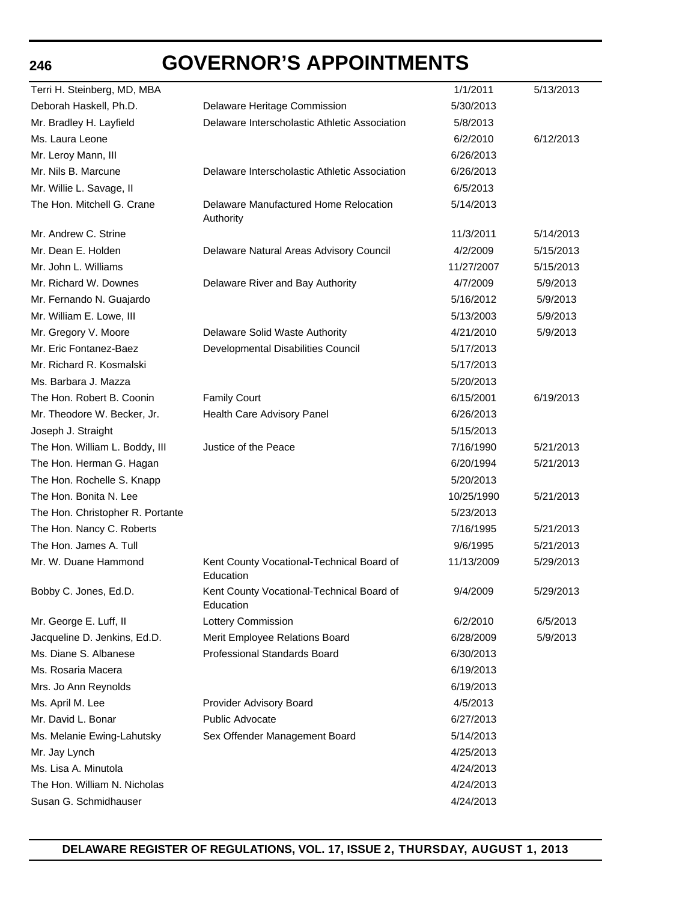# GOVERNOR'S APPOINTMENTS

| | | | |
|---|---|---|---|
| Terri H. Steinberg, MD, MBA | | 1/1/2011 | 5/13/2013 |
| Deborah Haskell, Ph.D. | Delaware Heritage Commission | 5/30/2013 | |
| Mr. Bradley H. Layfield | Delaware Interscholastic Athletic Association | 5/8/2013 | |
| Ms. Laura Leone | | 6/2/2010 | 6/12/2013 |
| Mr. Leroy Mann, III | | 6/26/2013 | |
| Mr. Nils B. Marcune | Delaware Interscholastic Athletic Association | 6/26/2013 | |
| Mr. Willie L. Savage, II | | 6/5/2013 | |
| The Hon. Mitchell G. Crane | Delaware Manufactured Home Relocation Authority | 5/14/2013 | |
| Mr. Andrew C. Strine | | 11/3/2011 | 5/14/2013 |
| Mr. Dean E. Holden | Delaware Natural Areas Advisory Council | 4/2/2009 | 5/15/2013 |
| Mr. John L. Williams | | 11/27/2007 | 5/15/2013 |
| Mr. Richard W. Downes | Delaware River and Bay Authority | 4/7/2009 | 5/9/2013 |
| Mr. Fernando N. Guajardo | | 5/16/2012 | 5/9/2013 |
| Mr. William E. Lowe, III | | 5/13/2003 | 5/9/2013 |
| Mr. Gregory V. Moore | Delaware Solid Waste Authority | 4/21/2010 | 5/9/2013 |
| Mr. Eric Fontanez-Baez | Developmental Disabilities Council | 5/17/2013 | |
| Mr. Richard R. Kosmalski | | 5/17/2013 | |
| Ms. Barbara J. Mazza | | 5/20/2013 | |
| The Hon. Robert B. Coonin | Family Court | 6/15/2001 | 6/19/2013 |
| Mr. Theodore W. Becker, Jr. | Health Care Advisory Panel | 6/26/2013 | |
| Joseph J. Straight | | 5/15/2013 | |
| The Hon. William L. Boddy, III | Justice of the Peace | 7/16/1990 | 5/21/2013 |
| The Hon. Herman G. Hagan | | 6/20/1994 | 5/21/2013 |
| The Hon. Rochelle S. Knapp | | 5/20/2013 | |
| The Hon. Bonita N. Lee | | 10/25/1990 | 5/21/2013 |
| The Hon. Christopher R. Portante | | 5/23/2013 | |
| The Hon. Nancy C. Roberts | | 7/16/1995 | 5/21/2013 |
| The Hon. James A. Tull | | 9/6/1995 | 5/21/2013 |
| Mr. W. Duane Hammond | Kent County Vocational-Technical Board of Education | 11/13/2009 | 5/29/2013 |
| Bobby C. Jones, Ed.D. | Kent County Vocational-Technical Board of Education | 9/4/2009 | 5/29/2013 |
| Mr. George E. Luff, II | Lottery Commission | 6/2/2010 | 6/5/2013 |
| Jacqueline D. Jenkins, Ed.D. | Merit Employee Relations Board | 6/28/2009 | 5/9/2013 |
| Ms. Diane S. Albanese | Professional Standards Board | 6/30/2013 | |
| Ms. Rosaria Macera | | 6/19/2013 | |
| Mrs. Jo Ann Reynolds | | 6/19/2013 | |
| Ms. April M. Lee | Provider Advisory Board | 4/5/2013 | |
| Mr. David L. Bonar | Public Advocate | 6/27/2013 | |
| Ms. Melanie Ewing-Lahutsky | Sex Offender Management Board | 5/14/2013 | |
| Mr. Jay Lynch | | 4/25/2013 | |
| Ms. Lisa A. Minutola | | 4/24/2013 | |
| The Hon. William N. Nicholas | | 4/24/2013 | |
| Susan G. Schmidhauser | | 4/24/2013 | |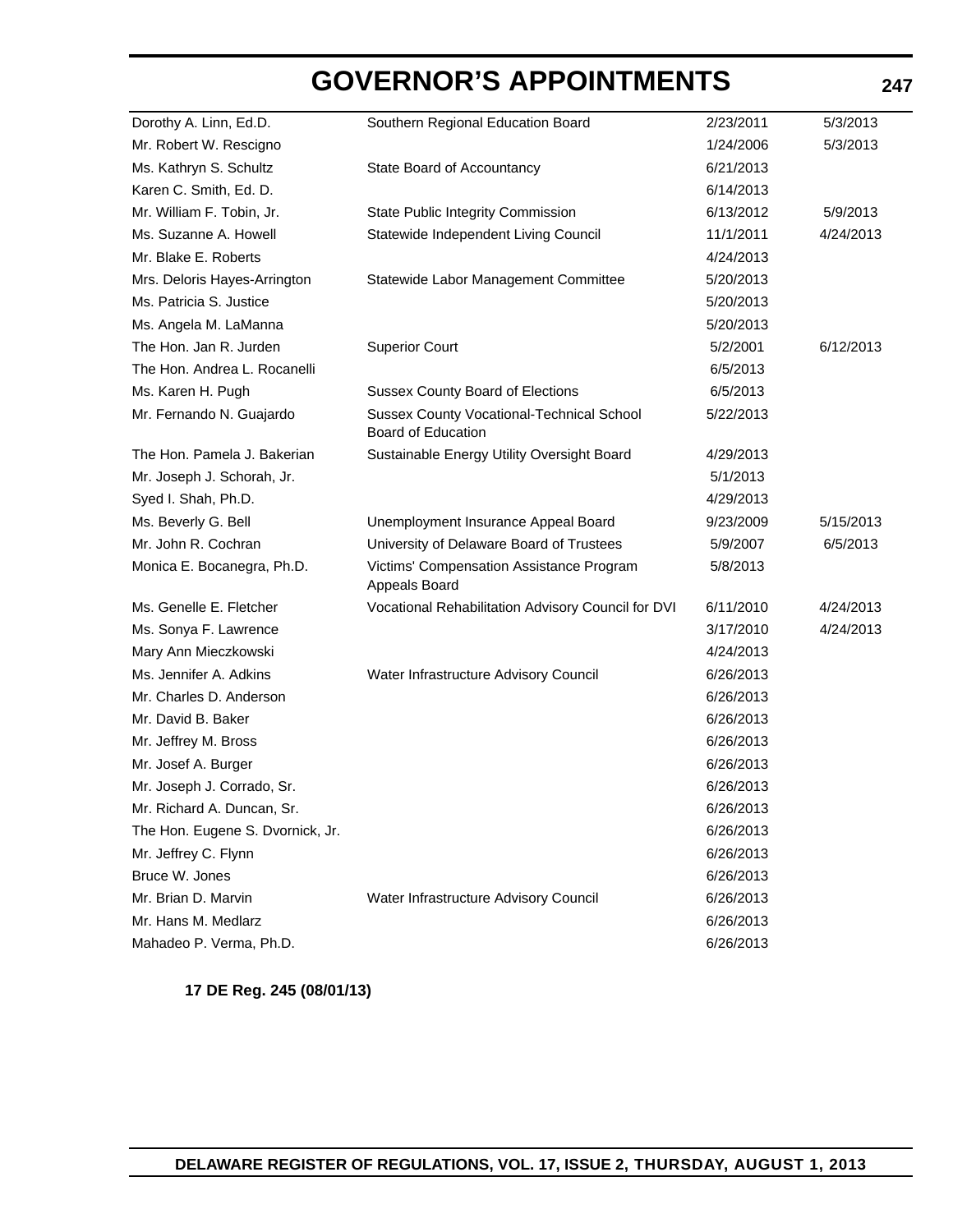| | | | |
|---|---|---|---|
| Dorothy A. Linn, Ed.D. | Southern Regional Education Board | 2/23/2011 | 5/3/2013 |
| Mr. Robert W. Rescigno | | 1/24/2006 | 5/3/2013 |
| Ms. Kathryn S. Schultz | State Board of Accountancy | 6/21/2013 | |
| Karen C. Smith, Ed. D. | | 6/14/2013 | |
| Mr. William F. Tobin, Jr. | State Public Integrity Commission | 6/13/2012 | 5/9/2013 |
| Ms. Suzanne A. Howell | Statewide Independent Living Council | 11/1/2011 | 4/24/2013 |
| Mr. Blake E. Roberts | | 4/24/2013 | |
| Mrs. Deloris Hayes-Arrington | Statewide Labor Management Committee | 5/20/2013 | |
| Ms. Patricia S. Justice | | 5/20/2013 | |
| Ms. Angela M. LaManna | | 5/20/2013 | |
| The Hon. Jan R. Jurden | Superior Court | 5/2/2001 | 6/12/2013 |
| The Hon. Andrea L. Rocanelli | | 6/5/2013 | |
| Ms. Karen H. Pugh | Sussex County Board of Elections | 6/5/2013 | |
| Mr. Fernando N. Guajardo | Sussex County Vocational-Technical School Board of Education | 5/22/2013 | |
| The Hon. Pamela J. Bakerian | Sustainable Energy Utility Oversight Board | 4/29/2013 | |
| Mr. Joseph J. Schorah, Jr. | | 5/1/2013 | |
| Syed I. Shah, Ph.D. | | 4/29/2013 | |
| Ms. Beverly G. Bell | Unemployment Insurance Appeal Board | 9/23/2009 | 5/15/2013 |
| Mr. John R. Cochran | University of Delaware Board of Trustees | 5/9/2007 | 6/5/2013 |
| Monica E. Bocanegra, Ph.D. | Victims' Compensation Assistance Program Appeals Board | 5/8/2013 | |
| Ms. Genelle E. Fletcher | Vocational Rehabilitation Advisory Council for DVI | 6/11/2010 | 4/24/2013 |
| Ms. Sonya F. Lawrence | | 3/17/2010 | 4/24/2013 |
| Mary Ann Mieczkowski | | 4/24/2013 | |
| Ms. Jennifer A. Adkins | Water Infrastructure Advisory Council | 6/26/2013 | |
| Mr. Charles D. Anderson | | 6/26/2013 | |
| Mr. David B. Baker | | 6/26/2013 | |
| Mr. Jeffrey M. Bross | | 6/26/2013 | |
| Mr. Josef A. Burger | | 6/26/2013 | |
| Mr. Joseph J. Corrado, Sr. | | 6/26/2013 | |
| Mr. Richard A. Duncan, Sr. | | 6/26/2013 | |
| The Hon. Eugene S. Dvornick, Jr. | | 6/26/2013 | |
| Mr. Jeffrey C. Flynn | | 6/26/2013 | |
| Bruce W. Jones | | 6/26/2013 | |
| Mr. Brian D. Marvin | Water Infrastructure Advisory Council | 6/26/2013 | |
| Mr. Hans M. Medlarz | | 6/26/2013 | |
| Mahadeo P. Verma, Ph.D. | | 6/26/2013 | |

**17 DE Reg. 245 (08/01/13)**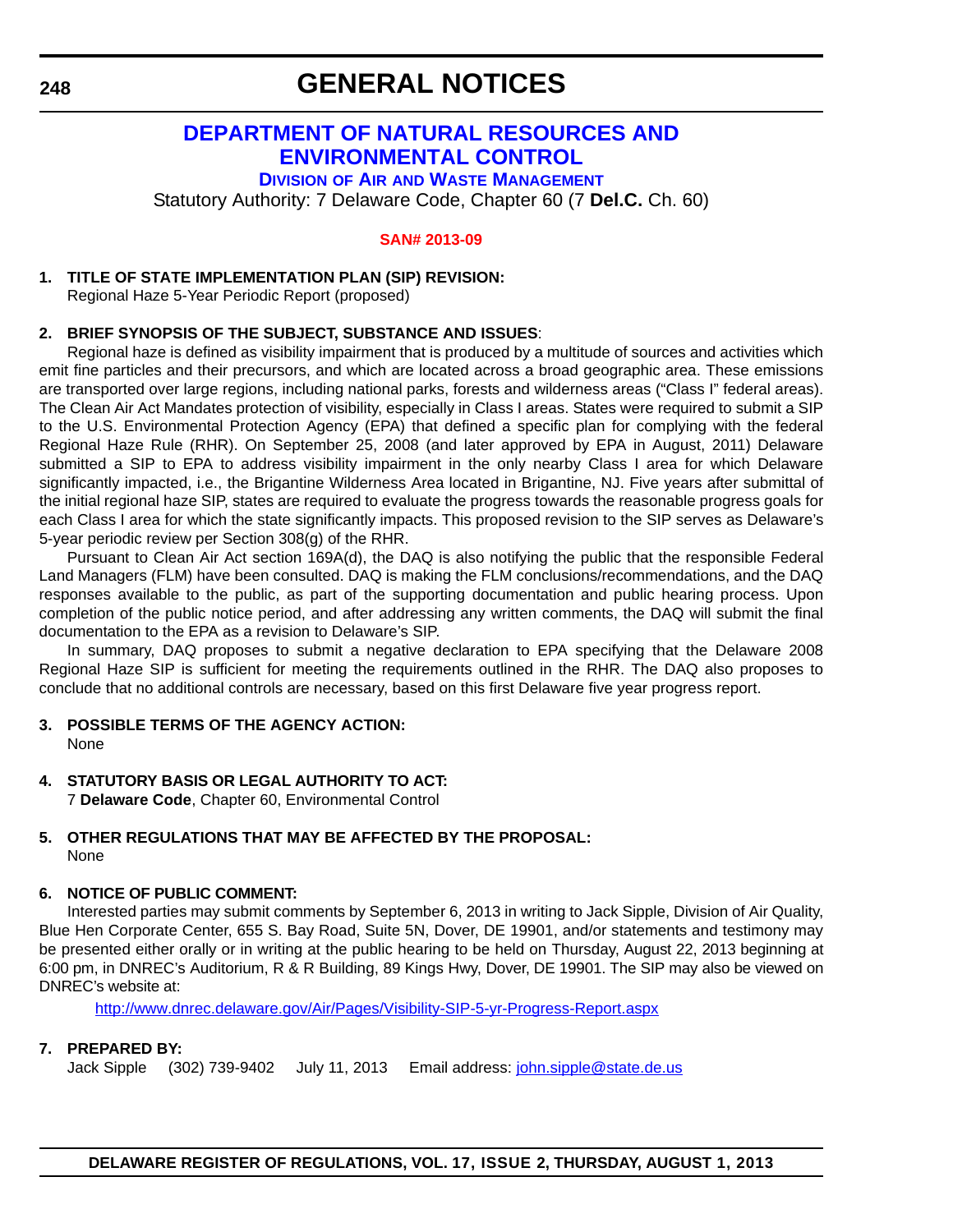# GENERAL NOTICES

## DEPARTMENT OF NATURAL RESOURCES AND ENVIRONMENTAL CONTROL

### DIVISION OF AIR AND WASTE MANAGEMENT

Statutory Authority: 7 Delaware Code, Chapter 60 (7 **Del.C.** Ch. 60)

**SAN# 2013-09**

1. **TITLE OF STATE IMPLEMENTATION PLAN (SIP) REVISION:**
   Regional Haze 5-Year Periodic Report (proposed)

2. **BRIEF SYNOPSIS OF THE SUBJECT, SUBSTANCE AND ISSUES**:

Regional haze is defined as visibility impairment that is produced by a multitude of sources and activities which emit fine particles and their precursors, and which are located across a broad geographic area. These emissions are transported over large regions, including national parks, forests and wilderness areas ("Class I" federal areas). The Clean Air Act Mandates protection of visibility, especially in Class I areas. States were required to submit a SIP to the U.S. Environmental Protection Agency (EPA) that defined a specific plan for complying with the federal Regional Haze Rule (RHR). On September 25, 2008 (and later approved by EPA in August, 2011) Delaware submitted a SIP to EPA to address visibility impairment in the only nearby Class I area for which Delaware significantly impacted, i.e., the Brigantine Wilderness Area located in Brigantine, NJ. Five years after submittal of the initial regional haze SIP, states are required to evaluate the progress towards the reasonable progress goals for each Class I area for which the state significantly impacts. This proposed revision to the SIP serves as Delaware's 5-year periodic review per Section 308(g) of the RHR.

Pursuant to Clean Air Act section 169A(d), the DAQ is also notifying the public that the responsible Federal Land Managers (FLM) have been consulted. DAQ is making the FLM conclusions/recommendations, and the DAQ responses available to the public, as part of the supporting documentation and public hearing process. Upon completion of the public notice period, and after addressing any written comments, the DAQ will submit the final documentation to the EPA as a revision to Delaware's SIP.

In summary, DAQ proposes to submit a negative declaration to EPA specifying that the Delaware 2008 Regional Haze SIP is sufficient for meeting the requirements outlined in the RHR. The DAQ also proposes to conclude that no additional controls are necessary, based on this first Delaware five year progress report.

3. **POSSIBLE TERMS OF THE AGENCY ACTION:**
   None

4. **STATUTORY BASIS OR LEGAL AUTHORITY TO ACT:**
   7 **Delaware Code**, Chapter 60, Environmental Control

5. **OTHER REGULATIONS THAT MAY BE AFFECTED BY THE PROPOSAL:**
   None

6. **NOTICE OF PUBLIC COMMENT:**

Interested parties may submit comments by September 6, 2013 in writing to Jack Sipple, Division of Air Quality, Blue Hen Corporate Center, 655 S. Bay Road, Suite 5N, Dover, DE 19901, and/or statements and testimony may be presented either orally or in writing at the public hearing to be held on Thursday, August 22, 2013 beginning at 6:00 pm, in DNREC's Auditorium, R & R Building, 89 Kings Hwy, Dover, DE 19901. The SIP may also be viewed on DNREC's website at:

[http://www.dnrec.delaware.gov/Air/Pages/Visibility-SIP-5-yr-Progress-Report.aspx](http://www.dnrec.delaware.gov/Air/Pages/Visibility-SIP-5-yr-Progress-Report.aspx)

7. **PREPARED BY:**
   Jack Sipple (302) 739-9402 July 11, 2013 Email address: [john.sipple@state.de.us](mailto:john.sipple@state.de.us)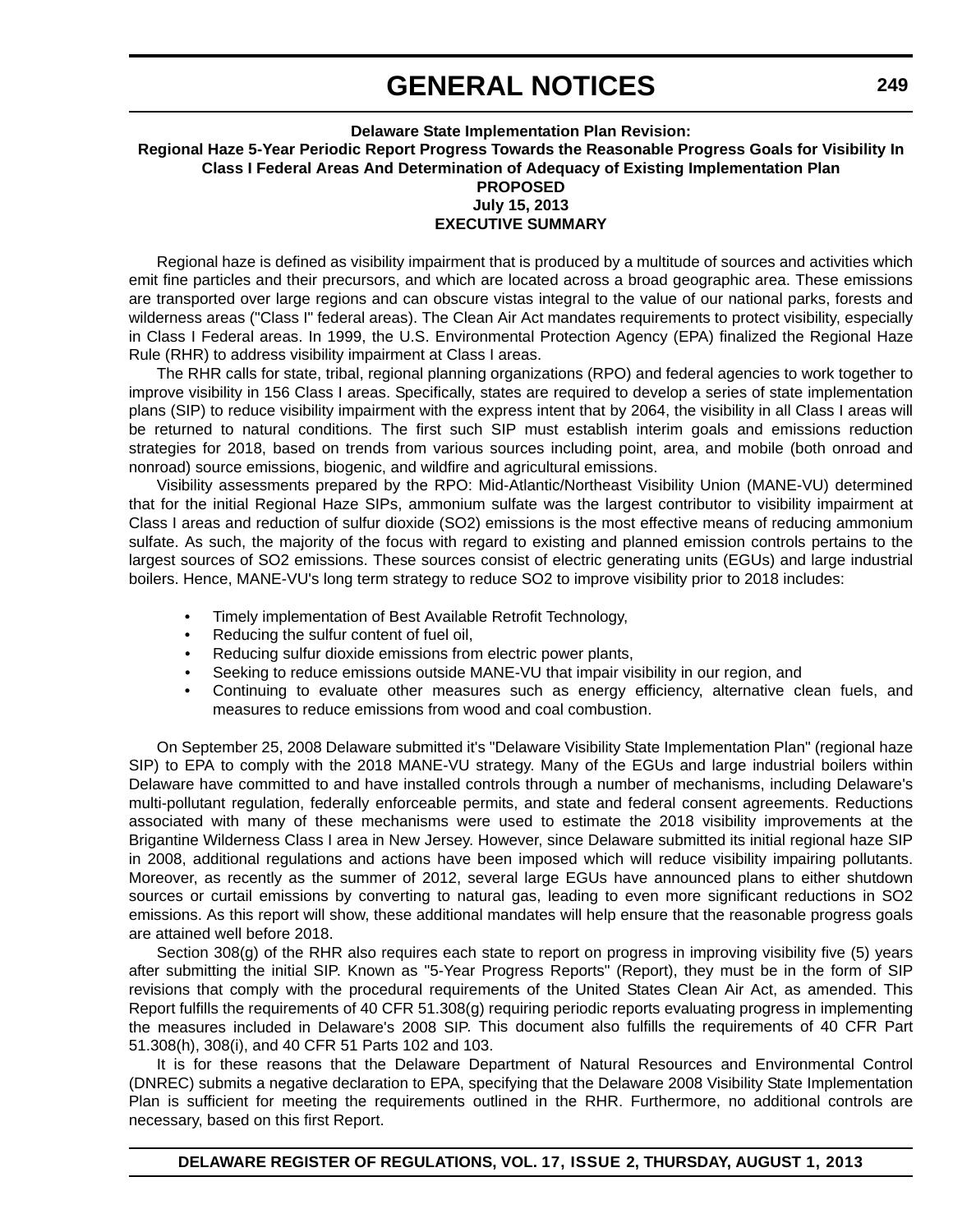# GENERAL NOTICES

**Delaware State Implementation Plan Revision:**
**Regional Haze 5-Year Periodic Report Progress Towards the Reasonable Progress Goals for Visibility In Class I Federal Areas And Determination of Adequacy of Existing Implementation Plan**
**PROPOSED**
**July 15, 2013**
**EXECUTIVE SUMMARY**

Regional haze is defined as visibility impairment that is produced by a multitude of sources and activities which emit fine particles and their precursors, and which are located across a broad geographic area. These emissions are transported over large regions and can obscure vistas integral to the value of our national parks, forests and wilderness areas ("Class I" federal areas). The Clean Air Act mandates requirements to protect visibility, especially in Class I Federal areas. In 1999, the U.S. Environmental Protection Agency (EPA) finalized the Regional Haze Rule (RHR) to address visibility impairment at Class I areas.

The RHR calls for state, tribal, regional planning organizations (RPO) and federal agencies to work together to improve visibility in 156 Class I areas. Specifically, states are required to develop a series of state implementation plans (SIP) to reduce visibility impairment with the express intent that by 2064, the visibility in all Class I areas will be returned to natural conditions. The first such SIP must establish interim goals and emissions reduction strategies for 2018, based on trends from various sources including point, area, and mobile (both onroad and nonroad) source emissions, biogenic, and wildfire and agricultural emissions.

Visibility assessments prepared by the RPO: Mid-Atlantic/Northeast Visibility Union (MANE-VU) determined that for the initial Regional Haze SIPs, ammonium sulfate was the largest contributor to visibility impairment at Class I areas and reduction of sulfur dioxide (SO2) emissions is the most effective means of reducing ammonium sulfate. As such, the majority of the focus with regard to existing and planned emission controls pertains to the largest sources of SO2 emissions. These sources consist of electric generating units (EGUs) and large industrial boilers. Hence, MANE-VU's long term strategy to reduce SO2 to improve visibility prior to 2018 includes:

- Timely implementation of Best Available Retrofit Technology,
- Reducing the sulfur content of fuel oil,
- Reducing sulfur dioxide emissions from electric power plants,
- Seeking to reduce emissions outside MANE-VU that impair visibility in our region, and
- Continuing to evaluate other measures such as energy efficiency, alternative clean fuels, and measures to reduce emissions from wood and coal combustion.

On September 25, 2008 Delaware submitted it's "Delaware Visibility State Implementation Plan" (regional haze SIP) to EPA to comply with the 2018 MANE-VU strategy. Many of the EGUs and large industrial boilers within Delaware have committed to and have installed controls through a number of mechanisms, including Delaware's multi-pollutant regulation, federally enforceable permits, and state and federal consent agreements. Reductions associated with many of these mechanisms were used to estimate the 2018 visibility improvements at the Brigantine Wilderness Class I area in New Jersey. However, since Delaware submitted its initial regional haze SIP in 2008, additional regulations and actions have been imposed which will reduce visibility impairing pollutants. Moreover, as recently as the summer of 2012, several large EGUs have announced plans to either shutdown sources or curtail emissions by converting to natural gas, leading to even more significant reductions in SO2 emissions. As this report will show, these additional mandates will help ensure that the reasonable progress goals are attained well before 2018.

Section 308(g) of the RHR also requires each state to report on progress in improving visibility five (5) years after submitting the initial SIP. Known as "5-Year Progress Reports" (Report), they must be in the form of SIP revisions that comply with the procedural requirements of the United States Clean Air Act, as amended. This Report fulfills the requirements of 40 CFR 51.308(g) requiring periodic reports evaluating progress in implementing the measures included in Delaware's 2008 SIP. This document also fulfills the requirements of 40 CFR Part 51.308(h), 308(i), and 40 CFR 51 Parts 102 and 103.

It is for these reasons that the Delaware Department of Natural Resources and Environmental Control (DNREC) submits a negative declaration to EPA, specifying that the Delaware 2008 Visibility State Implementation Plan is sufficient for meeting the requirements outlined in the RHR. Furthermore, no additional controls are necessary, based on this first Report.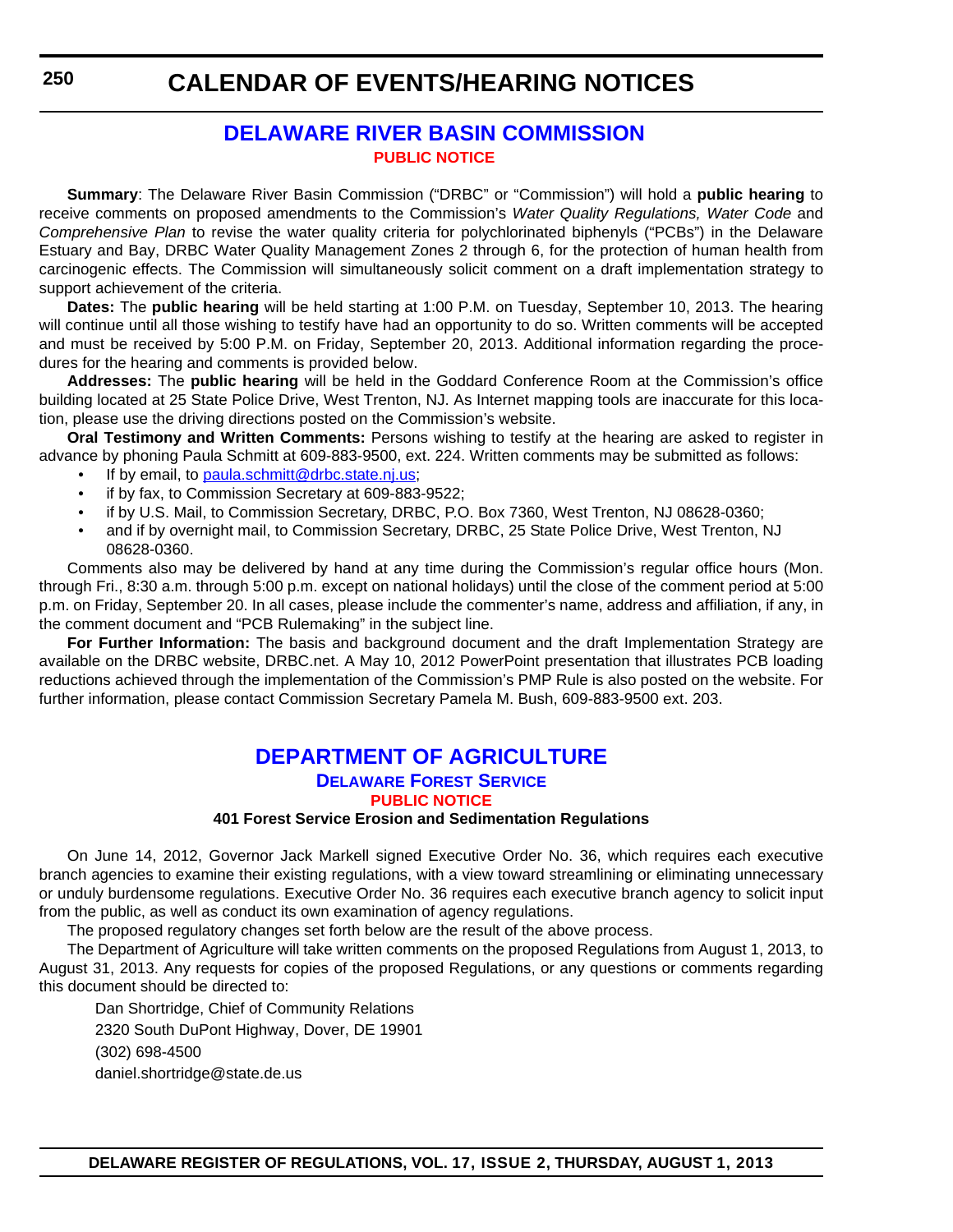# CALENDAR OF EVENTS/HEARING NOTICES

## DELAWARE RIVER BASIN COMMISSION

### PUBLIC NOTICE

**Summary**: The Delaware River Basin Commission ("DRBC" or "Commission") will hold a **public hearing** to receive comments on proposed amendments to the Commission's *Water Quality Regulations, Water Code* and *Comprehensive Plan* to revise the water quality criteria for polychlorinated biphenyls ("PCBs") in the Delaware Estuary and Bay, DRBC Water Quality Management Zones 2 through 6, for the protection of human health from carcinogenic effects. The Commission will simultaneously solicit comment on a draft implementation strategy to support achievement of the criteria.

**Dates:** The **public hearing** will be held starting at 1:00 P.M. on Tuesday, September 10, 2013. The hearing will continue until all those wishing to testify have had an opportunity to do so. Written comments will be accepted and must be received by 5:00 P.M. on Friday, September 20, 2013. Additional information regarding the procedures for the hearing and comments is provided below.

**Addresses:** The **public hearing** will be held in the Goddard Conference Room at the Commission's office building located at 25 State Police Drive, West Trenton, NJ. As Internet mapping tools are inaccurate for this location, please use the driving directions posted on the Commission's website.

**Oral Testimony and Written Comments:** Persons wishing to testify at the hearing are asked to register in advance by phoning Paula Schmitt at 609-883-9500, ext. 224. Written comments may be submitted as follows:

- If by email, to paula.schmitt@drbc.state.nj.us;
- if by fax, to Commission Secretary at 609-883-9522;
- if by U.S. Mail, to Commission Secretary, DRBC, P.O. Box 7360, West Trenton, NJ 08628-0360;
- and if by overnight mail, to Commission Secretary, DRBC, 25 State Police Drive, West Trenton, NJ 08628-0360.

Comments also may be delivered by hand at any time during the Commission's regular office hours (Mon. through Fri., 8:30 a.m. through 5:00 p.m. except on national holidays) until the close of the comment period at 5:00 p.m. on Friday, September 20. In all cases, please include the commenter's name, address and affiliation, if any, in the comment document and "PCB Rulemaking" in the subject line.

**For Further Information:** The basis and background document and the draft Implementation Strategy are available on the DRBC website, DRBC.net. A May 10, 2012 PowerPoint presentation that illustrates PCB loading reductions achieved through the implementation of the Commission's PMP Rule is also posted on the website. For further information, please contact Commission Secretary Pamela M. Bush, 609-883-9500 ext. 203.

## DEPARTMENT OF AGRICULTURE

### DELAWARE FOREST SERVICE

### PUBLIC NOTICE

**401 Forest Service Erosion and Sedimentation Regulations**

On June 14, 2012, Governor Jack Markell signed Executive Order No. 36, which requires each executive branch agencies to examine their existing regulations, with a view toward streamlining or eliminating unnecessary or unduly burdensome regulations. Executive Order No. 36 requires each executive branch agency to solicit input from the public, as well as conduct its own examination of agency regulations.

The proposed regulatory changes set forth below are the result of the above process.

The Department of Agriculture will take written comments on the proposed Regulations from August 1, 2013, to August 31, 2013. Any requests for copies of the proposed Regulations, or any questions or comments regarding this document should be directed to:

Dan Shortridge, Chief of Community Relations
2320 South DuPont Highway, Dover, DE 19901
(302) 698-4500
daniel.shortridge@state.de.us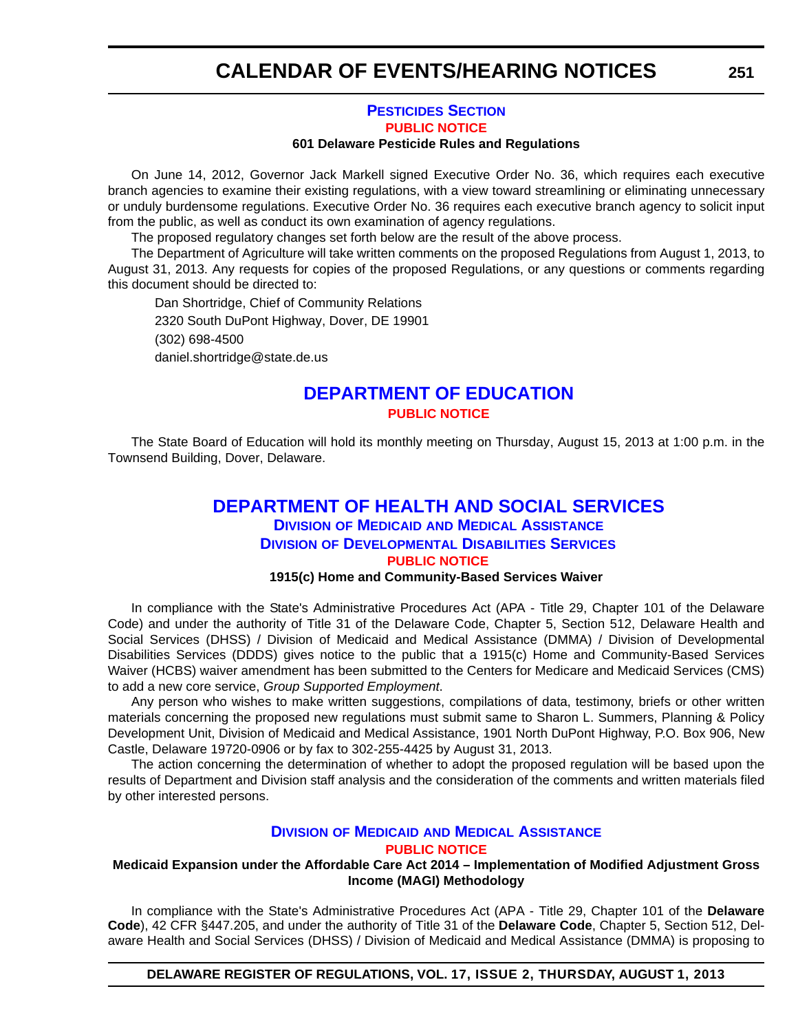### PESTICIDES SECTION

**PUBLIC NOTICE**

**601 Delaware Pesticide Rules and Regulations**

On June 14, 2012, Governor Jack Markell signed Executive Order No. 36, which requires each executive branch agencies to examine their existing regulations, with a view toward streamlining or eliminating unnecessary or unduly burdensome regulations. Executive Order No. 36 requires each executive branch agency to solicit input from the public, as well as conduct its own examination of agency regulations.

The proposed regulatory changes set forth below are the result of the above process.

The Department of Agriculture will take written comments on the proposed Regulations from August 1, 2013, to August 31, 2013. Any requests for copies of the proposed Regulations, or any questions or comments regarding this document should be directed to:

Dan Shortridge, Chief of Community Relations

2320 South DuPont Highway, Dover, DE 19901

(302) 698-4500

daniel.shortridge@state.de.us

## DEPARTMENT OF EDUCATION

**PUBLIC NOTICE**

The State Board of Education will hold its monthly meeting on Thursday, August 15, 2013 at 1:00 p.m. in the Townsend Building, Dover, Delaware.

## DEPARTMENT OF HEALTH AND SOCIAL SERVICES

### DIVISION OF MEDICAID AND MEDICAL ASSISTANCE

### DIVISION OF DEVELOPMENTAL DISABILITIES SERVICES

**PUBLIC NOTICE**

**1915(c) Home and Community-Based Services Waiver**

In compliance with the State's Administrative Procedures Act (APA - Title 29, Chapter 101 of the Delaware Code) and under the authority of Title 31 of the Delaware Code, Chapter 5, Section 512, Delaware Health and Social Services (DHSS) / Division of Medicaid and Medical Assistance (DMMA) / Division of Developmental Disabilities Services (DDDS) gives notice to the public that a 1915(c) Home and Community-Based Services Waiver (HCBS) waiver amendment has been submitted to the Centers for Medicare and Medicaid Services (CMS) to add a new core service, *Group Supported Employment*.

Any person who wishes to make written suggestions, compilations of data, testimony, briefs or other written materials concerning the proposed new regulations must submit same to Sharon L. Summers, Planning & Policy Development Unit, Division of Medicaid and Medical Assistance, 1901 North DuPont Highway, P.O. Box 906, New Castle, Delaware 19720-0906 or by fax to 302-255-4425 by August 31, 2013.

The action concerning the determination of whether to adopt the proposed regulation will be based upon the results of Department and Division staff analysis and the consideration of the comments and written materials filed by other interested persons.

### DIVISION OF MEDICAID AND MEDICAL ASSISTANCE

**PUBLIC NOTICE**

**Medicaid Expansion under the Affordable Care Act 2014 – Implementation of Modified Adjustment Gross Income (MAGI) Methodology**

In compliance with the State's Administrative Procedures Act (APA - Title 29, Chapter 101 of the **Delaware Code**), 42 CFR §447.205, and under the authority of Title 31 of the **Delaware Code**, Chapter 5, Section 512, Delaware Health and Social Services (DHSS) / Division of Medicaid and Medical Assistance (DMMA) is proposing to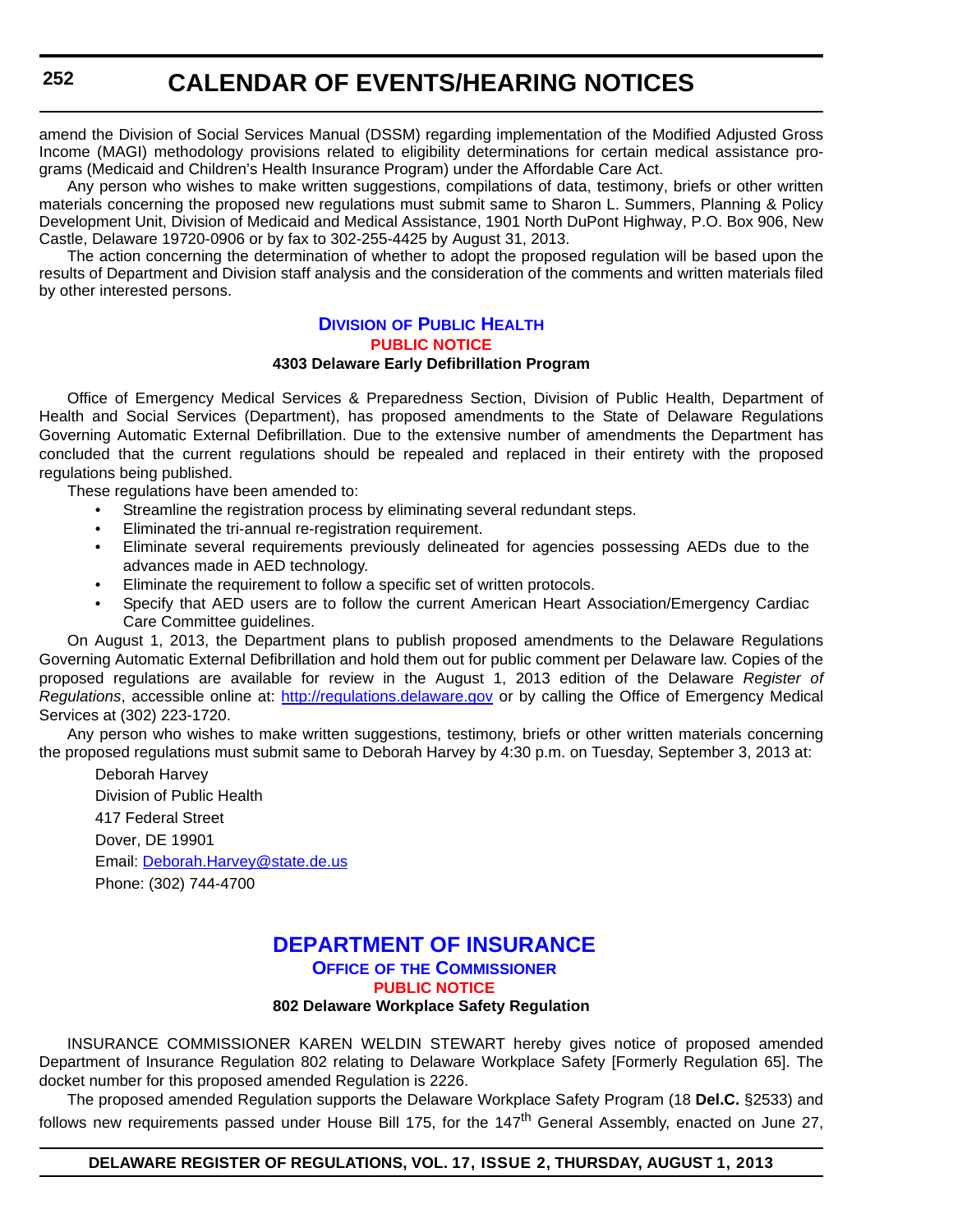amend the Division of Social Services Manual (DSSM) regarding implementation of the Modified Adjusted Gross Income (MAGI) methodology provisions related to eligibility determinations for certain medical assistance programs (Medicaid and Children's Health Insurance Program) under the Affordable Care Act.

Any person who wishes to make written suggestions, compilations of data, testimony, briefs or other written materials concerning the proposed new regulations must submit same to Sharon L. Summers, Planning & Policy Development Unit, Division of Medicaid and Medical Assistance, 1901 North DuPont Highway, P.O. Box 906, New Castle, Delaware 19720-0906 or by fax to 302-255-4425 by August 31, 2013.

The action concerning the determination of whether to adopt the proposed regulation will be based upon the results of Department and Division staff analysis and the consideration of the comments and written materials filed by other interested persons.

## Division of Public Health

### PUBLIC NOTICE

**4303 Delaware Early Defibrillation Program**

Office of Emergency Medical Services & Preparedness Section, Division of Public Health, Department of Health and Social Services (Department), has proposed amendments to the State of Delaware Regulations Governing Automatic External Defibrillation. Due to the extensive number of amendments the Department has concluded that the current regulations should be repealed and replaced in their entirety with the proposed regulations being published.

These regulations have been amended to:

- Streamline the registration process by eliminating several redundant steps.
- Eliminated the tri-annual re-registration requirement.
- Eliminate several requirements previously delineated for agencies possessing AEDs due to the advances made in AED technology.
- Eliminate the requirement to follow a specific set of written protocols.
- Specify that AED users are to follow the current American Heart Association/Emergency Cardiac Care Committee guidelines.

On August 1, 2013, the Department plans to publish proposed amendments to the Delaware Regulations Governing Automatic External Defibrillation and hold them out for public comment per Delaware law. Copies of the proposed regulations are available for review in the August 1, 2013 edition of the Delaware *Register of Regulations*, accessible online at: http://regulations.delaware.gov or by calling the Office of Emergency Medical Services at (302) 223-1720.

Any person who wishes to make written suggestions, testimony, briefs or other written materials concerning the proposed regulations must submit same to Deborah Harvey by 4:30 p.m. on Tuesday, September 3, 2013 at:

Deborah Harvey
Division of Public Health
417 Federal Street
Dover, DE 19901
Email: Deborah.Harvey@state.de.us
Phone: (302) 744-4700

# DEPARTMENT OF INSURANCE

## Office of the Commissioner

### PUBLIC NOTICE

**802 Delaware Workplace Safety Regulation**

INSURANCE COMMISSIONER KAREN WELDIN STEWART hereby gives notice of proposed amended Department of Insurance Regulation 802 relating to Delaware Workplace Safety [Formerly Regulation 65]. The docket number for this proposed amended Regulation is 2226.

The proposed amended Regulation supports the Delaware Workplace Safety Program (18 **Del.C.** §2533) and follows new requirements passed under House Bill 175, for the 147th General Assembly, enacted on June 27,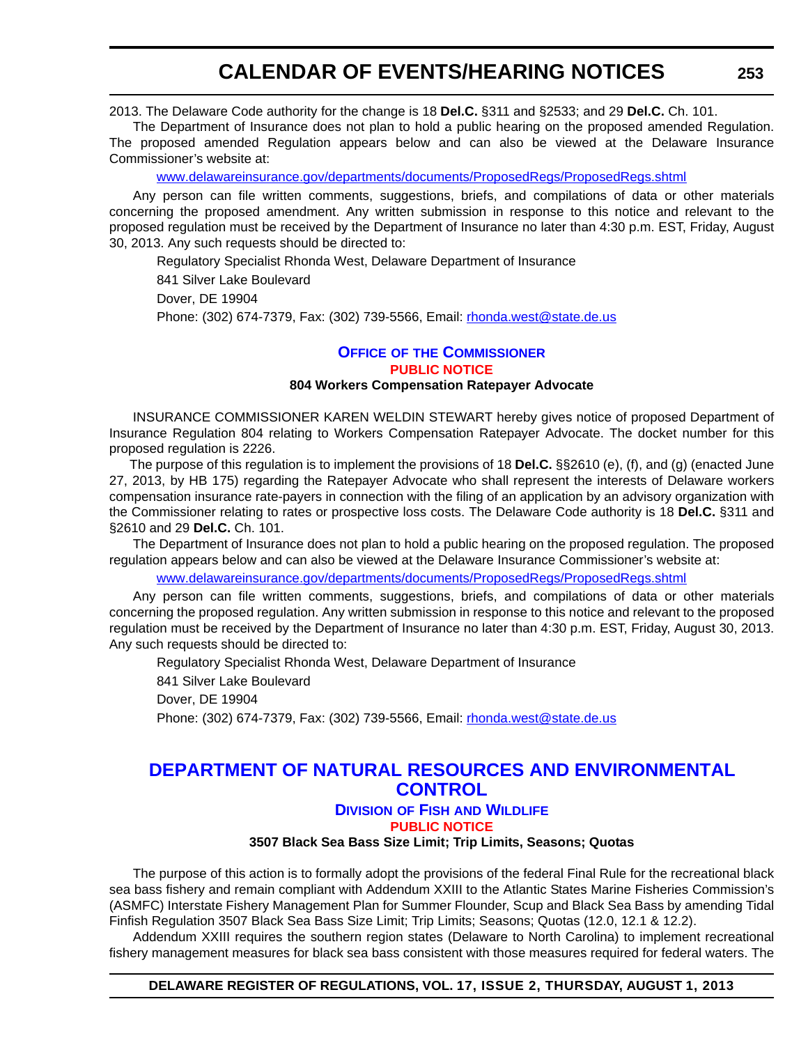2013. The Delaware Code authority for the change is 18 **Del.C.** §311 and §2533; and 29 **Del.C.** Ch. 101.

The Department of Insurance does not plan to hold a public hearing on the proposed amended Regulation. The proposed amended Regulation appears below and can also be viewed at the Delaware Insurance Commissioner's website at:

www.delawareinsurance.gov/departments/documents/ProposedRegs/ProposedRegs.shtml

Any person can file written comments, suggestions, briefs, and compilations of data or other materials concerning the proposed amendment. Any written submission in response to this notice and relevant to the proposed regulation must be received by the Department of Insurance no later than 4:30 p.m. EST, Friday, August 30, 2013. Any such requests should be directed to:

Regulatory Specialist Rhonda West, Delaware Department of Insurance

841 Silver Lake Boulevard

Dover, DE 19904

Phone: (302) 674-7379, Fax: (302) 739-5566, Email: rhonda.west@state.de.us

### Office of the Commissioner

**PUBLIC NOTICE**

**804 Workers Compensation Ratepayer Advocate**

INSURANCE COMMISSIONER KAREN WELDIN STEWART hereby gives notice of proposed Department of Insurance Regulation 804 relating to Workers Compensation Ratepayer Advocate. The docket number for this proposed regulation is 2226.

The purpose of this regulation is to implement the provisions of 18 **Del.C.** §§2610 (e), (f), and (g) (enacted June 27, 2013, by HB 175) regarding the Ratepayer Advocate who shall represent the interests of Delaware workers compensation insurance rate-payers in connection with the filing of an application by an advisory organization with the Commissioner relating to rates or prospective loss costs. The Delaware Code authority is 18 **Del.C.** §311 and §2610 and 29 **Del.C.** Ch. 101.

The Department of Insurance does not plan to hold a public hearing on the proposed regulation. The proposed regulation appears below and can also be viewed at the Delaware Insurance Commissioner's website at:

www.delawareinsurance.gov/departments/documents/ProposedRegs/ProposedRegs.shtml

Any person can file written comments, suggestions, briefs, and compilations of data or other materials concerning the proposed regulation. Any written submission in response to this notice and relevant to the proposed regulation must be received by the Department of Insurance no later than 4:30 p.m. EST, Friday, August 30, 2013. Any such requests should be directed to:

Regulatory Specialist Rhonda West, Delaware Department of Insurance

841 Silver Lake Boulevard

Dover, DE 19904

Phone: (302) 674-7379, Fax: (302) 739-5566, Email: rhonda.west@state.de.us

## DEPARTMENT OF NATURAL RESOURCES AND ENVIRONMENTAL CONTROL

### Division of Fish and Wildlife

**PUBLIC NOTICE**

**3507 Black Sea Bass Size Limit; Trip Limits, Seasons; Quotas**

The purpose of this action is to formally adopt the provisions of the federal Final Rule for the recreational black sea bass fishery and remain compliant with Addendum XXIII to the Atlantic States Marine Fisheries Commission's (ASMFC) Interstate Fishery Management Plan for Summer Flounder, Scup and Black Sea Bass by amending Tidal Finfish Regulation 3507 Black Sea Bass Size Limit; Trip Limits; Seasons; Quotas (12.0, 12.1 & 12.2).

Addendum XXIII requires the southern region states (Delaware to North Carolina) to implement recreational fishery management measures for black sea bass consistent with those measures required for federal waters. The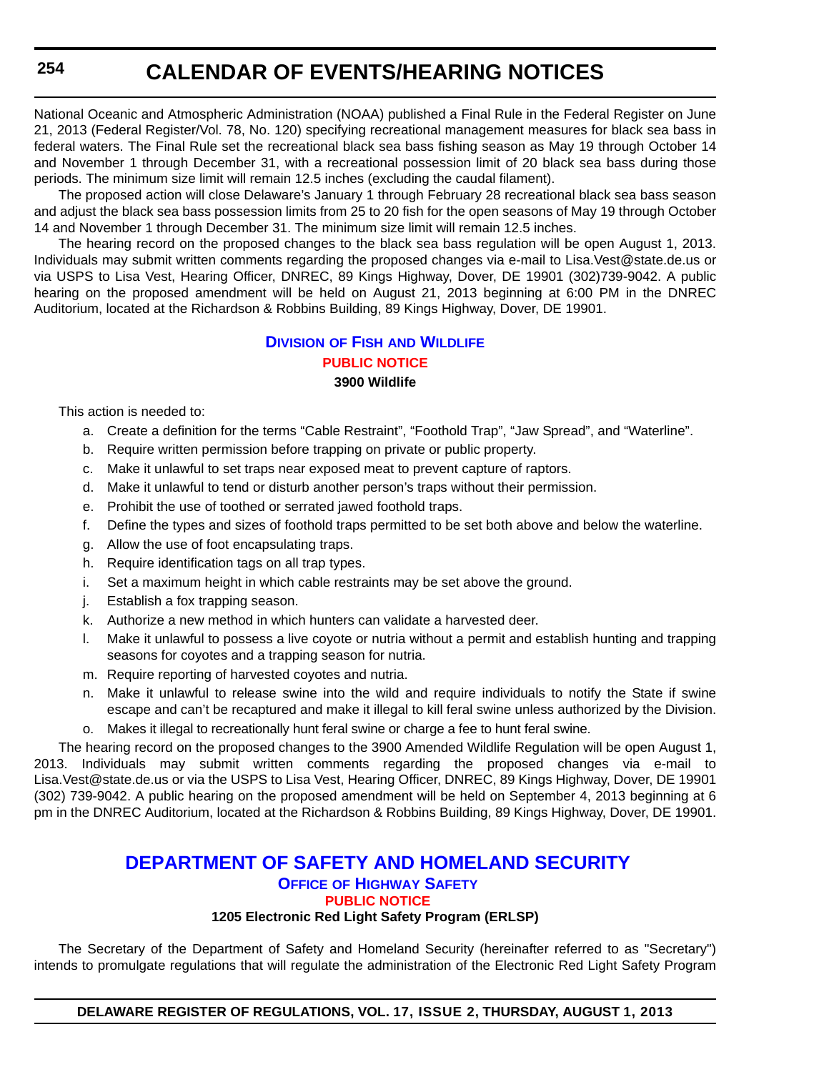National Oceanic and Atmospheric Administration (NOAA) published a Final Rule in the Federal Register on June 21, 2013 (Federal Register/Vol. 78, No. 120) specifying recreational management measures for black sea bass in federal waters. The Final Rule set the recreational black sea bass fishing season as May 19 through October 14 and November 1 through December 31, with a recreational possession limit of 20 black sea bass during those periods. The minimum size limit will remain 12.5 inches (excluding the caudal filament).

The proposed action will close Delaware's January 1 through February 28 recreational black sea bass season and adjust the black sea bass possession limits from 25 to 20 fish for the open seasons of May 19 through October 14 and November 1 through December 31. The minimum size limit will remain 12.5 inches.

The hearing record on the proposed changes to the black sea bass regulation will be open August 1, 2013. Individuals may submit written comments regarding the proposed changes via e-mail to Lisa.Vest@state.de.us or via USPS to Lisa Vest, Hearing Officer, DNREC, 89 Kings Highway, Dover, DE 19901 (302)739-9042. A public hearing on the proposed amendment will be held on August 21, 2013 beginning at 6:00 PM in the DNREC Auditorium, located at the Richardson & Robbins Building, 89 Kings Highway, Dover, DE 19901.

### Division of Fish and Wildlife

#### Public Notice

**3900 Wildlife**

This action is needed to:

a. Create a definition for the terms "Cable Restraint", "Foothold Trap", "Jaw Spread", and "Waterline".
b. Require written permission before trapping on private or public property.
c. Make it unlawful to set traps near exposed meat to prevent capture of raptors.
d. Make it unlawful to tend or disturb another person's traps without their permission.
e. Prohibit the use of toothed or serrated jawed foothold traps.
f. Define the types and sizes of foothold traps permitted to be set both above and below the waterline.
g. Allow the use of foot encapsulating traps.
h. Require identification tags on all trap types.
i. Set a maximum height in which cable restraints may be set above the ground.
j. Establish a fox trapping season.
k. Authorize a new method in which hunters can validate a harvested deer.
l. Make it unlawful to possess a live coyote or nutria without a permit and establish hunting and trapping seasons for coyotes and a trapping season for nutria.
m. Require reporting of harvested coyotes and nutria.
n. Make it unlawful to release swine into the wild and require individuals to notify the State if swine escape and can't be recaptured and make it illegal to kill feral swine unless authorized by the Division.
o. Makes it illegal to recreationally hunt feral swine or charge a fee to hunt feral swine.

The hearing record on the proposed changes to the 3900 Amended Wildlife Regulation will be open August 1, 2013. Individuals may submit written comments regarding the proposed changes via e-mail to Lisa.Vest@state.de.us or via the USPS to Lisa Vest, Hearing Officer, DNREC, 89 Kings Highway, Dover, DE 19901 (302) 739-9042. A public hearing on the proposed amendment will be held on September 4, 2013 beginning at 6 pm in the DNREC Auditorium, located at the Richardson & Robbins Building, 89 Kings Highway, Dover, DE 19901.

## Department of Safety and Homeland Security

### Office of Highway Safety

#### Public Notice

**1205 Electronic Red Light Safety Program (ERLSP)**

The Secretary of the Department of Safety and Homeland Security (hereinafter referred to as "Secretary") intends to promulgate regulations that will regulate the administration of the Electronic Red Light Safety Program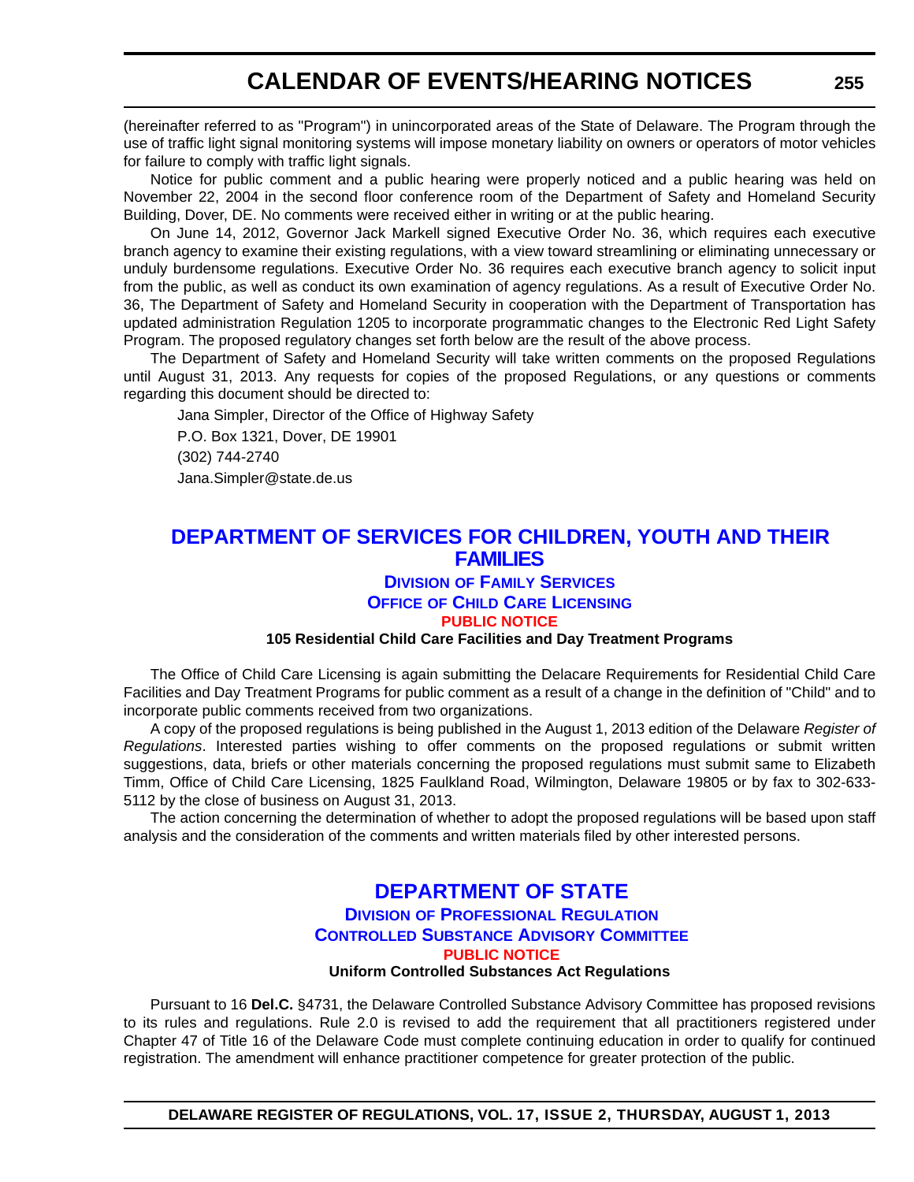(hereinafter referred to as "Program") in unincorporated areas of the State of Delaware. The Program through the use of traffic light signal monitoring systems will impose monetary liability on owners or operators of motor vehicles for failure to comply with traffic light signals.

Notice for public comment and a public hearing were properly noticed and a public hearing was held on November 22, 2004 in the second floor conference room of the Department of Safety and Homeland Security Building, Dover, DE. No comments were received either in writing or at the public hearing.

On June 14, 2012, Governor Jack Markell signed Executive Order No. 36, which requires each executive branch agency to examine their existing regulations, with a view toward streamlining or eliminating unnecessary or unduly burdensome regulations. Executive Order No. 36 requires each executive branch agency to solicit input from the public, as well as conduct its own examination of agency regulations. As a result of Executive Order No. 36, The Department of Safety and Homeland Security in cooperation with the Department of Transportation has updated administration Regulation 1205 to incorporate programmatic changes to the Electronic Red Light Safety Program. The proposed regulatory changes set forth below are the result of the above process.

The Department of Safety and Homeland Security will take written comments on the proposed Regulations until August 31, 2013. Any requests for copies of the proposed Regulations, or any questions or comments regarding this document should be directed to:

Jana Simpler, Director of the Office of Highway Safety
P.O. Box 1321, Dover, DE 19901
(302) 744-2740
Jana.Simpler@state.de.us

## DEPARTMENT OF SERVICES FOR CHILDREN, YOUTH AND THEIR FAMILIES

### Division of Family Services
### Office of Child Care Licensing
#### PUBLIC NOTICE
**105 Residential Child Care Facilities and Day Treatment Programs**

The Office of Child Care Licensing is again submitting the Delacare Requirements for Residential Child Care Facilities and Day Treatment Programs for public comment as a result of a change in the definition of "Child" and to incorporate public comments received from two organizations.

A copy of the proposed regulations is being published in the August 1, 2013 edition of the Delaware *Register of Regulations*. Interested parties wishing to offer comments on the proposed regulations or submit written suggestions, data, briefs or other materials concerning the proposed regulations must submit same to Elizabeth Timm, Office of Child Care Licensing, 1825 Faulkland Road, Wilmington, Delaware 19805 or by fax to 302-633-5112 by the close of business on August 31, 2013.

The action concerning the determination of whether to adopt the proposed regulations will be based upon staff analysis and the consideration of the comments and written materials filed by other interested persons.

## DEPARTMENT OF STATE

### Division of Professional Regulation
### Controlled Substance Advisory Committee
#### PUBLIC NOTICE
**Uniform Controlled Substances Act Regulations**

Pursuant to 16 **Del.C.** §4731, the Delaware Controlled Substance Advisory Committee has proposed revisions to its rules and regulations. Rule 2.0 is revised to add the requirement that all practitioners registered under Chapter 47 of Title 16 of the Delaware Code must complete continuing education in order to qualify for continued registration. The amendment will enhance practitioner competence for greater protection of the public.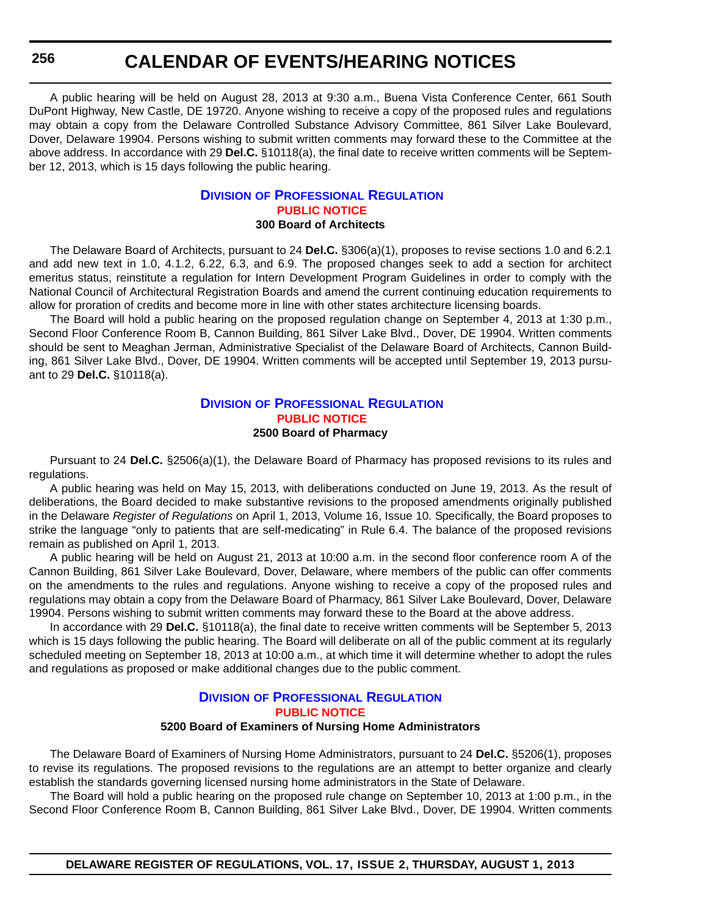A public hearing will be held on August 28, 2013 at 9:30 a.m., Buena Vista Conference Center, 661 South DuPont Highway, New Castle, DE 19720. Anyone wishing to receive a copy of the proposed rules and regulations may obtain a copy from the Delaware Controlled Substance Advisory Committee, 861 Silver Lake Boulevard, Dover, Delaware 19904. Persons wishing to submit written comments may forward these to the Committee at the above address. In accordance with 29 **Del.C.** §10118(a), the final date to receive written comments will be September 12, 2013, which is 15 days following the public hearing.

## Division of Professional Regulation

### Public Notice

**300 Board of Architects**

The Delaware Board of Architects, pursuant to 24 **Del.C.** §306(a)(1), proposes to revise sections 1.0 and 6.2.1 and add new text in 1.0, 4.1.2, 6.22, 6.3, and 6.9. The proposed changes seek to add a section for architect emeritus status, reinstitute a regulation for Intern Development Program Guidelines in order to comply with the National Council of Architectural Registration Boards and amend the current continuing education requirements to allow for proration of credits and become more in line with other states architecture licensing boards.

The Board will hold a public hearing on the proposed regulation change on September 4, 2013 at 1:30 p.m., Second Floor Conference Room B, Cannon Building, 861 Silver Lake Blvd., Dover, DE 19904. Written comments should be sent to Meaghan Jerman, Administrative Specialist of the Delaware Board of Architects, Cannon Building, 861 Silver Lake Blvd., Dover, DE 19904. Written comments will be accepted until September 19, 2013 pursuant to 29 **Del.C.** §10118(a).

## Division of Professional Regulation

### Public Notice

**2500 Board of Pharmacy**

Pursuant to 24 **Del.C.** §2506(a)(1), the Delaware Board of Pharmacy has proposed revisions to its rules and regulations.

A public hearing was held on May 15, 2013, with deliberations conducted on June 19, 2013. As the result of deliberations, the Board decided to make substantive revisions to the proposed amendments originally published in the Delaware *Register of Regulations* on April 1, 2013, Volume 16, Issue 10. Specifically, the Board proposes to strike the language "only to patients that are self-medicating" in Rule 6.4. The balance of the proposed revisions remain as published on April 1, 2013.

A public hearing will be held on August 21, 2013 at 10:00 a.m. in the second floor conference room A of the Cannon Building, 861 Silver Lake Boulevard, Dover, Delaware, where members of the public can offer comments on the amendments to the rules and regulations. Anyone wishing to receive a copy of the proposed rules and regulations may obtain a copy from the Delaware Board of Pharmacy, 861 Silver Lake Boulevard, Dover, Delaware 19904. Persons wishing to submit written comments may forward these to the Board at the above address.

In accordance with 29 **Del.C.** §10118(a), the final date to receive written comments will be September 5, 2013 which is 15 days following the public hearing. The Board will deliberate on all of the public comment at its regularly scheduled meeting on September 18, 2013 at 10:00 a.m., at which time it will determine whether to adopt the rules and regulations as proposed or make additional changes due to the public comment.

## Division of Professional Regulation

### Public Notice

**5200 Board of Examiners of Nursing Home Administrators**

The Delaware Board of Examiners of Nursing Home Administrators, pursuant to 24 **Del.C.** §5206(1), proposes to revise its regulations. The proposed revisions to the regulations are an attempt to better organize and clearly establish the standards governing licensed nursing home administrators in the State of Delaware.

The Board will hold a public hearing on the proposed rule change on September 10, 2013 at 1:00 p.m., in the Second Floor Conference Room B, Cannon Building, 861 Silver Lake Blvd., Dover, DE 19904. Written comments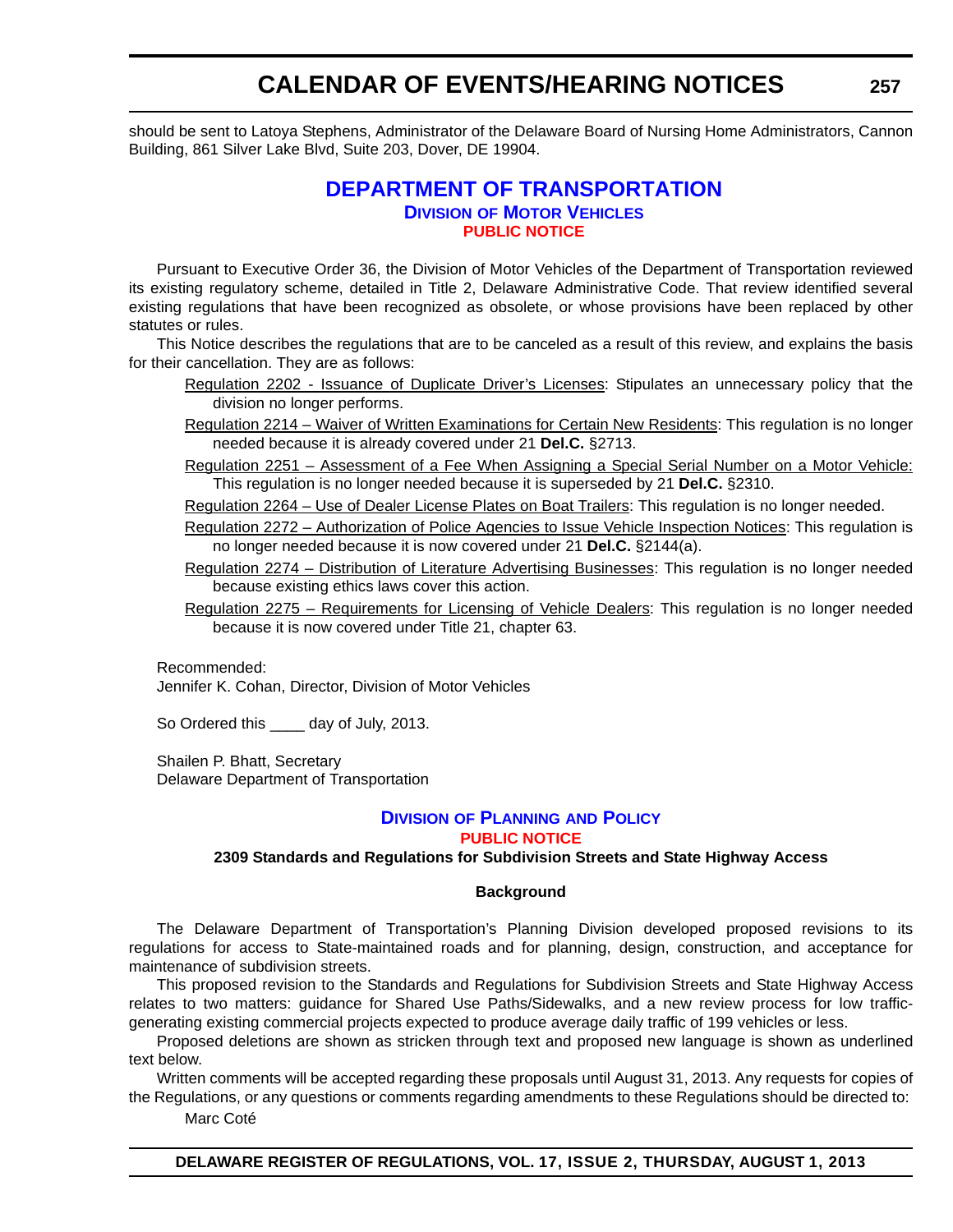should be sent to Latoya Stephens, Administrator of the Delaware Board of Nursing Home Administrators, Cannon Building, 861 Silver Lake Blvd, Suite 203, Dover, DE 19904.

# DEPARTMENT OF TRANSPORTATION

## Division of Motor Vehicles

### PUBLIC NOTICE

Pursuant to Executive Order 36, the Division of Motor Vehicles of the Department of Transportation reviewed its existing regulatory scheme, detailed in Title 2, Delaware Administrative Code. That review identified several existing regulations that have been recognized as obsolete, or whose provisions have been replaced by other statutes or rules.

This Notice describes the regulations that are to be canceled as a result of this review, and explains the basis for their cancellation. They are as follows:

Regulation 2202 - Issuance of Duplicate Driver's Licenses: Stipulates an unnecessary policy that the division no longer performs.

Regulation 2214 – Waiver of Written Examinations for Certain New Residents: This regulation is no longer needed because it is already covered under 21 **Del.C.** §2713.

Regulation 2251 – Assessment of a Fee When Assigning a Special Serial Number on a Motor Vehicle: This regulation is no longer needed because it is superseded by 21 **Del.C.** §2310.

Regulation 2264 – Use of Dealer License Plates on Boat Trailers: This regulation is no longer needed.

Regulation 2272 – Authorization of Police Agencies to Issue Vehicle Inspection Notices: This regulation is no longer needed because it is now covered under 21 **Del.C.** §2144(a).

Regulation 2274 – Distribution of Literature Advertising Businesses: This regulation is no longer needed because existing ethics laws cover this action.

Regulation 2275 – Requirements for Licensing of Vehicle Dealers: This regulation is no longer needed because it is now covered under Title 21, chapter 63.

Recommended:
Jennifer K. Cohan, Director, Division of Motor Vehicles

So Ordered this ____ day of July, 2013.

Shailen P. Bhatt, Secretary
Delaware Department of Transportation

## Division of Planning and Policy

### PUBLIC NOTICE

**2309 Standards and Regulations for Subdivision Streets and State Highway Access**

**Background**

The Delaware Department of Transportation's Planning Division developed proposed revisions to its regulations for access to State-maintained roads and for planning, design, construction, and acceptance for maintenance of subdivision streets.

This proposed revision to the Standards and Regulations for Subdivision Streets and State Highway Access relates to two matters: guidance for Shared Use Paths/Sidewalks, and a new review process for low traffic-generating existing commercial projects expected to produce average daily traffic of 199 vehicles or less.

Proposed deletions are shown as stricken through text and proposed new language is shown as underlined text below.

Written comments will be accepted regarding these proposals until August 31, 2013. Any requests for copies of the Regulations, or any questions or comments regarding amendments to these Regulations should be directed to:

Marc Coté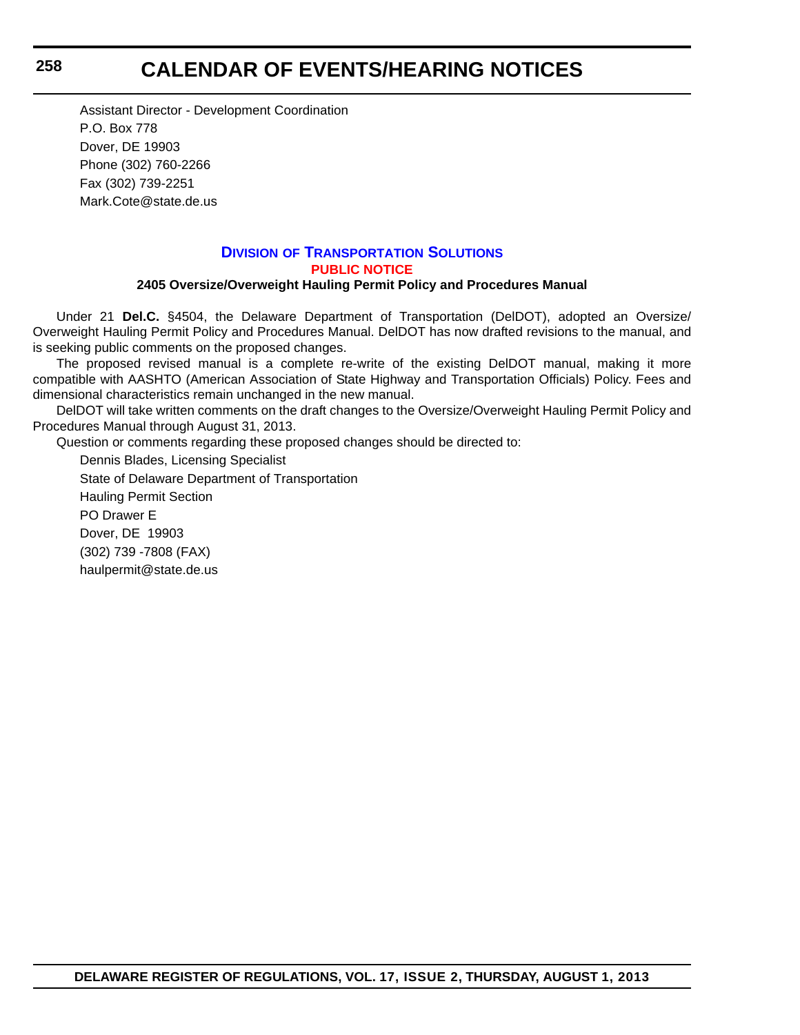Assistant Director - Development Coordination
P.O. Box 778
Dover, DE 19903
Phone (302) 760-2266
Fax (302) 739-2251
Mark.Cote@state.de.us

## Division of Transportation Solutions

### PUBLIC NOTICE

**2405 Oversize/Overweight Hauling Permit Policy and Procedures Manual**

Under 21 **Del.C.** §4504, the Delaware Department of Transportation (DelDOT), adopted an Oversize/ Overweight Hauling Permit Policy and Procedures Manual. DelDOT has now drafted revisions to the manual, and is seeking public comments on the proposed changes.

The proposed revised manual is a complete re-write of the existing DelDOT manual, making it more compatible with AASHTO (American Association of State Highway and Transportation Officials) Policy. Fees and dimensional characteristics remain unchanged in the new manual.

DelDOT will take written comments on the draft changes to the Oversize/Overweight Hauling Permit Policy and Procedures Manual through August 31, 2013.

Question or comments regarding these proposed changes should be directed to:

Dennis Blades, Licensing Specialist
State of Delaware Department of Transportation
Hauling Permit Section
PO Drawer E
Dover, DE 19903
(302) 739 -7808 (FAX)
haulpermit@state.de.us